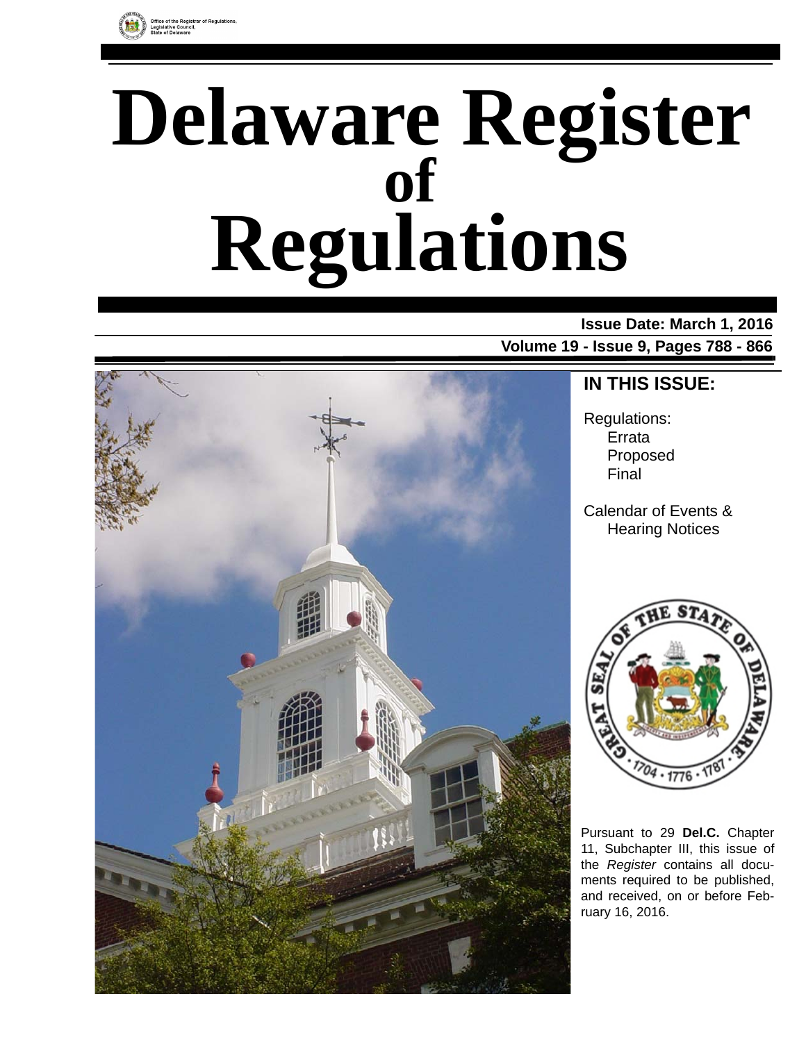Office of the Registrar of Regulations, Legislative Council, State of Delaware

# Delaware Register of Regulations

**Issue Date: March 1, 2016**

**Volume 19 - Issue 9, Pages 788 - 866**

## IN THIS ISSUE:

Regulations:
- Errata
- Proposed
- Final

Calendar of Events & Hearing Notices

Pursuant to 29 **Del.C.** Chapter 11, Subchapter III, this issue of the *Register* contains all documents required to be published, and received, on or before February 16, 2016.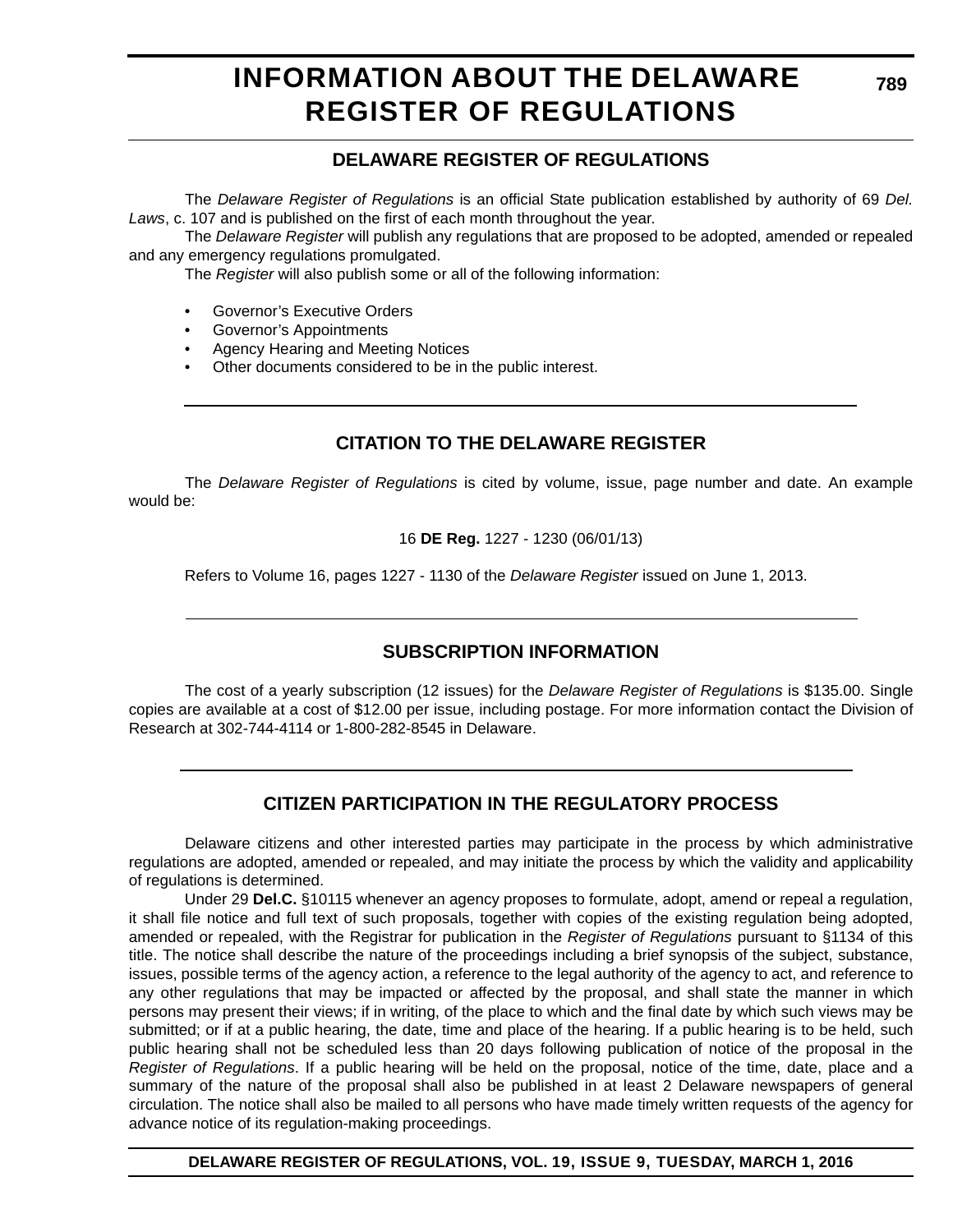# INFORMATION ABOUT THE DELAWARE REGISTER OF REGULATIONS

## DELAWARE REGISTER OF REGULATIONS

The *Delaware Register of Regulations* is an official State publication established by authority of 69 *Del. Laws*, c. 107 and is published on the first of each month throughout the year.

The *Delaware Register* will publish any regulations that are proposed to be adopted, amended or repealed and any emergency regulations promulgated.

The *Register* will also publish some or all of the following information:

- Governor's Executive Orders
- Governor's Appointments
- Agency Hearing and Meeting Notices
- Other documents considered to be in the public interest.

## CITATION TO THE DELAWARE REGISTER

The *Delaware Register of Regulations* is cited by volume, issue, page number and date. An example would be:

16 **DE Reg.** 1227 - 1230 (06/01/13)

Refers to Volume 16, pages 1227 - 1130 of the *Delaware Register* issued on June 1, 2013.

## SUBSCRIPTION INFORMATION

The cost of a yearly subscription (12 issues) for the *Delaware Register of Regulations* is $135.00. Single copies are available at a cost of $12.00 per issue, including postage. For more information contact the Division of Research at 302-744-4114 or 1-800-282-8545 in Delaware.

## CITIZEN PARTICIPATION IN THE REGULATORY PROCESS

Delaware citizens and other interested parties may participate in the process by which administrative regulations are adopted, amended or repealed, and may initiate the process by which the validity and applicability of regulations is determined.

Under 29 **Del.C.** §10115 whenever an agency proposes to formulate, adopt, amend or repeal a regulation, it shall file notice and full text of such proposals, together with copies of the existing regulation being adopted, amended or repealed, with the Registrar for publication in the *Register of Regulations* pursuant to §1134 of this title. The notice shall describe the nature of the proceedings including a brief synopsis of the subject, substance, issues, possible terms of the agency action, a reference to the legal authority of the agency to act, and reference to any other regulations that may be impacted or affected by the proposal, and shall state the manner in which persons may present their views; if in writing, of the place to which and the final date by which such views may be submitted; or if at a public hearing, the date, time and place of the hearing. If a public hearing is to be held, such public hearing shall not be scheduled less than 20 days following publication of notice of the proposal in the *Register of Regulations*. If a public hearing will be held on the proposal, notice of the time, date, place and a summary of the nature of the proposal shall also be published in at least 2 Delaware newspapers of general circulation. The notice shall also be mailed to all persons who have made timely written requests of the agency for advance notice of its regulation-making proceedings.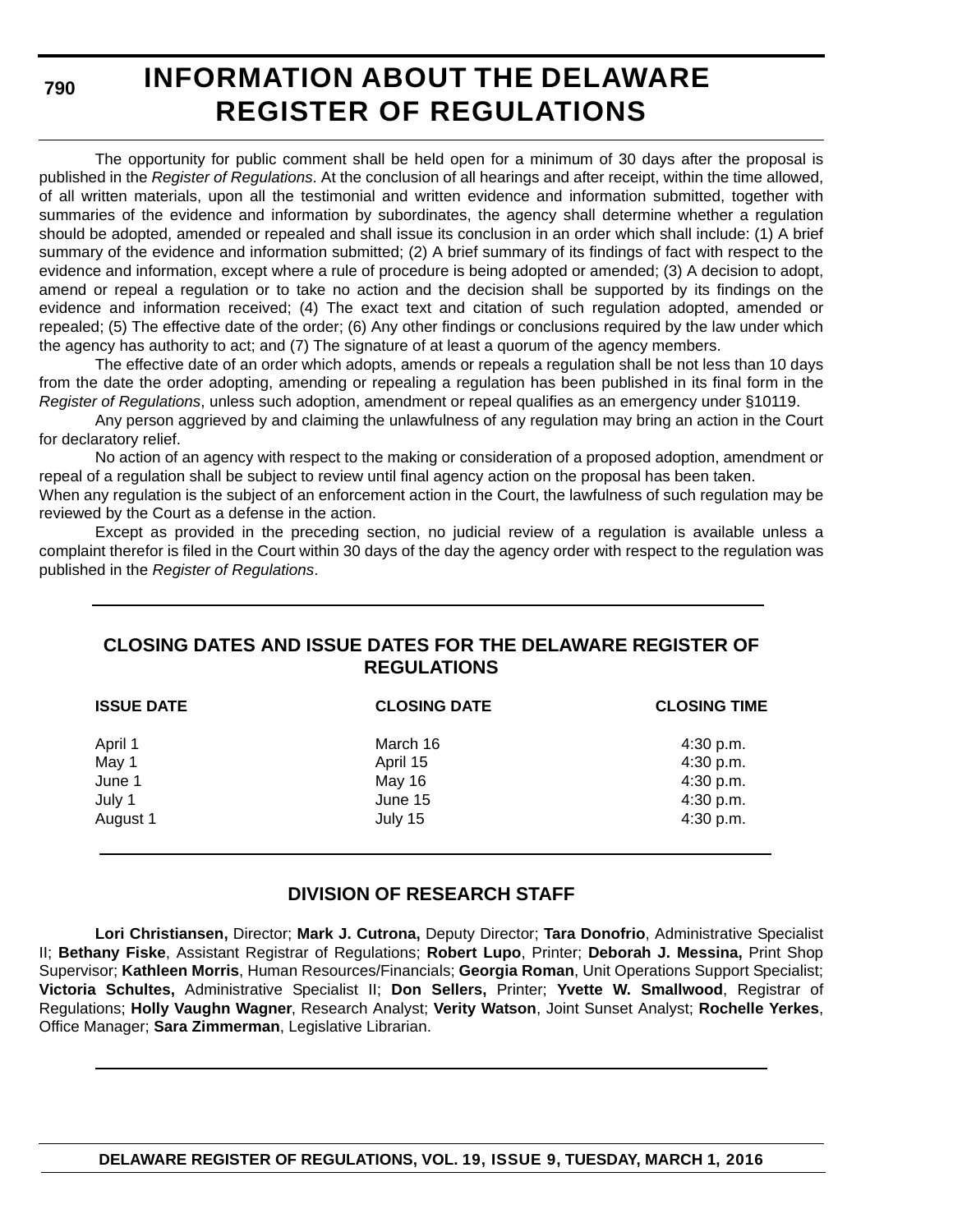# INFORMATION ABOUT THE DELAWARE REGISTER OF REGULATIONS

The opportunity for public comment shall be held open for a minimum of 30 days after the proposal is published in the *Register of Regulations*. At the conclusion of all hearings and after receipt, within the time allowed, of all written materials, upon all the testimonial and written evidence and information submitted, together with summaries of the evidence and information by subordinates, the agency shall determine whether a regulation should be adopted, amended or repealed and shall issue its conclusion in an order which shall include: (1) A brief summary of the evidence and information submitted; (2) A brief summary of its findings of fact with respect to the evidence and information, except where a rule of procedure is being adopted or amended; (3) A decision to adopt, amend or repeal a regulation or to take no action and the decision shall be supported by its findings on the evidence and information received; (4) The exact text and citation of such regulation adopted, amended or repealed; (5) The effective date of the order; (6) Any other findings or conclusions required by the law under which the agency has authority to act; and (7) The signature of at least a quorum of the agency members.

The effective date of an order which adopts, amends or repeals a regulation shall be not less than 10 days from the date the order adopting, amending or repealing a regulation has been published in its final form in the *Register of Regulations*, unless such adoption, amendment or repeal qualifies as an emergency under §10119.

Any person aggrieved by and claiming the unlawfulness of any regulation may bring an action in the Court for declaratory relief.

No action of an agency with respect to the making or consideration of a proposed adoption, amendment or repeal of a regulation shall be subject to review until final agency action on the proposal has been taken.

When any regulation is the subject of an enforcement action in the Court, the lawfulness of such regulation may be reviewed by the Court as a defense in the action.

Except as provided in the preceding section, no judicial review of a regulation is available unless a complaint therefor is filed in the Court within 30 days of the day the agency order with respect to the regulation was published in the *Register of Regulations*.

## CLOSING DATES AND ISSUE DATES FOR THE DELAWARE REGISTER OF REGULATIONS

| ISSUE DATE | CLOSING DATE | CLOSING TIME |
|---|---|---|
| April 1 | March 16 | 4:30 p.m. |
| May 1 | April 15 | 4:30 p.m. |
| June 1 | May 16 | 4:30 p.m. |
| July 1 | June 15 | 4:30 p.m. |
| August 1 | July 15 | 4:30 p.m. |

## DIVISION OF RESEARCH STAFF

**Lori Christiansen,** Director; **Mark J. Cutrona,** Deputy Director; **Tara Donofrio**, Administrative Specialist II; **Bethany Fiske**, Assistant Registrar of Regulations; **Robert Lupo**, Printer; **Deborah J. Messina,** Print Shop Supervisor; **Kathleen Morris**, Human Resources/Financials; **Georgia Roman**, Unit Operations Support Specialist; **Victoria Schultes,** Administrative Specialist II; **Don Sellers,** Printer; **Yvette W. Smallwood**, Registrar of Regulations; **Holly Vaughn Wagner**, Research Analyst; **Verity Watson**, Joint Sunset Analyst; **Rochelle Yerkes**, Office Manager; **Sara Zimmerman**, Legislative Librarian.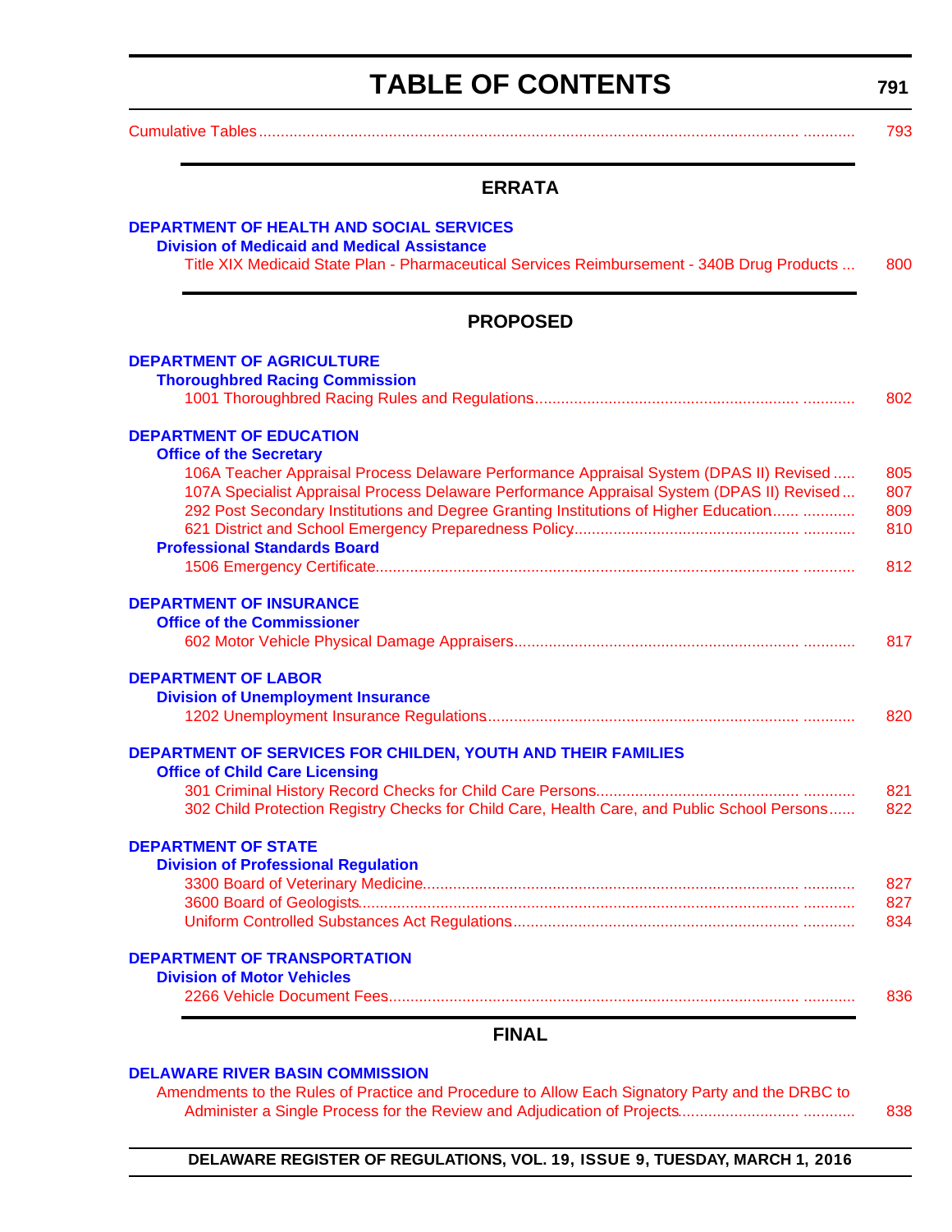# TABLE OF CONTENTS

Cumulative Tables ........................................................ 793

## ERRATA

### DEPARTMENT OF HEALTH AND SOCIAL SERVICES

**Division of Medicaid and Medical Assistance**

Title XIX Medicaid State Plan - Pharmaceutical Services Reimbursement - 340B Drug Products ... 800

## PROPOSED

### DEPARTMENT OF AGRICULTURE

**Thoroughbred Racing Commission**

1001 Thoroughbred Racing Rules and Regulations........................................ 802

### DEPARTMENT OF EDUCATION

**Office of the Secretary**

106A Teacher Appraisal Process Delaware Performance Appraisal System (DPAS II) Revised ..... 805

107A Specialist Appraisal Process Delaware Performance Appraisal System (DPAS II) Revised ... 807

292 Post Secondary Institutions and Degree Granting Institutions of Higher Education...... 809

621 District and School Emergency Preparedness Policy........................................ 810

**Professional Standards Board**

1506 Emergency Certificate........................................ 812

### DEPARTMENT OF INSURANCE

**Office of the Commissioner**

602 Motor Vehicle Physical Damage Appraisers........................................ 817

### DEPARTMENT OF LABOR

**Division of Unemployment Insurance**

1202 Unemployment Insurance Regulations........................................ 820

### DEPARTMENT OF SERVICES FOR CHILDEN, YOUTH AND THEIR FAMILIES

**Office of Child Care Licensing**

301 Criminal History Record Checks for Child Care Persons........................................ 821

302 Child Protection Registry Checks for Child Care, Health Care, and Public School Persons...... 822

### DEPARTMENT OF STATE

**Division of Professional Regulation**

3300 Board of Veterinary Medicine........................................ 827

3600 Board of Geologists........................................ 827

Uniform Controlled Substances Act Regulations........................................ 834

### DEPARTMENT OF TRANSPORTATION

**Division of Motor Vehicles**

2266 Vehicle Document Fees........................................ 836

## FINAL

### DELAWARE RIVER BASIN COMMISSION

Amendments to the Rules of Practice and Procedure to Allow Each Signatory Party and the DRBC to Administer a Single Process for the Review and Adjudication of Projects........................................ 838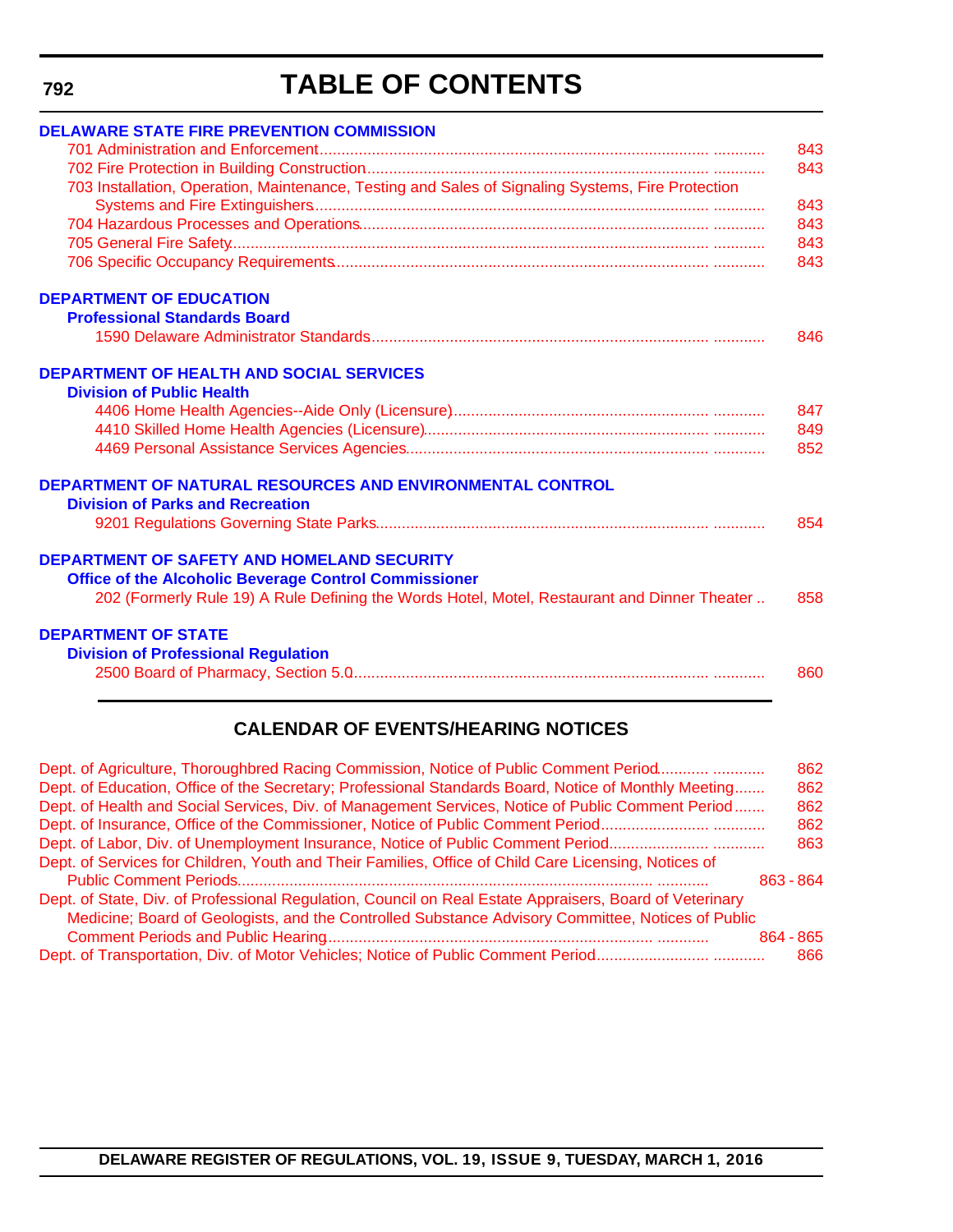# TABLE OF CONTENTS

**DELAWARE STATE FIRE PREVENTION COMMISSION**

701 Administration and Enforcement ........................................ 843
702 Fire Protection in Building Construction ........................................ 843
703 Installation, Operation, Maintenance, Testing and Sales of Signaling Systems, Fire Protection Systems and Fire Extinguishers ........................................ 843
704 Hazardous Processes and Operations ........................................ 843
705 General Fire Safety ........................................ 843
706 Specific Occupancy Requirements ........................................ 843

**DEPARTMENT OF EDUCATION**

**Professional Standards Board**

1590 Delaware Administrator Standards ........................................ 846

**DEPARTMENT OF HEALTH AND SOCIAL SERVICES**

**Division of Public Health**

4406 Home Health Agencies--Aide Only (Licensure) ........................................ 847
4410 Skilled Home Health Agencies (Licensure) ........................................ 849
4469 Personal Assistance Services Agencies ........................................ 852

**DEPARTMENT OF NATURAL RESOURCES AND ENVIRONMENTAL CONTROL**

**Division of Parks and Recreation**

9201 Regulations Governing State Parks ........................................ 854

**DEPARTMENT OF SAFETY AND HOMELAND SECURITY**

**Office of the Alcoholic Beverage Control Commissioner**

202 (Formerly Rule 19) A Rule Defining the Words Hotel, Motel, Restaurant and Dinner Theater .. 858

**DEPARTMENT OF STATE**

**Division of Professional Regulation**

2500 Board of Pharmacy, Section 5.0 ........................................ 860

## CALENDAR OF EVENTS/HEARING NOTICES

Dept. of Agriculture, Thoroughbred Racing Commission, Notice of Public Comment Period ........................................ 862
Dept. of Education, Office of the Secretary; Professional Standards Board, Notice of Monthly Meeting ....... 862
Dept. of Health and Social Services, Div. of Management Services, Notice of Public Comment Period ....... 862
Dept. of Insurance, Office of the Commissioner, Notice of Public Comment Period ........................................ 862
Dept. of Labor, Div. of Unemployment Insurance, Notice of Public Comment Period ........................................ 863
Dept. of Services for Children, Youth and Their Families, Office of Child Care Licensing, Notices of Public Comment Periods ........................................ 863 - 864
Dept. of State, Div. of Professional Regulation, Council on Real Estate Appraisers, Board of Veterinary Medicine; Board of Geologists, and the Controlled Substance Advisory Committee, Notices of Public Comment Periods and Public Hearing ........................................ 864 - 865
Dept. of Transportation, Div. of Motor Vehicles; Notice of Public Comment Period ........................................ 866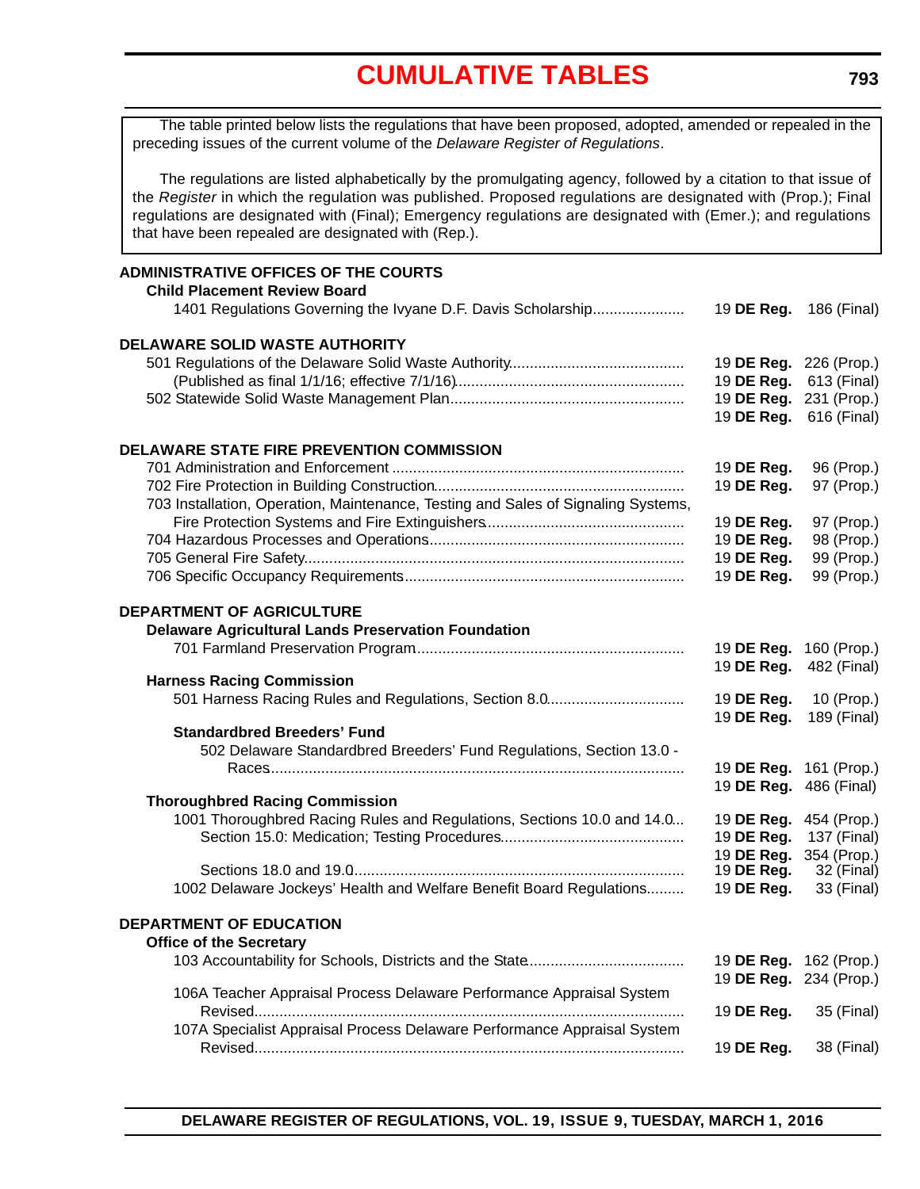# CUMULATIVE TABLES

The table printed below lists the regulations that have been proposed, adopted, amended or repealed in the preceding issues of the current volume of the *Delaware Register of Regulations*.

The regulations are listed alphabetically by the promulgating agency, followed by a citation to that issue of the *Register* in which the regulation was published. Proposed regulations are designated with (Prop.); Final regulations are designated with (Final); Emergency regulations are designated with (Emer.); and regulations that have been repealed are designated with (Rep.).

**ADMINISTRATIVE OFFICES OF THE COURTS**

**Child Placement Review Board**

| Regulation | Citation | Page |
|---|---|---|
| 1401 Regulations Governing the Ivyane D.F. Davis Scholarship | 19 **DE Reg.** | 186 (Final) |

**DELAWARE SOLID WASTE AUTHORITY**

| Regulation | Citation | Page |
|---|---|---|
| 501 Regulations of the Delaware Solid Waste Authority | 19 **DE Reg.** | 226 (Prop.) |
| (Published as final 1/1/16; effective 7/1/16) | 19 **DE Reg.** | 613 (Final) |
| 502 Statewide Solid Waste Management Plan | 19 **DE Reg.** | 231 (Prop.) |
| | 19 **DE Reg.** | 616 (Final) |

**DELAWARE STATE FIRE PREVENTION COMMISSION**

| Regulation | Citation | Page |
|---|---|---|
| 701 Administration and Enforcement | 19 **DE Reg.** | 96 (Prop.) |
| 702 Fire Protection in Building Construction | 19 **DE Reg.** | 97 (Prop.) |
| 703 Installation, Operation, Maintenance, Testing and Sales of Signaling Systems, Fire Protection Systems and Fire Extinguishers | 19 **DE Reg.** | 97 (Prop.) |
| 704 Hazardous Processes and Operations | 19 **DE Reg.** | 98 (Prop.) |
| 705 General Fire Safety | 19 **DE Reg.** | 99 (Prop.) |
| 706 Specific Occupancy Requirements | 19 **DE Reg.** | 99 (Prop.) |

**DEPARTMENT OF AGRICULTURE**

**Delaware Agricultural Lands Preservation Foundation**

| Regulation | Citation | Page |
|---|---|---|
| 701 Farmland Preservation Program | 19 **DE Reg.** | 160 (Prop.) |
| | 19 **DE Reg.** | 482 (Final) |

**Harness Racing Commission**

| Regulation | Citation | Page |
|---|---|---|
| 501 Harness Racing Rules and Regulations, Section 8.0 | 19 **DE Reg.** | 10 (Prop.) |
| | 19 **DE Reg.** | 189 (Final) |

**Standardbred Breeders' Fund**

| Regulation | Citation | Page |
|---|---|---|
| 502 Delaware Standardbred Breeders' Fund Regulations, Section 13.0 - Races | 19 **DE Reg.** | 161 (Prop.) |
| | 19 **DE Reg.** | 486 (Final) |

**Thoroughbred Racing Commission**

| Regulation | Citation | Page |
|---|---|---|
| 1001 Thoroughbred Racing Rules and Regulations, Sections 10.0 and 14.0 | 19 **DE Reg.** | 454 (Prop.) |
| Section 15.0: Medication; Testing Procedures | 19 **DE Reg.** | 137 (Final) |
| | 19 **DE Reg.** | 354 (Prop.) |
| Sections 18.0 and 19.0 | 19 **DE Reg.** | 32 (Final) |
| 1002 Delaware Jockeys' Health and Welfare Benefit Board Regulations | 19 **DE Reg.** | 33 (Final) |

**DEPARTMENT OF EDUCATION**

**Office of the Secretary**

| Regulation | Citation | Page |
|---|---|---|
| 103 Accountability for Schools, Districts and the State | 19 **DE Reg.** | 162 (Prop.) |
| | 19 **DE Reg.** | 234 (Prop.) |
| 106A Teacher Appraisal Process Delaware Performance Appraisal System Revised | 19 **DE Reg.** | 35 (Final) |
| 107A Specialist Appraisal Process Delaware Performance Appraisal System Revised | 19 **DE Reg.** | 38 (Final) |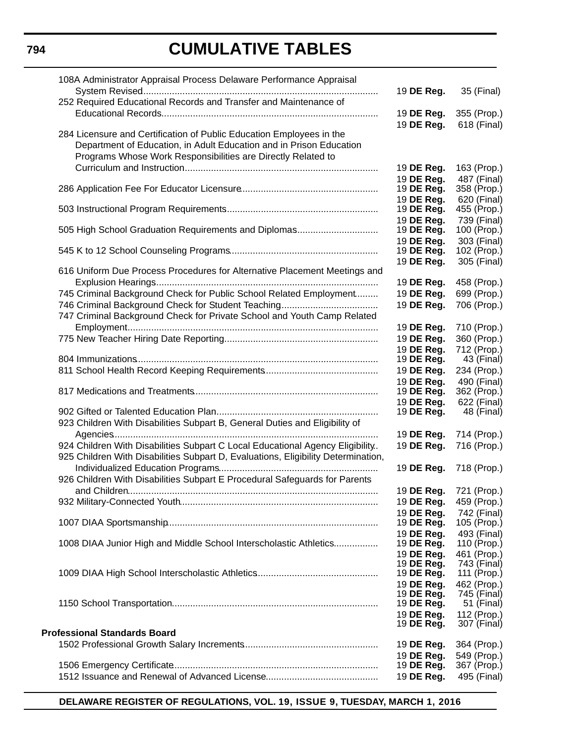| Regulation | Citation | Page |
|---|---|---|
| 108A Administrator Appraisal Process Delaware Performance Appraisal System Revised | 19 **DE Reg.** | 35 (Final) |
| 252 Required Educational Records and Transfer and Maintenance of Educational Records | 19 **DE Reg.** | 355 (Prop.) |
| | 19 **DE Reg.** | 618 (Final) |
| 284 Licensure and Certification of Public Education Employees in the Department of Education, in Adult Education and in Prison Education Programs Whose Work Responsibilities are Directly Related to Curriculum and Instruction | 19 **DE Reg.** | 163 (Prop.) |
| | 19 **DE Reg.** | 487 (Final) |
| 286 Application Fee For Educator Licensure | 19 **DE Reg.** | 358 (Prop.) |
| | 19 **DE Reg.** | 620 (Final) |
| 503 Instructional Program Requirements | 19 **DE Reg.** | 455 (Prop.) |
| | 19 **DE Reg.** | 739 (Final) |
| 505 High School Graduation Requirements and Diplomas | 19 **DE Reg.** | 100 (Prop.) |
| | 19 **DE Reg.** | 303 (Final) |
| 545 K to 12 School Counseling Programs | 19 **DE Reg.** | 102 (Prop.) |
| | 19 **DE Reg.** | 305 (Final) |
| 616 Uniform Due Process Procedures for Alternative Placement Meetings and Explusion Hearings | 19 **DE Reg.** | 458 (Prop.) |
| 745 Criminal Background Check for Public School Related Employment | 19 **DE Reg.** | 699 (Prop.) |
| 746 Criminal Background Check for Student Teaching | 19 **DE Reg.** | 706 (Prop.) |
| 747 Criminal Background Check for Private School and Youth Camp Related Employment | 19 **DE Reg.** | 710 (Prop.) |
| 775 New Teacher Hiring Date Reporting | 19 **DE Reg.** | 360 (Prop.) |
| | 19 **DE Reg.** | 712 (Prop.) |
| 804 Immunizations | 19 **DE Reg.** | 43 (Final) |
| 811 School Health Record Keeping Requirements | 19 **DE Reg.** | 234 (Prop.) |
| | 19 **DE Reg.** | 490 (Final) |
| 817 Medications and Treatments | 19 **DE Reg.** | 362 (Prop.) |
| | 19 **DE Reg.** | 622 (Final) |
| 902 Gifted or Talented Education Plan | 19 **DE Reg.** | 48 (Final) |
| 923 Children With Disabilities Subpart B, General Duties and Eligibility of Agencies | 19 **DE Reg.** | 714 (Prop.) |
| 924 Children With Disabilities Subpart C Local Educational Agency Eligibility | 19 **DE Reg.** | 716 (Prop.) |
| 925 Children With Disabilities Subpart D, Evaluations, Eligibility Determination, Individualized Education Programs | 19 **DE Reg.** | 718 (Prop.) |
| 926 Children With Disabilities Subpart E Procedural Safeguards for Parents and Children | 19 **DE Reg.** | 721 (Prop.) |
| 932 Military-Connected Youth | 19 **DE Reg.** | 459 (Prop.) |
| | 19 **DE Reg.** | 742 (Final) |
| 1007 DIAA Sportsmanship | 19 **DE Reg.** | 105 (Prop.) |
| | 19 **DE Reg.** | 493 (Final) |
| 1008 DIAA Junior High and Middle School Interscholastic Athletics | 19 **DE Reg.** | 110 (Prop.) |
| | 19 **DE Reg.** | 461 (Prop.) |
| | 19 **DE Reg.** | 743 (Final) |
| 1009 DIAA High School Interscholastic Athletics | 19 **DE Reg.** | 111 (Prop.) |
| | 19 **DE Reg.** | 462 (Prop.) |
| | 19 **DE Reg.** | 745 (Final) |
| 1150 School Transportation | 19 **DE Reg.** | 51 (Final) |
| | 19 **DE Reg.** | 112 (Prop.) |
| | 19 **DE Reg.** | 307 (Final) |
| **Professional Standards Board** | | |
| 1502 Professional Growth Salary Increments | 19 **DE Reg.** | 364 (Prop.) |
| | 19 **DE Reg.** | 549 (Prop.) |
| 1506 Emergency Certificate | 19 **DE Reg.** | 367 (Prop.) |
| 1512 Issuance and Renewal of Advanced License | 19 **DE Reg.** | 495 (Final) |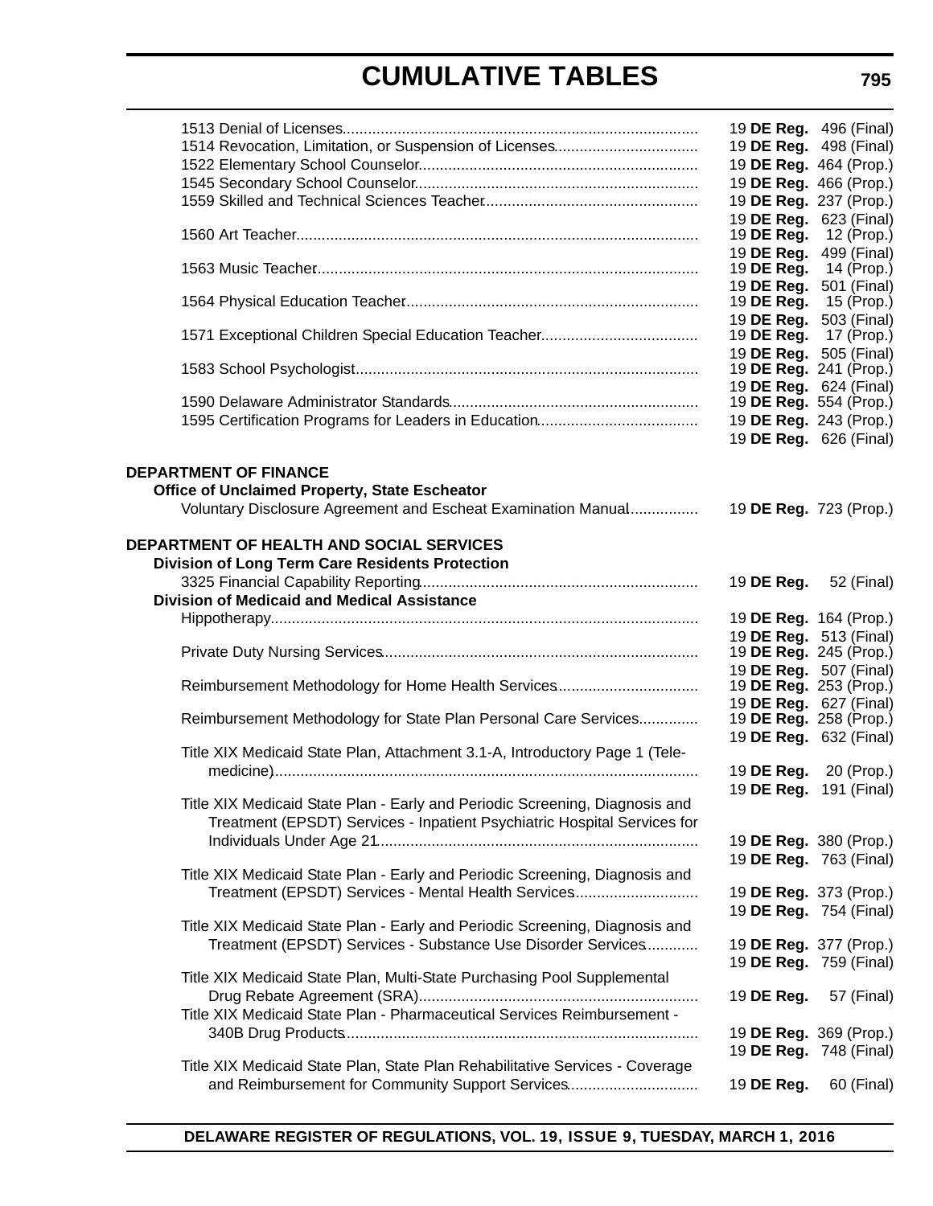| | |
|---|---|
| 1513 Denial of Licenses | 19 **DE Reg.** 496 (Final) |
| 1514 Revocation, Limitation, or Suspension of Licenses | 19 **DE Reg.** 498 (Final) |
| 1522 Elementary School Counselor | 19 **DE Reg.** 464 (Prop.) |
| 1545 Secondary School Counselor | 19 **DE Reg.** 466 (Prop.) |
| 1559 Skilled and Technical Sciences Teacher | 19 **DE Reg.** 237 (Prop.) |
| | 19 **DE Reg.** 623 (Final) |
| 1560 Art Teacher | 19 **DE Reg.** 12 (Prop.) |
| | 19 **DE Reg.** 499 (Final) |
| 1563 Music Teacher | 19 **DE Reg.** 14 (Prop.) |
| | 19 **DE Reg.** 501 (Final) |
| 1564 Physical Education Teacher | 19 **DE Reg.** 15 (Prop.) |
| | 19 **DE Reg.** 503 (Final) |
| 1571 Exceptional Children Special Education Teacher | 19 **DE Reg.** 17 (Prop.) |
| | 19 **DE Reg.** 505 (Final) |
| 1583 School Psychologist | 19 **DE Reg.** 241 (Prop.) |
| | 19 **DE Reg.** 624 (Final) |
| 1590 Delaware Administrator Standards | 19 **DE Reg.** 554 (Prop.) |
| 1595 Certification Programs for Leaders in Education | 19 **DE Reg.** 243 (Prop.) |
| | 19 **DE Reg.** 626 (Final) |

**DEPARTMENT OF FINANCE**

**Office of Unclaimed Property, State Escheator**

| | |
|---|---|
| Voluntary Disclosure Agreement and Escheat Examination Manual | 19 **DE Reg.** 723 (Prop.) |

**DEPARTMENT OF HEALTH AND SOCIAL SERVICES**

**Division of Long Term Care Residents Protection**

| | |
|---|---|
| 3325 Financial Capability Reporting | 19 **DE Reg.** 52 (Final) |

**Division of Medicaid and Medical Assistance**

| | |
|---|---|
| Hippotherapy | 19 **DE Reg.** 164 (Prop.) |
| | 19 **DE Reg.** 513 (Final) |
| Private Duty Nursing Services | 19 **DE Reg.** 245 (Prop.) |
| | 19 **DE Reg.** 507 (Final) |
| Reimbursement Methodology for Home Health Services | 19 **DE Reg.** 253 (Prop.) |
| | 19 **DE Reg.** 627 (Final) |
| Reimbursement Methodology for State Plan Personal Care Services | 19 **DE Reg.** 258 (Prop.) |
| | 19 **DE Reg.** 632 (Final) |
| Title XIX Medicaid State Plan, Attachment 3.1-A, Introductory Page 1 (Telemedicine) | 19 **DE Reg.** 20 (Prop.) |
| | 19 **DE Reg.** 191 (Final) |
| Title XIX Medicaid State Plan - Early and Periodic Screening, Diagnosis and Treatment (EPSDT) Services - Inpatient Psychiatric Hospital Services for Individuals Under Age 21 | 19 **DE Reg.** 380 (Prop.) |
| | 19 **DE Reg.** 763 (Final) |
| Title XIX Medicaid State Plan - Early and Periodic Screening, Diagnosis and Treatment (EPSDT) Services - Mental Health Services | 19 **DE Reg.** 373 (Prop.) |
| | 19 **DE Reg.** 754 (Final) |
| Title XIX Medicaid State Plan - Early and Periodic Screening, Diagnosis and Treatment (EPSDT) Services - Substance Use Disorder Services | 19 **DE Reg.** 377 (Prop.) |
| | 19 **DE Reg.** 759 (Final) |
| Title XIX Medicaid State Plan, Multi-State Purchasing Pool Supplemental Drug Rebate Agreement (SRA) | 19 **DE Reg.** 57 (Final) |
| Title XIX Medicaid State Plan - Pharmaceutical Services Reimbursement - 340B Drug Products | 19 **DE Reg.** 369 (Prop.) |
| | 19 **DE Reg.** 748 (Final) |
| Title XIX Medicaid State Plan, State Plan Rehabilitative Services - Coverage and Reimbursement for Community Support Services | 19 **DE Reg.** 60 (Final) |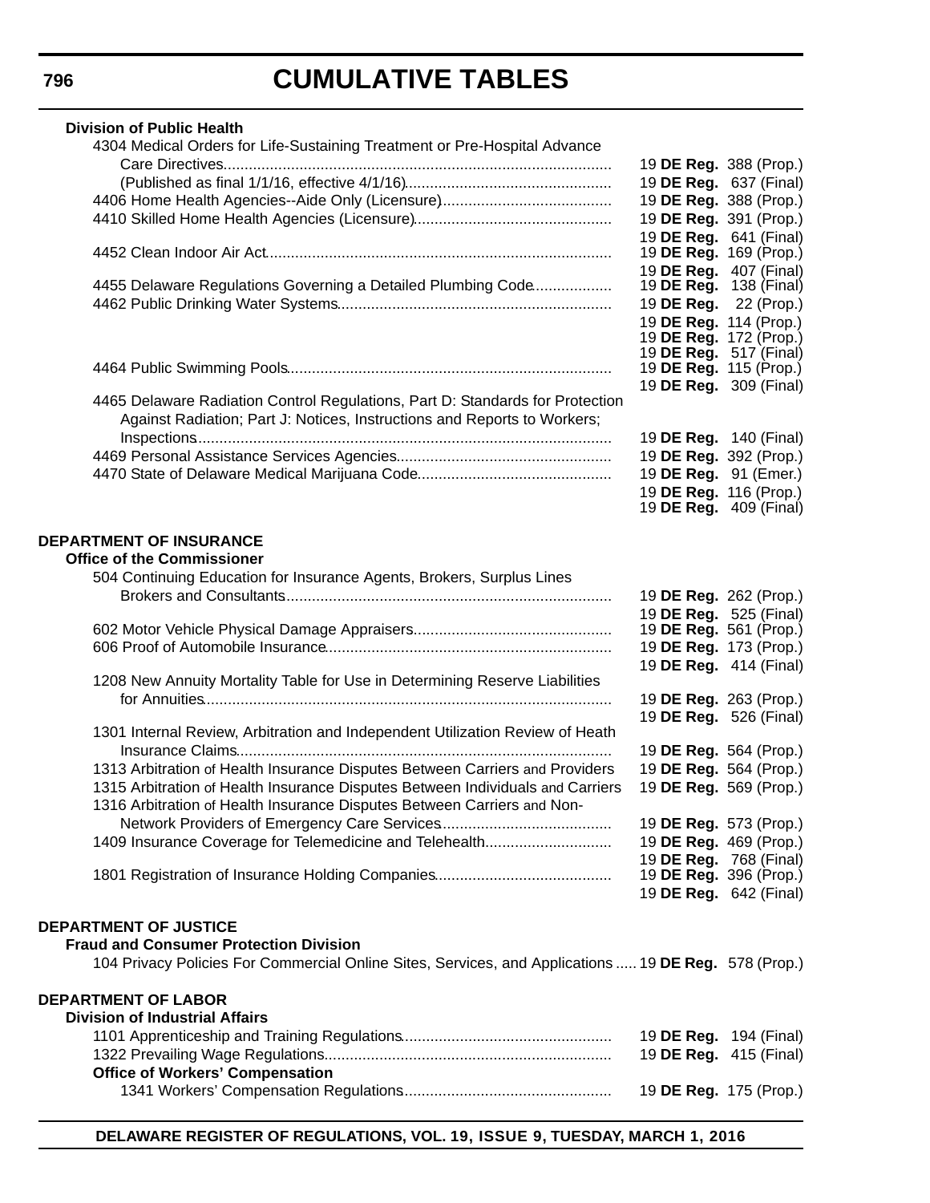**Division of Public Health**

4304 Medical Orders for Life-Sustaining Treatment or Pre-Hospital Advance Care Directives........ 19 **DE Reg.** 388 (Prop.)
(Published as final 1/1/16, effective 4/1/16)........ 19 **DE Reg.** 637 (Final)
4406 Home Health Agencies--Aide Only (Licensure)........ 19 **DE Reg.** 388 (Prop.)
4410 Skilled Home Health Agencies (Licensure)........ 19 **DE Reg.** 391 (Prop.)
19 **DE Reg.** 641 (Final)
4452 Clean Indoor Air Act........ 19 **DE Reg.** 169 (Prop.)
19 **DE Reg.** 407 (Final)
4455 Delaware Regulations Governing a Detailed Plumbing Code........ 19 **DE Reg.** 138 (Final)
4462 Public Drinking Water Systems........ 19 **DE Reg.** 22 (Prop.)
19 **DE Reg.** 114 (Prop.)
19 **DE Reg.** 172 (Prop.)
19 **DE Reg.** 517 (Final)
4464 Public Swimming Pools........ 19 **DE Reg.** 115 (Prop.)
19 **DE Reg.** 309 (Final)
4465 Delaware Radiation Control Regulations, Part D: Standards for Protection Against Radiation; Part J: Notices, Instructions and Reports to Workers; Inspections........ 19 **DE Reg.** 140 (Final)
4469 Personal Assistance Services Agencies........ 19 **DE Reg.** 392 (Prop.)
4470 State of Delaware Medical Marijuana Code........ 19 **DE Reg.** 91 (Emer.)
19 **DE Reg.** 116 (Prop.)
19 **DE Reg.** 409 (Final)

**DEPARTMENT OF INSURANCE**

**Office of the Commissioner**

504 Continuing Education for Insurance Agents, Brokers, Surplus Lines Brokers and Consultants........ 19 **DE Reg.** 262 (Prop.)
19 **DE Reg.** 525 (Final)
602 Motor Vehicle Physical Damage Appraisers........ 19 **DE Reg.** 561 (Prop.)
606 Proof of Automobile Insurance........ 19 **DE Reg.** 173 (Prop.)
19 **DE Reg.** 414 (Final)
1208 New Annuity Mortality Table for Use in Determining Reserve Liabilities for Annuities........ 19 **DE Reg.** 263 (Prop.)
19 **DE Reg.** 526 (Final)
1301 Internal Review, Arbitration and Independent Utilization Review of Heath Insurance Claims........ 19 **DE Reg.** 564 (Prop.)
1313 Arbitration of Health Insurance Disputes Between Carriers and Providers 19 **DE Reg.** 564 (Prop.)
1315 Arbitration of Health Insurance Disputes Between Individuals and Carriers 19 **DE Reg.** 569 (Prop.)
1316 Arbitration of Health Insurance Disputes Between Carriers and Non-Network Providers of Emergency Care Services........ 19 **DE Reg.** 573 (Prop.)
1409 Insurance Coverage for Telemedicine and Telehealth........ 19 **DE Reg.** 469 (Prop.)
19 **DE Reg.** 768 (Final)
1801 Registration of Insurance Holding Companies........ 19 **DE Reg.** 396 (Prop.)
19 **DE Reg.** 642 (Final)

**DEPARTMENT OF JUSTICE**

**Fraud and Consumer Protection Division**

104 Privacy Policies For Commercial Online Sites, Services, and Applications..... 19 **DE Reg.** 578 (Prop.)

**DEPARTMENT OF LABOR**

**Division of Industrial Affairs**

1101 Apprenticeship and Training Regulations........ 19 **DE Reg.** 194 (Final)
1322 Prevailing Wage Regulations........ 19 **DE Reg.** 415 (Final)

**Office of Workers' Compensation**

1341 Workers' Compensation Regulations........ 19 **DE Reg.** 175 (Prop.)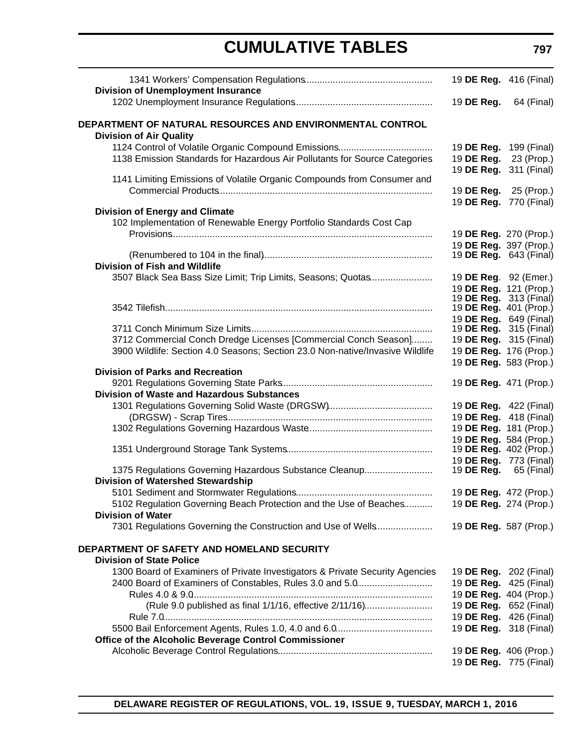## CUMULATIVE TABLES

| | |
|---|---|
| 1341 Workers' Compensation Regulations | 19 **DE Reg.** 416 (Final) |
| **Division of Unemployment Insurance** | |
| 1202 Unemployment Insurance Regulations | 19 **DE Reg.** 64 (Final) |
| | |
| **DEPARTMENT OF NATURAL RESOURCES AND ENVIRONMENTAL CONTROL** | |
| **Division of Air Quality** | |
| 1124 Control of Volatile Organic Compound Emissions | 19 **DE Reg.** 199 (Final) |
| 1138 Emission Standards for Hazardous Air Pollutants for Source Categories | 19 **DE Reg.** 23 (Prop.) |
| | 19 **DE Reg.** 311 (Final) |
| 1141 Limiting Emissions of Volatile Organic Compounds from Consumer and Commercial Products | 19 **DE Reg.** 25 (Prop.) |
| | 19 **DE Reg.** 770 (Final) |
| **Division of Energy and Climate** | |
| 102 Implementation of Renewable Energy Portfolio Standards Cost Cap Provisions | 19 **DE Reg.** 270 (Prop.) |
| | 19 **DE Reg.** 397 (Prop.) |
| (Renumbered to 104 in the final) | 19 **DE Reg.** 643 (Final) |
| **Division of Fish and Wildlife** | |
| 3507 Black Sea Bass Size Limit; Trip Limits, Seasons; Quotas | 19 **DE Reg**. 92 (Emer.) |
| | 19 **DE Reg.** 121 (Prop.) |
| | 19 **DE Reg.** 313 (Final) |
| 3542 Tilefish | 19 **DE Reg.** 401 (Prop.) |
| | 19 **DE Reg.** 649 (Final) |
| 3711 Conch Minimum Size Limits | 19 **DE Reg.** 315 (Final) |
| 3712 Commercial Conch Dredge Licenses [Commercial Conch Season] | 19 **DE Reg.** 315 (Final) |
| 3900 Wildlife: Section 4.0 Seasons; Section 23.0 Non-native/Invasive Wildlife | 19 **DE Reg.** 176 (Prop.) |
| | 19 **DE Reg.** 583 (Prop.) |
| **Division of Parks and Recreation** | |
| 9201 Regulations Governing State Parks | 19 **DE Reg.** 471 (Prop.) |
| **Division of Waste and Hazardous Substances** | |
| 1301 Regulations Governing Solid Waste (DRGSW) | 19 **DE Reg.** 422 (Final) |
| (DRGSW) - Scrap Tires | 19 **DE Reg.** 418 (Final) |
| 1302 Regulations Governing Hazardous Waste | 19 **DE Reg.** 181 (Prop.) |
| | 19 **DE Reg.** 584 (Prop.) |
| 1351 Underground Storage Tank Systems | 19 **DE Reg.** 402 (Prop.) |
| | 19 **DE Reg.** 773 (Final) |
| 1375 Regulations Governing Hazardous Substance Cleanup | 19 **DE Reg.** 65 (Final) |
| **Division of Watershed Stewardship** | |
| 5101 Sediment and Stormwater Regulations | 19 **DE Reg.** 472 (Prop.) |
| 5102 Regulation Governing Beach Protection and the Use of Beaches | 19 **DE Reg.** 274 (Prop.) |
| **Division of Water** | |
| 7301 Regulations Governing the Construction and Use of Wells | 19 **DE Reg.** 587 (Prop.) |
| | |
| **DEPARTMENT OF SAFETY AND HOMELAND SECURITY** | |
| **Division of State Police** | |
| 1300 Board of Examiners of Private Investigators & Private Security Agencies | 19 **DE Reg.** 202 (Final) |
| 2400 Board of Examiners of Constables, Rules 3.0 and 5.0 | 19 **DE Reg.** 425 (Final) |
| Rules 4.0 & 9.0 | 19 **DE Reg.** 404 (Prop.) |
| (Rule 9.0 published as final 1/1/16, effective 2/11/16) | 19 **DE Reg.** 652 (Final) |
| Rule 7.0 | 19 **DE Reg.** 426 (Final) |
| 5500 Bail Enforcement Agents, Rules 1.0, 4.0 and 6.0 | 19 **DE Reg.** 318 (Final) |
| **Office of the Alcoholic Beverage Control Commissioner** | |
| Alcoholic Beverage Control Regulations | 19 **DE Reg.** 406 (Prop.) |
| | 19 **DE Reg.** 775 (Final) |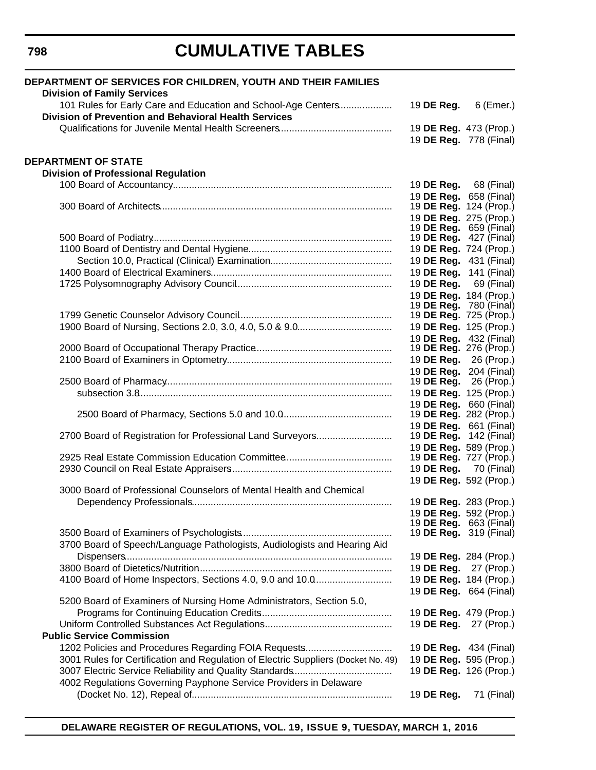# CUMULATIVE TABLES

**DEPARTMENT OF SERVICES FOR CHILDREN, YOUTH AND THEIR FAMILIES**

**Division of Family Services**

| | |
|---|---|
| 101 Rules for Early Care and Education and School-Age Centers | 19 **DE Reg.** 6 (Emer.) |

**Division of Prevention and Behavioral Health Services**

| | |
|---|---|
| Qualifications for Juvenile Mental Health Screeners | 19 **DE Reg.** 473 (Prop.) |
| | 19 **DE Reg.** 778 (Final) |

**DEPARTMENT OF STATE**

**Division of Professional Regulation**

| | |
|---|---|
| 100 Board of Accountancy | 19 **DE Reg.** 68 (Final) |
| | 19 **DE Reg.** 658 (Final) |
| 300 Board of Architects | 19 **DE Reg.** 124 (Prop.) |
| | 19 **DE Reg.** 275 (Prop.) |
| | 19 **DE Reg.** 659 (Final) |
| 500 Board of Podiatry | 19 **DE Reg.** 427 (Final) |
| 1100 Board of Dentistry and Dental Hygiene | 19 **DE Reg.** 724 (Prop.) |
| Section 10.0, Practical (Clinical) Examination | 19 **DE Reg.** 431 (Final) |
| 1400 Board of Electrical Examiners | 19 **DE Reg.** 141 (Final) |
| 1725 Polysomnography Advisory Council | 19 **DE Reg.** 69 (Final) |
| | 19 **DE Reg.** 184 (Prop.) |
| | 19 **DE Reg.** 780 (Final) |
| 1799 Genetic Counselor Advisory Council | 19 **DE Reg.** 725 (Prop.) |
| 1900 Board of Nursing, Sections 2.0, 3.0, 4.0, 5.0 & 9.0 | 19 **DE Reg.** 125 (Prop.) |
| | 19 **DE Reg.** 432 (Final) |
| 2000 Board of Occupational Therapy Practice | 19 **DE Reg.** 276 (Prop.) |
| 2100 Board of Examiners in Optometry | 19 **DE Reg.** 26 (Prop.) |
| | 19 **DE Reg.** 204 (Final) |
| 2500 Board of Pharmacy | 19 **DE Reg.** 26 (Prop.) |
| subsection 3.8 | 19 **DE Reg.** 125 (Prop.) |
| | 19 **DE Reg.** 660 (Final) |
| 2500 Board of Pharmacy, Sections 5.0 and 10.0 | 19 **DE Reg.** 282 (Prop.) |
| | 19 **DE Reg.** 661 (Final) |
| 2700 Board of Registration for Professional Land Surveyors | 19 **DE Reg.** 142 (Final) |
| | 19 **DE Reg.** 589 (Prop.) |
| 2925 Real Estate Commission Education Committee | 19 **DE Reg.** 727 (Prop.) |
| 2930 Council on Real Estate Appraisers | 19 **DE Reg.** 70 (Final) |
| | 19 **DE Reg.** 592 (Prop.) |
| 3000 Board of Professional Counselors of Mental Health and Chemical Dependency Professionals | 19 **DE Reg.** 283 (Prop.) |
| | 19 **DE Reg.** 592 (Prop.) |
| | 19 **DE Reg.** 663 (Final) |
| 3500 Board of Examiners of Psychologists | 19 **DE Reg.** 319 (Final) |
| 3700 Board of Speech/Language Pathologists, Audiologists and Hearing Aid Dispensers | 19 **DE Reg.** 284 (Prop.) |
| 3800 Board of Dietetics/Nutrition | 19 **DE Reg.** 27 (Prop.) |
| 4100 Board of Home Inspectors, Sections 4.0, 9.0 and 10.0 | 19 **DE Reg.** 184 (Prop.) |
| | 19 **DE Reg.** 664 (Final) |
| 5200 Board of Examiners of Nursing Home Administrators, Section 5.0, Programs for Continuing Education Credits | 19 **DE Reg.** 479 (Prop.) |
| Uniform Controlled Substances Act Regulations | 19 **DE Reg.** 27 (Prop.) |

**Public Service Commission**

| | |
|---|---|
| 1202 Policies and Procedures Regarding FOIA Requests | 19 **DE Reg.** 434 (Final) |
| 3001 Rules for Certification and Regulation of Electric Suppliers (Docket No. 49) | 19 **DE Reg.** 595 (Prop.) |
| 3007 Electric Service Reliability and Quality Standards | 19 **DE Reg.** 126 (Prop.) |
| 4002 Regulations Governing Payphone Service Providers in Delaware (Docket No. 12), Repeal of | 19 **DE Reg.** 71 (Final) |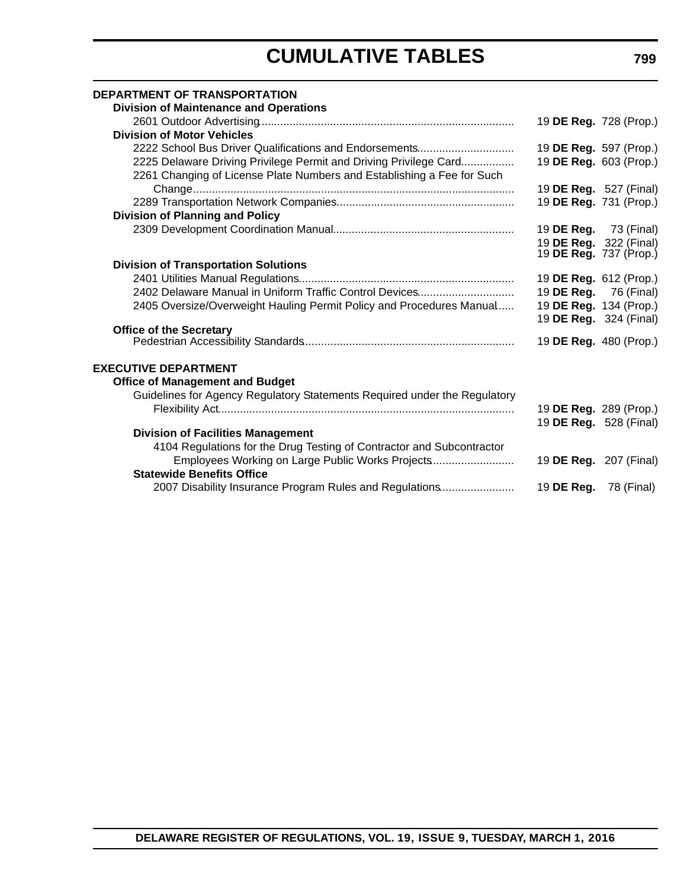# CUMULATIVE TABLES

**DEPARTMENT OF TRANSPORTATION**

**Division of Maintenance and Operations**

2601 Outdoor Advertising ........ 19 **DE Reg.** 728 (Prop.)

**Division of Motor Vehicles**

2222 School Bus Driver Qualifications and Endorsements ........ 19 **DE Reg.** 597 (Prop.)

2225 Delaware Driving Privilege Permit and Driving Privilege Card ........ 19 **DE Reg.** 603 (Prop.)

2261 Changing of License Plate Numbers and Establishing a Fee for Such Change ........ 19 **DE Reg.** 527 (Final)

2289 Transportation Network Companies ........ 19 **DE Reg.** 731 (Prop.)

**Division of Planning and Policy**

2309 Development Coordination Manual ........ 19 **DE Reg.** 73 (Final)
19 **DE Reg.** 322 (Final)
19 **DE Reg.** 737 (Prop.)

**Division of Transportation Solutions**

2401 Utilities Manual Regulations ........ 19 **DE Reg.** 612 (Prop.)

2402 Delaware Manual in Uniform Traffic Control Devices ........ 19 **DE Reg.** 76 (Final)

2405 Oversize/Overweight Hauling Permit Policy and Procedures Manual ........ 19 **DE Reg.** 134 (Prop.)
19 **DE Reg.** 324 (Final)

**Office of the Secretary**

Pedestrian Accessibility Standards ........ 19 **DE Reg.** 480 (Prop.)

**EXECUTIVE DEPARTMENT**

**Office of Management and Budget**

Guidelines for Agency Regulatory Statements Required under the Regulatory Flexibility Act ........ 19 **DE Reg.** 289 (Prop.)
19 **DE Reg.** 528 (Final)

**Division of Facilities Management**

4104 Regulations for the Drug Testing of Contractor and Subcontractor Employees Working on Large Public Works Projects ........ 19 **DE Reg.** 207 (Final)

**Statewide Benefits Office**

2007 Disability Insurance Program Rules and Regulations ........ 19 **DE Reg.** 78 (Final)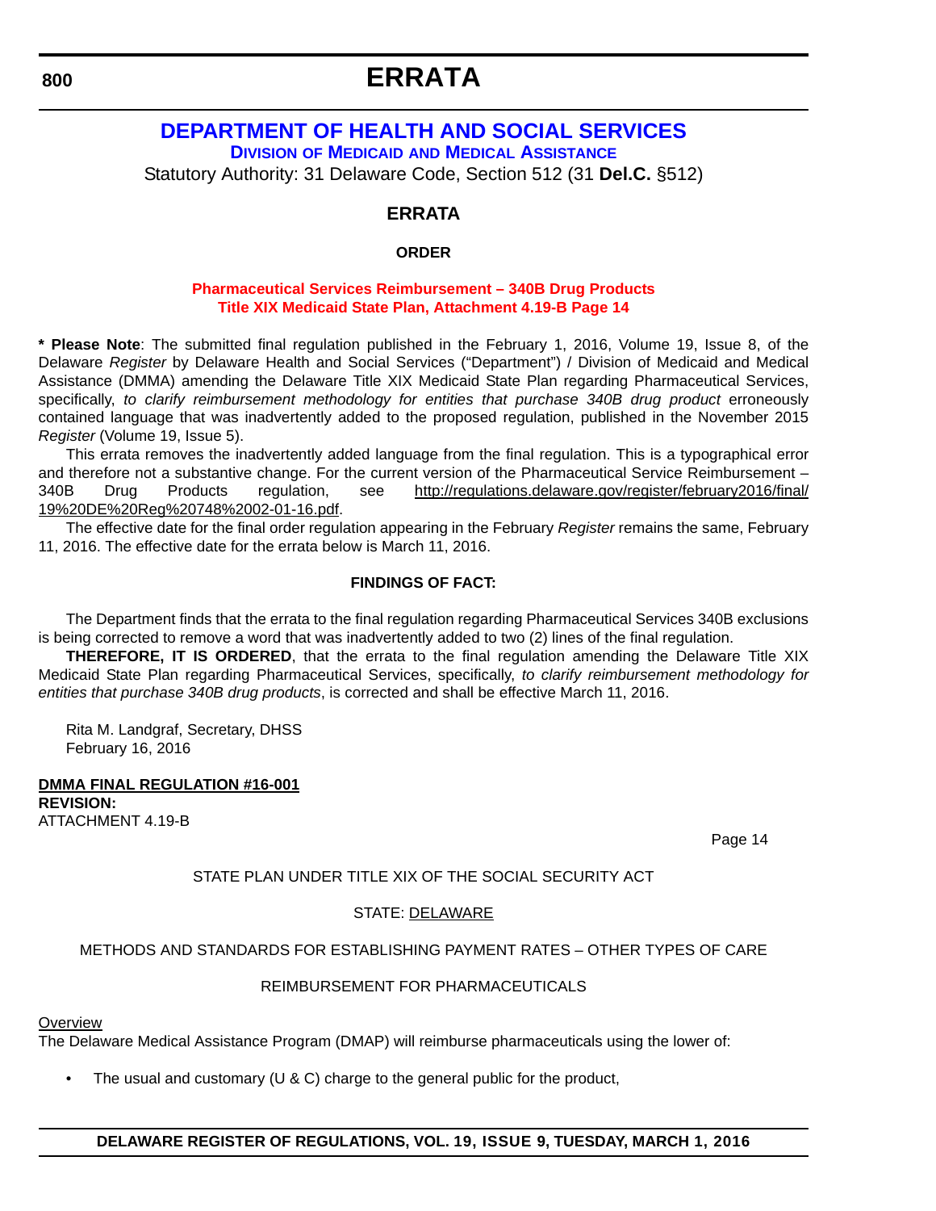# ERRATA

## DEPARTMENT OF HEALTH AND SOCIAL SERVICES

### DIVISION OF MEDICAID AND MEDICAL ASSISTANCE

Statutory Authority: 31 Delaware Code, Section 512 (31 **Del.C.** §512)

## ERRATA

### ORDER

**Pharmaceutical Services Reimbursement – 340B Drug Products**
**Title XIX Medicaid State Plan, Attachment 4.19-B Page 14**

**\* Please Note**: The submitted final regulation published in the February 1, 2016, Volume 19, Issue 8, of the Delaware *Register* by Delaware Health and Social Services ("Department") / Division of Medicaid and Medical Assistance (DMMA) amending the Delaware Title XIX Medicaid State Plan regarding Pharmaceutical Services, specifically, *to clarify reimbursement methodology for entities that purchase 340B drug product* erroneously contained language that was inadvertently added to the proposed regulation, published in the November 2015 *Register* (Volume 19, Issue 5).

This errata removes the inadvertently added language from the final regulation. This is a typographical error and therefore not a substantive change. For the current version of the Pharmaceutical Service Reimbursement – 340B Drug Products regulation, see http://regulations.delaware.gov/register/february2016/final/19%20DE%20Reg%20748%2002-01-16.pdf.

The effective date for the final order regulation appearing in the February *Register* remains the same, February 11, 2016. The effective date for the errata below is March 11, 2016.

### FINDINGS OF FACT:

The Department finds that the errata to the final regulation regarding Pharmaceutical Services 340B exclusions is being corrected to remove a word that was inadvertently added to two (2) lines of the final regulation.

**THEREFORE, IT IS ORDERED**, that the errata to the final regulation amending the Delaware Title XIX Medicaid State Plan regarding Pharmaceutical Services, specifically, *to clarify reimbursement methodology for entities that purchase 340B drug products*, is corrected and shall be effective March 11, 2016.

Rita M. Landgraf, Secretary, DHSS
February 16, 2016

**DMMA FINAL REGULATION #16-001**
**REVISION:**
ATTACHMENT 4.19-B

Page 14

STATE PLAN UNDER TITLE XIX OF THE SOCIAL SECURITY ACT

STATE: DELAWARE

METHODS AND STANDARDS FOR ESTABLISHING PAYMENT RATES – OTHER TYPES OF CARE

REIMBURSEMENT FOR PHARMACEUTICALS

Overview

The Delaware Medical Assistance Program (DMAP) will reimburse pharmaceuticals using the lower of:

- The usual and customary (U & C) charge to the general public for the product,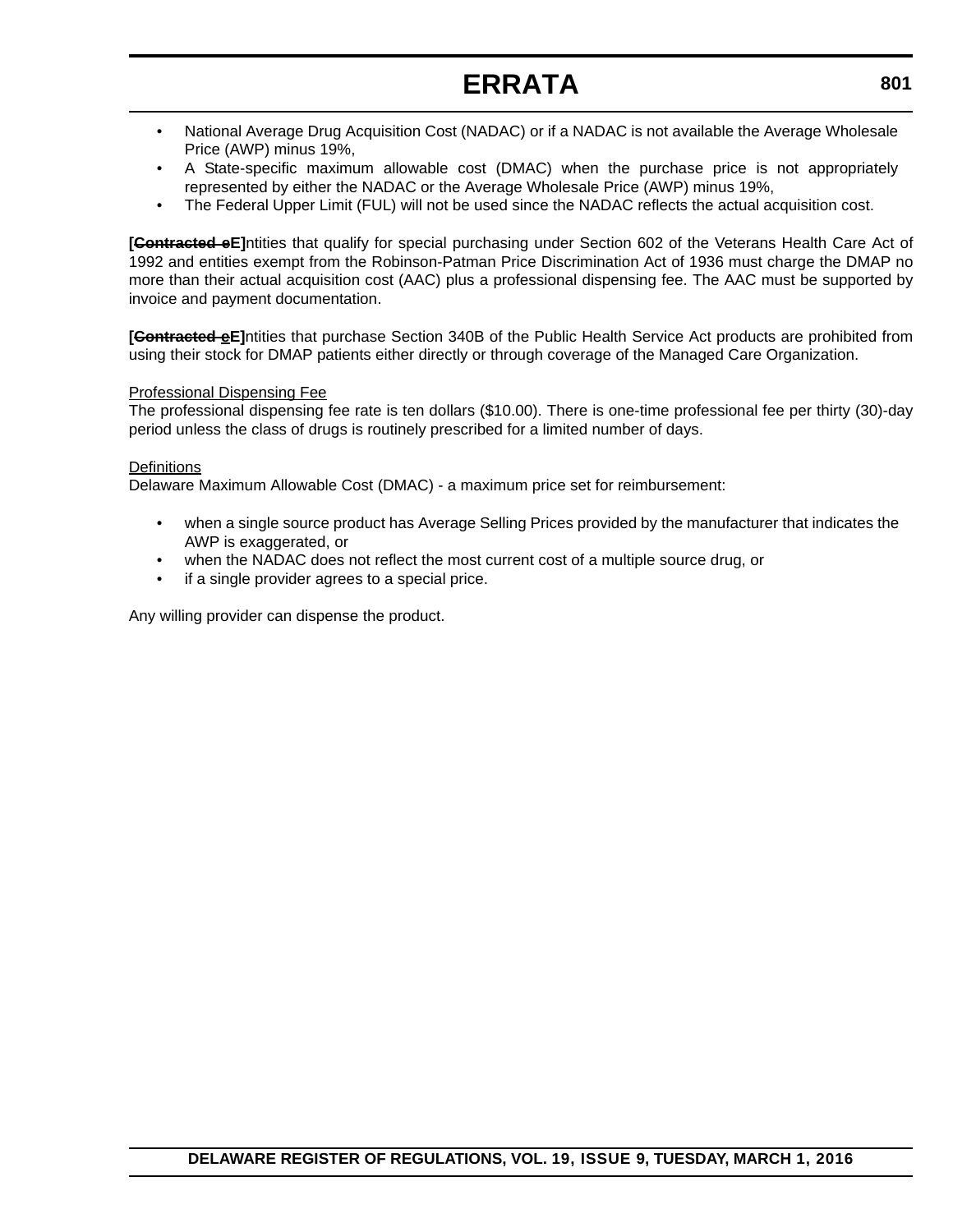- National Average Drug Acquisition Cost (NADAC) or if a NADAC is not available the Average Wholesale Price (AWP) minus 19%,
- A State-specific maximum allowable cost (DMAC) when the purchase price is not appropriately represented by either the NADAC or the Average Wholesale Price (AWP) minus 19%,
- The Federal Upper Limit (FUL) will not be used since the NADAC reflects the actual acquisition cost.

**[~~Contracted e~~E]**ntities that qualify for special purchasing under Section 602 of the Veterans Health Care Act of 1992 and entities exempt from the Robinson-Patman Price Discrimination Act of 1936 must charge the DMAP no more than their actual acquisition cost (AAC) plus a professional dispensing fee. The AAC must be supported by invoice and payment documentation.

**[~~Contracted e~~E]**ntities that purchase Section 340B of the Public Health Service Act products are prohibited from using their stock for DMAP patients either directly or through coverage of the Managed Care Organization.

<u>Professional Dispensing Fee</u>
The professional dispensing fee rate is ten dollars ($10.00). There is one-time professional fee per thirty (30)-day period unless the class of drugs is routinely prescribed for a limited number of days.

<u>Definitions</u>
Delaware Maximum Allowable Cost (DMAC) - a maximum price set for reimbursement:

- when a single source product has Average Selling Prices provided by the manufacturer that indicates the AWP is exaggerated, or
- when the NADAC does not reflect the most current cost of a multiple source drug, or
- if a single provider agrees to a special price.

Any willing provider can dispense the product.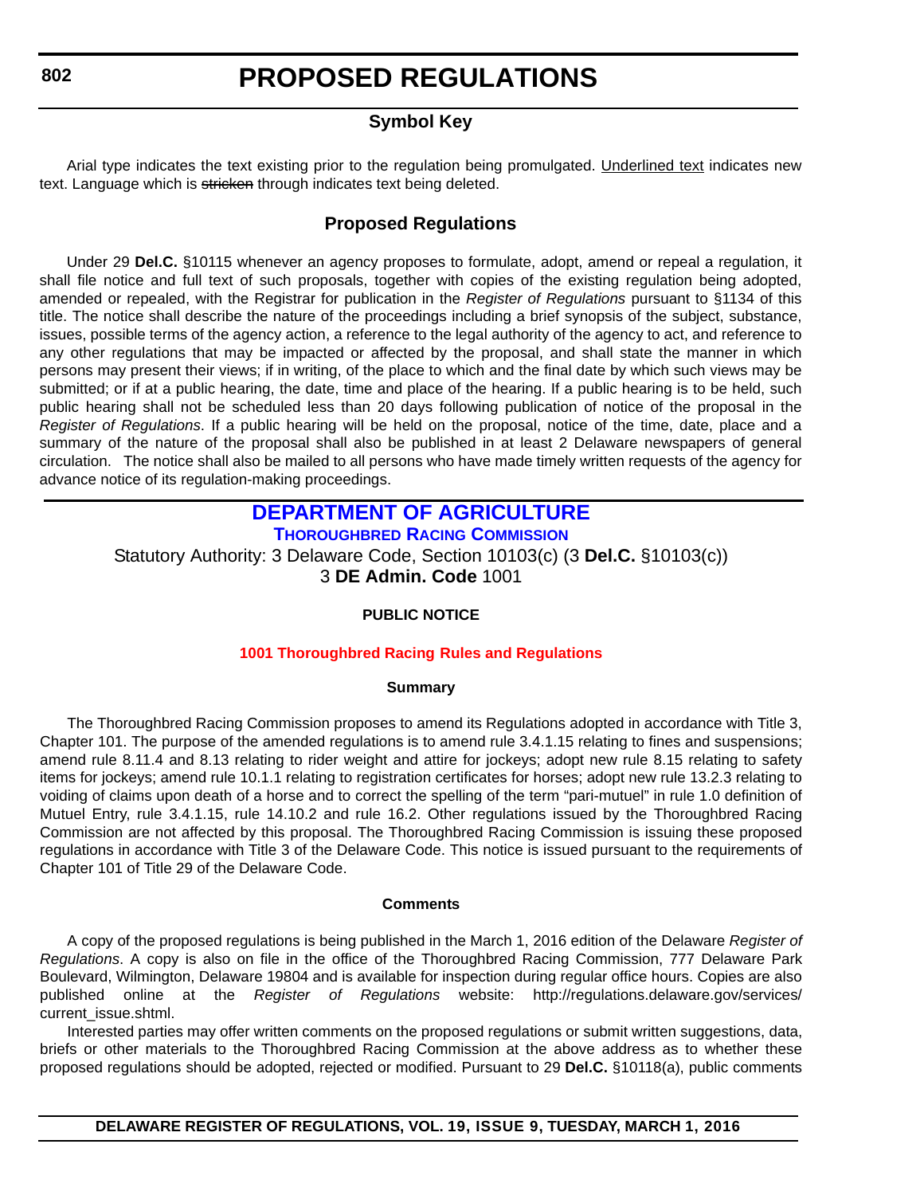# PROPOSED REGULATIONS

## Symbol Key

Arial type indicates the text existing prior to the regulation being promulgated. Underlined text indicates new text. Language which is ~~stricken~~ through indicates text being deleted.

## Proposed Regulations

Under 29 **Del.C.** §10115 whenever an agency proposes to formulate, adopt, amend or repeal a regulation, it shall file notice and full text of such proposals, together with copies of the existing regulation being adopted, amended or repealed, with the Registrar for publication in the *Register of Regulations* pursuant to §1134 of this title. The notice shall describe the nature of the proceedings including a brief synopsis of the subject, substance, issues, possible terms of the agency action, a reference to the legal authority of the agency to act, and reference to any other regulations that may be impacted or affected by the proposal, and shall state the manner in which persons may present their views; if in writing, of the place to which and the final date by which such views may be submitted; or if at a public hearing, the date, time and place of the hearing. If a public hearing is to be held, such public hearing shall not be scheduled less than 20 days following publication of notice of the proposal in the *Register of Regulations*. If a public hearing will be held on the proposal, notice of the time, date, place and a summary of the nature of the proposal shall also be published in at least 2 Delaware newspapers of general circulation. The notice shall also be mailed to all persons who have made timely written requests of the agency for advance notice of its regulation-making proceedings.

## DEPARTMENT OF AGRICULTURE

### THOROUGHBRED RACING COMMISSION

Statutory Authority: 3 Delaware Code, Section 10103(c) (3 **Del.C.** §10103(c))
3 **DE Admin. Code** 1001

**PUBLIC NOTICE**

**1001 Thoroughbred Racing Rules and Regulations**

**Summary**

The Thoroughbred Racing Commission proposes to amend its Regulations adopted in accordance with Title 3, Chapter 101. The purpose of the amended regulations is to amend rule 3.4.1.15 relating to fines and suspensions; amend rule 8.11.4 and 8.13 relating to rider weight and attire for jockeys; adopt new rule 8.15 relating to safety items for jockeys; amend rule 10.1.1 relating to registration certificates for horses; adopt new rule 13.2.3 relating to voiding of claims upon death of a horse and to correct the spelling of the term "pari-mutuel" in rule 1.0 definition of Mutuel Entry, rule 3.4.1.15, rule 14.10.2 and rule 16.2. Other regulations issued by the Thoroughbred Racing Commission are not affected by this proposal. The Thoroughbred Racing Commission is issuing these proposed regulations in accordance with Title 3 of the Delaware Code. This notice is issued pursuant to the requirements of Chapter 101 of Title 29 of the Delaware Code.

**Comments**

A copy of the proposed regulations is being published in the March 1, 2016 edition of the Delaware *Register of Regulations*. A copy is also on file in the office of the Thoroughbred Racing Commission, 777 Delaware Park Boulevard, Wilmington, Delaware 19804 and is available for inspection during regular office hours. Copies are also published online at the *Register of Regulations* website: http://regulations.delaware.gov/services/current_issue.shtml.

Interested parties may offer written comments on the proposed regulations or submit written suggestions, data, briefs or other materials to the Thoroughbred Racing Commission at the above address as to whether these proposed regulations should be adopted, rejected or modified. Pursuant to 29 **Del.C.** §10118(a), public comments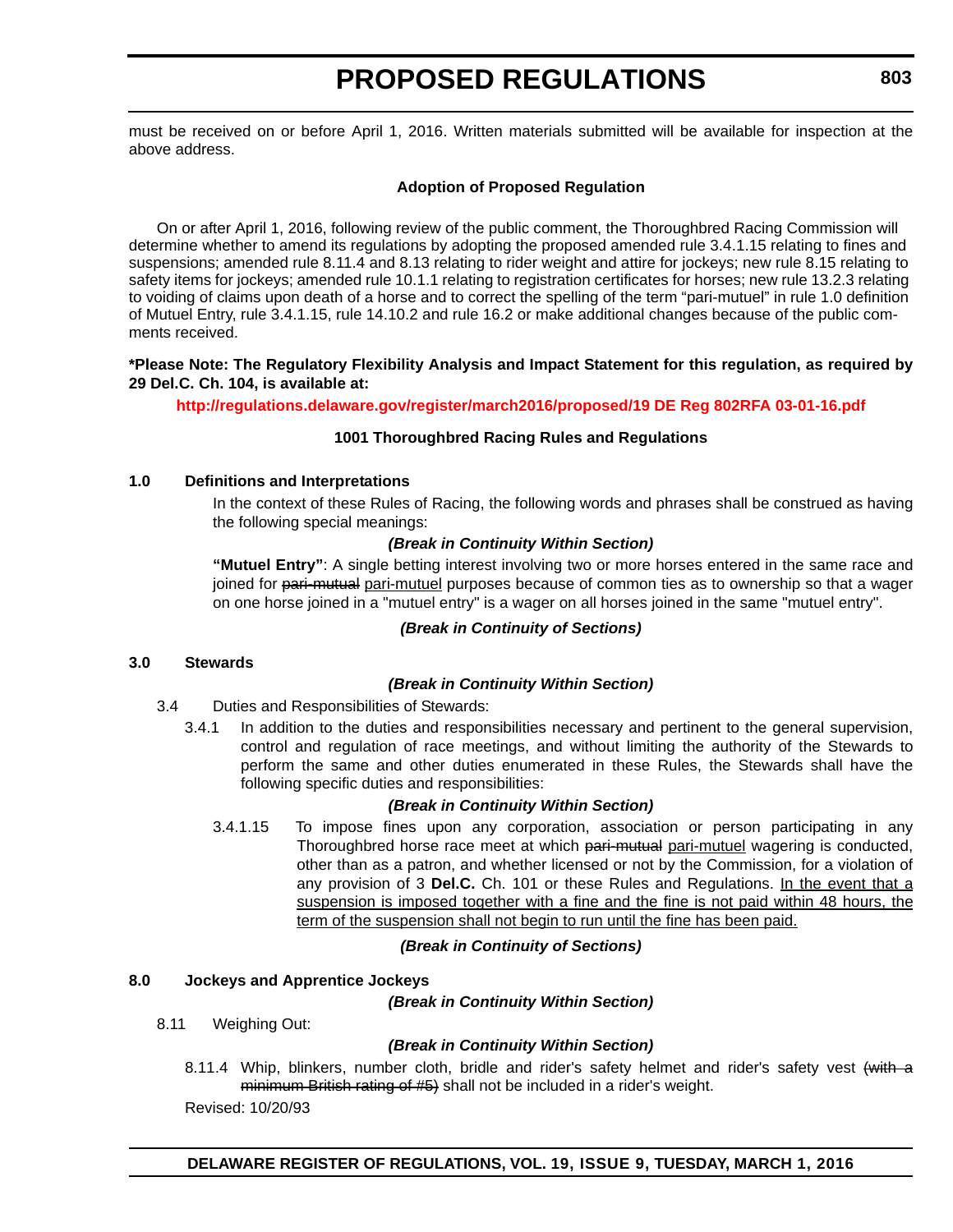must be received on or before April 1, 2016. Written materials submitted will be available for inspection at the above address.

**Adoption of Proposed Regulation**

On or after April 1, 2016, following review of the public comment, the Thoroughbred Racing Commission will determine whether to amend its regulations by adopting the proposed amended rule 3.4.1.15 relating to fines and suspensions; amended rule 8.11.4 and 8.13 relating to rider weight and attire for jockeys; new rule 8.15 relating to safety items for jockeys; amended rule 10.1.1 relating to registration certificates for horses; new rule 13.2.3 relating to voiding of claims upon death of a horse and to correct the spelling of the term “pari-mutuel” in rule 1.0 definition of Mutuel Entry, rule 3.4.1.15, rule 14.10.2 and rule 16.2 or make additional changes because of the public comments received.

**\*Please Note: The Regulatory Flexibility Analysis and Impact Statement for this regulation, as required by 29 Del.C. Ch. 104, is available at:**

**http://regulations.delaware.gov/register/march2016/proposed/19 DE Reg 802RFA 03-01-16.pdf**

**1001 Thoroughbred Racing Rules and Regulations**

**1.0 Definitions and Interpretations**

In the context of these Rules of Racing, the following words and phrases shall be construed as having the following special meanings:

***(Break in Continuity Within Section)***

**“Mutuel Entry”**: A single betting interest involving two or more horses entered in the same race and joined for ~~pari-mutual~~ <u>pari-mutuel</u> purposes because of common ties as to ownership so that a wager on one horse joined in a "mutuel entry" is a wager on all horses joined in the same "mutuel entry".

***(Break in Continuity of Sections)***

**3.0 Stewards**

***(Break in Continuity Within Section)***

3.4 Duties and Responsibilities of Stewards:

3.4.1 In addition to the duties and responsibilities necessary and pertinent to the general supervision, control and regulation of race meetings, and without limiting the authority of the Stewards to perform the same and other duties enumerated in these Rules, the Stewards shall have the following specific duties and responsibilities:

***(Break in Continuity Within Section)***

3.4.1.15 To impose fines upon any corporation, association or person participating in any Thoroughbred horse race meet at which ~~pari-mutual~~ <u>pari-mutuel</u> wagering is conducted, other than as a patron, and whether licensed or not by the Commission, for a violation of any provision of 3 **Del.C.** Ch. 101 or these Rules and Regulations. <u>In the event that a suspension is imposed together with a fine and the fine is not paid within 48 hours, the term of the suspension shall not begin to run until the fine has been paid.</u>

***(Break in Continuity of Sections)***

**8.0 Jockeys and Apprentice Jockeys**

***(Break in Continuity Within Section)***

8.11 Weighing Out:

***(Break in Continuity Within Section)***

8.11.4 Whip, blinkers, number cloth, bridle and rider's safety helmet and rider's safety vest ~~(with a minimum British rating of #5)~~ shall not be included in a rider's weight.

Revised: 10/20/93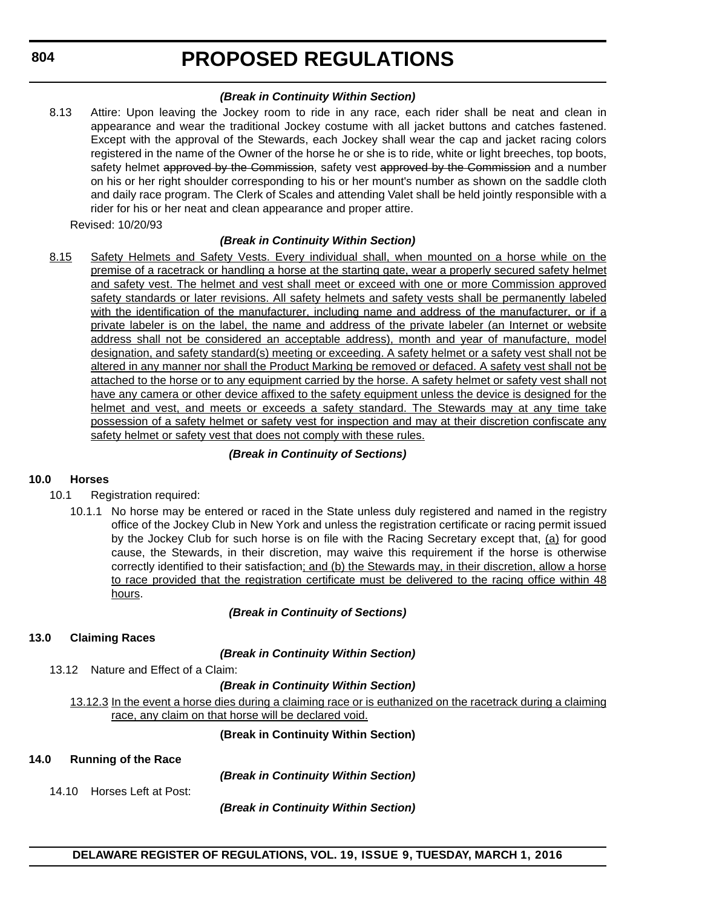*(Break in Continuity Within Section)*

8.13 Attire: Upon leaving the Jockey room to ride in any race, each rider shall be neat and clean in appearance and wear the traditional Jockey costume with all jacket buttons and catches fastened. Except with the approval of the Stewards, each Jockey shall wear the cap and jacket racing colors registered in the name of the Owner of the horse he or she is to ride, white or light breeches, top boots, safety helmet ~~approved by the Commission~~, safety vest ~~approved by the Commission~~ and a number on his or her right shoulder corresponding to his or her mount's number as shown on the saddle cloth and daily race program. The Clerk of Scales and attending Valet shall be held jointly responsible with a rider for his or her neat and clean appearance and proper attire.

Revised: 10/20/93

*(Break in Continuity Within Section)*

<u>8.15 Safety Helmets and Safety Vests. Every individual shall, when mounted on a horse while on the premise of a racetrack or handling a horse at the starting gate, wear a properly secured safety helmet and safety vest. The helmet and vest shall meet or exceed with one or more Commission approved safety standards or later revisions. All safety helmets and safety vests shall be permanently labeled with the identification of the manufacturer, including name and address of the manufacturer, or if a private labeler is on the label, the name and address of the private labeler (an Internet or website address shall not be considered an acceptable address), month and year of manufacture, model designation, and safety standard(s) meeting or exceeding. A safety helmet or a safety vest shall not be altered in any manner nor shall the Product Marking be removed or defaced. A safety vest shall not be attached to the horse or to any equipment carried by the horse. A safety helmet or safety vest shall not have any camera or other device affixed to the safety equipment unless the device is designed for the helmet and vest, and meets or exceeds a safety standard. The Stewards may at any time take possession of a safety helmet or safety vest for inspection and may at their discretion confiscate any safety helmet or safety vest that does not comply with these rules.</u>

*(Break in Continuity of Sections)*

**10.0 Horses**

10.1 Registration required:

10.1.1 No horse may be entered or raced in the State unless duly registered and named in the registry office of the Jockey Club in New York and unless the registration certificate or racing permit issued by the Jockey Club for such horse is on file with the Racing Secretary except that, <u>(a)</u> for good cause, the Stewards, in their discretion, may waive this requirement if the horse is otherwise correctly identified to their satisfaction<u>; and (b) the Stewards may, in their discretion, allow a horse to race provided that the registration certificate must be delivered to the racing office within 48 hours</u>.

*(Break in Continuity of Sections)*

**13.0 Claiming Races**

*(Break in Continuity Within Section)*

13.12 Nature and Effect of a Claim:

*(Break in Continuity Within Section)*

<u>13.12.3 In the event a horse dies during a claiming race or is euthanized on the racetrack during a claiming race, any claim on that horse will be declared void.</u>

**(Break in Continuity Within Section)**

**14.0 Running of the Race**

*(Break in Continuity Within Section)*

14.10 Horses Left at Post:

*(Break in Continuity Within Section)*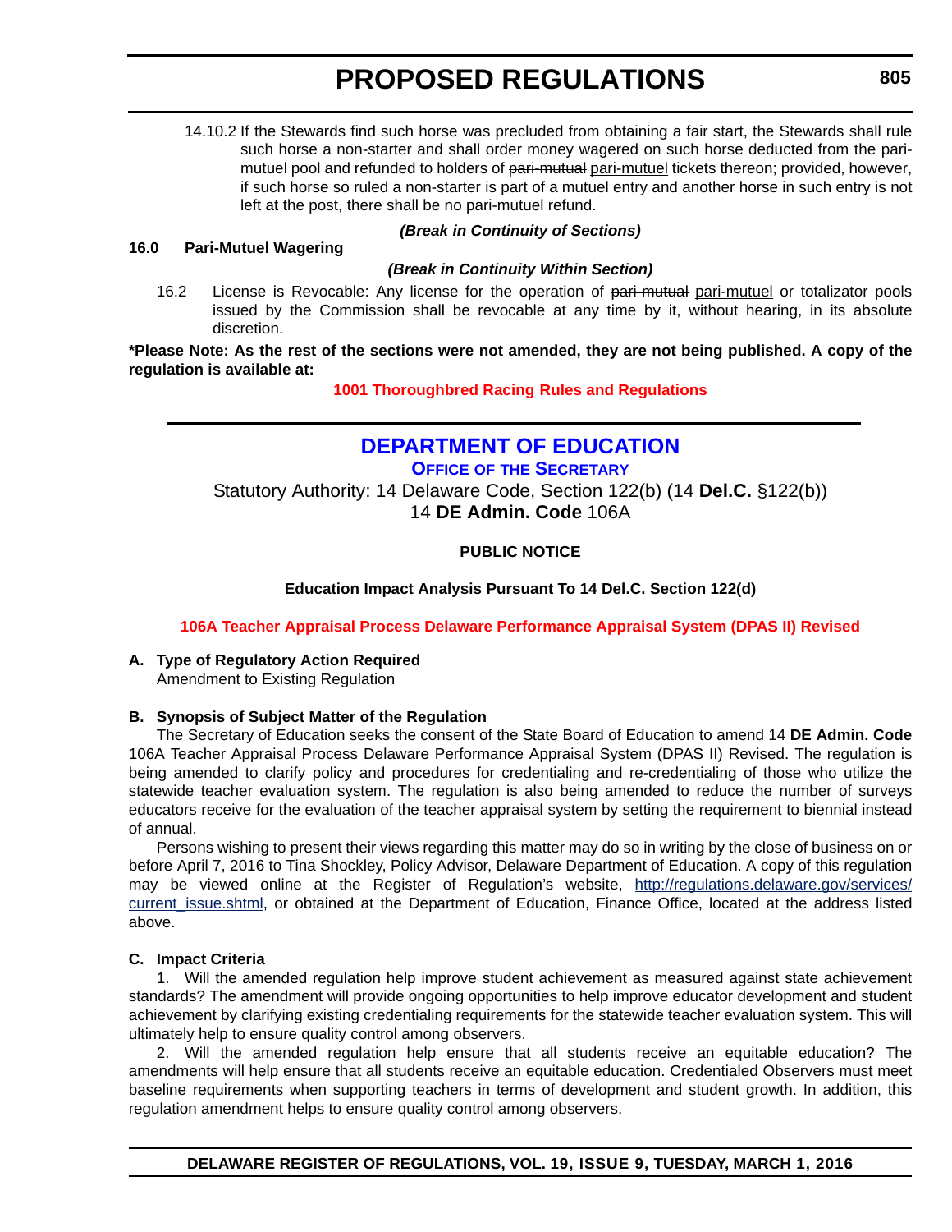14.10.2 If the Stewards find such horse was precluded from obtaining a fair start, the Stewards shall rule such horse a non-starter and shall order money wagered on such horse deducted from the pari-mutuel pool and refunded to holders of ~~pari-mutual~~ pari-mutuel tickets thereon; provided, however, if such horse so ruled a non-starter is part of a mutuel entry and another horse in such entry is not left at the post, there shall be no pari-mutuel refund.

***(Break in Continuity of Sections)***

**16.0 Pari-Mutuel Wagering**

***(Break in Continuity Within Section)***

16.2 License is Revocable: Any license for the operation of ~~pari-mutual~~ pari-mutuel or totalizator pools issued by the Commission shall be revocable at any time by it, without hearing, in its absolute discretion.

**\*Please Note: As the rest of the sections were not amended, they are not being published. A copy of the regulation is available at:**

**1001 Thoroughbred Racing Rules and Regulations**

---

## DEPARTMENT OF EDUCATION

### OFFICE OF THE SECRETARY

Statutory Authority: 14 Delaware Code, Section 122(b) (14 **Del.C.** §122(b))
14 **DE Admin. Code** 106A

**PUBLIC NOTICE**

**Education Impact Analysis Pursuant To 14 Del.C. Section 122(d)**

**106A Teacher Appraisal Process Delaware Performance Appraisal System (DPAS II) Revised**

**A. Type of Regulatory Action Required**

Amendment to Existing Regulation

**B. Synopsis of Subject Matter of the Regulation**

The Secretary of Education seeks the consent of the State Board of Education to amend 14 **DE Admin. Code** 106A Teacher Appraisal Process Delaware Performance Appraisal System (DPAS II) Revised. The regulation is being amended to clarify policy and procedures for credentialing and re-credentialing of those who utilize the statewide teacher evaluation system. The regulation is also being amended to reduce the number of surveys educators receive for the evaluation of the teacher appraisal system by setting the requirement to biennial instead of annual.

Persons wishing to present their views regarding this matter may do so in writing by the close of business on or before April 7, 2016 to Tina Shockley, Policy Advisor, Delaware Department of Education. A copy of this regulation may be viewed online at the Register of Regulation's website, http://regulations.delaware.gov/services/current_issue.shtml, or obtained at the Department of Education, Finance Office, located at the address listed above.

**C. Impact Criteria**

1. Will the amended regulation help improve student achievement as measured against state achievement standards? The amendment will provide ongoing opportunities to help improve educator development and student achievement by clarifying existing credentialing requirements for the statewide teacher evaluation system. This will ultimately help to ensure quality control among observers.

2. Will the amended regulation help ensure that all students receive an equitable education? The amendments will help ensure that all students receive an equitable education. Credentialed Observers must meet baseline requirements when supporting teachers in terms of development and student growth. In addition, this regulation amendment helps to ensure quality control among observers.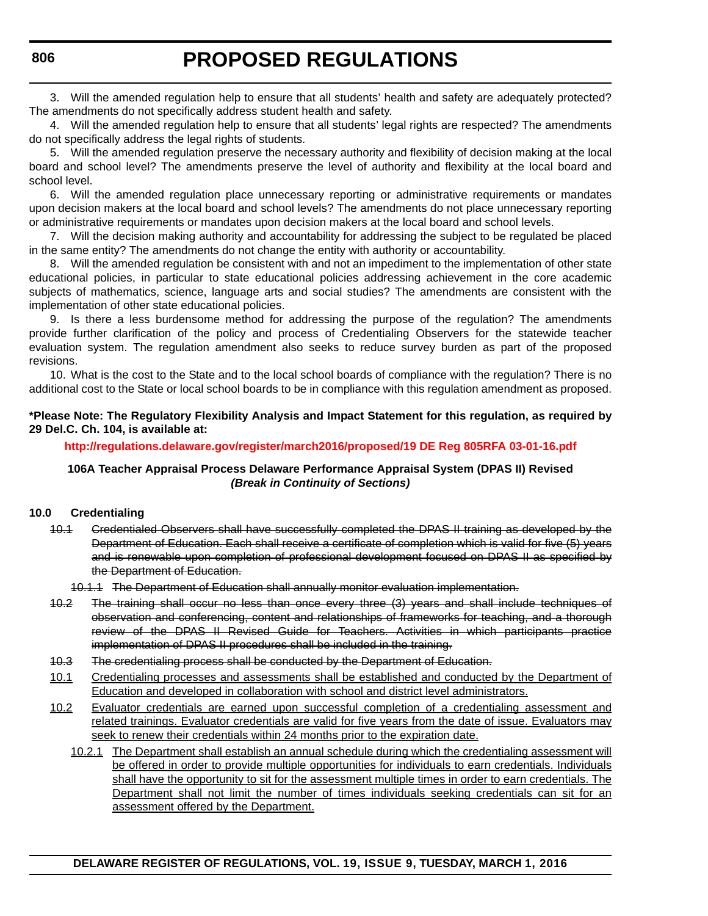3. Will the amended regulation help to ensure that all students' health and safety are adequately protected? The amendments do not specifically address student health and safety.

4. Will the amended regulation help to ensure that all students' legal rights are respected? The amendments do not specifically address the legal rights of students.

5. Will the amended regulation preserve the necessary authority and flexibility of decision making at the local board and school level? The amendments preserve the level of authority and flexibility at the local board and school level.

6. Will the amended regulation place unnecessary reporting or administrative requirements or mandates upon decision makers at the local board and school levels? The amendments do not place unnecessary reporting or administrative requirements or mandates upon decision makers at the local board and school levels.

7. Will the decision making authority and accountability for addressing the subject to be regulated be placed in the same entity? The amendments do not change the entity with authority or accountability.

8. Will the amended regulation be consistent with and not an impediment to the implementation of other state educational policies, in particular to state educational policies addressing achievement in the core academic subjects of mathematics, science, language arts and social studies? The amendments are consistent with the implementation of other state educational policies.

9. Is there a less burdensome method for addressing the purpose of the regulation? The amendments provide further clarification of the policy and process of Credentialing Observers for the statewide teacher evaluation system. The regulation amendment also seeks to reduce survey burden as part of the proposed revisions.

10. What is the cost to the State and to the local school boards of compliance with the regulation? There is no additional cost to the State or local school boards to be in compliance with this regulation amendment as proposed.

**\*Please Note: The Regulatory Flexibility Analysis and Impact Statement for this regulation, as required by 29 Del.C. Ch. 104, is available at:**

**http://regulations.delaware.gov/register/march2016/proposed/19 DE Reg 805RFA 03-01-16.pdf**

**106A Teacher Appraisal Process Delaware Performance Appraisal System (DPAS II) Revised**
***(Break in Continuity of Sections)***

**10.0 Credentialing**

~~10.1 Credentialed Observers shall have successfully completed the DPAS II training as developed by the Department of Education. Each shall receive a certificate of completion which is valid for five (5) years and is renewable upon completion of professional development focused on DPAS II as specified by the Department of Education.~~

~~10.1.1 The Department of Education shall annually monitor evaluation implementation.~~

~~10.2 The training shall occur no less than once every three (3) years and shall include techniques of observation and conferencing, content and relationships of frameworks for teaching, and a thorough review of the DPAS II Revised Guide for Teachers. Activities in which participants practice implementation of DPAS II procedures shall be included in the training.~~

~~10.3 The credentialing process shall be conducted by the Department of Education.~~

<u>10.1 Credentialing processes and assessments shall be established and conducted by the Department of Education and developed in collaboration with school and district level administrators.</u>

<u>10.2 Evaluator credentials are earned upon successful completion of a credentialing assessment and related trainings. Evaluator credentials are valid for five years from the date of issue. Evaluators may seek to renew their credentials within 24 months prior to the expiration date.</u>

<u>10.2.1 The Department shall establish an annual schedule during which the credentialing assessment will be offered in order to provide multiple opportunities for individuals to earn credentials. Individuals shall have the opportunity to sit for the assessment multiple times in order to earn credentials. The Department shall not limit the number of times individuals seeking credentials can sit for an assessment offered by the Department.</u>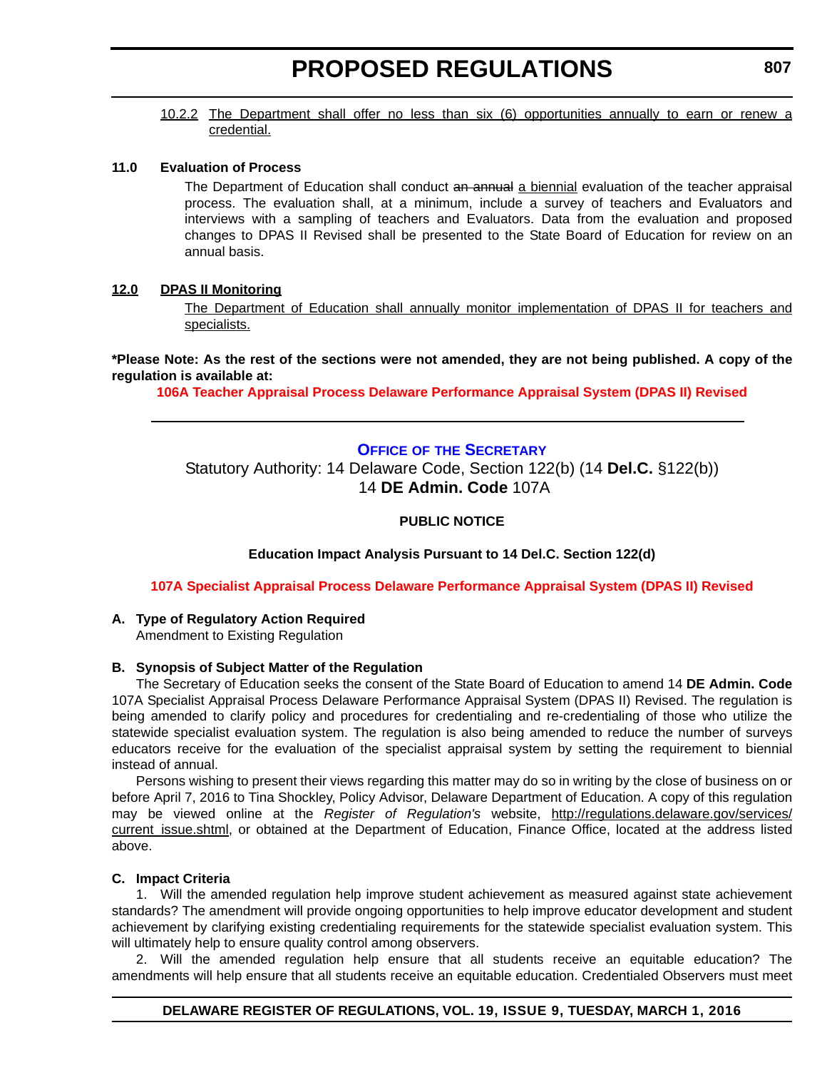10.2.2 The Department shall offer no less than six (6) opportunities annually to earn or renew a credential.

**11.0 Evaluation of Process**

The Department of Education shall conduct ~~an annual~~ a biennial evaluation of the teacher appraisal process. The evaluation shall, at a minimum, include a survey of teachers and Evaluators and interviews with a sampling of teachers and Evaluators. Data from the evaluation and proposed changes to DPAS II Revised shall be presented to the State Board of Education for review on an annual basis.

**12.0 DPAS II Monitoring**

The Department of Education shall annually monitor implementation of DPAS II for teachers and specialists.

**\*Please Note: As the rest of the sections were not amended, they are not being published. A copy of the regulation is available at:**

**106A Teacher Appraisal Process Delaware Performance Appraisal System (DPAS II) Revised**

---

**OFFICE OF THE SECRETARY**

Statutory Authority: 14 Delaware Code, Section 122(b) (14 **Del.C.** §122(b))
14 **DE Admin. Code** 107A

**PUBLIC NOTICE**

**Education Impact Analysis Pursuant to 14 Del.C. Section 122(d)**

**107A Specialist Appraisal Process Delaware Performance Appraisal System (DPAS II) Revised**

**A. Type of Regulatory Action Required**

Amendment to Existing Regulation

**B. Synopsis of Subject Matter of the Regulation**

The Secretary of Education seeks the consent of the State Board of Education to amend 14 **DE Admin. Code** 107A Specialist Appraisal Process Delaware Performance Appraisal System (DPAS II) Revised. The regulation is being amended to clarify policy and procedures for credentialing and re-credentialing of those who utilize the statewide specialist evaluation system. The regulation is also being amended to reduce the number of surveys educators receive for the evaluation of the specialist appraisal system by setting the requirement to biennial instead of annual.

Persons wishing to present their views regarding this matter may do so in writing by the close of business on or before April 7, 2016 to Tina Shockley, Policy Advisor, Delaware Department of Education. A copy of this regulation may be viewed online at the *Register of Regulation's* website, http://regulations.delaware.gov/services/current_issue.shtml, or obtained at the Department of Education, Finance Office, located at the address listed above.

**C. Impact Criteria**

1. Will the amended regulation help improve student achievement as measured against state achievement standards? The amendment will provide ongoing opportunities to help improve educator development and student achievement by clarifying existing credentialing requirements for the statewide specialist evaluation system. This will ultimately help to ensure quality control among observers.

2. Will the amended regulation help ensure that all students receive an equitable education? The amendments will help ensure that all students receive an equitable education. Credentialed Observers must meet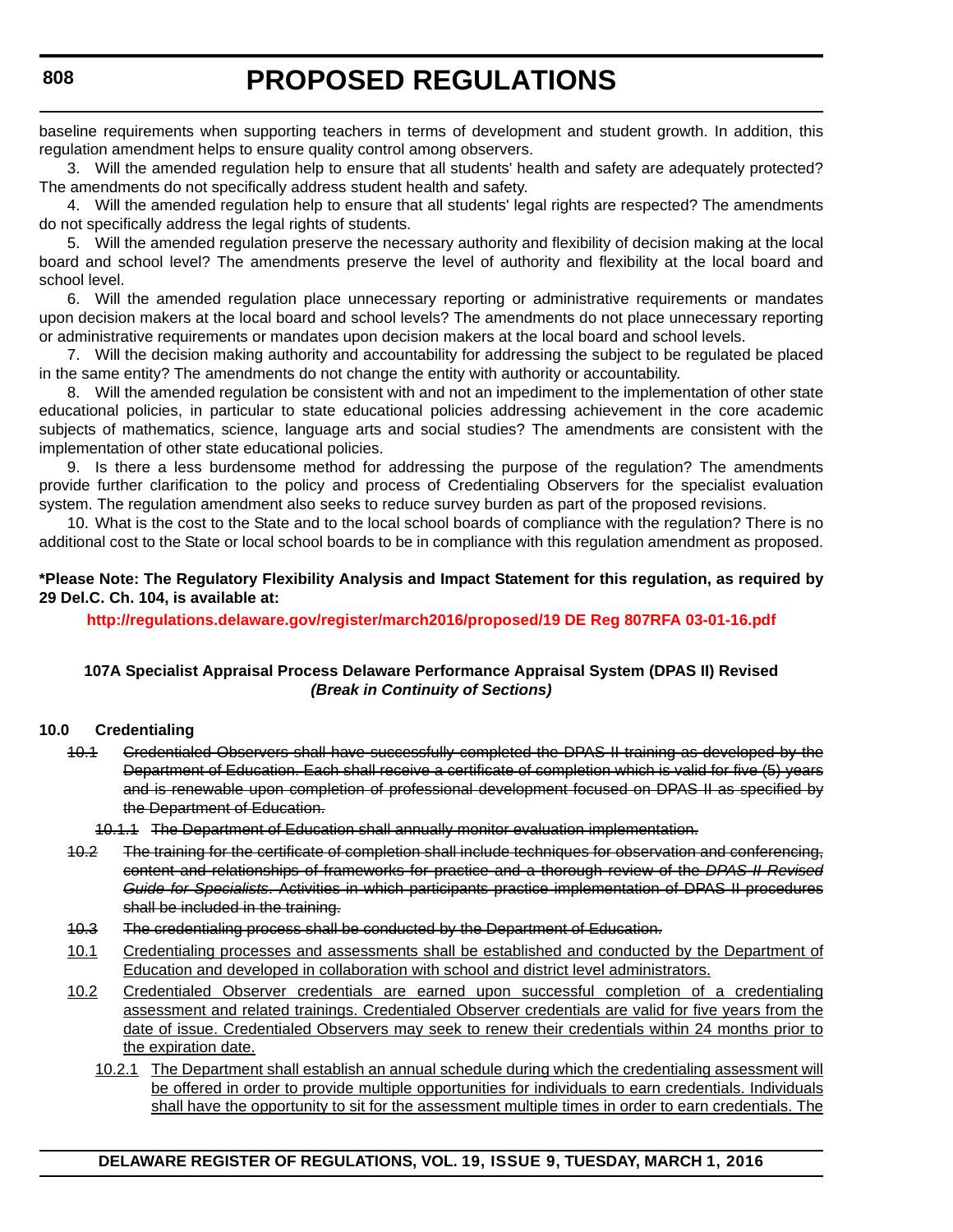baseline requirements when supporting teachers in terms of development and student growth. In addition, this regulation amendment helps to ensure quality control among observers.

3. Will the amended regulation help to ensure that all students' health and safety are adequately protected? The amendments do not specifically address student health and safety.

4. Will the amended regulation help to ensure that all students' legal rights are respected? The amendments do not specifically address the legal rights of students.

5. Will the amended regulation preserve the necessary authority and flexibility of decision making at the local board and school level? The amendments preserve the level of authority and flexibility at the local board and school level.

6. Will the amended regulation place unnecessary reporting or administrative requirements or mandates upon decision makers at the local board and school levels? The amendments do not place unnecessary reporting or administrative requirements or mandates upon decision makers at the local board and school levels.

7. Will the decision making authority and accountability for addressing the subject to be regulated be placed in the same entity? The amendments do not change the entity with authority or accountability.

8. Will the amended regulation be consistent with and not an impediment to the implementation of other state educational policies, in particular to state educational policies addressing achievement in the core academic subjects of mathematics, science, language arts and social studies? The amendments are consistent with the implementation of other state educational policies.

9. Is there a less burdensome method for addressing the purpose of the regulation? The amendments provide further clarification to the policy and process of Credentialing Observers for the specialist evaluation system. The regulation amendment also seeks to reduce survey burden as part of the proposed revisions.

10. What is the cost to the State and to the local school boards of compliance with the regulation? There is no additional cost to the State or local school boards to be in compliance with this regulation amendment as proposed.

**\*Please Note: The Regulatory Flexibility Analysis and Impact Statement for this regulation, as required by 29 Del.C. Ch. 104, is available at:**

**http://regulations.delaware.gov/register/march2016/proposed/19 DE Reg 807RFA 03-01-16.pdf**

**107A Specialist Appraisal Process Delaware Performance Appraisal System (DPAS II) Revised**
***(Break in Continuity of Sections)***

**10.0 Credentialing**

~~10.1 Credentialed Observers shall have successfully completed the DPAS II training as developed by the Department of Education. Each shall receive a certificate of completion which is valid for five (5) years and is renewable upon completion of professional development focused on DPAS II as specified by the Department of Education.~~

~~10.1.1 The Department of Education shall annually monitor evaluation implementation.~~

~~10.2 The training for the certificate of completion shall include techniques for observation and conferencing, content and relationships of frameworks for practice and a thorough review of the *DPAS II Revised Guide for Specialists*. Activities in which participants practice implementation of DPAS II procedures shall be included in the training.~~

~~10.3 The credentialing process shall be conducted by the Department of Education.~~

<u>10.1 Credentialing processes and assessments shall be established and conducted by the Department of Education and developed in collaboration with school and district level administrators.</u>

<u>10.2 Credentialed Observer credentials are earned upon successful completion of a credentialing assessment and related trainings. Credentialed Observer credentials are valid for five years from the date of issue. Credentialed Observers may seek to renew their credentials within 24 months prior to the expiration date.</u>

<u>10.2.1 The Department shall establish an annual schedule during which the credentialing assessment will be offered in order to provide multiple opportunities for individuals to earn credentials. Individuals shall have the opportunity to sit for the assessment multiple times in order to earn credentials. The</u>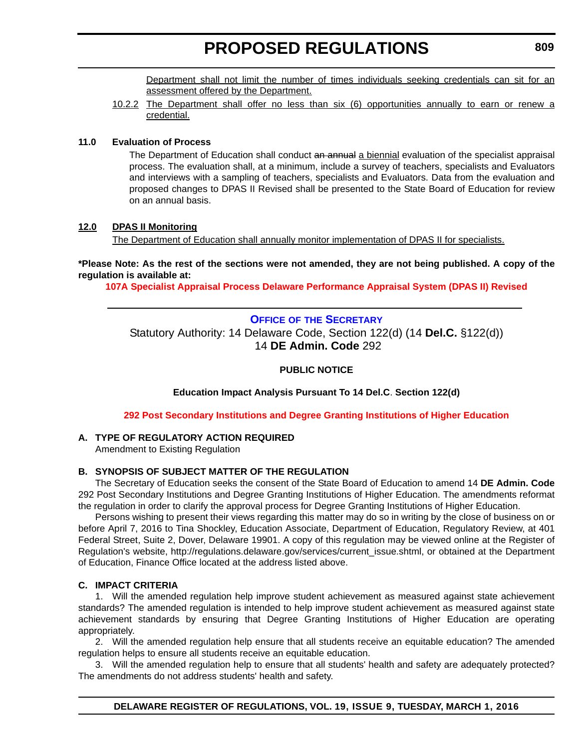Department shall not limit the number of times individuals seeking credentials can sit for an assessment offered by the Department.

10.2.2 The Department shall offer no less than six (6) opportunities annually to earn or renew a credential.

**11.0 Evaluation of Process**

The Department of Education shall conduct ~~an annual~~ a biennial evaluation of the specialist appraisal process. The evaluation shall, at a minimum, include a survey of teachers, specialists and Evaluators and interviews with a sampling of teachers, specialists and Evaluators. Data from the evaluation and proposed changes to DPAS II Revised shall be presented to the State Board of Education for review on an annual basis.

**12.0 DPAS II Monitoring**

The Department of Education shall annually monitor implementation of DPAS II for specialists.

**\*Please Note: As the rest of the sections were not amended, they are not being published. A copy of the regulation is available at:**

**107A Specialist Appraisal Process Delaware Performance Appraisal System (DPAS II) Revised**

---

## Office of the Secretary

Statutory Authority: 14 Delaware Code, Section 122(d) (14 **Del.C.** §122(d))
14 **DE Admin. Code** 292

**PUBLIC NOTICE**

**Education Impact Analysis Pursuant To 14 Del.C. Section 122(d)**

**292 Post Secondary Institutions and Degree Granting Institutions of Higher Education**

**A. TYPE OF REGULATORY ACTION REQUIRED**

Amendment to Existing Regulation

**B. SYNOPSIS OF SUBJECT MATTER OF THE REGULATION**

The Secretary of Education seeks the consent of the State Board of Education to amend 14 **DE Admin. Code** 292 Post Secondary Institutions and Degree Granting Institutions of Higher Education. The amendments reformat the regulation in order to clarify the approval process for Degree Granting Institutions of Higher Education.

Persons wishing to present their views regarding this matter may do so in writing by the close of business on or before April 7, 2016 to Tina Shockley, Education Associate, Department of Education, Regulatory Review, at 401 Federal Street, Suite 2, Dover, Delaware 19901. A copy of this regulation may be viewed online at the Register of Regulation's website, http://regulations.delaware.gov/services/current_issue.shtml, or obtained at the Department of Education, Finance Office located at the address listed above.

**C. IMPACT CRITERIA**

1. Will the amended regulation help improve student achievement as measured against state achievement standards? The amended regulation is intended to help improve student achievement as measured against state achievement standards by ensuring that Degree Granting Institutions of Higher Education are operating appropriately.

2. Will the amended regulation help ensure that all students receive an equitable education? The amended regulation helps to ensure all students receive an equitable education.

3. Will the amended regulation help to ensure that all students' health and safety are adequately protected? The amendments do not address students' health and safety.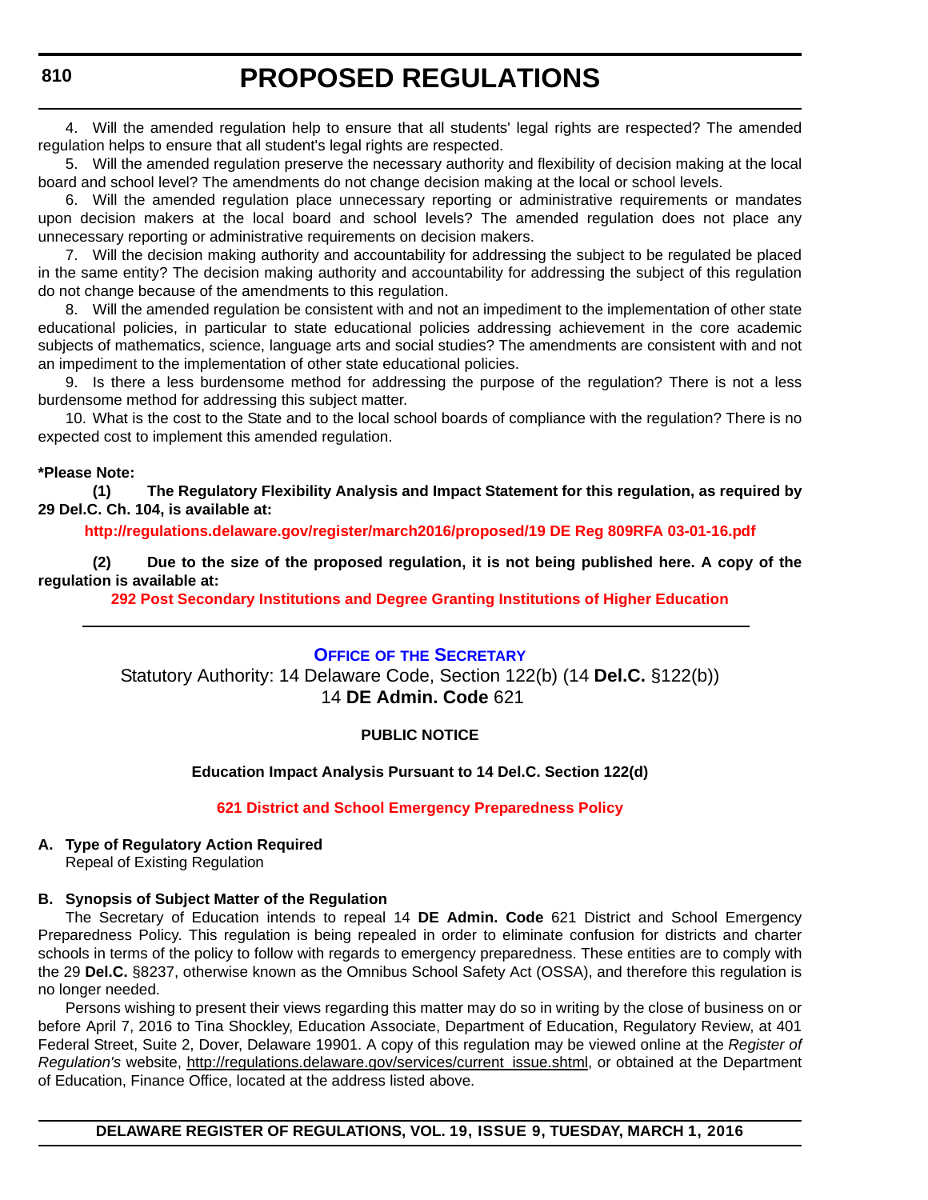4. Will the amended regulation help to ensure that all students' legal rights are respected? The amended regulation helps to ensure that all student's legal rights are respected.

5. Will the amended regulation preserve the necessary authority and flexibility of decision making at the local board and school level? The amendments do not change decision making at the local or school levels.

6. Will the amended regulation place unnecessary reporting or administrative requirements or mandates upon decision makers at the local board and school levels? The amended regulation does not place any unnecessary reporting or administrative requirements on decision makers.

7. Will the decision making authority and accountability for addressing the subject to be regulated be placed in the same entity? The decision making authority and accountability for addressing the subject of this regulation do not change because of the amendments to this regulation.

8. Will the amended regulation be consistent with and not an impediment to the implementation of other state educational policies, in particular to state educational policies addressing achievement in the core academic subjects of mathematics, science, language arts and social studies? The amendments are consistent with and not an impediment to the implementation of other state educational policies.

9. Is there a less burdensome method for addressing the purpose of the regulation? There is not a less burdensome method for addressing this subject matter.

10. What is the cost to the State and to the local school boards of compliance with the regulation? There is no expected cost to implement this amended regulation.

**\*Please Note:**

**(1) The Regulatory Flexibility Analysis and Impact Statement for this regulation, as required by 29 Del.C. Ch. 104, is available at:**

**http://regulations.delaware.gov/register/march2016/proposed/19 DE Reg 809RFA 03-01-16.pdf**

**(2) Due to the size of the proposed regulation, it is not being published here. A copy of the regulation is available at:**

**292 Post Secondary Institutions and Degree Granting Institutions of Higher Education**

---

## Office of the Secretary

Statutory Authority: 14 Delaware Code, Section 122(b) (14 **Del.C.** §122(b))
14 **DE Admin. Code** 621

**PUBLIC NOTICE**

**Education Impact Analysis Pursuant to 14 Del.C. Section 122(d)**

**621 District and School Emergency Preparedness Policy**

**A. Type of Regulatory Action Required**

Repeal of Existing Regulation

**B. Synopsis of Subject Matter of the Regulation**

The Secretary of Education intends to repeal 14 **DE Admin. Code** 621 District and School Emergency Preparedness Policy. This regulation is being repealed in order to eliminate confusion for districts and charter schools in terms of the policy to follow with regards to emergency preparedness. These entities are to comply with the 29 **Del.C.** §8237, otherwise known as the Omnibus School Safety Act (OSSA), and therefore this regulation is no longer needed.

Persons wishing to present their views regarding this matter may do so in writing by the close of business on or before April 7, 2016 to Tina Shockley, Education Associate, Department of Education, Regulatory Review, at 401 Federal Street, Suite 2, Dover, Delaware 19901. A copy of this regulation may be viewed online at the *Register of Regulation's* website, http://regulations.delaware.gov/services/current_issue.shtml, or obtained at the Department of Education, Finance Office, located at the address listed above.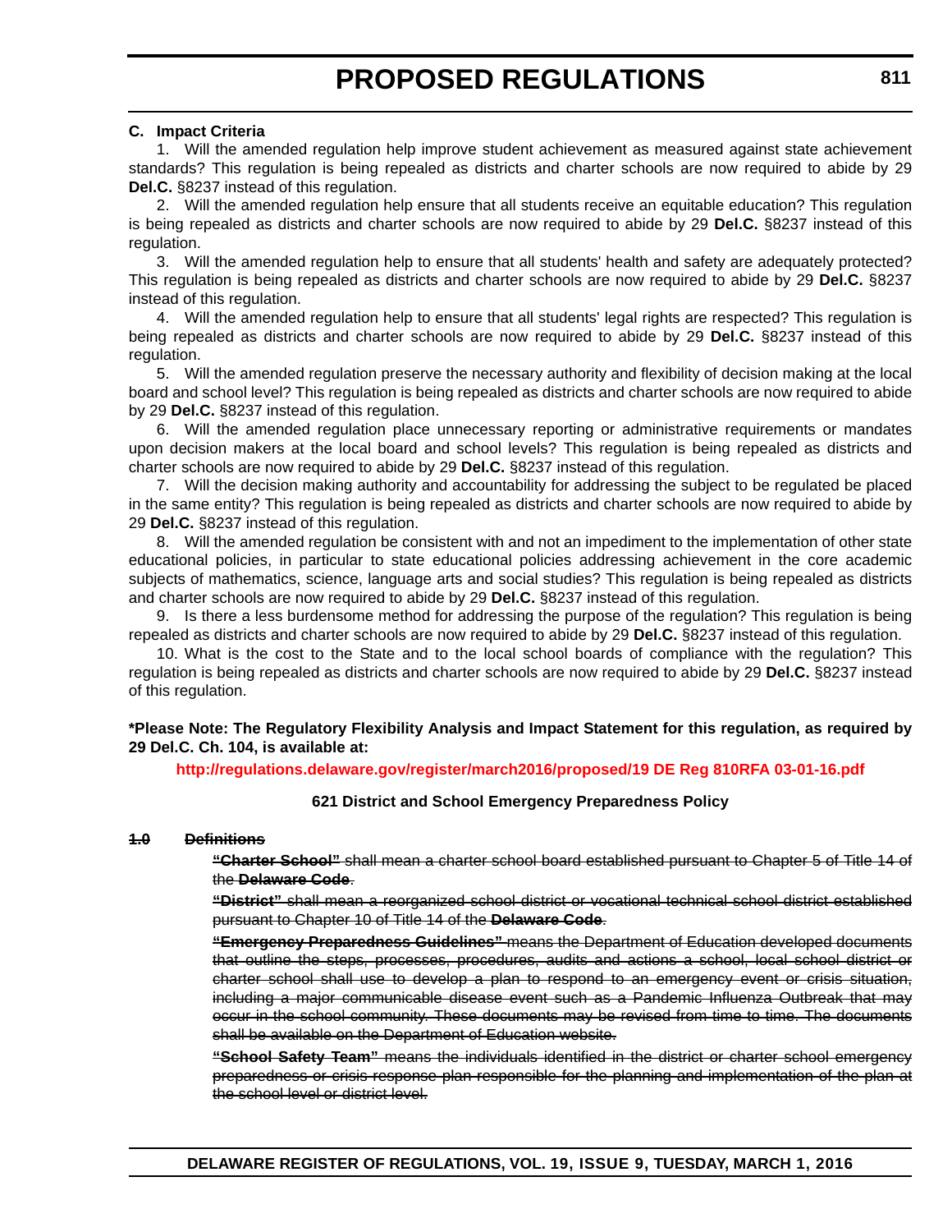### C. Impact Criteria

1. Will the amended regulation help improve student achievement as measured against state achievement standards? This regulation is being repealed as districts and charter schools are now required to abide by 29 **Del.C.** §8237 instead of this regulation.

2. Will the amended regulation help ensure that all students receive an equitable education? This regulation is being repealed as districts and charter schools are now required to abide by 29 **Del.C.** §8237 instead of this regulation.

3. Will the amended regulation help to ensure that all students' health and safety are adequately protected? This regulation is being repealed as districts and charter schools are now required to abide by 29 **Del.C.** §8237 instead of this regulation.

4. Will the amended regulation help to ensure that all students' legal rights are respected? This regulation is being repealed as districts and charter schools are now required to abide by 29 **Del.C.** §8237 instead of this regulation.

5. Will the amended regulation preserve the necessary authority and flexibility of decision making at the local board and school level? This regulation is being repealed as districts and charter schools are now required to abide by 29 **Del.C.** §8237 instead of this regulation.

6. Will the amended regulation place unnecessary reporting or administrative requirements or mandates upon decision makers at the local board and school levels? This regulation is being repealed as districts and charter schools are now required to abide by 29 **Del.C.** §8237 instead of this regulation.

7. Will the decision making authority and accountability for addressing the subject to be regulated be placed in the same entity? This regulation is being repealed as districts and charter schools are now required to abide by 29 **Del.C.** §8237 instead of this regulation.

8. Will the amended regulation be consistent with and not an impediment to the implementation of other state educational policies, in particular to state educational policies addressing achievement in the core academic subjects of mathematics, science, language arts and social studies? This regulation is being repealed as districts and charter schools are now required to abide by 29 **Del.C.** §8237 instead of this regulation.

9. Is there a less burdensome method for addressing the purpose of the regulation? This regulation is being repealed as districts and charter schools are now required to abide by 29 **Del.C.** §8237 instead of this regulation.

10. What is the cost to the State and to the local school boards of compliance with the regulation? This regulation is being repealed as districts and charter schools are now required to abide by 29 **Del.C.** §8237 instead of this regulation.

**\*Please Note: The Regulatory Flexibility Analysis and Impact Statement for this regulation, as required by 29 Del.C. Ch. 104, is available at:**

**http://regulations.delaware.gov/register/march2016/proposed/19 DE Reg 810RFA 03-01-16.pdf**

**621 District and School Emergency Preparedness Policy**

~~**1.0 Definitions**~~

~~**"Charter School"** shall mean a charter school board established pursuant to Chapter 5 of Title 14 of the **Delaware Code**.~~

~~**"District"** shall mean a reorganized school district or vocational technical school district established pursuant to Chapter 10 of Title 14 of the **Delaware Code**.~~

~~**"Emergency Preparedness Guidelines"** means the Department of Education developed documents that outline the steps, processes, procedures, audits and actions a school, local school district or charter school shall use to develop a plan to respond to an emergency event or crisis situation, including a major communicable disease event such as a Pandemic Influenza Outbreak that may occur in the school community. These documents may be revised from time to time. The documents shall be available on the Department of Education website.~~

~~**"School Safety Team"** means the individuals identified in the district or charter school emergency preparedness or crisis response plan responsible for the planning and implementation of the plan at the school level or district level.~~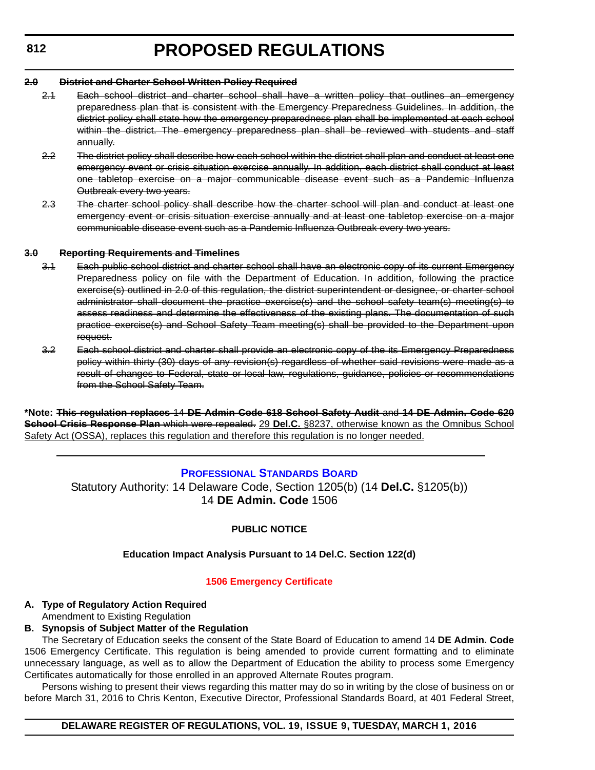~~**2.0 District and Charter School Written Policy Required**~~

~~2.1 Each school district and charter school shall have a written policy that outlines an emergency preparedness plan that is consistent with the Emergency Preparedness Guidelines. In addition, the district policy shall state how the emergency preparedness plan shall be implemented at each school within the district. The emergency preparedness plan shall be reviewed with students and staff annually.~~

~~2.2 The district policy shall describe how each school within the district shall plan and conduct at least one emergency event or crisis situation exercise annually. In addition, each district shall conduct at least one tabletop exercise on a major communicable disease event such as a Pandemic Influenza Outbreak every two years.~~

~~2.3 The charter school policy shall describe how the charter school will plan and conduct at least one emergency event or crisis situation exercise annually and at least one tabletop exercise on a major communicable disease event such as a Pandemic Influenza Outbreak every two years.~~

~~**3.0 Reporting Requirements and Timelines**~~

~~3.1 Each public school district and charter school shall have an electronic copy of its current Emergency Preparedness policy on file with the Department of Education. In addition, following the practice exercise(s) outlined in 2.0 of this regulation, the district superintendent or designee, or charter school administrator shall document the practice exercise(s) and the school safety team(s) meeting(s) to assess readiness and determine the effectiveness of the existing plans. The documentation of such practice exercise(s) and School Safety Team meeting(s) shall be provided to the Department upon request.~~

~~3.2 Each school district and charter shall provide an electronic copy of the its Emergency Preparedness policy within thirty (30) days of any revision(s) regardless of whether said revisions were made as a result of changes to Federal, state or local law, regulations, guidance, policies or recommendations from the School Safety Team.~~

**\*Note:** ~~**This regulation replaces** 14 **DE Admin Code 618 School Safety Audit** and **14 DE Admin. Code 620 School Crisis Response Plan** which were repealed.~~ <u>29 **Del.C.** §8237, otherwise known as the Omnibus School Safety Act (OSSA), replaces this regulation and therefore this regulation is no longer needed.</u>

---

## PROFESSIONAL STANDARDS BOARD

Statutory Authority: 14 Delaware Code, Section 1205(b) (14 **Del.C.** §1205(b))
14 **DE Admin. Code** 1506

### PUBLIC NOTICE

#### Education Impact Analysis Pursuant to 14 Del.C. Section 122(d)

#### 1506 Emergency Certificate

**A. Type of Regulatory Action Required**

Amendment to Existing Regulation

**B. Synopsis of Subject Matter of the Regulation**

The Secretary of Education seeks the consent of the State Board of Education to amend 14 **DE Admin. Code** 1506 Emergency Certificate. This regulation is being amended to provide current formatting and to eliminate unnecessary language, as well as to allow the Department of Education the ability to process some Emergency Certificates automatically for those enrolled in an approved Alternate Routes program.

Persons wishing to present their views regarding this matter may do so in writing by the close of business on or before March 31, 2016 to Chris Kenton, Executive Director, Professional Standards Board, at 401 Federal Street,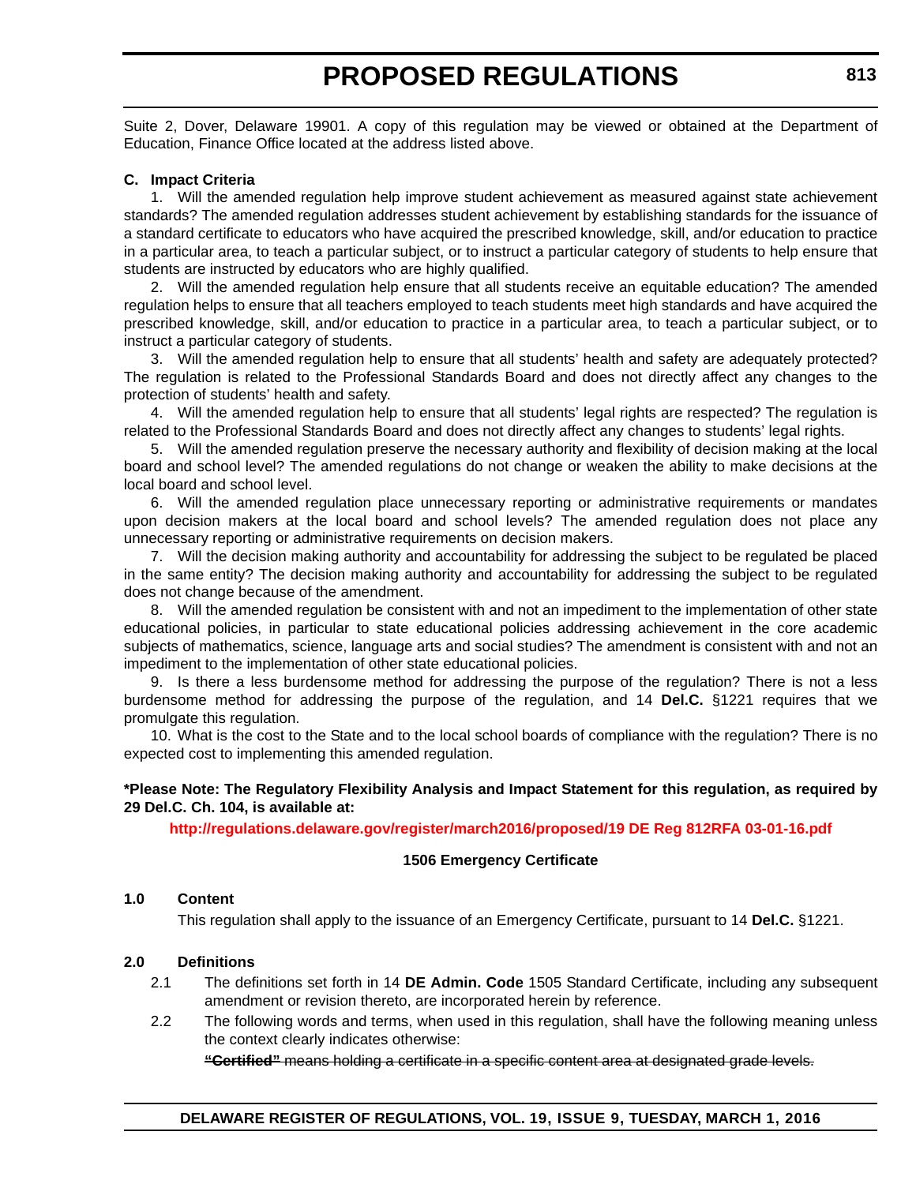Suite 2, Dover, Delaware 19901. A copy of this regulation may be viewed or obtained at the Department of Education, Finance Office located at the address listed above.

**C. Impact Criteria**

1. Will the amended regulation help improve student achievement as measured against state achievement standards? The amended regulation addresses student achievement by establishing standards for the issuance of a standard certificate to educators who have acquired the prescribed knowledge, skill, and/or education to practice in a particular area, to teach a particular subject, or to instruct a particular category of students to help ensure that students are instructed by educators who are highly qualified.

2. Will the amended regulation help ensure that all students receive an equitable education? The amended regulation helps to ensure that all teachers employed to teach students meet high standards and have acquired the prescribed knowledge, skill, and/or education to practice in a particular area, to teach a particular subject, or to instruct a particular category of students.

3. Will the amended regulation help to ensure that all students' health and safety are adequately protected? The regulation is related to the Professional Standards Board and does not directly affect any changes to the protection of students' health and safety.

4. Will the amended regulation help to ensure that all students' legal rights are respected? The regulation is related to the Professional Standards Board and does not directly affect any changes to students' legal rights.

5. Will the amended regulation preserve the necessary authority and flexibility of decision making at the local board and school level? The amended regulations do not change or weaken the ability to make decisions at the local board and school level.

6. Will the amended regulation place unnecessary reporting or administrative requirements or mandates upon decision makers at the local board and school levels? The amended regulation does not place any unnecessary reporting or administrative requirements on decision makers.

7. Will the decision making authority and accountability for addressing the subject to be regulated be placed in the same entity? The decision making authority and accountability for addressing the subject to be regulated does not change because of the amendment.

8. Will the amended regulation be consistent with and not an impediment to the implementation of other state educational policies, in particular to state educational policies addressing achievement in the core academic subjects of mathematics, science, language arts and social studies? The amendment is consistent with and not an impediment to the implementation of other state educational policies.

9. Is there a less burdensome method for addressing the purpose of the regulation? There is not a less burdensome method for addressing the purpose of the regulation, and 14 **Del.C.** §1221 requires that we promulgate this regulation.

10. What is the cost to the State and to the local school boards of compliance with the regulation? There is no expected cost to implementing this amended regulation.

**\*Please Note: The Regulatory Flexibility Analysis and Impact Statement for this regulation, as required by 29 Del.C. Ch. 104, is available at:**

**http://regulations.delaware.gov/register/march2016/proposed/19 DE Reg 812RFA 03-01-16.pdf**

**1506 Emergency Certificate**

**1.0 Content**

This regulation shall apply to the issuance of an Emergency Certificate, pursuant to 14 **Del.C.** §1221.

**2.0 Definitions**

2.1 The definitions set forth in 14 **DE Admin. Code** 1505 Standard Certificate, including any subsequent amendment or revision thereto, are incorporated herein by reference.

2.2 The following words and terms, when used in this regulation, shall have the following meaning unless the context clearly indicates otherwise:

~~**"Certified"** means holding a certificate in a specific content area at designated grade levels.~~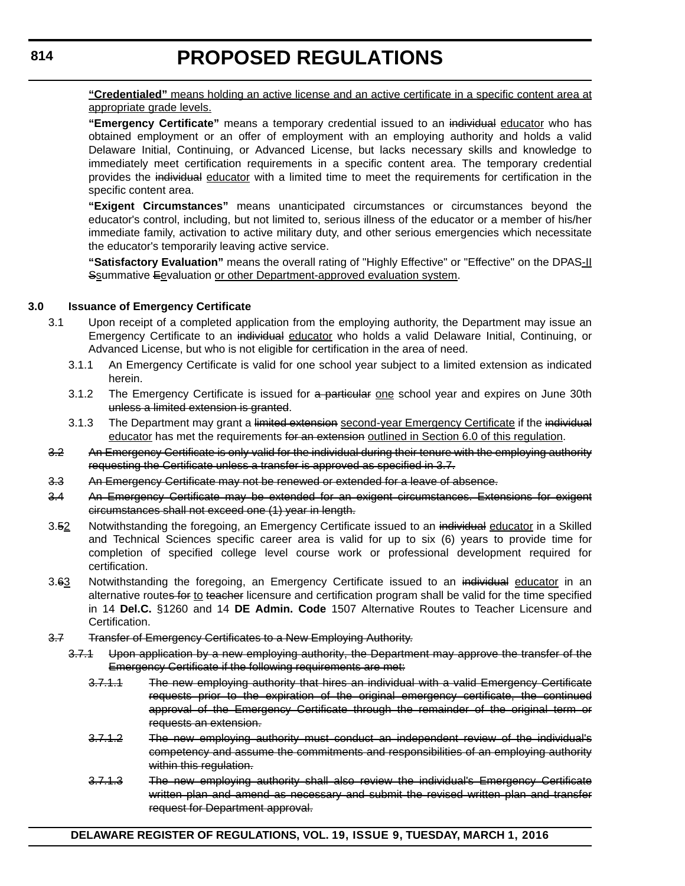<u>**"Credentialed"** means holding an active license and an active certificate in a specific content area at appropriate grade levels.</u>

**"Emergency Certificate"** means a temporary credential issued to an ~~individual~~ <u>educator</u> who has obtained employment or an offer of employment with an employing authority and holds a valid Delaware Initial, Continuing, or Advanced License, but lacks necessary skills and knowledge to immediately meet certification requirements in a specific content area. The temporary credential provides the ~~individual~~ <u>educator</u> with a limited time to meet the requirements for certification in the specific content area.

**"Exigent Circumstances"** means unanticipated circumstances or circumstances beyond the educator's control, including, but not limited to, serious illness of the educator or a member of his/her immediate family, activation to active military duty, and other serious emergencies which necessitate the educator's temporarily leaving active service.

**"Satisfactory Evaluation"** means the overall rating of "Highly Effective" or "Effective" on the DPAS<u>-II</u> ~~S~~<u>s</u>ummative ~~E~~<u>e</u>valuation <u>or other Department-approved evaluation system</u>.

**3.0 Issuance of Emergency Certificate**

3.1 Upon receipt of a completed application from the employing authority, the Department may issue an Emergency Certificate to an ~~individual~~ <u>educator</u> who holds a valid Delaware Initial, Continuing, or Advanced License, but who is not eligible for certification in the area of need.

3.1.1 An Emergency Certificate is valid for one school year subject to a limited extension as indicated herein.

3.1.2 The Emergency Certificate is issued for ~~a particular~~ <u>one</u> school year and expires on June 30th ~~unless a limited extension is granted~~.

3.1.3 The Department may grant a ~~limited extension~~ <u>second-year Emergency Certificate</u> if the ~~individual~~ <u>educator</u> has met the requirements ~~for an extension~~ <u>outlined in Section 6.0 of this regulation</u>.

~~3.2 An Emergency Certificate is only valid for the individual during their tenure with the employing authority requesting the Certificate unless a transfer is approved as specified in 3.7.~~

~~3.3 An Emergency Certificate may not be renewed or extended for a leave of absence.~~

~~3.4 An Emergency Certificate may be extended for an exigent circumstances. Extensions for exigent circumstances shall not exceed one (1) year in length.~~

3.~~5~~<u>2</u> Notwithstanding the foregoing, an Emergency Certificate issued to an ~~individual~~ <u>educator</u> in a Skilled and Technical Sciences specific career area is valid for up to six (6) years to provide time for completion of specified college level course work or professional development required for certification.

3.~~6~~<u>3</u> Notwithstanding the foregoing, an Emergency Certificate issued to an ~~individual~~ <u>educator</u> in an alternative route~~s for~~ <u>to</u> ~~teacher~~ licensure and certification program shall be valid for the time specified in 14 **Del.C.** §1260 and 14 **DE Admin. Code** 1507 Alternative Routes to Teacher Licensure and Certification.

~~3.7 Transfer of Emergency Certificates to a New Employing Authority.~~

~~3.7.1 Upon application by a new employing authority, the Department may approve the transfer of the Emergency Certificate if the following requirements are met:~~

~~3.7.1.1 The new employing authority that hires an individual with a valid Emergency Certificate requests prior to the expiration of the original emergency certificate, the continued approval of the Emergency Certificate through the remainder of the original term or requests an extension.~~

~~3.7.1.2 The new employing authority must conduct an independent review of the individual's competency and assume the commitments and responsibilities of an employing authority within this regulation.~~

~~3.7.1.3 The new employing authority shall also review the individual's Emergency Certificate written plan and amend as necessary and submit the revised written plan and transfer request for Department approval.~~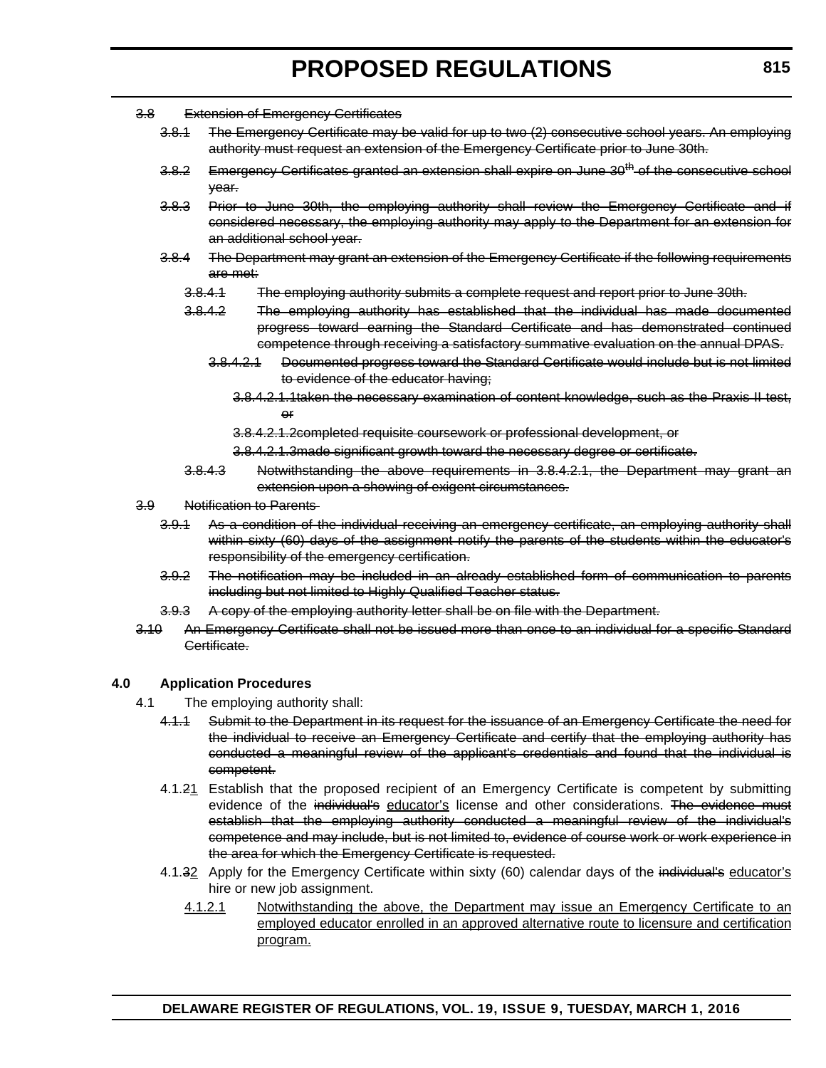~~3.8 Extension of Emergency Certificates~~

~~3.8.1 The Emergency Certificate may be valid for up to two (2) consecutive school years. An employing authority must request an extension of the Emergency Certificate prior to June 30th.~~

~~3.8.2 Emergency Certificates granted an extension shall expire on June 30th of the consecutive school year.~~

~~3.8.3 Prior to June 30th, the employing authority shall review the Emergency Certificate and if considered necessary, the employing authority may apply to the Department for an extension for an additional school year.~~

~~3.8.4 The Department may grant an extension of the Emergency Certificate if the following requirements are met:~~

~~3.8.4.1 The employing authority submits a complete request and report prior to June 30th.~~

~~3.8.4.2 The employing authority has established that the individual has made documented progress toward earning the Standard Certificate and has demonstrated continued competence through receiving a satisfactory summative evaluation on the annual DPAS.~~

~~3.8.4.2.1 Documented progress toward the Standard Certificate would include but is not limited to evidence of the educator having;~~

~~3.8.4.2.1.1taken the necessary examination of content knowledge, such as the Praxis II test, or~~

~~3.8.4.2.1.2completed requisite coursework or professional development, or~~

~~3.8.4.2.1.3made significant growth toward the necessary degree or certificate.~~

~~3.8.4.3 Notwithstanding the above requirements in 3.8.4.2.1, the Department may grant an extension upon a showing of exigent circumstances.~~

~~3.9 Notification to Parents~~

~~3.9.1 As a condition of the individual receiving an emergency certificate, an employing authority shall within sixty (60) days of the assignment notify the parents of the students within the educator's responsibility of the emergency certification.~~

~~3.9.2 The notification may be included in an already established form of communication to parents including but not limited to Highly Qualified Teacher status.~~

~~3.9.3 A copy of the employing authority letter shall be on file with the Department.~~

~~3.10 An Emergency Certificate shall not be issued more than once to an individual for a specific Standard Certificate.~~

**4.0 Application Procedures**

4.1 The employing authority shall:

~~4.1.1 Submit to the Department in its request for the issuance of an Emergency Certificate the need for the individual to receive an Emergency Certificate and certify that the employing authority has conducted a meaningful review of the applicant's credentials and found that the individual is competent.~~

4.1.~~2~~<u>1</u> Establish that the proposed recipient of an Emergency Certificate is competent by submitting evidence of the ~~individual's~~ <u>educator's</u> license and other considerations. ~~The evidence must establish that the employing authority conducted a meaningful review of the individual's competence and may include, but is not limited to, evidence of course work or work experience in the area for which the Emergency Certificate is requested.~~

4.1.~~3~~<u>2</u> Apply for the Emergency Certificate within sixty (60) calendar days of the ~~individual's~~ <u>educator's</u> hire or new job assignment.

<u>4.1.2.1 Notwithstanding the above, the Department may issue an Emergency Certificate to an employed educator enrolled in an approved alternative route to licensure and certification program.</u>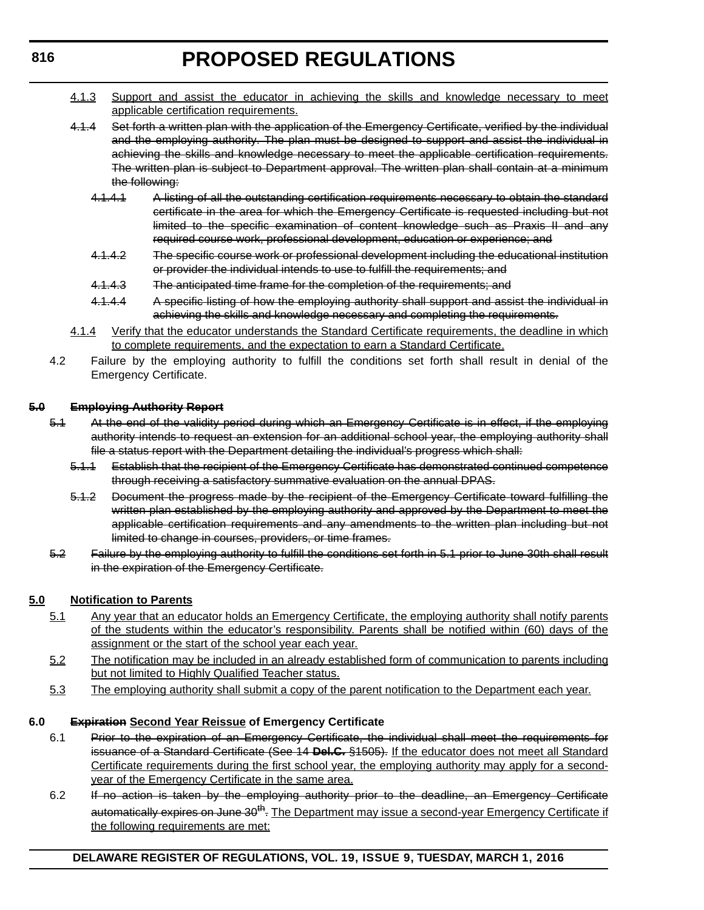4.1.3 <u>Support and assist the educator in achieving the skills and knowledge necessary to meet applicable certification requirements.</u>

~~4.1.4 Set forth a written plan with the application of the Emergency Certificate, verified by the individual and the employing authority. The plan must be designed to support and assist the individual in achieving the skills and knowledge necessary to meet the applicable certification requirements. The written plan is subject to Department approval. The written plan shall contain at a minimum the following:~~

~~4.1.4.1 A listing of all the outstanding certification requirements necessary to obtain the standard certificate in the area for which the Emergency Certificate is requested including but not limited to the specific examination of content knowledge such as Praxis II and any required course work, professional development, education or experience; and~~

~~4.1.4.2 The specific course work or professional development including the educational institution or provider the individual intends to use to fulfill the requirements; and~~

~~4.1.4.3 The anticipated time frame for the completion of the requirements; and~~

~~4.1.4.4 A specific listing of how the employing authority shall support and assist the individual in achieving the skills and knowledge necessary and completing the requirements.~~

<u>4.1.4 Verify that the educator understands the Standard Certificate requirements, the deadline in which to complete requirements, and the expectation to earn a Standard Certificate.</u>

4.2 Failure by the employing authority to fulfill the conditions set forth shall result in denial of the Emergency Certificate.

~~**5.0 Employing Authority Report**~~

~~5.1 At the end of the validity period during which an Emergency Certificate is in effect, if the employing authority intends to request an extension for an additional school year, the employing authority shall file a status report with the Department detailing the individual's progress which shall:~~

~~5.1.1 Establish that the recipient of the Emergency Certificate has demonstrated continued competence through receiving a satisfactory summative evaluation on the annual DPAS.~~

~~5.1.2 Document the progress made by the recipient of the Emergency Certificate toward fulfilling the written plan established by the employing authority and approved by the Department to meet the applicable certification requirements and any amendments to the written plan including but not limited to change in courses, providers, or time frames.~~

~~5.2 Failure by the employing authority to fulfill the conditions set forth in 5.1 prior to June 30th shall result in the expiration of the Emergency Certificate.~~

<u>**5.0 Notification to Parents**</u>

<u>5.1 Any year that an educator holds an Emergency Certificate, the employing authority shall notify parents of the students within the educator's responsibility. Parents shall be notified within (60) days of the assignment or the start of the school year each year.</u>

<u>5.2 The notification may be included in an already established form of communication to parents including but not limited to Highly Qualified Teacher status.</u>

<u>5.3 The employing authority shall submit a copy of the parent notification to the Department each year.</u>

**6.0 ~~Expiration~~ <u>Second Year Reissue</u> of Emergency Certificate**

6.1 ~~Prior to the expiration of an Emergency Certificate, the individual shall meet the requirements for issuance of a Standard Certificate (See 14 **Del.C.** §1505).~~ <u>If the educator does not meet all Standard Certificate requirements during the first school year, the employing authority may apply for a second-year of the Emergency Certificate in the same area.</u>

6.2 ~~If no action is taken by the employing authority prior to the deadline, an Emergency Certificate automatically expires on June 30th.~~ <u>The Department may issue a second-year Emergency Certificate if the following requirements are met:</u>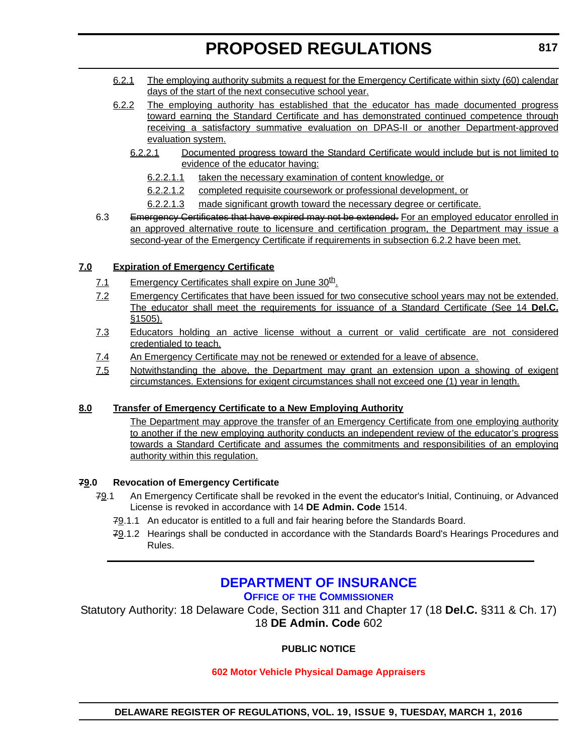6.2.1 The employing authority submits a request for the Emergency Certificate within sixty (60) calendar days of the start of the next consecutive school year.

6.2.2 The employing authority has established that the educator has made documented progress toward earning the Standard Certificate and has demonstrated continued competence through receiving a satisfactory summative evaluation on DPAS-II or another Department-approved evaluation system.

6.2.2.1 Documented progress toward the Standard Certificate would include but is not limited to evidence of the educator having:

6.2.2.1.1 taken the necessary examination of content knowledge, or

6.2.2.1.2 completed requisite coursework or professional development, or

6.2.2.1.3 made significant growth toward the necessary degree or certificate.

6.3 ~~Emergency Certificates that have expired may not be extended.~~ For an employed educator enrolled in an approved alternative route to licensure and certification program, the Department may issue a second-year of the Emergency Certificate if requirements in subsection 6.2.2 have been met.

**7.0 Expiration of Emergency Certificate**

7.1 Emergency Certificates shall expire on June 30th.

7.2 Emergency Certificates that have been issued for two consecutive school years may not be extended. The educator shall meet the requirements for issuance of a Standard Certificate (See 14 **Del.C.** §1505).

7.3 Educators holding an active license without a current or valid certificate are not considered credentialed to teach.

7.4 An Emergency Certificate may not be renewed or extended for a leave of absence.

7.5 Notwithstanding the above, the Department may grant an extension upon a showing of exigent circumstances. Extensions for exigent circumstances shall not exceed one (1) year in length.

**8.0 Transfer of Emergency Certificate to a New Employing Authority**

The Department may approve the transfer of an Emergency Certificate from one employing authority to another if the new employing authority conducts an independent review of the educator's progress towards a Standard Certificate and assumes the commitments and responsibilities of an employing authority within this regulation.

**~~7~~9.0 Revocation of Emergency Certificate**

~~7~~9.1 An Emergency Certificate shall be revoked in the event the educator's Initial, Continuing, or Advanced License is revoked in accordance with 14 **DE Admin. Code** 1514.

~~7~~9.1.1 An educator is entitled to a full and fair hearing before the Standards Board.

~~7~~9.1.2 Hearings shall be conducted in accordance with the Standards Board's Hearings Procedures and Rules.

---

## DEPARTMENT OF INSURANCE

### OFFICE OF THE COMMISSIONER

Statutory Authority: 18 Delaware Code, Section 311 and Chapter 17 (18 **Del.C.** §311 & Ch. 17)
18 **DE Admin. Code** 602

**PUBLIC NOTICE**

**602 Motor Vehicle Physical Damage Appraisers**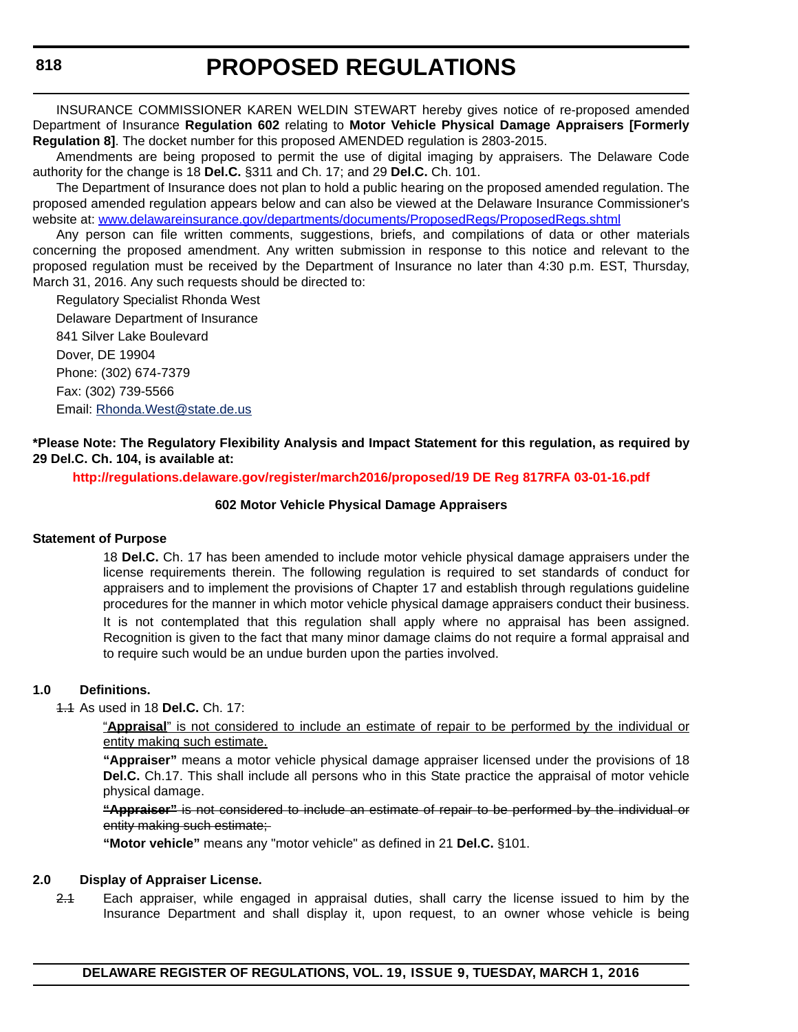# PROPOSED REGULATIONS

INSURANCE COMMISSIONER KAREN WELDIN STEWART hereby gives notice of re-proposed amended Department of Insurance **Regulation 602** relating to **Motor Vehicle Physical Damage Appraisers [Formerly Regulation 8]**. The docket number for this proposed AMENDED regulation is 2803-2015.

Amendments are being proposed to permit the use of digital imaging by appraisers. The Delaware Code authority for the change is 18 **Del.C.** §311 and Ch. 17; and 29 **Del.C.** Ch. 101.

The Department of Insurance does not plan to hold a public hearing on the proposed amended regulation. The proposed amended regulation appears below and can also be viewed at the Delaware Insurance Commissioner's website at: www.delawareinsurance.gov/departments/documents/ProposedRegs/ProposedRegs.shtml

Any person can file written comments, suggestions, briefs, and compilations of data or other materials concerning the proposed amendment. Any written submission in response to this notice and relevant to the proposed regulation must be received by the Department of Insurance no later than 4:30 p.m. EST, Thursday, March 31, 2016. Any such requests should be directed to:

Regulatory Specialist Rhonda West
Delaware Department of Insurance
841 Silver Lake Boulevard
Dover, DE 19904
Phone: (302) 674-7379
Fax: (302) 739-5566
Email: Rhonda.West@state.de.us

**\*Please Note: The Regulatory Flexibility Analysis and Impact Statement for this regulation, as required by 29 Del.C. Ch. 104, is available at:**

**http://regulations.delaware.gov/register/march2016/proposed/19 DE Reg 817RFA 03-01-16.pdf**

**602 Motor Vehicle Physical Damage Appraisers**

**Statement of Purpose**

18 **Del.C.** Ch. 17 has been amended to include motor vehicle physical damage appraisers under the license requirements therein. The following regulation is required to set standards of conduct for appraisers and to implement the provisions of Chapter 17 and establish through regulations guideline procedures for the manner in which motor vehicle physical damage appraisers conduct their business. It is not contemplated that this regulation shall apply where no appraisal has been assigned. Recognition is given to the fact that many minor damage claims do not require a formal appraisal and to require such would be an undue burden upon the parties involved.

**1.0 Definitions.**

~~1.1~~ As used in 18 **Del.C.** Ch. 17:

<u>"**Appraisal**" is not considered to include an estimate of repair to be performed by the individual or entity making such estimate.</u>

**"Appraiser"** means a motor vehicle physical damage appraiser licensed under the provisions of 18 **Del.C.** Ch.17. This shall include all persons who in this State practice the appraisal of motor vehicle physical damage.

~~**"Appraiser"** is not considered to include an estimate of repair to be performed by the individual or entity making such estimate;~~

**"Motor vehicle"** means any "motor vehicle" as defined in 21 **Del.C.** §101.

**2.0 Display of Appraiser License.**

~~2.1~~ Each appraiser, while engaged in appraisal duties, shall carry the license issued to him by the Insurance Department and shall display it, upon request, to an owner whose vehicle is being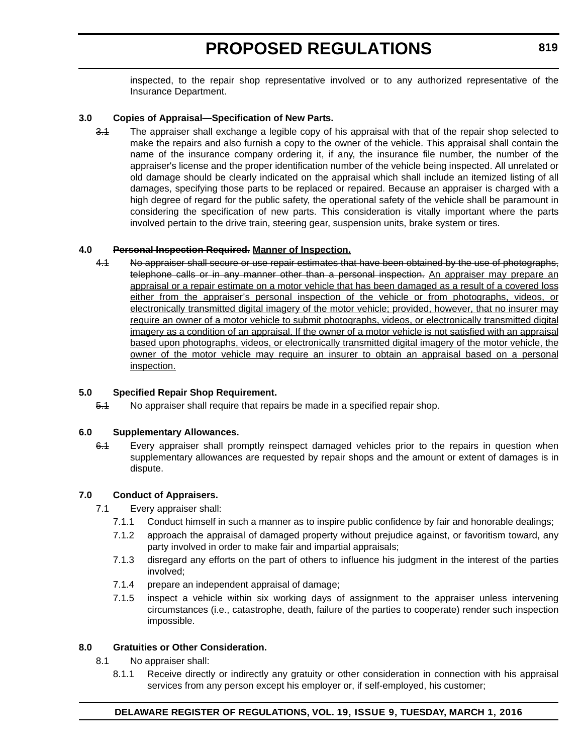inspected, to the repair shop representative involved or to any authorized representative of the Insurance Department.

**3.0 Copies of Appraisal—Specification of New Parts.**

~~3.1~~ The appraiser shall exchange a legible copy of his appraisal with that of the repair shop selected to make the repairs and also furnish a copy to the owner of the vehicle. This appraisal shall contain the name of the insurance company ordering it, if any, the insurance file number, the number of the appraiser's license and the proper identification number of the vehicle being inspected. All unrelated or old damage should be clearly indicated on the appraisal which shall include an itemized listing of all damages, specifying those parts to be replaced or repaired. Because an appraiser is charged with a high degree of regard for the public safety, the operational safety of the vehicle shall be paramount in considering the specification of new parts. This consideration is vitally important where the parts involved pertain to the drive train, steering gear, suspension units, brake system or tires.

**4.0 ~~Personal Inspection Required.~~ <u>Manner of Inspection.</u>**

~~4.1~~ ~~No appraiser shall secure or use repair estimates that have been obtained by the use of photographs, telephone calls or in any manner other than a personal inspection.~~ <u>An appraiser may prepare an appraisal or a repair estimate on a motor vehicle that has been damaged as a result of a covered loss either from the appraiser's personal inspection of the vehicle or from photographs, videos, or electronically transmitted digital imagery of the motor vehicle; provided, however, that no insurer may require an owner of a motor vehicle to submit photographs, videos, or electronically transmitted digital imagery as a condition of an appraisal. If the owner of a motor vehicle is not satisfied with an appraisal based upon photographs, videos, or electronically transmitted digital imagery of the motor vehicle, the owner of the motor vehicle may require an insurer to obtain an appraisal based on a personal inspection.</u>

**5.0 Specified Repair Shop Requirement.**

~~5.1~~ No appraiser shall require that repairs be made in a specified repair shop.

**6.0 Supplementary Allowances.**

~~6.1~~ Every appraiser shall promptly reinspect damaged vehicles prior to the repairs in question when supplementary allowances are requested by repair shops and the amount or extent of damages is in dispute.

**7.0 Conduct of Appraisers.**

7.1 Every appraiser shall:

7.1.1 Conduct himself in such a manner as to inspire public confidence by fair and honorable dealings;

7.1.2 approach the appraisal of damaged property without prejudice against, or favoritism toward, any party involved in order to make fair and impartial appraisals;

7.1.3 disregard any efforts on the part of others to influence his judgment in the interest of the parties involved;

7.1.4 prepare an independent appraisal of damage;

7.1.5 inspect a vehicle within six working days of assignment to the appraiser unless intervening circumstances (i.e., catastrophe, death, failure of the parties to cooperate) render such inspection impossible.

**8.0 Gratuities or Other Consideration.**

8.1 No appraiser shall:

8.1.1 Receive directly or indirectly any gratuity or other consideration in connection with his appraisal services from any person except his employer or, if self-employed, his customer;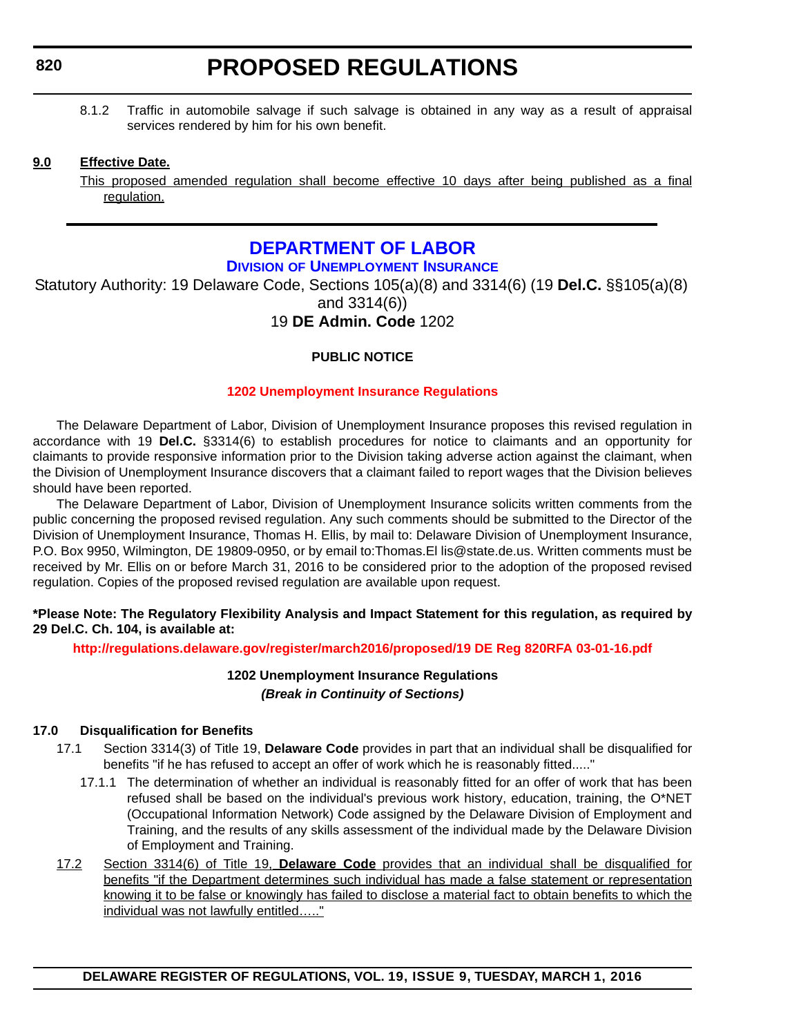8.1.2 Traffic in automobile salvage if such salvage is obtained in any way as a result of appraisal services rendered by him for his own benefit.

**9.0 Effective Date.**

This proposed amended regulation shall become effective 10 days after being published as a final regulation.

---

# DEPARTMENT OF LABOR

## Division of Unemployment Insurance

Statutory Authority: 19 Delaware Code, Sections 105(a)(8) and 3314(6) (19 **Del.C.** §§105(a)(8) and 3314(6))

19 **DE Admin. Code** 1202

**PUBLIC NOTICE**

**1202 Unemployment Insurance Regulations**

The Delaware Department of Labor, Division of Unemployment Insurance proposes this revised regulation in accordance with 19 **Del.C.** §3314(6) to establish procedures for notice to claimants and an opportunity for claimants to provide responsive information prior to the Division taking adverse action against the claimant, when the Division of Unemployment Insurance discovers that a claimant failed to report wages that the Division believes should have been reported.

The Delaware Department of Labor, Division of Unemployment Insurance solicits written comments from the public concerning the proposed revised regulation. Any such comments should be submitted to the Director of the Division of Unemployment Insurance, Thomas H. Ellis, by mail to: Delaware Division of Unemployment Insurance, P.O. Box 9950, Wilmington, DE 19809-0950, or by email to:Thomas.El lis@state.de.us. Written comments must be received by Mr. Ellis on or before March 31, 2016 to be considered prior to the adoption of the proposed revised regulation. Copies of the proposed revised regulation are available upon request.

**\*Please Note: The Regulatory Flexibility Analysis and Impact Statement for this regulation, as required by 29 Del.C. Ch. 104, is available at:**

**http://regulations.delaware.gov/register/march2016/proposed/19 DE Reg 820RFA 03-01-16.pdf**

**1202 Unemployment Insurance Regulations**

***(Break in Continuity of Sections)***

**17.0 Disqualification for Benefits**

17.1 Section 3314(3) of Title 19, **Delaware Code** provides in part that an individual shall be disqualified for benefits "if he has refused to accept an offer of work which he is reasonably fitted....."

17.1.1 The determination of whether an individual is reasonably fitted for an offer of work that has been refused shall be based on the individual's previous work history, education, training, the O*NET (Occupational Information Network) Code assigned by the Delaware Division of Employment and Training, and the results of any skills assessment of the individual made by the Delaware Division of Employment and Training.

17.2 Section 3314(6) of Title 19, **Delaware Code** provides that an individual shall be disqualified for benefits "if the Department determines such individual has made a false statement or representation knowing it to be false or knowingly has failed to disclose a material fact to obtain benefits to which the individual was not lawfully entitled….."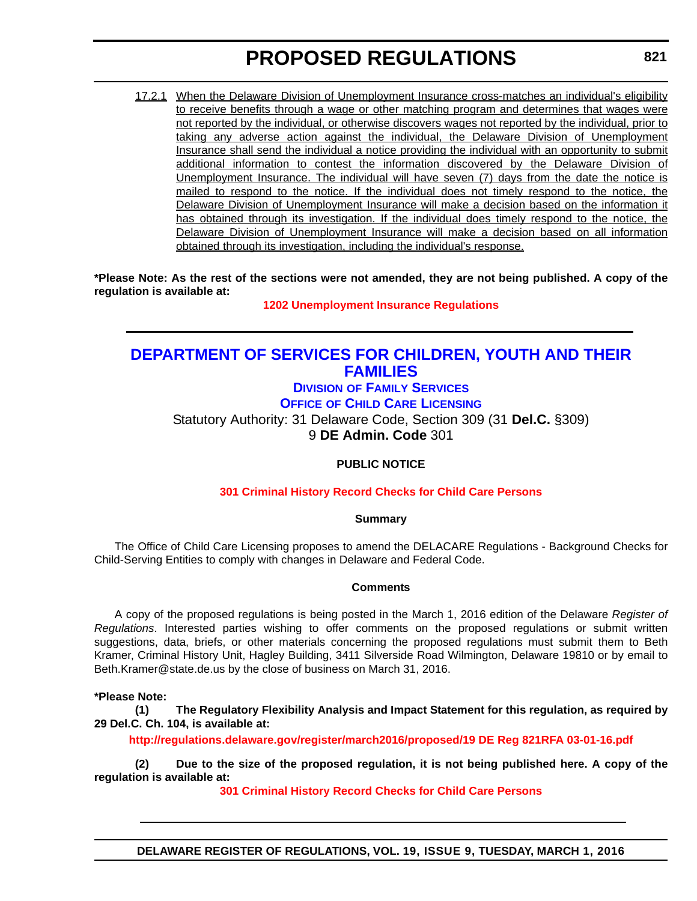17.2.1 When the Delaware Division of Unemployment Insurance cross-matches an individual's eligibility to receive benefits through a wage or other matching program and determines that wages were not reported by the individual, or otherwise discovers wages not reported by the individual, prior to taking any adverse action against the individual, the Delaware Division of Unemployment Insurance shall send the individual a notice providing the individual with an opportunity to submit additional information to contest the information discovered by the Delaware Division of Unemployment Insurance. The individual will have seven (7) days from the date the notice is mailed to respond to the notice. If the individual does not timely respond to the notice, the Delaware Division of Unemployment Insurance will make a decision based on the information it has obtained through its investigation. If the individual does timely respond to the notice, the Delaware Division of Unemployment Insurance will make a decision based on all information obtained through its investigation, including the individual's response.

**\*Please Note: As the rest of the sections were not amended, they are not being published. A copy of the regulation is available at:**

**1202 Unemployment Insurance Regulations**

# DEPARTMENT OF SERVICES FOR CHILDREN, YOUTH AND THEIR FAMILIES

## DIVISION OF FAMILY SERVICES

## OFFICE OF CHILD CARE LICENSING

Statutory Authority: 31 Delaware Code, Section 309 (31 **Del.C.** §309)
9 **DE Admin. Code** 301

**PUBLIC NOTICE**

**301 Criminal History Record Checks for Child Care Persons**

**Summary**

The Office of Child Care Licensing proposes to amend the DELACARE Regulations - Background Checks for Child-Serving Entities to comply with changes in Delaware and Federal Code.

**Comments**

A copy of the proposed regulations is being posted in the March 1, 2016 edition of the Delaware *Register of Regulations*. Interested parties wishing to offer comments on the proposed regulations or submit written suggestions, data, briefs, or other materials concerning the proposed regulations must submit them to Beth Kramer, Criminal History Unit, Hagley Building, 3411 Silverside Road Wilmington, Delaware 19810 or by email to Beth.Kramer@state.de.us by the close of business on March 31, 2016.

**\*Please Note:**

**(1) The Regulatory Flexibility Analysis and Impact Statement for this regulation, as required by 29 Del.C. Ch. 104, is available at:**

**http://regulations.delaware.gov/register/march2016/proposed/19 DE Reg 821RFA 03-01-16.pdf**

**(2) Due to the size of the proposed regulation, it is not being published here. A copy of the regulation is available at:**

**301 Criminal History Record Checks for Child Care Persons**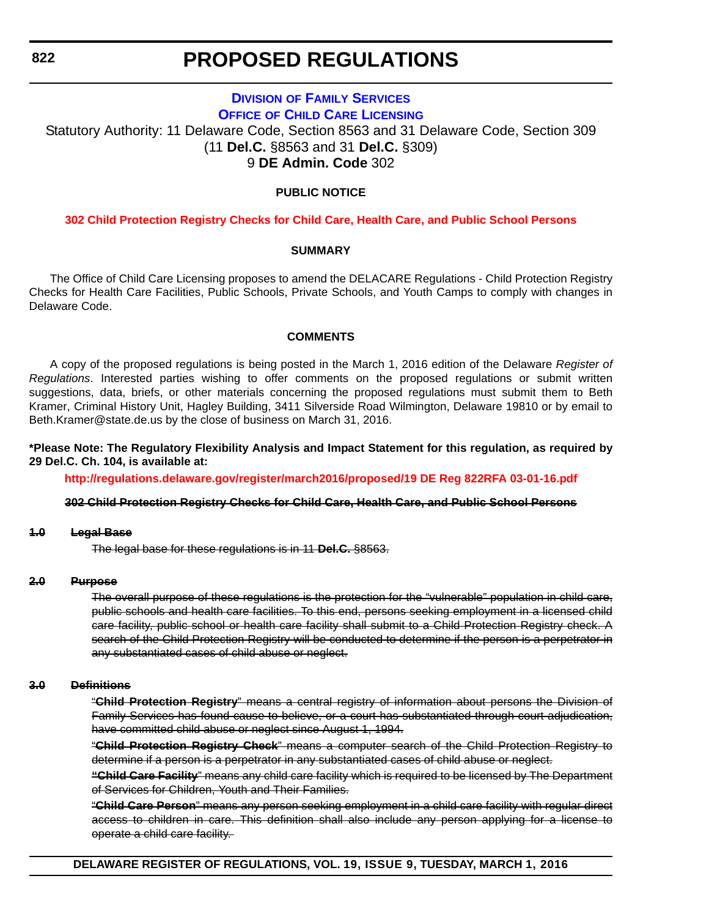# PROPOSED REGULATIONS

**DIVISION OF FAMILY SERVICES**

**OFFICE OF CHILD CARE LICENSING**

Statutory Authority: 11 Delaware Code, Section 8563 and 31 Delaware Code, Section 309 (11 **Del.C.** §8563 and 31 **Del.C.** §309)

9 **DE Admin. Code** 302

**PUBLIC NOTICE**

**302 Child Protection Registry Checks for Child Care, Health Care, and Public School Persons**

**SUMMARY**

The Office of Child Care Licensing proposes to amend the DELACARE Regulations - Child Protection Registry Checks for Health Care Facilities, Public Schools, Private Schools, and Youth Camps to comply with changes in Delaware Code.

**COMMENTS**

A copy of the proposed regulations is being posted in the March 1, 2016 edition of the Delaware *Register of Regulations*. Interested parties wishing to offer comments on the proposed regulations or submit written suggestions, data, briefs, or other materials concerning the proposed regulations must submit them to Beth Kramer, Criminal History Unit, Hagley Building, 3411 Silverside Road Wilmington, Delaware 19810 or by email to Beth.Kramer@state.de.us by the close of business on March 31, 2016.

**\*Please Note: The Regulatory Flexibility Analysis and Impact Statement for this regulation, as required by 29 Del.C. Ch. 104, is available at:**

**http://regulations.delaware.gov/register/march2016/proposed/19 DE Reg 822RFA 03-01-16.pdf**

~~**302 Child Protection Registry Checks for Child Care, Health Care, and Public School Persons**~~

~~**1.0 Legal Base**~~

~~The legal base for these regulations is in 11 **Del.C.** §8563.~~

~~**2.0 Purpose**~~

~~The overall purpose of these regulations is the protection for the "vulnerable" population in child care, public schools and health care facilities. To this end, persons seeking employment in a licensed child care facility, public school or health care facility shall submit to a Child Protection Registry check. A search of the Child Protection Registry will be conducted to determine if the person is a perpetrator in any substantiated cases of child abuse or neglect.~~

~~**3.0 Definitions**~~

~~"**Child Protection Registry**" means a central registry of information about persons the Division of Family Services has found cause to believe, or a court has substantiated through court adjudication, have committed child abuse or neglect since August 1, 1994.~~

~~"**Child Protection Registry Check**" means a computer search of the Child Protection Registry to determine if a person is a perpetrator in any substantiated cases of child abuse or neglect.~~

~~**"Child Care Facility"** means any child care facility which is required to be licensed by The Department of Services for Children, Youth and Their Families.~~

~~"**Child Care Person**" means any person seeking employment in a child care facility with regular direct access to children in care. This definition shall also include any person applying for a license to operate a child care facility.~~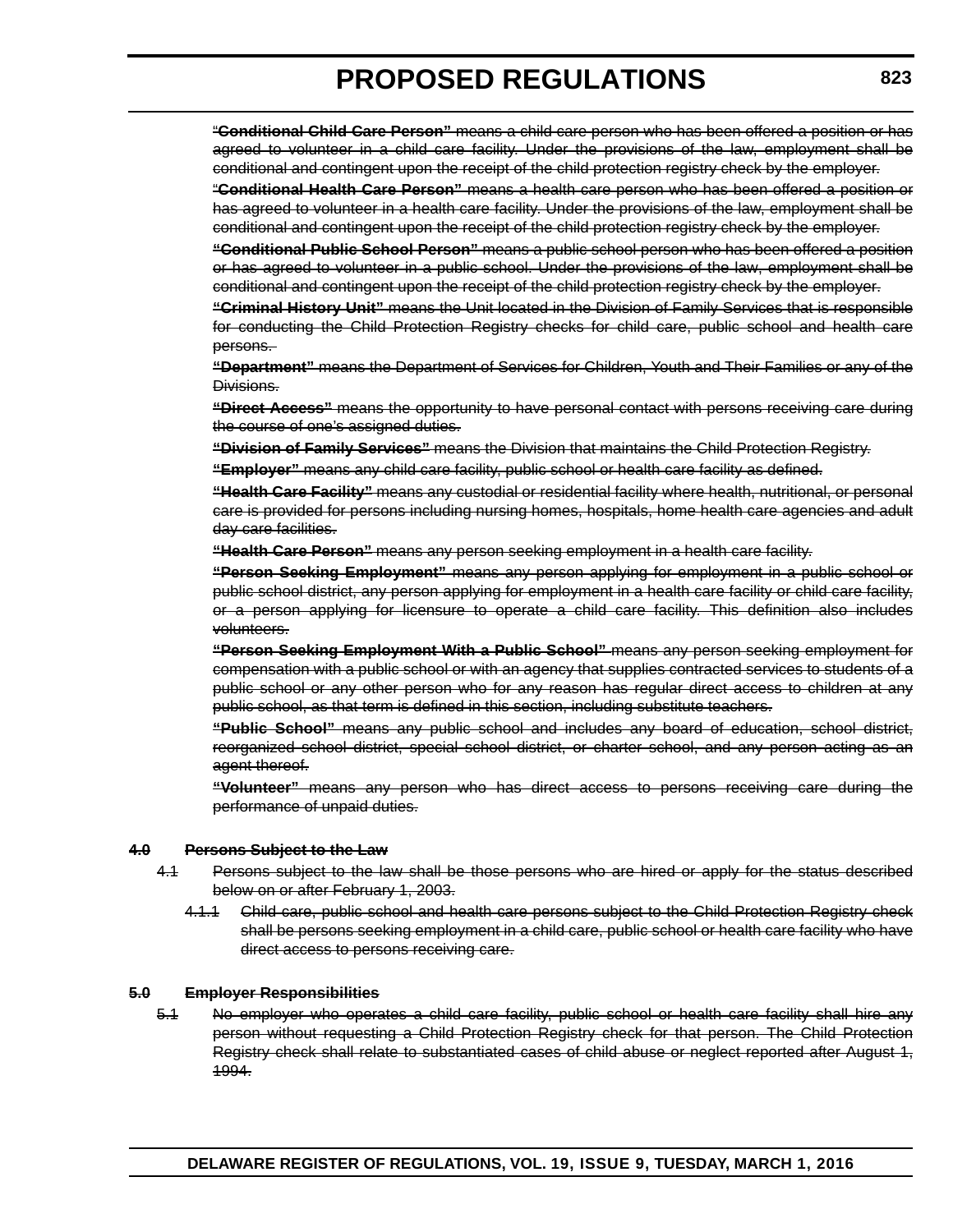"**Conditional Child Care Person"** means a child care person who has been offered a position or has agreed to volunteer in a child care facility. Under the provisions of the law, employment shall be conditional and contingent upon the receipt of the child protection registry check by the employer.

"**Conditional Health Care Person"** means a health care person who has been offered a position or has agreed to volunteer in a health care facility. Under the provisions of the law, employment shall be conditional and contingent upon the receipt of the child protection registry check by the employer.

**"Conditional Public School Person"** means a public school person who has been offered a position or has agreed to volunteer in a public school. Under the provisions of the law, employment shall be conditional and contingent upon the receipt of the child protection registry check by the employer.

**"Criminal History Unit"** means the Unit located in the Division of Family Services that is responsible for conducting the Child Protection Registry checks for child care, public school and health care persons.

**"Department"** means the Department of Services for Children, Youth and Their Families or any of the Divisions.

**"Direct Access"** means the opportunity to have personal contact with persons receiving care during the course of one's assigned duties.

**"Division of Family Services"** means the Division that maintains the Child Protection Registry.

**"Employer"** means any child care facility, public school or health care facility as defined.

**"Health Care Facility"** means any custodial or residential facility where health, nutritional, or personal care is provided for persons including nursing homes, hospitals, home health care agencies and adult day care facilities.

**"Health Care Person"** means any person seeking employment in a health care facility.

**"Person Seeking Employment"** means any person applying for employment in a public school or public school district, any person applying for employment in a health care facility or child care facility, or a person applying for licensure to operate a child care facility. This definition also includes volunteers.

**"Person Seeking Employment With a Public School"** means any person seeking employment for compensation with a public school or with an agency that supplies contracted services to students of a public school or any other person who for any reason has regular direct access to children at any public school, as that term is defined in this section, including substitute teachers.

**"Public School"** means any public school and includes any board of education, school district, reorganized school district, special school district, or charter school, and any person acting as an agent thereof.

**"Volunteer"** means any person who has direct access to persons receiving care during the performance of unpaid duties.

**4.0 Persons Subject to the Law**

4.1 Persons subject to the law shall be those persons who are hired or apply for the status described below on or after February 1, 2003.

4.1.1 Child care, public school and health care persons subject to the Child Protection Registry check shall be persons seeking employment in a child care, public school or health care facility who have direct access to persons receiving care.

**5.0 Employer Responsibilities**

5.1 No employer who operates a child care facility, public school or health care facility shall hire any person without requesting a Child Protection Registry check for that person. The Child Protection Registry check shall relate to substantiated cases of child abuse or neglect reported after August 1, 1994.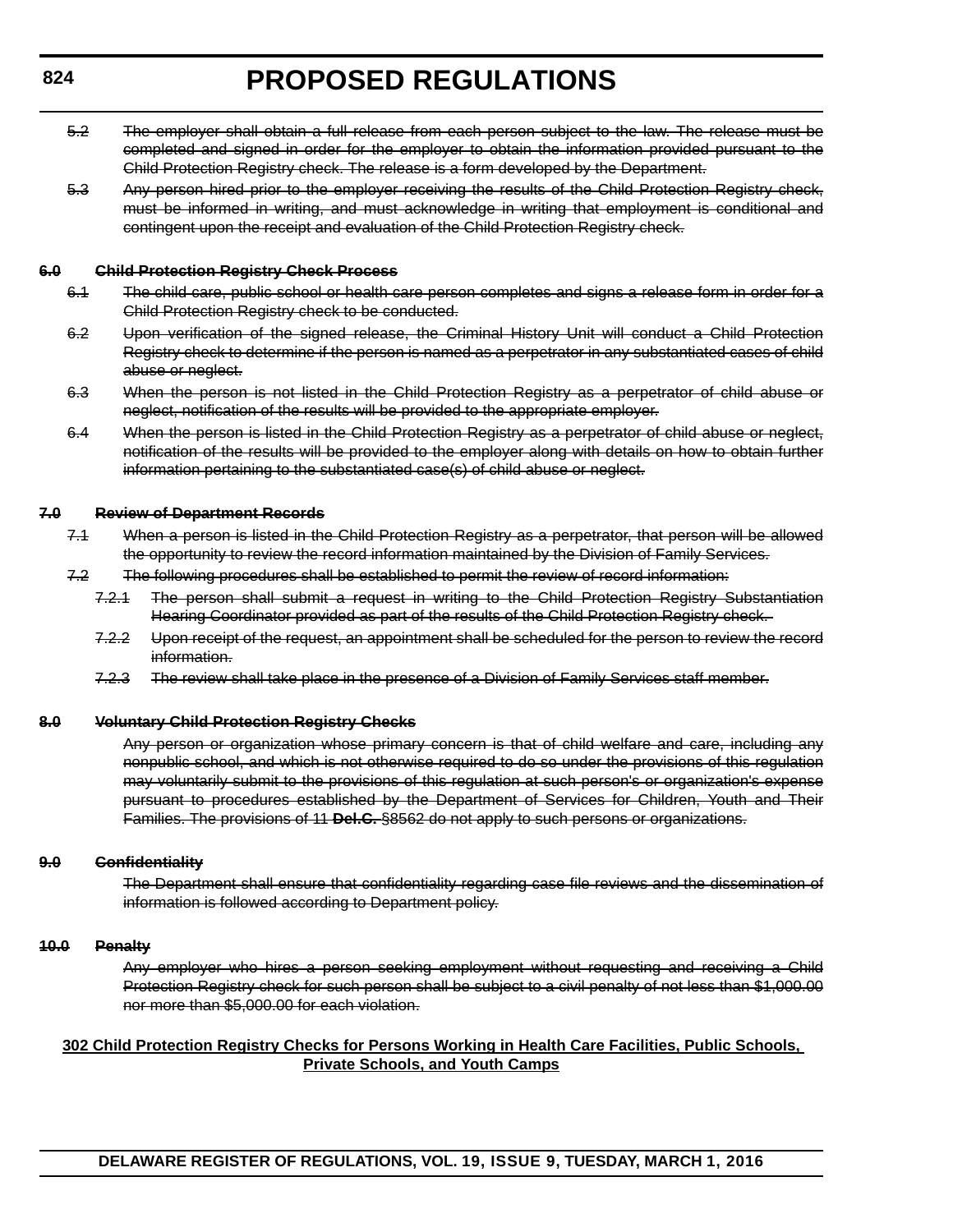~~5.2 The employer shall obtain a full release from each person subject to the law. The release must be completed and signed in order for the employer to obtain the information provided pursuant to the Child Protection Registry check. The release is a form developed by the Department.~~

~~5.3 Any person hired prior to the employer receiving the results of the Child Protection Registry check, must be informed in writing, and must acknowledge in writing that employment is conditional and contingent upon the receipt and evaluation of the Child Protection Registry check.~~

~~**6.0 Child Protection Registry Check Process**~~

~~6.1 The child care, public school or health care person completes and signs a release form in order for a Child Protection Registry check to be conducted.~~

~~6.2 Upon verification of the signed release, the Criminal History Unit will conduct a Child Protection Registry check to determine if the person is named as a perpetrator in any substantiated cases of child abuse or neglect.~~

~~6.3 When the person is not listed in the Child Protection Registry as a perpetrator of child abuse or neglect, notification of the results will be provided to the appropriate employer.~~

~~6.4 When the person is listed in the Child Protection Registry as a perpetrator of child abuse or neglect, notification of the results will be provided to the employer along with details on how to obtain further information pertaining to the substantiated case(s) of child abuse or neglect.~~

~~**7.0 Review of Department Records**~~

~~7.1 When a person is listed in the Child Protection Registry as a perpetrator, that person will be allowed the opportunity to review the record information maintained by the Division of Family Services.~~

~~7.2 The following procedures shall be established to permit the review of record information:~~

~~7.2.1 The person shall submit a request in writing to the Child Protection Registry Substantiation Hearing Coordinator provided as part of the results of the Child Protection Registry check.~~

~~7.2.2 Upon receipt of the request, an appointment shall be scheduled for the person to review the record information.~~

~~7.2.3 The review shall take place in the presence of a Division of Family Services staff member.~~

~~**8.0 Voluntary Child Protection Registry Checks**~~

~~Any person or organization whose primary concern is that of child welfare and care, including any nonpublic school, and which is not otherwise required to do so under the provisions of this regulation may voluntarily submit to the provisions of this regulation at such person's or organization's expense pursuant to procedures established by the Department of Services for Children, Youth and Their Families. The provisions of 11 **Del.C.** §8562 do not apply to such persons or organizations.~~

~~**9.0 Confidentiality**~~

~~The Department shall ensure that confidentiality regarding case file reviews and the dissemination of information is followed according to Department policy.~~

~~**10.0 Penalty**~~

~~Any employer who hires a person seeking employment without requesting and receiving a Child Protection Registry check for such person shall be subject to a civil penalty of not less than $1,000.00 nor more than $5,000.00 for each violation.~~

<u>**302 Child Protection Registry Checks for Persons Working in Health Care Facilities, Public Schools, Private Schools, and Youth Camps**</u>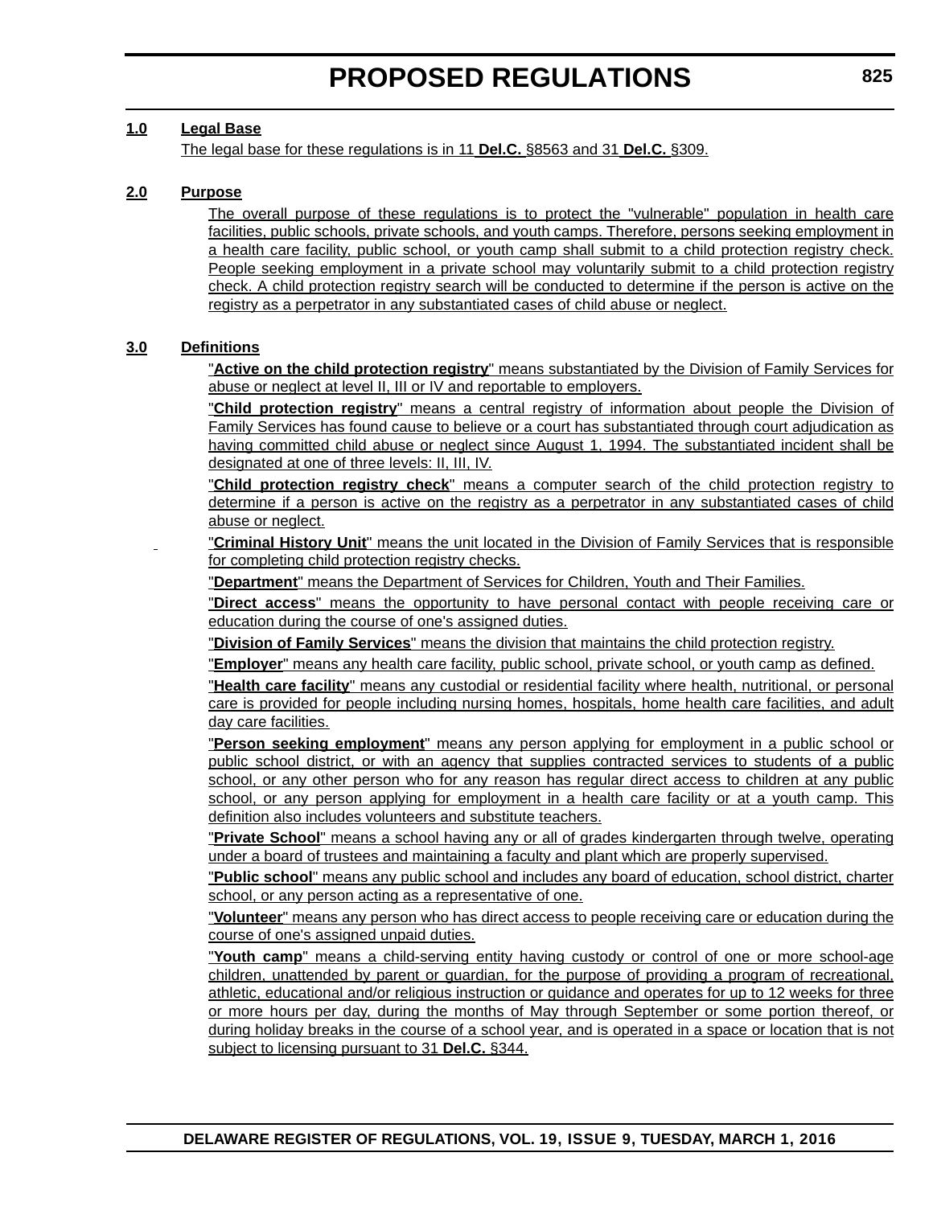**1.0 Legal Base**

The legal base for these regulations is in 11 **Del.C.** §8563 and 31 **Del.C.** §309.

**2.0 Purpose**

The overall purpose of these regulations is to protect the "vulnerable" population in health care facilities, public schools, private schools, and youth camps. Therefore, persons seeking employment in a health care facility, public school, or youth camp shall submit to a child protection registry check. People seeking employment in a private school may voluntarily submit to a child protection registry check. A child protection registry search will be conducted to determine if the person is active on the registry as a perpetrator in any substantiated cases of child abuse or neglect.

**3.0 Definitions**

"**Active on the child protection registry**" means substantiated by the Division of Family Services for abuse or neglect at level II, III or IV and reportable to employers.

"**Child protection registry**" means a central registry of information about people the Division of Family Services has found cause to believe or a court has substantiated through court adjudication as having committed child abuse or neglect since August 1, 1994. The substantiated incident shall be designated at one of three levels: II, III, IV.

"**Child protection registry check**" means a computer search of the child protection registry to determine if a person is active on the registry as a perpetrator in any substantiated cases of child abuse or neglect.

"**Criminal History Unit**" means the unit located in the Division of Family Services that is responsible for completing child protection registry checks.

"**Department**" means the Department of Services for Children, Youth and Their Families.

"**Direct access**" means the opportunity to have personal contact with people receiving care or education during the course of one's assigned duties.

"**Division of Family Services**" means the division that maintains the child protection registry.

"**Employer**" means any health care facility, public school, private school, or youth camp as defined.

"**Health care facility**" means any custodial or residential facility where health, nutritional, or personal care is provided for people including nursing homes, hospitals, home health care facilities, and adult day care facilities.

"**Person seeking employment**" means any person applying for employment in a public school or public school district, or with an agency that supplies contracted services to students of a public school, or any other person who for any reason has regular direct access to children at any public school, or any person applying for employment in a health care facility or at a youth camp. This definition also includes volunteers and substitute teachers.

"**Private School**" means a school having any or all of grades kindergarten through twelve, operating under a board of trustees and maintaining a faculty and plant which are properly supervised.

"**Public school**" means any public school and includes any board of education, school district, charter school, or any person acting as a representative of one.

"**Volunteer**" means any person who has direct access to people receiving care or education during the course of one's assigned unpaid duties.

"**Youth camp**" means a child-serving entity having custody or control of one or more school-age children, unattended by parent or guardian, for the purpose of providing a program of recreational, athletic, educational and/or religious instruction or guidance and operates for up to 12 weeks for three or more hours per day, during the months of May through September or some portion thereof, or during holiday breaks in the course of a school year, and is operated in a space or location that is not subject to licensing pursuant to 31 **Del.C.** §344.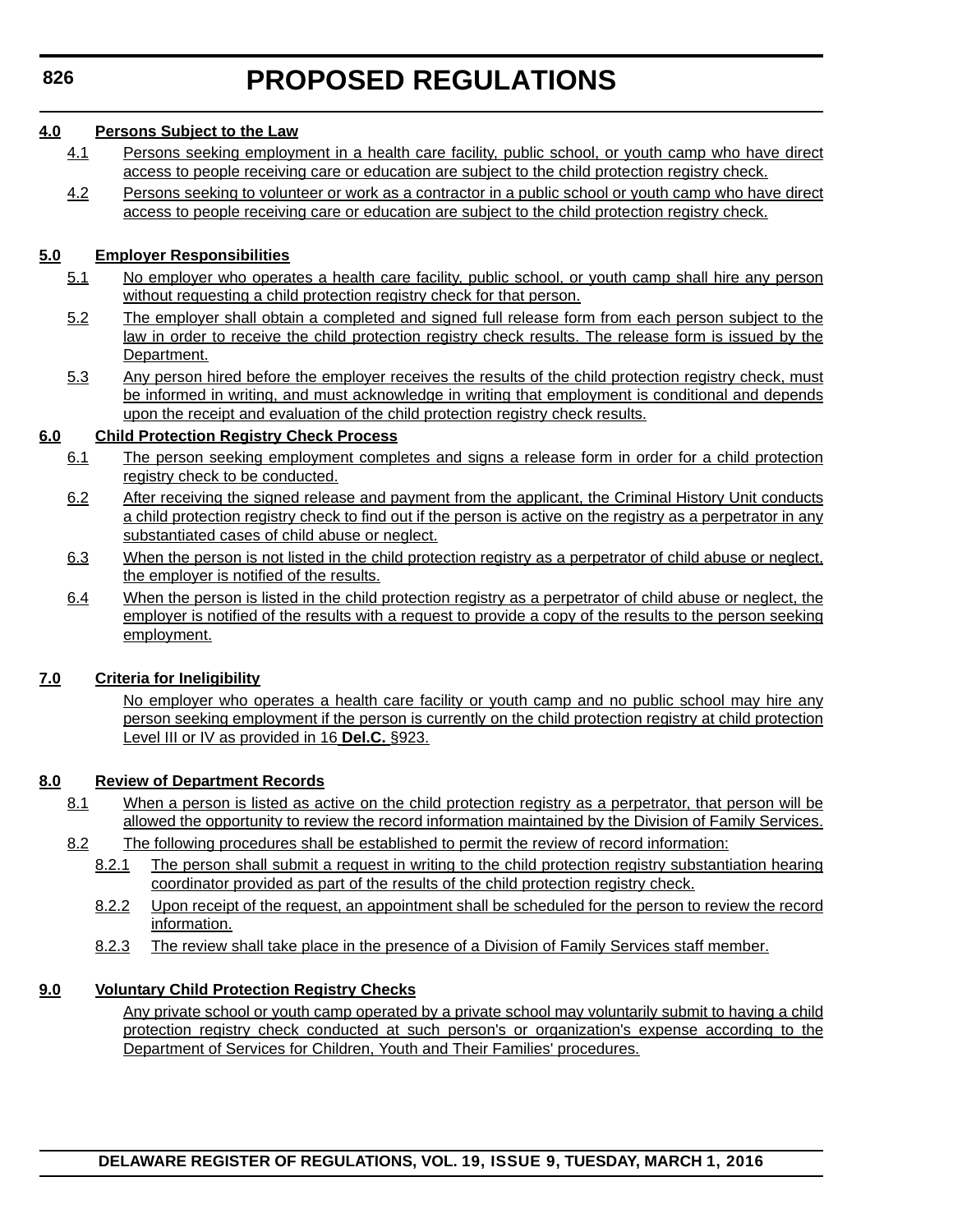**4.0 Persons Subject to the Law**

4.1 Persons seeking employment in a health care facility, public school, or youth camp who have direct access to people receiving care or education are subject to the child protection registry check.

4.2 Persons seeking to volunteer or work as a contractor in a public school or youth camp who have direct access to people receiving care or education are subject to the child protection registry check.

**5.0 Employer Responsibilities**

5.1 No employer who operates a health care facility, public school, or youth camp shall hire any person without requesting a child protection registry check for that person.

5.2 The employer shall obtain a completed and signed full release form from each person subject to the law in order to receive the child protection registry check results. The release form is issued by the Department.

5.3 Any person hired before the employer receives the results of the child protection registry check, must be informed in writing, and must acknowledge in writing that employment is conditional and depends upon the receipt and evaluation of the child protection registry check results.

**6.0 Child Protection Registry Check Process**

6.1 The person seeking employment completes and signs a release form in order for a child protection registry check to be conducted.

6.2 After receiving the signed release and payment from the applicant, the Criminal History Unit conducts a child protection registry check to find out if the person is active on the registry as a perpetrator in any substantiated cases of child abuse or neglect.

6.3 When the person is not listed in the child protection registry as a perpetrator of child abuse or neglect, the employer is notified of the results.

6.4 When the person is listed in the child protection registry as a perpetrator of child abuse or neglect, the employer is notified of the results with a request to provide a copy of the results to the person seeking employment.

**7.0 Criteria for Ineligibility**

No employer who operates a health care facility or youth camp and no public school may hire any person seeking employment if the person is currently on the child protection registry at child protection Level III or IV as provided in 16 **Del.C.** §923.

**8.0 Review of Department Records**

8.1 When a person is listed as active on the child protection registry as a perpetrator, that person will be allowed the opportunity to review the record information maintained by the Division of Family Services.

8.2 The following procedures shall be established to permit the review of record information:

8.2.1 The person shall submit a request in writing to the child protection registry substantiation hearing coordinator provided as part of the results of the child protection registry check.

8.2.2 Upon receipt of the request, an appointment shall be scheduled for the person to review the record information.

8.2.3 The review shall take place in the presence of a Division of Family Services staff member.

**9.0 Voluntary Child Protection Registry Checks**

Any private school or youth camp operated by a private school may voluntarily submit to having a child protection registry check conducted at such person's or organization's expense according to the Department of Services for Children, Youth and Their Families' procedures.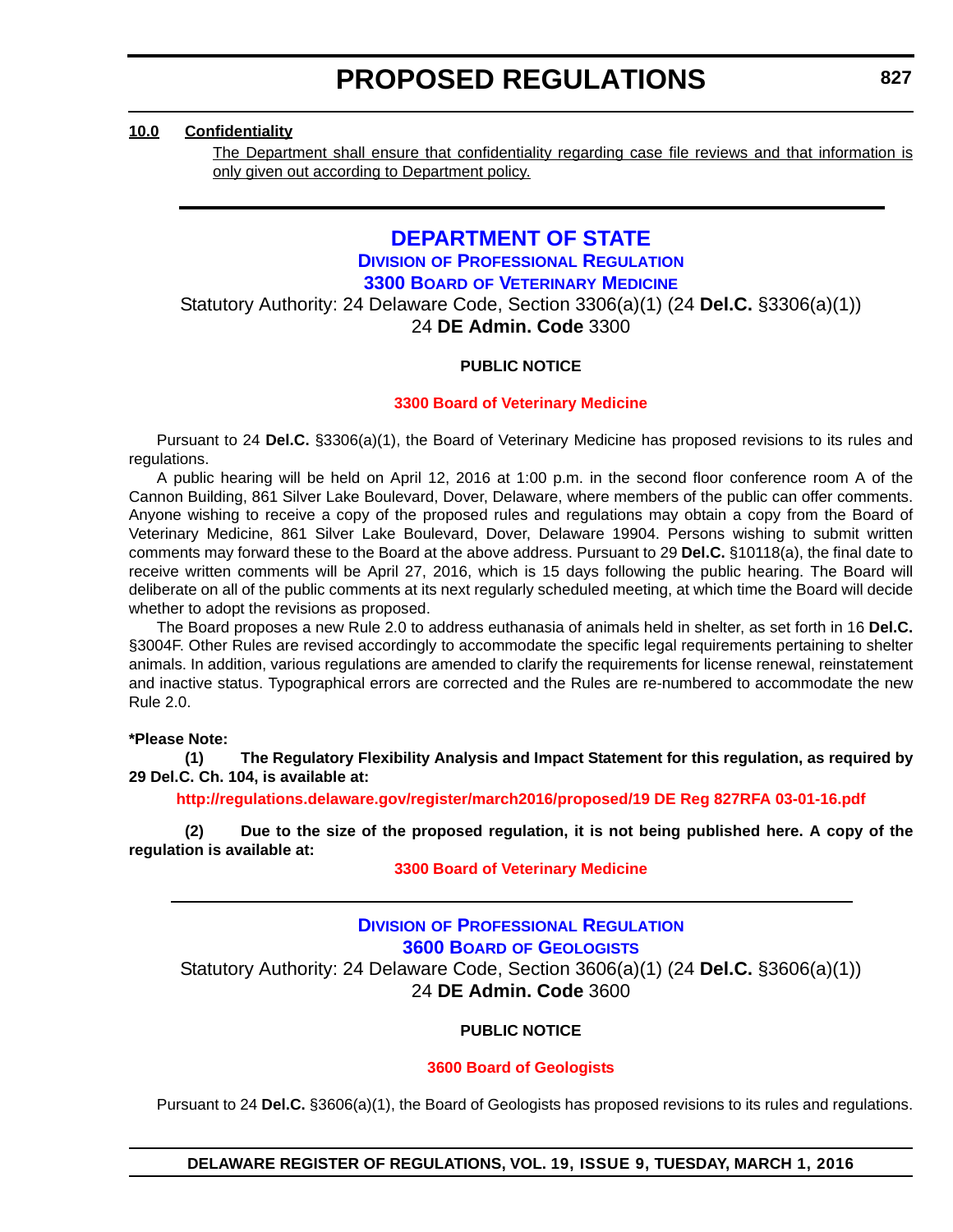**10.0 Confidentiality**

The Department shall ensure that confidentiality regarding case file reviews and that information is only given out according to Department policy.

---

# DEPARTMENT OF STATE

## Division of Professional Regulation

## 3300 Board of Veterinary Medicine

Statutory Authority: 24 Delaware Code, Section 3306(a)(1) (24 **Del.C.** §3306(a)(1))
24 **DE Admin. Code** 3300

**PUBLIC NOTICE**

**3300 Board of Veterinary Medicine**

Pursuant to 24 **Del.C.** §3306(a)(1), the Board of Veterinary Medicine has proposed revisions to its rules and regulations.

A public hearing will be held on April 12, 2016 at 1:00 p.m. in the second floor conference room A of the Cannon Building, 861 Silver Lake Boulevard, Dover, Delaware, where members of the public can offer comments. Anyone wishing to receive a copy of the proposed rules and regulations may obtain a copy from the Board of Veterinary Medicine, 861 Silver Lake Boulevard, Dover, Delaware 19904. Persons wishing to submit written comments may forward these to the Board at the above address. Pursuant to 29 **Del.C.** §10118(a), the final date to receive written comments will be April 27, 2016, which is 15 days following the public hearing. The Board will deliberate on all of the public comments at its next regularly scheduled meeting, at which time the Board will decide whether to adopt the revisions as proposed.

The Board proposes a new Rule 2.0 to address euthanasia of animals held in shelter, as set forth in 16 **Del.C.** §3004F. Other Rules are revised accordingly to accommodate the specific legal requirements pertaining to shelter animals. In addition, various regulations are amended to clarify the requirements for license renewal, reinstatement and inactive status. Typographical errors are corrected and the Rules are re-numbered to accommodate the new Rule 2.0.

***Please Note:**

**(1) The Regulatory Flexibility Analysis and Impact Statement for this regulation, as required by 29 Del.C. Ch. 104, is available at:**

**http://regulations.delaware.gov/register/march2016/proposed/19 DE Reg 827RFA 03-01-16.pdf**

**(2) Due to the size of the proposed regulation, it is not being published here. A copy of the regulation is available at:**

**3300 Board of Veterinary Medicine**

---

## Division of Professional Regulation

## 3600 Board of Geologists

Statutory Authority: 24 Delaware Code, Section 3606(a)(1) (24 **Del.C.** §3606(a)(1))
24 **DE Admin. Code** 3600

**PUBLIC NOTICE**

**3600 Board of Geologists**

Pursuant to 24 **Del.C.** §3606(a)(1), the Board of Geologists has proposed revisions to its rules and regulations.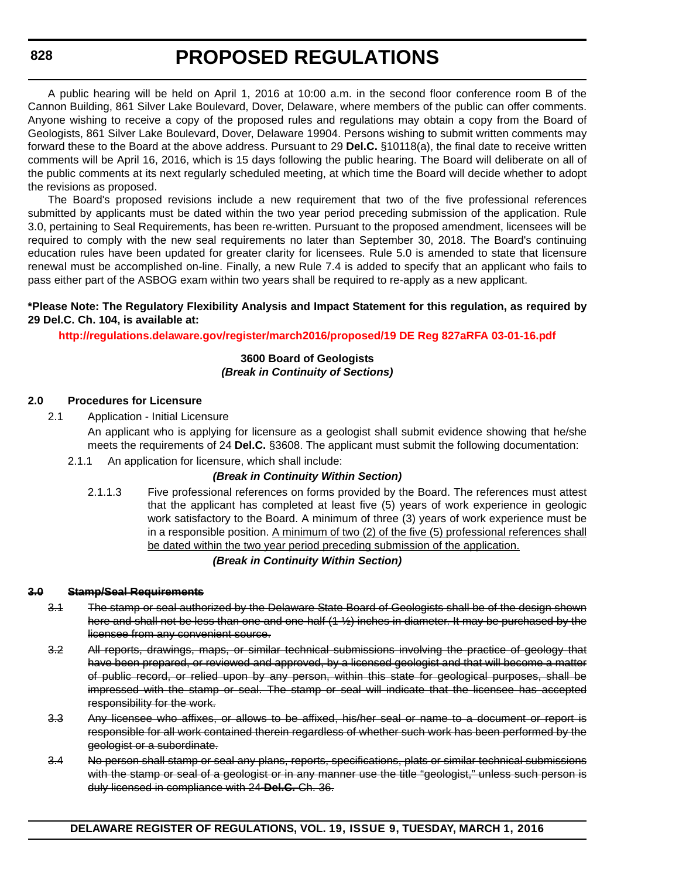A public hearing will be held on April 1, 2016 at 10:00 a.m. in the second floor conference room B of the Cannon Building, 861 Silver Lake Boulevard, Dover, Delaware, where members of the public can offer comments. Anyone wishing to receive a copy of the proposed rules and regulations may obtain a copy from the Board of Geologists, 861 Silver Lake Boulevard, Dover, Delaware 19904. Persons wishing to submit written comments may forward these to the Board at the above address. Pursuant to 29 **Del.C.** §10118(a), the final date to receive written comments will be April 16, 2016, which is 15 days following the public hearing. The Board will deliberate on all of the public comments at its next regularly scheduled meeting, at which time the Board will decide whether to adopt the revisions as proposed.

The Board's proposed revisions include a new requirement that two of the five professional references submitted by applicants must be dated within the two year period preceding submission of the application. Rule 3.0, pertaining to Seal Requirements, has been re-written. Pursuant to the proposed amendment, licensees will be required to comply with the new seal requirements no later than September 30, 2018. The Board's continuing education rules have been updated for greater clarity for licensees. Rule 5.0 is amended to state that licensure renewal must be accomplished on-line. Finally, a new Rule 7.4 is added to specify that an applicant who fails to pass either part of the ASBOG exam within two years shall be required to re-apply as a new applicant.

**\*Please Note: The Regulatory Flexibility Analysis and Impact Statement for this regulation, as required by 29 Del.C. Ch. 104, is available at:**

**http://regulations.delaware.gov/register/march2016/proposed/19 DE Reg 827aRFA 03-01-16.pdf**

**3600 Board of Geologists**
***(Break in Continuity of Sections)***

**2.0 Procedures for Licensure**

2.1 Application - Initial Licensure

An applicant who is applying for licensure as a geologist shall submit evidence showing that he/she meets the requirements of 24 **Del.C.** §3608. The applicant must submit the following documentation:

2.1.1 An application for licensure, which shall include:

***(Break in Continuity Within Section)***

2.1.1.3 Five professional references on forms provided by the Board. The references must attest that the applicant has completed at least five (5) years of work experience in geologic work satisfactory to the Board. A minimum of three (3) years of work experience must be in a responsible position. <u>A minimum of two (2) of the five (5) professional references shall be dated within the two year period preceding submission of the application.</u>

***(Break in Continuity Within Section)***

~~**3.0 Stamp/Seal Requirements**~~

~~3.1 The stamp or seal authorized by the Delaware State Board of Geologists shall be of the design shown here and shall not be less than one and one-half (1 ½) inches in diameter. It may be purchased by the licensee from any convenient source.~~

~~3.2 All reports, drawings, maps, or similar technical submissions involving the practice of geology that have been prepared, or reviewed and approved, by a licensed geologist and that will become a matter of public record, or relied upon by any person, within this state for geological purposes, shall be impressed with the stamp or seal. The stamp or seal will indicate that the licensee has accepted responsibility for the work.~~

~~3.3 Any licensee who affixes, or allows to be affixed, his/her seal or name to a document or report is responsible for all work contained therein regardless of whether such work has been performed by the geologist or a subordinate.~~

~~3.4 No person shall stamp or seal any plans, reports, specifications, plats or similar technical submissions with the stamp or seal of a geologist or in any manner use the title "geologist," unless such person is duly licensed in compliance with 24 **Del.C.** Ch. 36.~~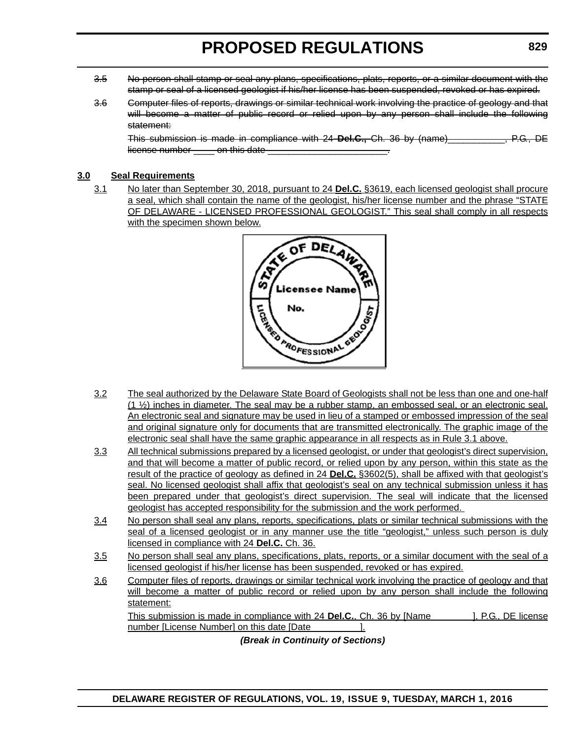~~3.5 No person shall stamp or seal any plans, specifications, plats, reports, or a similar document with the stamp or seal of a licensed geologist if his/her license has been suspended, revoked or has expired.~~

~~3.6 Computer files of reports, drawings or similar technical work involving the practice of geology and that will become a matter of public record or relied upon by any person shall include the following statement:~~

~~This submission is made in compliance with 24 **Del.C.,** Ch. 36 by (name)___________, P.G., DE license number ____ on this date _______________________.~~

**3.0 Seal Requirements**

3.1 No later than September 30, 2018, pursuant to 24 **Del.C.** §3619, each licensed geologist shall procure a seal, which shall contain the name of the geologist, his/her license number and the phrase "STATE OF DELAWARE - LICENSED PROFESSIONAL GEOLOGIST." This seal shall comply in all respects with the specimen shown below.

3.2 The seal authorized by the Delaware State Board of Geologists shall not be less than one and one-half (1 ½) inches in diameter. The seal may be a rubber stamp, an embossed seal, or an electronic seal. An electronic seal and signature may be used in lieu of a stamped or embossed impression of the seal and original signature only for documents that are transmitted electronically. The graphic image of the electronic seal shall have the same graphic appearance in all respects as in Rule 3.1 above.

3.3 All technical submissions prepared by a licensed geologist, or under that geologist's direct supervision, and that will become a matter of public record, or relied upon by any person, within this state as the result of the practice of geology as defined in 24 **Del.C.** §3602(5), shall be affixed with that geologist's seal. No licensed geologist shall affix that geologist's seal on any technical submission unless it has been prepared under that geologist's direct supervision. The seal will indicate that the licensed geologist has accepted responsibility for the submission and the work performed.

3.4 No person shall seal any plans, reports, specifications, plats or similar technical submissions with the seal of a licensed geologist or in any manner use the title "geologist," unless such person is duly licensed in compliance with 24 **Del.C.** Ch. 36.

3.5 No person shall seal any plans, specifications, plats, reports, or a similar document with the seal of a licensed geologist if his/her license has been suspended, revoked or has expired.

3.6 Computer files of reports, drawings or similar technical work involving the practice of geology and that will become a matter of public record or relied upon by any person shall include the following statement:

This submission is made in compliance with 24 **Del.C.**, Ch. 36 by [Name ], P.G., DE license number [License Number] on this date [Date ].

***(Break in Continuity of Sections)***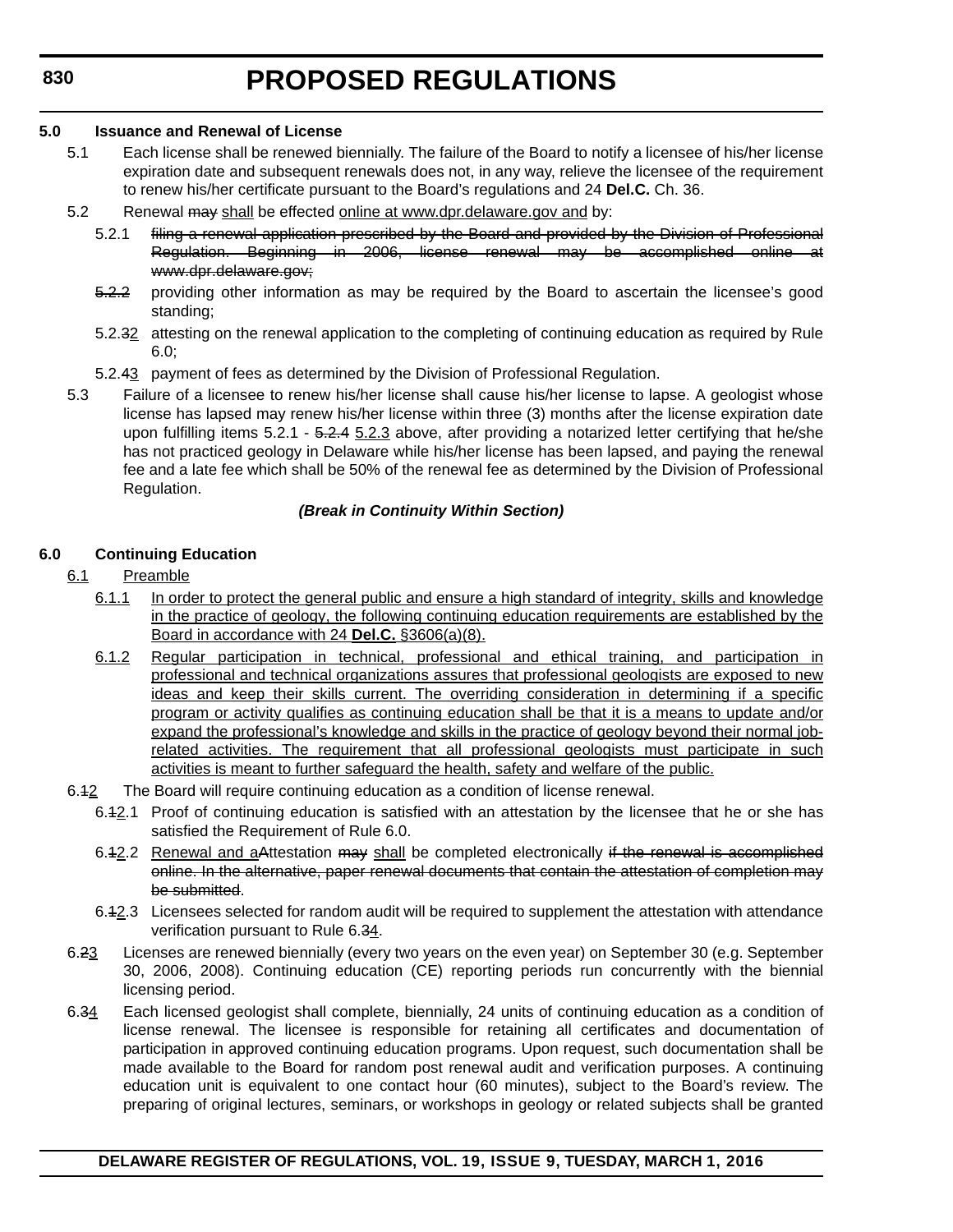**5.0 Issuance and Renewal of License**

5.1 Each license shall be renewed biennially. The failure of the Board to notify a licensee of his/her license expiration date and subsequent renewals does not, in any way, relieve the licensee of the requirement to renew his/her certificate pursuant to the Board's regulations and 24 **Del.C.** Ch. 36.

5.2 Renewal ~~may~~ <u>shall</u> be effected <u>online at www.dpr.delaware.gov and</u> by:

5.2.1 ~~filing a renewal application prescribed by the Board and provided by the Division of Professional Regulation. Beginning in 2006, license renewal may be accomplished online at www.dpr.delaware.gov;~~

~~5.2.2~~ providing other information as may be required by the Board to ascertain the licensee's good standing;

5.2.~~3~~<u>2</u> attesting on the renewal application to the completing of continuing education as required by Rule 6.0;

5.2.~~4~~<u>3</u> payment of fees as determined by the Division of Professional Regulation.

5.3 Failure of a licensee to renew his/her license shall cause his/her license to lapse. A geologist whose license has lapsed may renew his/her license within three (3) months after the license expiration date upon fulfilling items 5.2.1 - ~~5.2.4~~ <u>5.2.3</u> above, after providing a notarized letter certifying that he/she has not practiced geology in Delaware while his/her license has been lapsed, and paying the renewal fee and a late fee which shall be 50% of the renewal fee as determined by the Division of Professional Regulation.

***(Break in Continuity Within Section)***

**6.0 Continuing Education**

<u>6.1</u> <u>Preamble</u>

<u>6.1.1</u> <u>In order to protect the general public and ensure a high standard of integrity, skills and knowledge in the practice of geology, the following continuing education requirements are established by the Board in accordance with 24 **Del.C.** §3606(a)(8).</u>

<u>6.1.2</u> <u>Regular participation in technical, professional and ethical training, and participation in professional and technical organizations assures that professional geologists are exposed to new ideas and keep their skills current. The overriding consideration in determining if a specific program or activity qualifies as continuing education shall be that it is a means to update and/or expand the professional's knowledge and skills in the practice of geology beyond their normal job-related activities. The requirement that all professional geologists must participate in such activities is meant to further safeguard the health, safety and welfare of the public.</u>

6.~~1~~<u>2</u> The Board will require continuing education as a condition of license renewal.

6.~~1~~<u>2</u>.1 Proof of continuing education is satisfied with an attestation by the licensee that he or she has satisfied the Requirement of Rule 6.0.

6.~~1~~<u>2</u>.2 <u>Renewal and a</u>~~A~~ttestation ~~may~~ <u>shall</u> be completed electronically ~~if the renewal is accomplished online. In the alternative, paper renewal documents that contain the attestation of completion may be submitted~~.

6.~~1~~<u>2</u>.3 Licensees selected for random audit will be required to supplement the attestation with attendance verification pursuant to Rule 6.~~3~~<u>4</u>.

6.~~2~~<u>3</u> Licenses are renewed biennially (every two years on the even year) on September 30 (e.g. September 30, 2006, 2008). Continuing education (CE) reporting periods run concurrently with the biennial licensing period.

6.~~3~~<u>4</u> Each licensed geologist shall complete, biennially, 24 units of continuing education as a condition of license renewal. The licensee is responsible for retaining all certificates and documentation of participation in approved continuing education programs. Upon request, such documentation shall be made available to the Board for random post renewal audit and verification purposes. A continuing education unit is equivalent to one contact hour (60 minutes), subject to the Board's review. The preparing of original lectures, seminars, or workshops in geology or related subjects shall be granted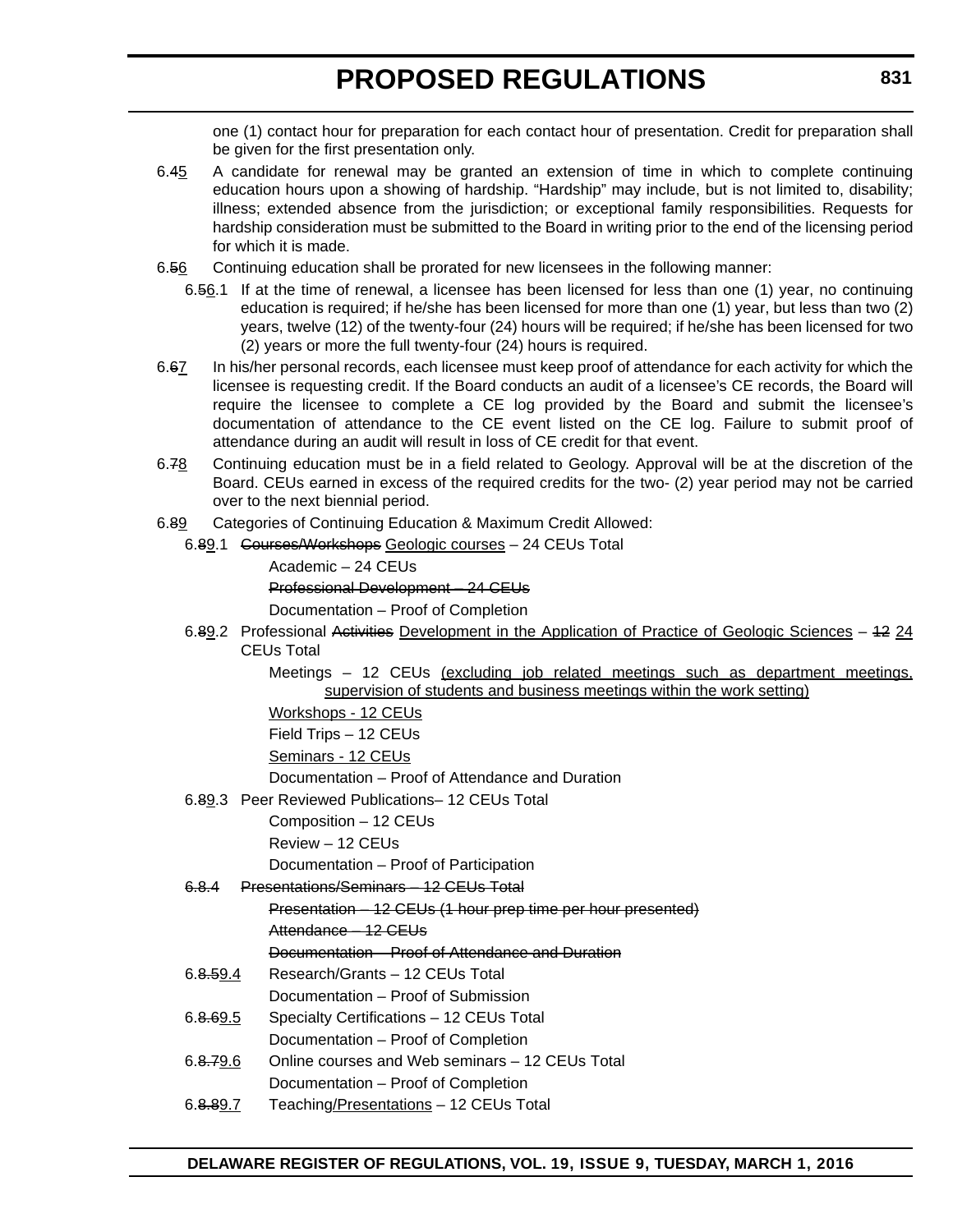one (1) contact hour for preparation for each contact hour of presentation. Credit for preparation shall be given for the first presentation only.

6.~~4~~5 A candidate for renewal may be granted an extension of time in which to complete continuing education hours upon a showing of hardship. “Hardship” may include, but is not limited to, disability; illness; extended absence from the jurisdiction; or exceptional family responsibilities. Requests for hardship consideration must be submitted to the Board in writing prior to the end of the licensing period for which it is made.

6.~~5~~6 Continuing education shall be prorated for new licensees in the following manner:

6.~~5~~6.1 If at the time of renewal, a licensee has been licensed for less than one (1) year, no continuing education is required; if he/she has been licensed for more than one (1) year, but less than two (2) years, twelve (12) of the twenty-four (24) hours will be required; if he/she has been licensed for two (2) years or more the full twenty-four (24) hours is required.

6.~~6~~7 In his/her personal records, each licensee must keep proof of attendance for each activity for which the licensee is requesting credit. If the Board conducts an audit of a licensee’s CE records, the Board will require the licensee to complete a CE log provided by the Board and submit the licensee’s documentation of attendance to the CE event listed on the CE log. Failure to submit proof of attendance during an audit will result in loss of CE credit for that event.

6.~~7~~8 Continuing education must be in a field related to Geology. Approval will be at the discretion of the Board. CEUs earned in excess of the required credits for the two- (2) year period may not be carried over to the next biennial period.

6.~~8~~9 Categories of Continuing Education & Maximum Credit Allowed:

6.~~8~~9.1 ~~Courses/Workshops~~ Geologic courses – 24 CEUs Total

Academic – 24 CEUs

~~Professional Development – 24 CEUs~~

Documentation – Proof of Completion

6.~~8~~9.2 Professional ~~Activities~~ Development in the Application of Practice of Geologic Sciences – ~~12~~ 24 CEUs Total

Meetings – 12 CEUs (excluding job related meetings such as department meetings, supervision of students and business meetings within the work setting)

Workshops - 12 CEUs

Field Trips – 12 CEUs

Seminars - 12 CEUs

Documentation – Proof of Attendance and Duration

6.~~8~~9.3 Peer Reviewed Publications– 12 CEUs Total

Composition – 12 CEUs

Review – 12 CEUs

Documentation – Proof of Participation

~~6.8.4 Presentations/Seminars – 12 CEUs Total~~

~~Presentation – 12 CEUs (1 hour prep time per hour presented)~~

~~Attendance – 12 CEUs~~

~~Documentation – Proof of Attendance and Duration~~

6.~~8.5~~9.4 Research/Grants – 12 CEUs Total

Documentation – Proof of Submission

6.~~8.6~~9.5 Specialty Certifications – 12 CEUs Total

Documentation – Proof of Completion

6.~~8.7~~9.6 Online courses and Web seminars – 12 CEUs Total

Documentation – Proof of Completion

6.~~8.8~~9.7 Teaching/Presentations – 12 CEUs Total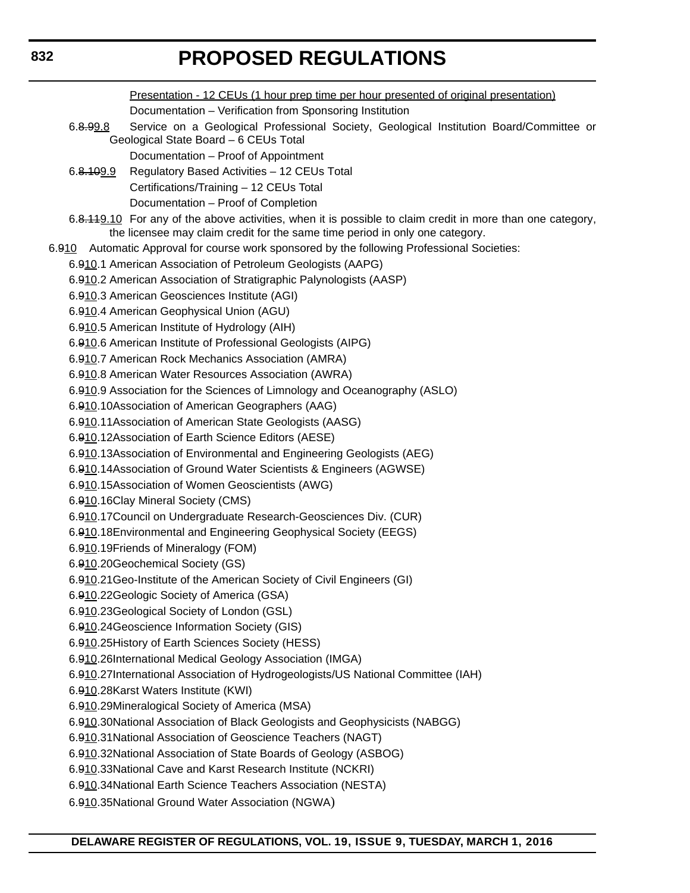# PROPOSED REGULATIONS

Presentation - 12 CEUs (1 hour prep time per hour presented of original presentation)

Documentation – Verification from Sponsoring Institution

6.~~8.9~~9.8 Service on a Geological Professional Society, Geological Institution Board/Committee or Geological State Board – 6 CEUs Total

Documentation – Proof of Appointment

6.~~8.10~~9.9 Regulatory Based Activities – 12 CEUs Total

Certifications/Training – 12 CEUs Total

Documentation – Proof of Completion

6.~~8.11~~9.10 For any of the above activities, when it is possible to claim credit in more than one category, the licensee may claim credit for the same time period in only one category.

6.~~9~~10 Automatic Approval for course work sponsored by the following Professional Societies:

6.~~9~~10.1 American Association of Petroleum Geologists (AAPG)

6.~~9~~10.2 American Association of Stratigraphic Palynologists (AASP)

6.~~9~~10.3 American Geosciences Institute (AGI)

6.~~9~~10.4 American Geophysical Union (AGU)

6.~~9~~10.5 American Institute of Hydrology (AIH)

6.~~9~~10.6 American Institute of Professional Geologists (AIPG)

6.~~9~~10.7 American Rock Mechanics Association (AMRA)

6.~~9~~10.8 American Water Resources Association (AWRA)

6.~~9~~10.9 Association for the Sciences of Limnology and Oceanography (ASLO)

6.~~9~~10.10 Association of American Geographers (AAG)

6.~~9~~10.11 Association of American State Geologists (AASG)

6.~~9~~10.12 Association of Earth Science Editors (AESE)

6.~~9~~10.13 Association of Environmental and Engineering Geologists (AEG)

6.~~9~~10.14 Association of Ground Water Scientists & Engineers (AGWSE)

6.~~9~~10.15 Association of Women Geoscientists (AWG)

6.~~9~~10.16 Clay Mineral Society (CMS)

6.~~9~~10.17 Council on Undergraduate Research-Geosciences Div. (CUR)

6.~~9~~10.18 Environmental and Engineering Geophysical Society (EEGS)

6.~~9~~10.19 Friends of Mineralogy (FOM)

6.~~9~~10.20 Geochemical Society (GS)

6.~~9~~10.21 Geo-Institute of the American Society of Civil Engineers (GI)

6.~~9~~10.22 Geologic Society of America (GSA)

6.~~9~~10.23 Geological Society of London (GSL)

6.~~9~~10.24 Geoscience Information Society (GIS)

6.~~9~~10.25 History of Earth Sciences Society (HESS)

6.~~9~~10.26 International Medical Geology Association (IMGA)

6.~~9~~10.27 International Association of Hydrogeologists/US National Committee (IAH)

6.~~9~~10.28 Karst Waters Institute (KWI)

6.~~9~~10.29 Mineralogical Society of America (MSA)

6.~~9~~10.30 National Association of Black Geologists and Geophysicists (NABGG)

6.~~9~~10.31 National Association of Geoscience Teachers (NAGT)

6.~~9~~10.32 National Association of State Boards of Geology (ASBOG)

6.~~9~~10.33 National Cave and Karst Research Institute (NCKRI)

6.~~9~~10.34 National Earth Science Teachers Association (NESTA)

6.~~9~~10.35 National Ground Water Association (NGWA)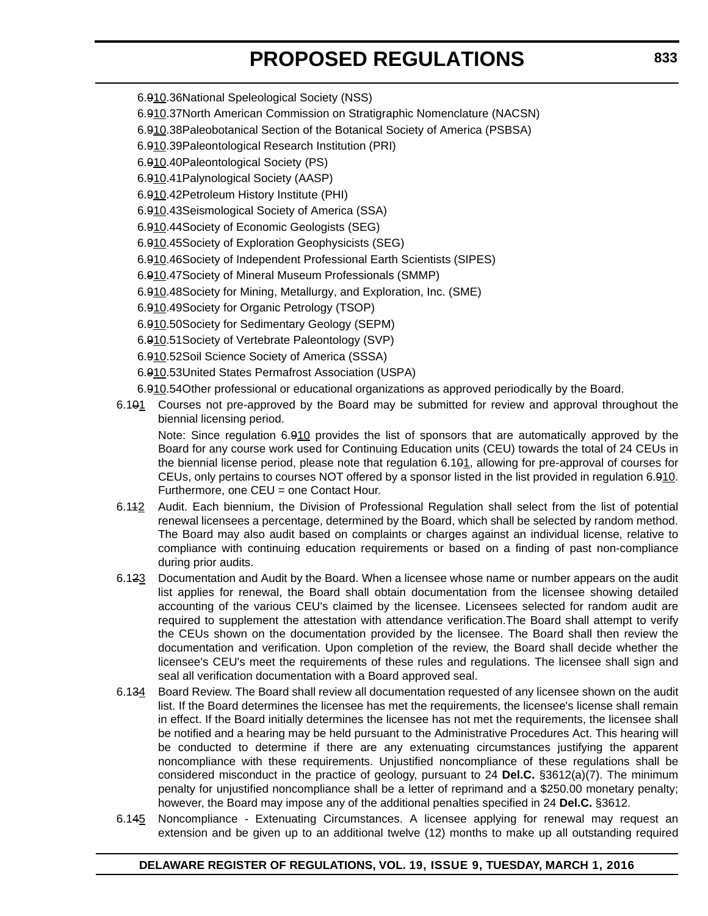6.~~9~~10.36 National Speleological Society (NSS)

6.~~9~~10.37 North American Commission on Stratigraphic Nomenclature (NACSN)

6.~~9~~10.38 Paleobotanical Section of the Botanical Society of America (PSBSA)

6.~~9~~10.39 Paleontological Research Institution (PRI)

6.~~9~~10.40 Paleontological Society (PS)

6.~~9~~10.41 Palynological Society (AASP)

6.~~9~~10.42 Petroleum History Institute (PHI)

6.~~9~~10.43 Seismological Society of America (SSA)

6.~~9~~10.44 Society of Economic Geologists (SEG)

6.~~9~~10.45 Society of Exploration Geophysicists (SEG)

6.~~9~~10.46 Society of Independent Professional Earth Scientists (SIPES)

6.~~9~~10.47 Society of Mineral Museum Professionals (SMMP)

6.~~9~~10.48 Society for Mining, Metallurgy, and Exploration, Inc. (SME)

6.~~9~~10.49 Society for Organic Petrology (TSOP)

6.~~9~~10.50 Society for Sedimentary Geology (SEPM)

6.~~9~~10.51 Society of Vertebrate Paleontology (SVP)

6.~~9~~10.52 Soil Science Society of America (SSSA)

6.~~9~~10.53 United States Permafrost Association (USPA)

6.~~9~~10.54 Other professional or educational organizations as approved periodically by the Board.

6.1~~0~~1 Courses not pre-approved by the Board may be submitted for review and approval throughout the biennial licensing period.

Note: Since regulation 6.~~9~~10 provides the list of sponsors that are automatically approved by the Board for any course work used for Continuing Education units (CEU) towards the total of 24 CEUs in the biennial license period, please note that regulation 6.1~~0~~1, allowing for pre-approval of courses for CEUs, only pertains to courses NOT offered by a sponsor listed in the list provided in regulation 6.~~9~~10. Furthermore, one CEU = one Contact Hour.

6.1~~1~~2 Audit. Each biennium, the Division of Professional Regulation shall select from the list of potential renewal licensees a percentage, determined by the Board, which shall be selected by random method. The Board may also audit based on complaints or charges against an individual license, relative to compliance with continuing education requirements or based on a finding of past non-compliance during prior audits.

6.1~~2~~3 Documentation and Audit by the Board. When a licensee whose name or number appears on the audit list applies for renewal, the Board shall obtain documentation from the licensee showing detailed accounting of the various CEU's claimed by the licensee. Licensees selected for random audit are required to supplement the attestation with attendance verification.The Board shall attempt to verify the CEUs shown on the documentation provided by the licensee. The Board shall then review the documentation and verification. Upon completion of the review, the Board shall decide whether the licensee's CEU's meet the requirements of these rules and regulations. The licensee shall sign and seal all verification documentation with a Board approved seal.

6.1~~3~~4 Board Review. The Board shall review all documentation requested of any licensee shown on the audit list. If the Board determines the licensee has met the requirements, the licensee's license shall remain in effect. If the Board initially determines the licensee has not met the requirements, the licensee shall be notified and a hearing may be held pursuant to the Administrative Procedures Act. This hearing will be conducted to determine if there are any extenuating circumstances justifying the apparent noncompliance with these requirements. Unjustified noncompliance of these regulations shall be considered misconduct in the practice of geology, pursuant to 24 **Del.C.** §3612(a)(7). The minimum penalty for unjustified noncompliance shall be a letter of reprimand and a $250.00 monetary penalty; however, the Board may impose any of the additional penalties specified in 24 **Del.C.** §3612.

6.1~~4~~5 Noncompliance - Extenuating Circumstances. A licensee applying for renewal may request an extension and be given up to an additional twelve (12) months to make up all outstanding required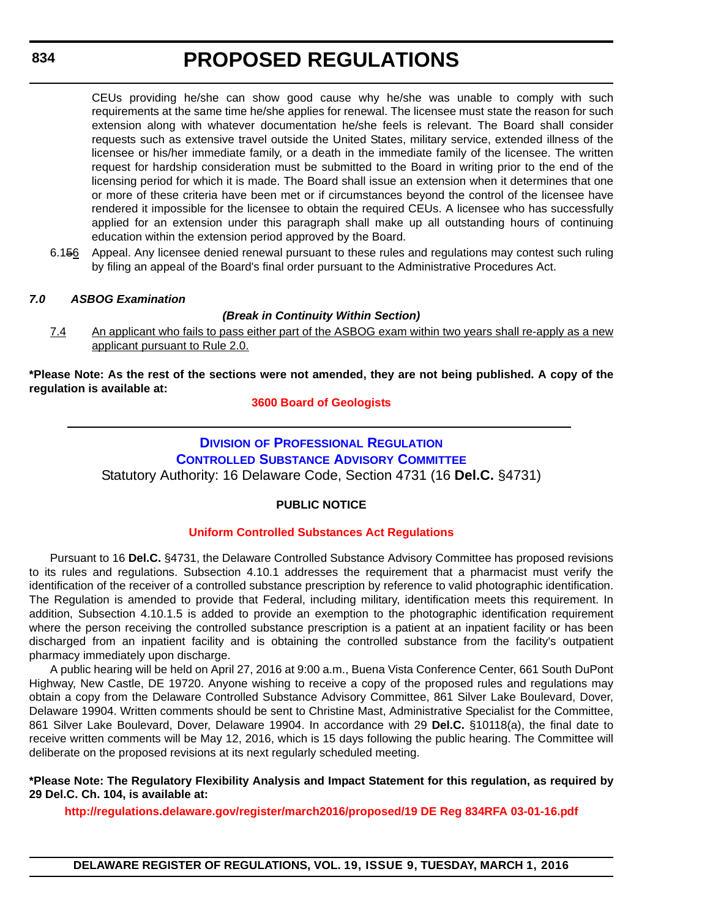CEUs providing he/she can show good cause why he/she was unable to comply with such requirements at the same time he/she applies for renewal. The licensee must state the reason for such extension along with whatever documentation he/she feels is relevant. The Board shall consider requests such as extensive travel outside the United States, military service, extended illness of the licensee or his/her immediate family, or a death in the immediate family of the licensee. The written request for hardship consideration must be submitted to the Board in writing prior to the end of the licensing period for which it is made. The Board shall issue an extension when it determines that one or more of these criteria have been met or if circumstances beyond the control of the licensee have rendered it impossible for the licensee to obtain the required CEUs. A licensee who has successfully applied for an extension under this paragraph shall make up all outstanding hours of continuing education within the extension period approved by the Board.

6.1~~5~~6 Appeal. Any licensee denied renewal pursuant to these rules and regulations may contest such ruling by filing an appeal of the Board's final order pursuant to the Administrative Procedures Act.

***7.0 ASBOG Examination***

***(Break in Continuity Within Section)***

7.4 An applicant who fails to pass either part of the ASBOG exam within two years shall re-apply as a new applicant pursuant to Rule 2.0.

**\*Please Note: As the rest of the sections were not amended, they are not being published. A copy of the regulation is available at:**

**3600 Board of Geologists**

---

## Division of Professional Regulation
## Controlled Substance Advisory Committee

Statutory Authority: 16 Delaware Code, Section 4731 (16 **Del.C.** §4731)

**PUBLIC NOTICE**

**Uniform Controlled Substances Act Regulations**

Pursuant to 16 **Del.C.** §4731, the Delaware Controlled Substance Advisory Committee has proposed revisions to its rules and regulations. Subsection 4.10.1 addresses the requirement that a pharmacist must verify the identification of the receiver of a controlled substance prescription by reference to valid photographic identification. The Regulation is amended to provide that Federal, including military, identification meets this requirement. In addition, Subsection 4.10.1.5 is added to provide an exemption to the photographic identification requirement where the person receiving the controlled substance prescription is a patient at an inpatient facility or has been discharged from an inpatient facility and is obtaining the controlled substance from the facility's outpatient pharmacy immediately upon discharge.

A public hearing will be held on April 27, 2016 at 9:00 a.m., Buena Vista Conference Center, 661 South DuPont Highway, New Castle, DE 19720. Anyone wishing to receive a copy of the proposed rules and regulations may obtain a copy from the Delaware Controlled Substance Advisory Committee, 861 Silver Lake Boulevard, Dover, Delaware 19904. Written comments should be sent to Christine Mast, Administrative Specialist for the Committee, 861 Silver Lake Boulevard, Dover, Delaware 19904. In accordance with 29 **Del.C.** §10118(a), the final date to receive written comments will be May 12, 2016, which is 15 days following the public hearing. The Committee will deliberate on the proposed revisions at its next regularly scheduled meeting.

**\*Please Note: The Regulatory Flexibility Analysis and Impact Statement for this regulation, as required by 29 Del.C. Ch. 104, is available at:**

**http://regulations.delaware.gov/register/march2016/proposed/19 DE Reg 834RFA 03-01-16.pdf**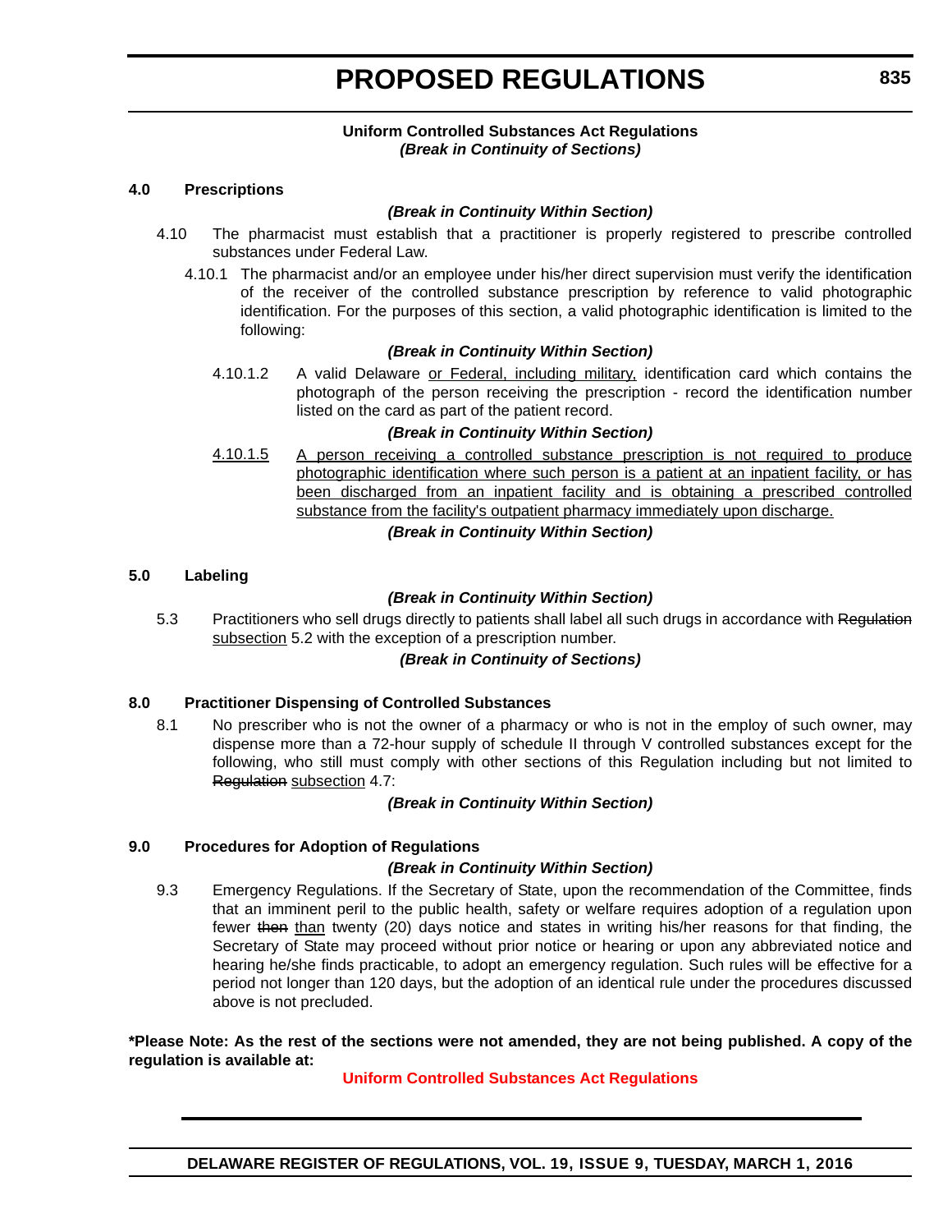**Uniform Controlled Substances Act Regulations**
***(Break in Continuity of Sections)***

**4.0 Prescriptions**

***(Break in Continuity Within Section)***

4.10 The pharmacist must establish that a practitioner is properly registered to prescribe controlled substances under Federal Law.

4.10.1 The pharmacist and/or an employee under his/her direct supervision must verify the identification of the receiver of the controlled substance prescription by reference to valid photographic identification. For the purposes of this section, a valid photographic identification is limited to the following:

***(Break in Continuity Within Section)***

4.10.1.2 A valid Delaware <u>or Federal, including military,</u> identification card which contains the photograph of the person receiving the prescription - record the identification number listed on the card as part of the patient record.

***(Break in Continuity Within Section)***

<u>4.10.1.5</u> <u>A person receiving a controlled substance prescription is not required to produce photographic identification where such person is a patient at an inpatient facility, or has been discharged from an inpatient facility and is obtaining a prescribed controlled substance from the facility's outpatient pharmacy immediately upon discharge.</u>

***(Break in Continuity Within Section)***

**5.0 Labeling**

***(Break in Continuity Within Section)***

5.3 Practitioners who sell drugs directly to patients shall label all such drugs in accordance with ~~Regulation~~ <u>subsection</u> 5.2 with the exception of a prescription number.

***(Break in Continuity of Sections)***

**8.0 Practitioner Dispensing of Controlled Substances**

8.1 No prescriber who is not the owner of a pharmacy or who is not in the employ of such owner, may dispense more than a 72-hour supply of schedule II through V controlled substances except for the following, who still must comply with other sections of this Regulation including but not limited to ~~Regulation~~ <u>subsection</u> 4.7:

***(Break in Continuity Within Section)***

**9.0 Procedures for Adoption of Regulations**

***(Break in Continuity Within Section)***

9.3 Emergency Regulations. If the Secretary of State, upon the recommendation of the Committee, finds that an imminent peril to the public health, safety or welfare requires adoption of a regulation upon fewer ~~then~~ <u>than</u> twenty (20) days notice and states in writing his/her reasons for that finding, the Secretary of State may proceed without prior notice or hearing or upon any abbreviated notice and hearing he/she finds practicable, to adopt an emergency regulation. Such rules will be effective for a period not longer than 120 days, but the adoption of an identical rule under the procedures discussed above is not precluded.

**\*Please Note: As the rest of the sections were not amended, they are not being published. A copy of the regulation is available at:**

**Uniform Controlled Substances Act Regulations**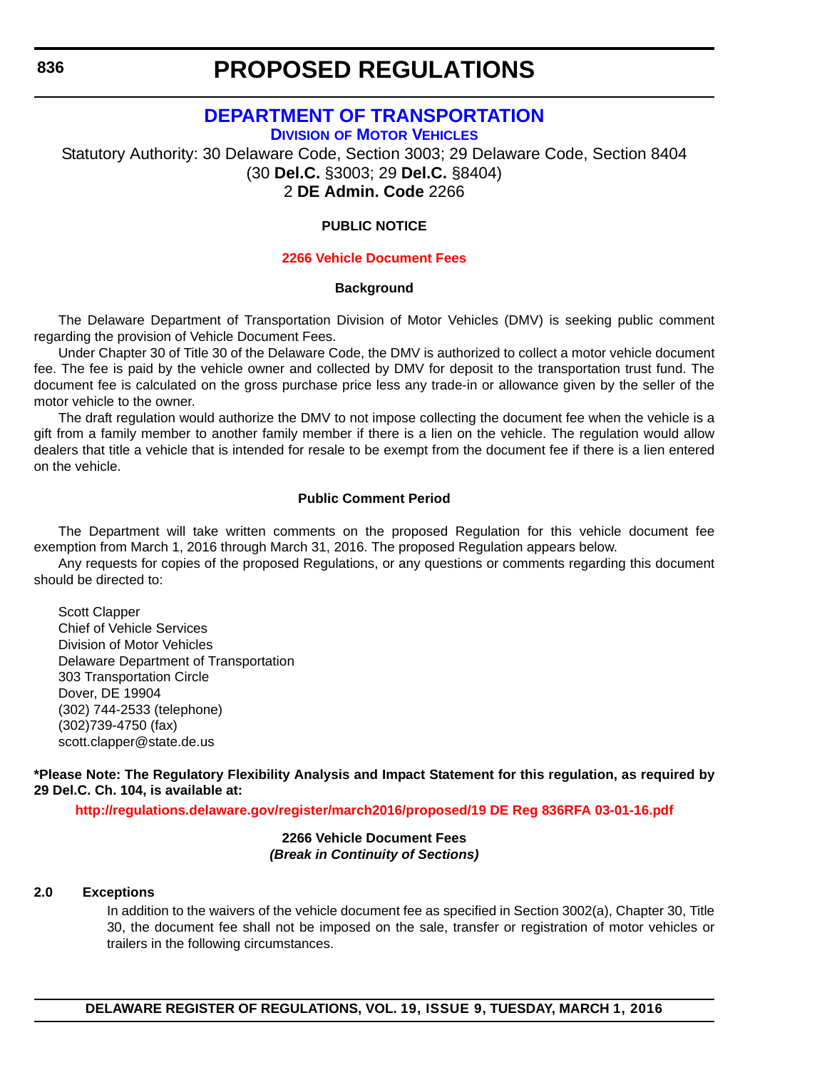# PROPOSED REGULATIONS

## DEPARTMENT OF TRANSPORTATION

### DIVISION OF MOTOR VEHICLES

Statutory Authority: 30 Delaware Code, Section 3003; 29 Delaware Code, Section 8404 (30 **Del.C.** §3003; 29 **Del.C.** §8404)
2 **DE Admin. Code** 2266

**PUBLIC NOTICE**

**2266 Vehicle Document Fees**

**Background**

The Delaware Department of Transportation Division of Motor Vehicles (DMV) is seeking public comment regarding the provision of Vehicle Document Fees.

Under Chapter 30 of Title 30 of the Delaware Code, the DMV is authorized to collect a motor vehicle document fee. The fee is paid by the vehicle owner and collected by DMV for deposit to the transportation trust fund. The document fee is calculated on the gross purchase price less any trade-in or allowance given by the seller of the motor vehicle to the owner.

The draft regulation would authorize the DMV to not impose collecting the document fee when the vehicle is a gift from a family member to another family member if there is a lien on the vehicle. The regulation would allow dealers that title a vehicle that is intended for resale to be exempt from the document fee if there is a lien entered on the vehicle.

**Public Comment Period**

The Department will take written comments on the proposed Regulation for this vehicle document fee exemption from March 1, 2016 through March 31, 2016. The proposed Regulation appears below.

Any requests for copies of the proposed Regulations, or any questions or comments regarding this document should be directed to:

Scott Clapper
Chief of Vehicle Services
Division of Motor Vehicles
Delaware Department of Transportation
303 Transportation Circle
Dover, DE 19904
(302) 744-2533 (telephone)
(302)739-4750 (fax)
scott.clapper@state.de.us

**\*Please Note: The Regulatory Flexibility Analysis and Impact Statement for this regulation, as required by 29 Del.C. Ch. 104, is available at:**

**http://regulations.delaware.gov/register/march2016/proposed/19 DE Reg 836RFA 03-01-16.pdf**

**2266 Vehicle Document Fees**
***(Break in Continuity of Sections)***

**2.0 Exceptions**

In addition to the waivers of the vehicle document fee as specified in Section 3002(a), Chapter 30, Title 30, the document fee shall not be imposed on the sale, transfer or registration of motor vehicles or trailers in the following circumstances.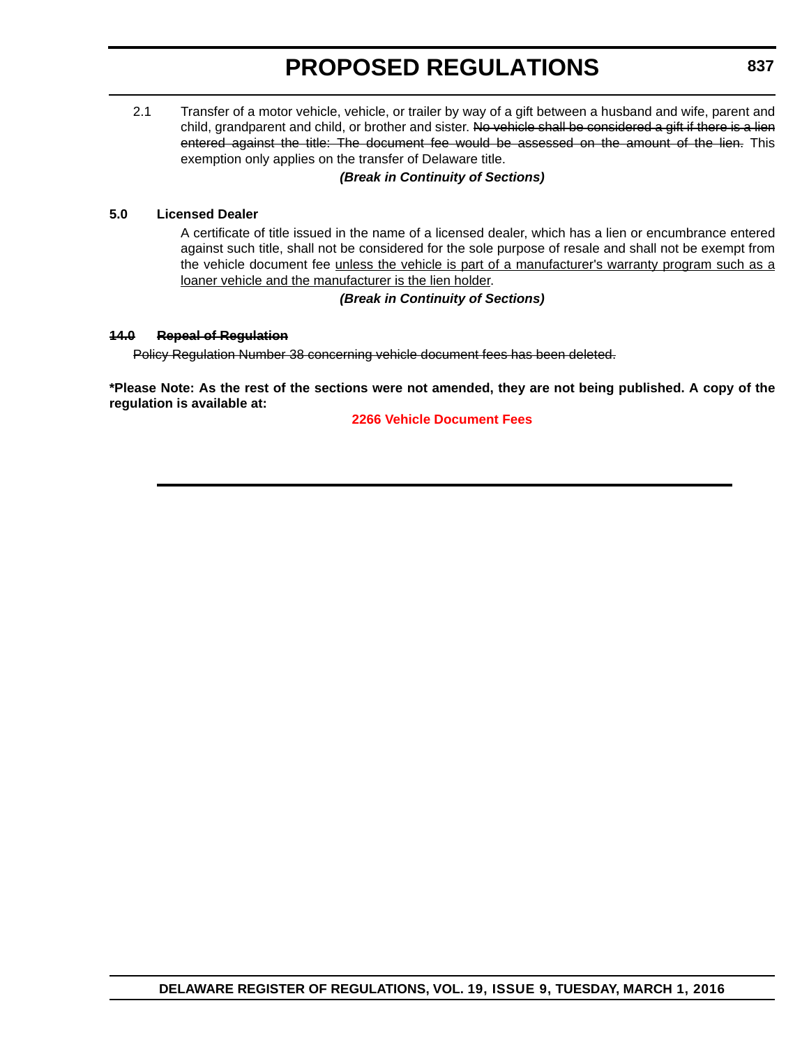2.1 Transfer of a motor vehicle, vehicle, or trailer by way of a gift between a husband and wife, parent and child, grandparent and child, or brother and sister. ~~No vehicle shall be considered a gift if there is a lien entered against the title: The document fee would be assessed on the amount of the lien.~~ This exemption only applies on the transfer of Delaware title.

***(Break in Continuity of Sections)***

**5.0 Licensed Dealer**

A certificate of title issued in the name of a licensed dealer, which has a lien or encumbrance entered against such title, shall not be considered for the sole purpose of resale and shall not be exempt from the vehicle document fee <u>unless the vehicle is part of a manufacturer's warranty program such as a loaner vehicle and the manufacturer is the lien holder</u>.

***(Break in Continuity of Sections)***

~~**14.0 Repeal of Regulation**~~

~~Policy Regulation Number 38 concerning vehicle document fees has been deleted.~~

**\*Please Note: As the rest of the sections were not amended, they are not being published. A copy of the regulation is available at:**

**2266 Vehicle Document Fees**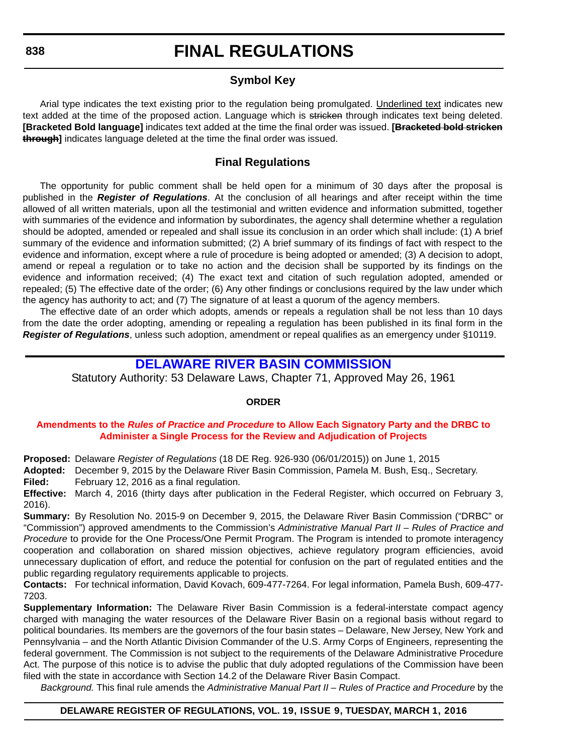# FINAL REGULATIONS

## Symbol Key

Arial type indicates the text existing prior to the regulation being promulgated. Underlined text indicates new text added at the time of the proposed action. Language which is ~~stricken~~ through indicates text being deleted. **[Bracketed Bold language]** indicates text added at the time the final order was issued. **[~~Bracketed bold stricken through~~]** indicates language deleted at the time the final order was issued.

## Final Regulations

The opportunity for public comment shall be held open for a minimum of 30 days after the proposal is published in the ***Register of Regulations***. At the conclusion of all hearings and after receipt within the time allowed of all written materials, upon all the testimonial and written evidence and information submitted, together with summaries of the evidence and information by subordinates, the agency shall determine whether a regulation should be adopted, amended or repealed and shall issue its conclusion in an order which shall include: (1) A brief summary of the evidence and information submitted; (2) A brief summary of its findings of fact with respect to the evidence and information, except where a rule of procedure is being adopted or amended; (3) A decision to adopt, amend or repeal a regulation or to take no action and the decision shall be supported by its findings on the evidence and information received; (4) The exact text and citation of such regulation adopted, amended or repealed; (5) The effective date of the order; (6) Any other findings or conclusions required by the law under which the agency has authority to act; and (7) The signature of at least a quorum of the agency members.

The effective date of an order which adopts, amends or repeals a regulation shall be not less than 10 days from the date the order adopting, amending or repealing a regulation has been published in its final form in the ***Register of Regulations***, unless such adoption, amendment or repeal qualifies as an emergency under §10119.

## DELAWARE RIVER BASIN COMMISSION

Statutory Authority: 53 Delaware Laws, Chapter 71, Approved May 26, 1961

**ORDER**

### Amendments to the *Rules of Practice and Procedure* to Allow Each Signatory Party and the DRBC to Administer a Single Process for the Review and Adjudication of Projects

**Proposed:** Delaware *Register of Regulations* (18 DE Reg. 926-930 (06/01/2015)) on June 1, 2015

**Adopted:** December 9, 2015 by the Delaware River Basin Commission, Pamela M. Bush, Esq., Secretary.

**Filed:** February 12, 2016 as a final regulation.

**Effective:** March 4, 2016 (thirty days after publication in the Federal Register, which occurred on February 3, 2016).

**Summary:** By Resolution No. 2015-9 on December 9, 2015, the Delaware River Basin Commission ("DRBC" or "Commission") approved amendments to the Commission's *Administrative Manual Part II – Rules of Practice and Procedure* to provide for the One Process/One Permit Program. The Program is intended to promote interagency cooperation and collaboration on shared mission objectives, achieve regulatory program efficiencies, avoid unnecessary duplication of effort, and reduce the potential for confusion on the part of regulated entities and the public regarding regulatory requirements applicable to projects.

**Contacts:** For technical information, David Kovach, 609-477-7264. For legal information, Pamela Bush, 609-477-7203.

**Supplementary Information:** The Delaware River Basin Commission is a federal-interstate compact agency charged with managing the water resources of the Delaware River Basin on a regional basis without regard to political boundaries. Its members are the governors of the four basin states – Delaware, New Jersey, New York and Pennsylvania – and the North Atlantic Division Commander of the U.S. Army Corps of Engineers, representing the federal government. The Commission is not subject to the requirements of the Delaware Administrative Procedure Act. The purpose of this notice is to advise the public that duly adopted regulations of the Commission have been filed with the state in accordance with Section 14.2 of the Delaware River Basin Compact.

*Background.* This final rule amends the *Administrative Manual Part II – Rules of Practice and Procedure* by the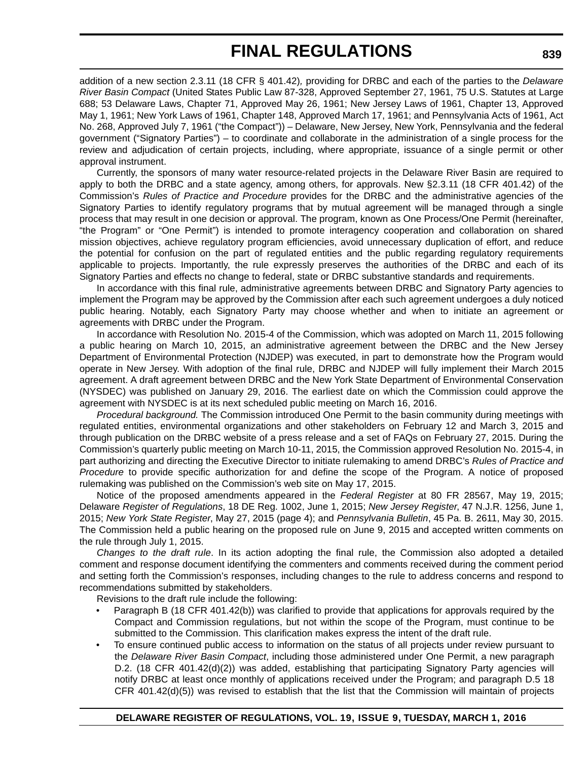addition of a new section 2.3.11 (18 CFR § 401.42), providing for DRBC and each of the parties to the *Delaware River Basin Compact* (United States Public Law 87-328, Approved September 27, 1961, 75 U.S. Statutes at Large 688; 53 Delaware Laws, Chapter 71, Approved May 26, 1961; New Jersey Laws of 1961, Chapter 13, Approved May 1, 1961; New York Laws of 1961, Chapter 148, Approved March 17, 1961; and Pennsylvania Acts of 1961, Act No. 268, Approved July 7, 1961 ("the Compact")) – Delaware, New Jersey, New York, Pennsylvania and the federal government ("Signatory Parties") – to coordinate and collaborate in the administration of a single process for the review and adjudication of certain projects, including, where appropriate, issuance of a single permit or other approval instrument.

Currently, the sponsors of many water resource-related projects in the Delaware River Basin are required to apply to both the DRBC and a state agency, among others, for approvals. New §2.3.11 (18 CFR 401.42) of the Commission's *Rules of Practice and Procedure* provides for the DRBC and the administrative agencies of the Signatory Parties to identify regulatory programs that by mutual agreement will be managed through a single process that may result in one decision or approval. The program, known as One Process/One Permit (hereinafter, "the Program" or "One Permit") is intended to promote interagency cooperation and collaboration on shared mission objectives, achieve regulatory program efficiencies, avoid unnecessary duplication of effort, and reduce the potential for confusion on the part of regulated entities and the public regarding regulatory requirements applicable to projects. Importantly, the rule expressly preserves the authorities of the DRBC and each of its Signatory Parties and effects no change to federal, state or DRBC substantive standards and requirements.

In accordance with this final rule, administrative agreements between DRBC and Signatory Party agencies to implement the Program may be approved by the Commission after each such agreement undergoes a duly noticed public hearing. Notably, each Signatory Party may choose whether and when to initiate an agreement or agreements with DRBC under the Program.

In accordance with Resolution No. 2015-4 of the Commission, which was adopted on March 11, 2015 following a public hearing on March 10, 2015, an administrative agreement between the DRBC and the New Jersey Department of Environmental Protection (NJDEP) was executed, in part to demonstrate how the Program would operate in New Jersey. With adoption of the final rule, DRBC and NJDEP will fully implement their March 2015 agreement. A draft agreement between DRBC and the New York State Department of Environmental Conservation (NYSDEC) was published on January 29, 2016. The earliest date on which the Commission could approve the agreement with NYSDEC is at its next scheduled public meeting on March 16, 2016.

*Procedural background.* The Commission introduced One Permit to the basin community during meetings with regulated entities, environmental organizations and other stakeholders on February 12 and March 3, 2015 and through publication on the DRBC website of a press release and a set of FAQs on February 27, 2015. During the Commission's quarterly public meeting on March 10-11, 2015, the Commission approved Resolution No. 2015-4, in part authorizing and directing the Executive Director to initiate rulemaking to amend DRBC's *Rules of Practice and Procedure* to provide specific authorization for and define the scope of the Program. A notice of proposed rulemaking was published on the Commission's web site on May 17, 2015.

Notice of the proposed amendments appeared in the *Federal Register* at 80 FR 28567, May 19, 2015; Delaware *Register of Regulations*, 18 DE Reg. 1002, June 1, 2015; *New Jersey Register*, 47 N.J.R. 1256, June 1, 2015; *New York State Register*, May 27, 2015 (page 4); and *Pennsylvania Bulletin*, 45 Pa. B. 2611, May 30, 2015. The Commission held a public hearing on the proposed rule on June 9, 2015 and accepted written comments on the rule through July 1, 2015.

*Changes to the draft rule*. In its action adopting the final rule, the Commission also adopted a detailed comment and response document identifying the commenters and comments received during the comment period and setting forth the Commission's responses, including changes to the rule to address concerns and respond to recommendations submitted by stakeholders.

Revisions to the draft rule include the following:

- Paragraph B (18 CFR 401.42(b)) was clarified to provide that applications for approvals required by the Compact and Commission regulations, but not within the scope of the Program, must continue to be submitted to the Commission. This clarification makes express the intent of the draft rule.
- To ensure continued public access to information on the status of all projects under review pursuant to the *Delaware River Basin Compact*, including those administered under One Permit, a new paragraph D.2. (18 CFR 401.42(d)(2)) was added, establishing that participating Signatory Party agencies will notify DRBC at least once monthly of applications received under the Program; and paragraph D.5 18 CFR 401.42(d)(5)) was revised to establish that the list that the Commission will maintain of projects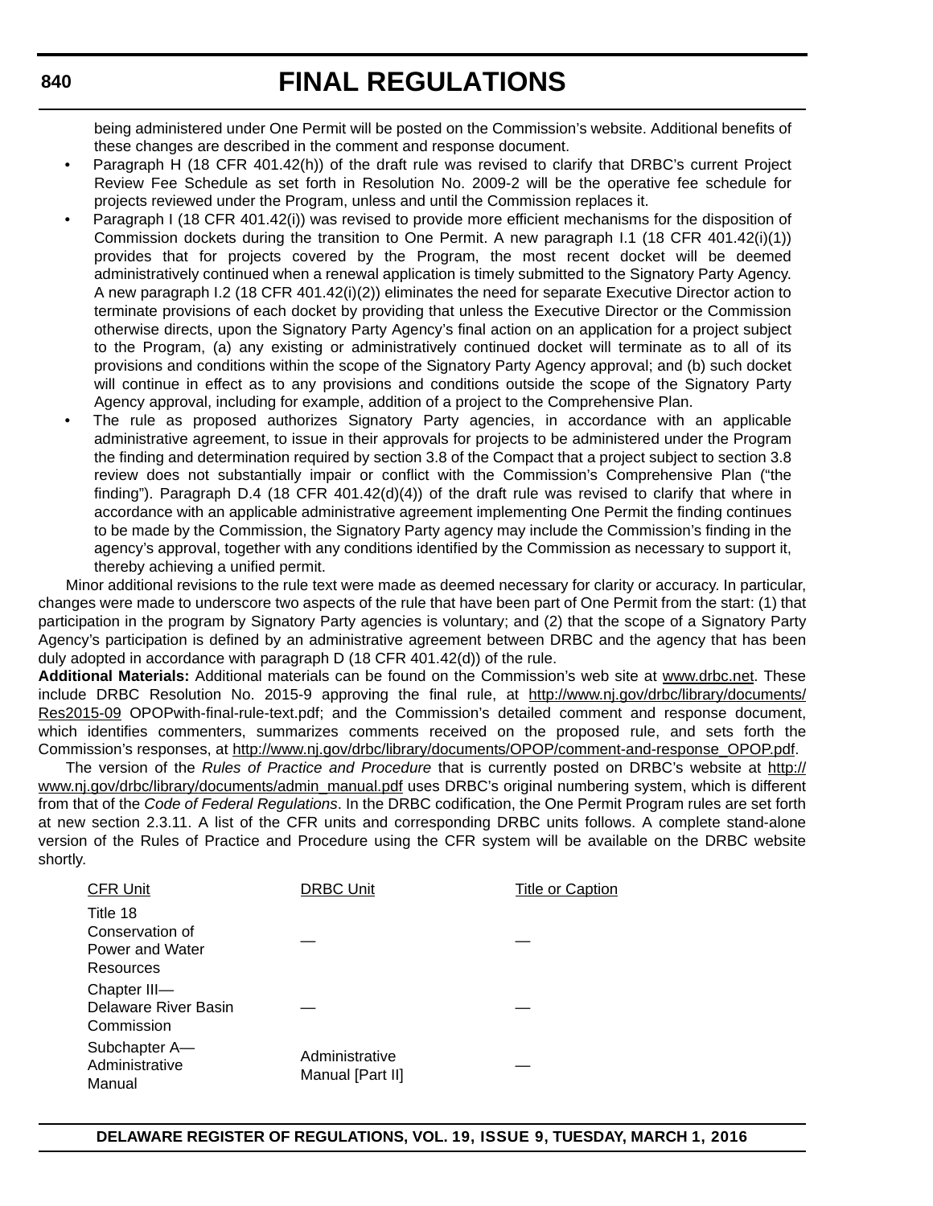being administered under One Permit will be posted on the Commission's website. Additional benefits of these changes are described in the comment and response document.

- Paragraph H (18 CFR 401.42(h)) of the draft rule was revised to clarify that DRBC's current Project Review Fee Schedule as set forth in Resolution No. 2009-2 will be the operative fee schedule for projects reviewed under the Program, unless and until the Commission replaces it.
- Paragraph I (18 CFR 401.42(i)) was revised to provide more efficient mechanisms for the disposition of Commission dockets during the transition to One Permit. A new paragraph I.1 (18 CFR 401.42(i)(1)) provides that for projects covered by the Program, the most recent docket will be deemed administratively continued when a renewal application is timely submitted to the Signatory Party Agency. A new paragraph I.2 (18 CFR 401.42(i)(2)) eliminates the need for separate Executive Director action to terminate provisions of each docket by providing that unless the Executive Director or the Commission otherwise directs, upon the Signatory Party Agency's final action on an application for a project subject to the Program, (a) any existing or administratively continued docket will terminate as to all of its provisions and conditions within the scope of the Signatory Party Agency approval; and (b) such docket will continue in effect as to any provisions and conditions outside the scope of the Signatory Party Agency approval, including for example, addition of a project to the Comprehensive Plan.
- The rule as proposed authorizes Signatory Party agencies, in accordance with an applicable administrative agreement, to issue in their approvals for projects to be administered under the Program the finding and determination required by section 3.8 of the Compact that a project subject to section 3.8 review does not substantially impair or conflict with the Commission's Comprehensive Plan ("the finding"). Paragraph D.4 (18 CFR 401.42(d)(4)) of the draft rule was revised to clarify that where in accordance with an applicable administrative agreement implementing One Permit the finding continues to be made by the Commission, the Signatory Party agency may include the Commission's finding in the agency's approval, together with any conditions identified by the Commission as necessary to support it, thereby achieving a unified permit.

Minor additional revisions to the rule text were made as deemed necessary for clarity or accuracy. In particular, changes were made to underscore two aspects of the rule that have been part of One Permit from the start: (1) that participation in the program by Signatory Party agencies is voluntary; and (2) that the scope of a Signatory Party Agency's participation is defined by an administrative agreement between DRBC and the agency that has been duly adopted in accordance with paragraph D (18 CFR 401.42(d)) of the rule.

**Additional Materials:** Additional materials can be found on the Commission's web site at www.drbc.net. These include DRBC Resolution No. 2015-9 approving the final rule, at http://www.nj.gov/drbc/library/documents/Res2015-09 OPOPwith-final-rule-text.pdf; and the Commission's detailed comment and response document, which identifies commenters, summarizes comments received on the proposed rule, and sets forth the Commission's responses, at http://www.nj.gov/drbc/library/documents/OPOP/comment-and-response_OPOP.pdf.

The version of the *Rules of Practice and Procedure* that is currently posted on DRBC's website at http://www.nj.gov/drbc/library/documents/admin_manual.pdf uses DRBC's original numbering system, which is different from that of the *Code of Federal Regulations*. In the DRBC codification, the One Permit Program rules are set forth at new section 2.3.11. A list of the CFR units and corresponding DRBC units follows. A complete stand-alone version of the Rules of Practice and Procedure using the CFR system will be available on the DRBC website shortly.

| CFR Unit | DRBC Unit | Title or Caption |
|---|---|---|
| Title 18 Conservation of Power and Water Resources | — | — |
| Chapter III—Delaware River Basin Commission | — | — |
| Subchapter A—Administrative Manual | Administrative Manual [Part II] | — |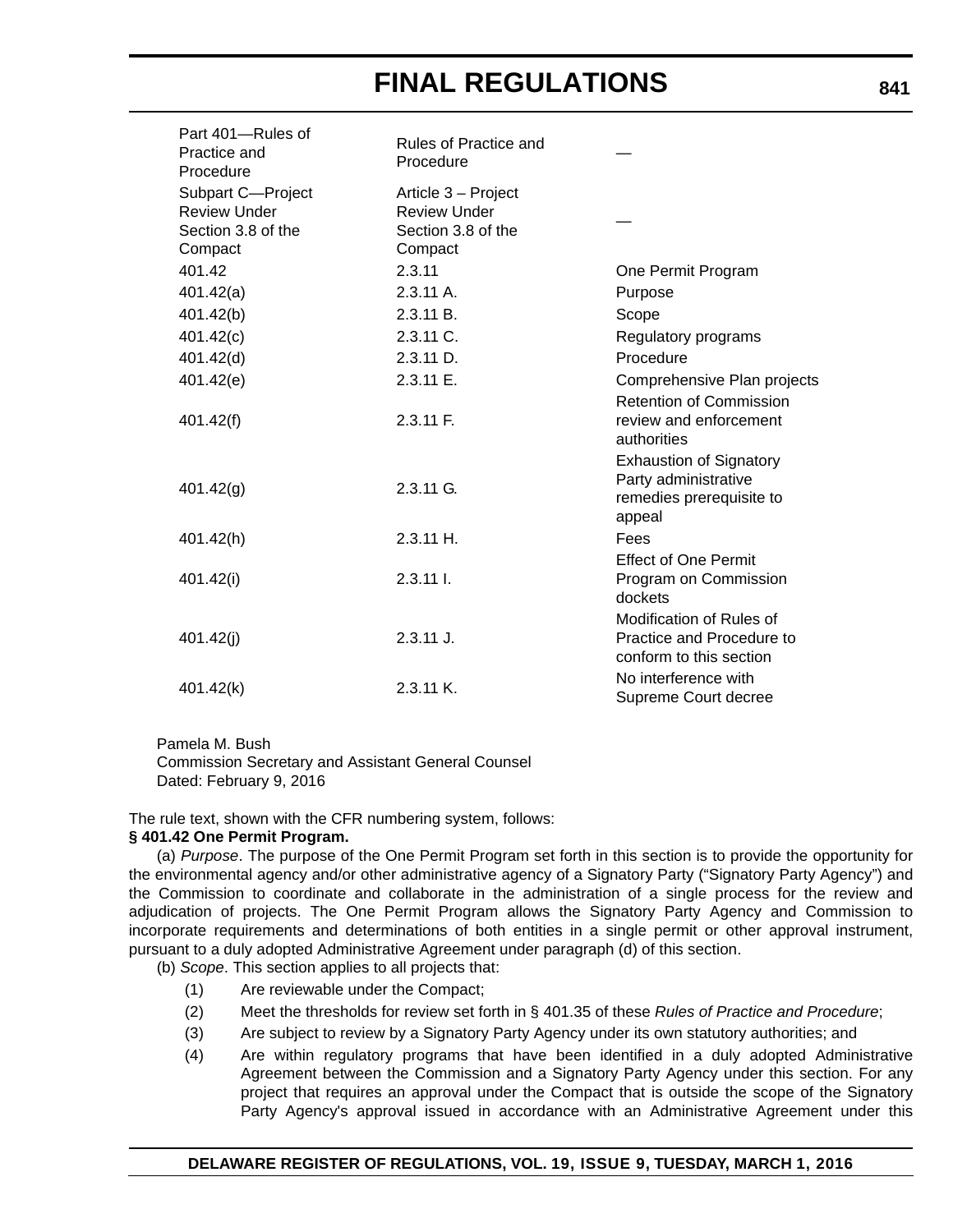| | | |
|---|---|---|
| Part 401—Rules of Practice and Procedure | Rules of Practice and Procedure | — |
| Subpart C—Project Review Under Section 3.8 of the Compact | Article 3 – Project Review Under Section 3.8 of the Compact | — |
| 401.42 | 2.3.11 | One Permit Program |
| 401.42(a) | 2.3.11 A. | Purpose |
| 401.42(b) | 2.3.11 B. | Scope |
| 401.42(c) | 2.3.11 C. | Regulatory programs |
| 401.42(d) | 2.3.11 D. | Procedure |
| 401.42(e) | 2.3.11 E. | Comprehensive Plan projects |
| 401.42(f) | 2.3.11 F. | Retention of Commission review and enforcement authorities |
| 401.42(g) | 2.3.11 G. | Exhaustion of Signatory Party administrative remedies prerequisite to appeal |
| 401.42(h) | 2.3.11 H. | Fees |
| 401.42(i) | 2.3.11 I. | Effect of One Permit Program on Commission dockets |
| 401.42(j) | 2.3.11 J. | Modification of Rules of Practice and Procedure to conform to this section |
| 401.42(k) | 2.3.11 K. | No interference with Supreme Court decree |

Pamela M. Bush
Commission Secretary and Assistant General Counsel
Dated: February 9, 2016

The rule text, shown with the CFR numbering system, follows:

**§ 401.42 One Permit Program.**

(a) *Purpose*. The purpose of the One Permit Program set forth in this section is to provide the opportunity for the environmental agency and/or other administrative agency of a Signatory Party ("Signatory Party Agency") and the Commission to coordinate and collaborate in the administration of a single process for the review and adjudication of projects. The One Permit Program allows the Signatory Party Agency and Commission to incorporate requirements and determinations of both entities in a single permit or other approval instrument, pursuant to a duly adopted Administrative Agreement under paragraph (d) of this section.

(b) *Scope*. This section applies to all projects that:

(1) Are reviewable under the Compact;

(2) Meet the thresholds for review set forth in § 401.35 of these *Rules of Practice and Procedure*;

(3) Are subject to review by a Signatory Party Agency under its own statutory authorities; and

(4) Are within regulatory programs that have been identified in a duly adopted Administrative Agreement between the Commission and a Signatory Party Agency under this section. For any project that requires an approval under the Compact that is outside the scope of the Signatory Party Agency's approval issued in accordance with an Administrative Agreement under this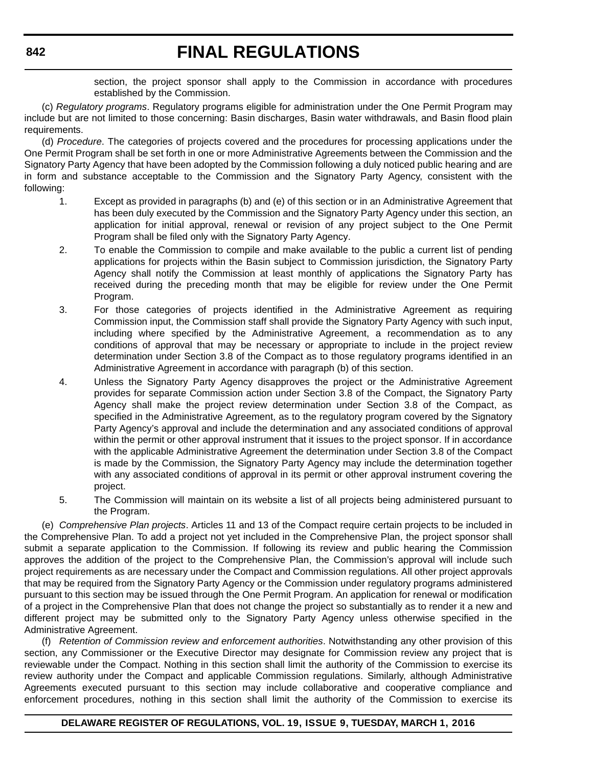section, the project sponsor shall apply to the Commission in accordance with procedures established by the Commission.

(c) *Regulatory programs*. Regulatory programs eligible for administration under the One Permit Program may include but are not limited to those concerning: Basin discharges, Basin water withdrawals, and Basin flood plain requirements.

(d) *Procedure*. The categories of projects covered and the procedures for processing applications under the One Permit Program shall be set forth in one or more Administrative Agreements between the Commission and the Signatory Party Agency that have been adopted by the Commission following a duly noticed public hearing and are in form and substance acceptable to the Commission and the Signatory Party Agency, consistent with the following:

1. Except as provided in paragraphs (b) and (e) of this section or in an Administrative Agreement that has been duly executed by the Commission and the Signatory Party Agency under this section, an application for initial approval, renewal or revision of any project subject to the One Permit Program shall be filed only with the Signatory Party Agency.
2. To enable the Commission to compile and make available to the public a current list of pending applications for projects within the Basin subject to Commission jurisdiction, the Signatory Party Agency shall notify the Commission at least monthly of applications the Signatory Party has received during the preceding month that may be eligible for review under the One Permit Program.
3. For those categories of projects identified in the Administrative Agreement as requiring Commission input, the Commission staff shall provide the Signatory Party Agency with such input, including where specified by the Administrative Agreement, a recommendation as to any conditions of approval that may be necessary or appropriate to include in the project review determination under Section 3.8 of the Compact as to those regulatory programs identified in an Administrative Agreement in accordance with paragraph (b) of this section.
4. Unless the Signatory Party Agency disapproves the project or the Administrative Agreement provides for separate Commission action under Section 3.8 of the Compact, the Signatory Party Agency shall make the project review determination under Section 3.8 of the Compact, as specified in the Administrative Agreement, as to the regulatory program covered by the Signatory Party Agency's approval and include the determination and any associated conditions of approval within the permit or other approval instrument that it issues to the project sponsor. If in accordance with the applicable Administrative Agreement the determination under Section 3.8 of the Compact is made by the Commission, the Signatory Party Agency may include the determination together with any associated conditions of approval in its permit or other approval instrument covering the project.
5. The Commission will maintain on its website a list of all projects being administered pursuant to the Program.

(e) *Comprehensive Plan projects*. Articles 11 and 13 of the Compact require certain projects to be included in the Comprehensive Plan. To add a project not yet included in the Comprehensive Plan, the project sponsor shall submit a separate application to the Commission. If following its review and public hearing the Commission approves the addition of the project to the Comprehensive Plan, the Commission's approval will include such project requirements as are necessary under the Compact and Commission regulations. All other project approvals that may be required from the Signatory Party Agency or the Commission under regulatory programs administered pursuant to this section may be issued through the One Permit Program. An application for renewal or modification of a project in the Comprehensive Plan that does not change the project so substantially as to render it a new and different project may be submitted only to the Signatory Party Agency unless otherwise specified in the Administrative Agreement.

(f) *Retention of Commission review and enforcement authorities*. Notwithstanding any other provision of this section, any Commissioner or the Executive Director may designate for Commission review any project that is reviewable under the Compact. Nothing in this section shall limit the authority of the Commission to exercise its review authority under the Compact and applicable Commission regulations. Similarly, although Administrative Agreements executed pursuant to this section may include collaborative and cooperative compliance and enforcement procedures, nothing in this section shall limit the authority of the Commission to exercise its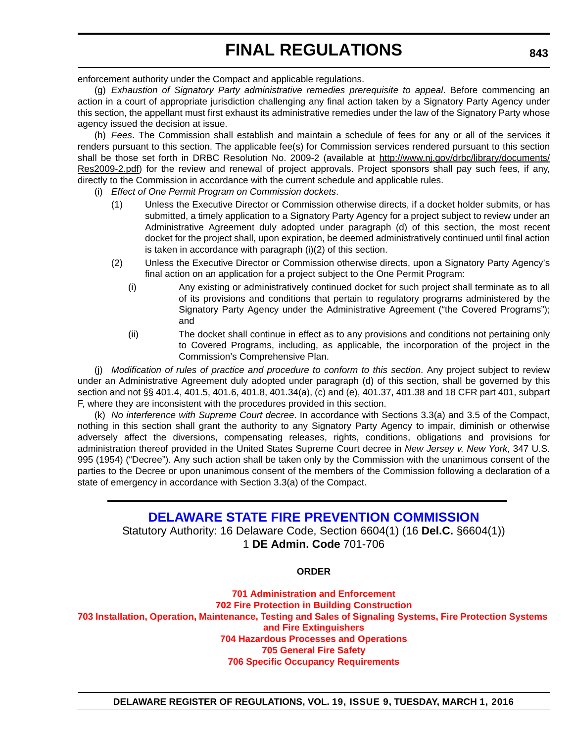enforcement authority under the Compact and applicable regulations.

(g) *Exhaustion of Signatory Party administrative remedies prerequisite to appeal*. Before commencing an action in a court of appropriate jurisdiction challenging any final action taken by a Signatory Party Agency under this section, the appellant must first exhaust its administrative remedies under the law of the Signatory Party whose agency issued the decision at issue.

(h) *Fees*. The Commission shall establish and maintain a schedule of fees for any or all of the services it renders pursuant to this section. The applicable fee(s) for Commission services rendered pursuant to this section shall be those set forth in DRBC Resolution No. 2009-2 (available at http://www.nj.gov/drbc/library/documents/Res2009-2.pdf) for the review and renewal of project approvals. Project sponsors shall pay such fees, if any, directly to the Commission in accordance with the current schedule and applicable rules.

(i) *Effect of One Permit Program on Commission dockets*.

(1) Unless the Executive Director or Commission otherwise directs, if a docket holder submits, or has submitted, a timely application to a Signatory Party Agency for a project subject to review under an Administrative Agreement duly adopted under paragraph (d) of this section, the most recent docket for the project shall, upon expiration, be deemed administratively continued until final action is taken in accordance with paragraph (i)(2) of this section.

(2) Unless the Executive Director or Commission otherwise directs, upon a Signatory Party Agency's final action on an application for a project subject to the One Permit Program:

(i) Any existing or administratively continued docket for such project shall terminate as to all of its provisions and conditions that pertain to regulatory programs administered by the Signatory Party Agency under the Administrative Agreement ("the Covered Programs"); and

(ii) The docket shall continue in effect as to any provisions and conditions not pertaining only to Covered Programs, including, as applicable, the incorporation of the project in the Commission's Comprehensive Plan.

(j) *Modification of rules of practice and procedure to conform to this section*. Any project subject to review under an Administrative Agreement duly adopted under paragraph (d) of this section, shall be governed by this section and not §§ 401.4, 401.5, 401.6, 401.8, 401.34(a), (c) and (e), 401.37, 401.38 and 18 CFR part 401, subpart F, where they are inconsistent with the procedures provided in this section.

(k) *No interference with Supreme Court decree*. In accordance with Sections 3.3(a) and 3.5 of the Compact, nothing in this section shall grant the authority to any Signatory Party Agency to impair, diminish or otherwise adversely affect the diversions, compensating releases, rights, conditions, obligations and provisions for administration thereof provided in the United States Supreme Court decree in *New Jersey v. New York*, 347 U.S. 995 (1954) ("Decree"). Any such action shall be taken only by the Commission with the unanimous consent of the parties to the Decree or upon unanimous consent of the members of the Commission following a declaration of a state of emergency in accordance with Section 3.3(a) of the Compact.

---

## DELAWARE STATE FIRE PREVENTION COMMISSION

Statutory Authority: 16 Delaware Code, Section 6604(1) (16 **Del.C.** §6604(1))
1 **DE Admin. Code** 701-706

**ORDER**

**701 Administration and Enforcement**
**702 Fire Protection in Building Construction**
**703 Installation, Operation, Maintenance, Testing and Sales of Signaling Systems, Fire Protection Systems and Fire Extinguishers**
**704 Hazardous Processes and Operations**
**705 General Fire Safety**
**706 Specific Occupancy Requirements**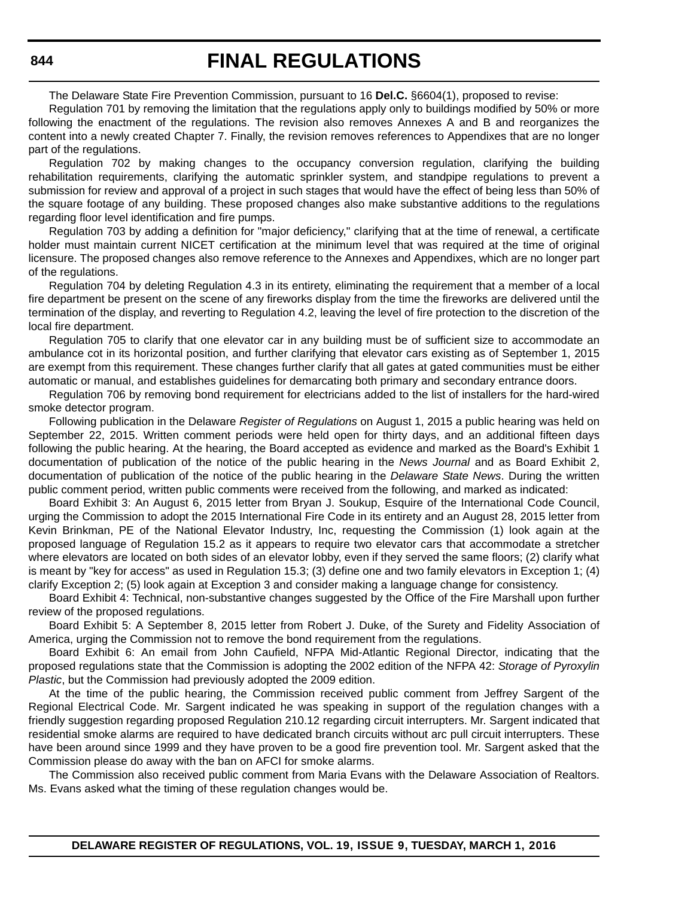# FINAL REGULATIONS

The Delaware State Fire Prevention Commission, pursuant to 16 **Del.C.** §6604(1), proposed to revise:

Regulation 701 by removing the limitation that the regulations apply only to buildings modified by 50% or more following the enactment of the regulations. The revision also removes Annexes A and B and reorganizes the content into a newly created Chapter 7. Finally, the revision removes references to Appendixes that are no longer part of the regulations.

Regulation 702 by making changes to the occupancy conversion regulation, clarifying the building rehabilitation requirements, clarifying the automatic sprinkler system, and standpipe regulations to prevent a submission for review and approval of a project in such stages that would have the effect of being less than 50% of the square footage of any building. These proposed changes also make substantive additions to the regulations regarding floor level identification and fire pumps.

Regulation 703 by adding a definition for "major deficiency," clarifying that at the time of renewal, a certificate holder must maintain current NICET certification at the minimum level that was required at the time of original licensure. The proposed changes also remove reference to the Annexes and Appendixes, which are no longer part of the regulations.

Regulation 704 by deleting Regulation 4.3 in its entirety, eliminating the requirement that a member of a local fire department be present on the scene of any fireworks display from the time the fireworks are delivered until the termination of the display, and reverting to Regulation 4.2, leaving the level of fire protection to the discretion of the local fire department.

Regulation 705 to clarify that one elevator car in any building must be of sufficient size to accommodate an ambulance cot in its horizontal position, and further clarifying that elevator cars existing as of September 1, 2015 are exempt from this requirement. These changes further clarify that all gates at gated communities must be either automatic or manual, and establishes guidelines for demarcating both primary and secondary entrance doors.

Regulation 706 by removing bond requirement for electricians added to the list of installers for the hard-wired smoke detector program.

Following publication in the Delaware *Register of Regulations* on August 1, 2015 a public hearing was held on September 22, 2015. Written comment periods were held open for thirty days, and an additional fifteen days following the public hearing. At the hearing, the Board accepted as evidence and marked as the Board's Exhibit 1 documentation of publication of the notice of the public hearing in the *News Journal* and as Board Exhibit 2, documentation of publication of the notice of the public hearing in the *Delaware State News*. During the written public comment period, written public comments were received from the following, and marked as indicated:

Board Exhibit 3: An August 6, 2015 letter from Bryan J. Soukup, Esquire of the International Code Council, urging the Commission to adopt the 2015 International Fire Code in its entirety and an August 28, 2015 letter from Kevin Brinkman, PE of the National Elevator Industry, Inc, requesting the Commission (1) look again at the proposed language of Regulation 15.2 as it appears to require two elevator cars that accommodate a stretcher where elevators are located on both sides of an elevator lobby, even if they served the same floors; (2) clarify what is meant by "key for access" as used in Regulation 15.3; (3) define one and two family elevators in Exception 1; (4) clarify Exception 2; (5) look again at Exception 3 and consider making a language change for consistency.

Board Exhibit 4: Technical, non-substantive changes suggested by the Office of the Fire Marshall upon further review of the proposed regulations.

Board Exhibit 5: A September 8, 2015 letter from Robert J. Duke, of the Surety and Fidelity Association of America, urging the Commission not to remove the bond requirement from the regulations.

Board Exhibit 6: An email from John Caufield, NFPA Mid-Atlantic Regional Director, indicating that the proposed regulations state that the Commission is adopting the 2002 edition of the NFPA 42: *Storage of Pyroxylin Plastic*, but the Commission had previously adopted the 2009 edition.

At the time of the public hearing, the Commission received public comment from Jeffrey Sargent of the Regional Electrical Code. Mr. Sargent indicated he was speaking in support of the regulation changes with a friendly suggestion regarding proposed Regulation 210.12 regarding circuit interrupters. Mr. Sargent indicated that residential smoke alarms are required to have dedicated branch circuits without arc pull circuit interrupters. These have been around since 1999 and they have proven to be a good fire prevention tool. Mr. Sargent asked that the Commission please do away with the ban on AFCI for smoke alarms.

The Commission also received public comment from Maria Evans with the Delaware Association of Realtors. Ms. Evans asked what the timing of these regulation changes would be.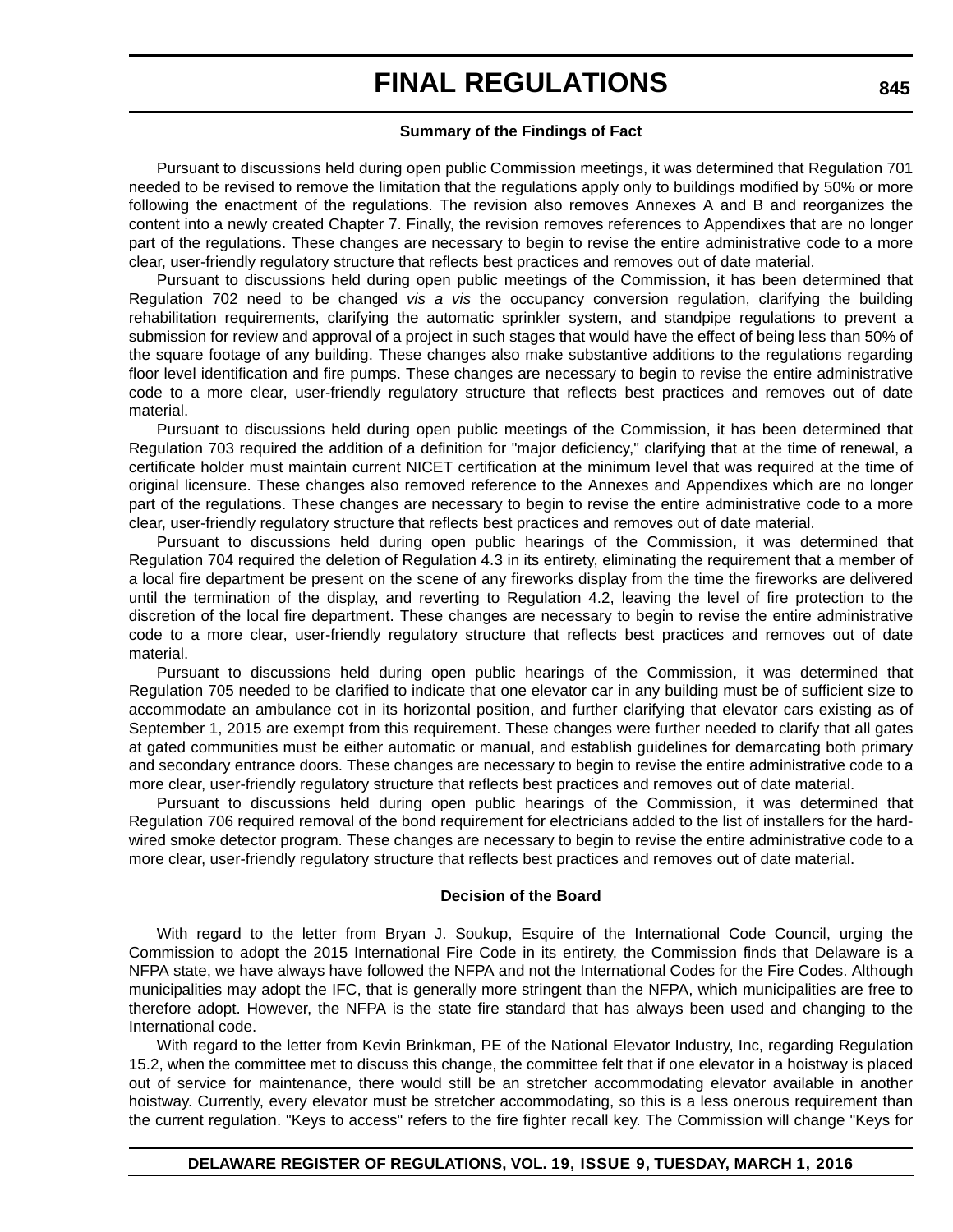### Summary of the Findings of Fact

Pursuant to discussions held during open public Commission meetings, it was determined that Regulation 701 needed to be revised to remove the limitation that the regulations apply only to buildings modified by 50% or more following the enactment of the regulations. The revision also removes Annexes A and B and reorganizes the content into a newly created Chapter 7. Finally, the revision removes references to Appendixes that are no longer part of the regulations. These changes are necessary to begin to revise the entire administrative code to a more clear, user-friendly regulatory structure that reflects best practices and removes out of date material.

Pursuant to discussions held during open public meetings of the Commission, it has been determined that Regulation 702 need to be changed *vis a vis* the occupancy conversion regulation, clarifying the building rehabilitation requirements, clarifying the automatic sprinkler system, and standpipe regulations to prevent a submission for review and approval of a project in such stages that would have the effect of being less than 50% of the square footage of any building. These changes also make substantive additions to the regulations regarding floor level identification and fire pumps. These changes are necessary to begin to revise the entire administrative code to a more clear, user-friendly regulatory structure that reflects best practices and removes out of date material.

Pursuant to discussions held during open public meetings of the Commission, it has been determined that Regulation 703 required the addition of a definition for "major deficiency," clarifying that at the time of renewal, a certificate holder must maintain current NICET certification at the minimum level that was required at the time of original licensure. These changes also removed reference to the Annexes and Appendixes which are no longer part of the regulations. These changes are necessary to begin to revise the entire administrative code to a more clear, user-friendly regulatory structure that reflects best practices and removes out of date material.

Pursuant to discussions held during open public hearings of the Commission, it was determined that Regulation 704 required the deletion of Regulation 4.3 in its entirety, eliminating the requirement that a member of a local fire department be present on the scene of any fireworks display from the time the fireworks are delivered until the termination of the display, and reverting to Regulation 4.2, leaving the level of fire protection to the discretion of the local fire department. These changes are necessary to begin to revise the entire administrative code to a more clear, user-friendly regulatory structure that reflects best practices and removes out of date material.

Pursuant to discussions held during open public hearings of the Commission, it was determined that Regulation 705 needed to be clarified to indicate that one elevator car in any building must be of sufficient size to accommodate an ambulance cot in its horizontal position, and further clarifying that elevator cars existing as of September 1, 2015 are exempt from this requirement. These changes were further needed to clarify that all gates at gated communities must be either automatic or manual, and establish guidelines for demarcating both primary and secondary entrance doors. These changes are necessary to begin to revise the entire administrative code to a more clear, user-friendly regulatory structure that reflects best practices and removes out of date material.

Pursuant to discussions held during open public hearings of the Commission, it was determined that Regulation 706 required removal of the bond requirement for electricians added to the list of installers for the hard-wired smoke detector program. These changes are necessary to begin to revise the entire administrative code to a more clear, user-friendly regulatory structure that reflects best practices and removes out of date material.

### Decision of the Board

With regard to the letter from Bryan J. Soukup, Esquire of the International Code Council, urging the Commission to adopt the 2015 International Fire Code in its entirety, the Commission finds that Delaware is a NFPA state, we have always have followed the NFPA and not the International Codes for the Fire Codes. Although municipalities may adopt the IFC, that is generally more stringent than the NFPA, which municipalities are free to therefore adopt. However, the NFPA is the state fire standard that has always been used and changing to the International code.

With regard to the letter from Kevin Brinkman, PE of the National Elevator Industry, Inc, regarding Regulation 15.2, when the committee met to discuss this change, the committee felt that if one elevator in a hoistway is placed out of service for maintenance, there would still be an stretcher accommodating elevator available in another hoistway. Currently, every elevator must be stretcher accommodating, so this is a less onerous requirement than the current regulation. "Keys to access" refers to the fire fighter recall key. The Commission will change "Keys for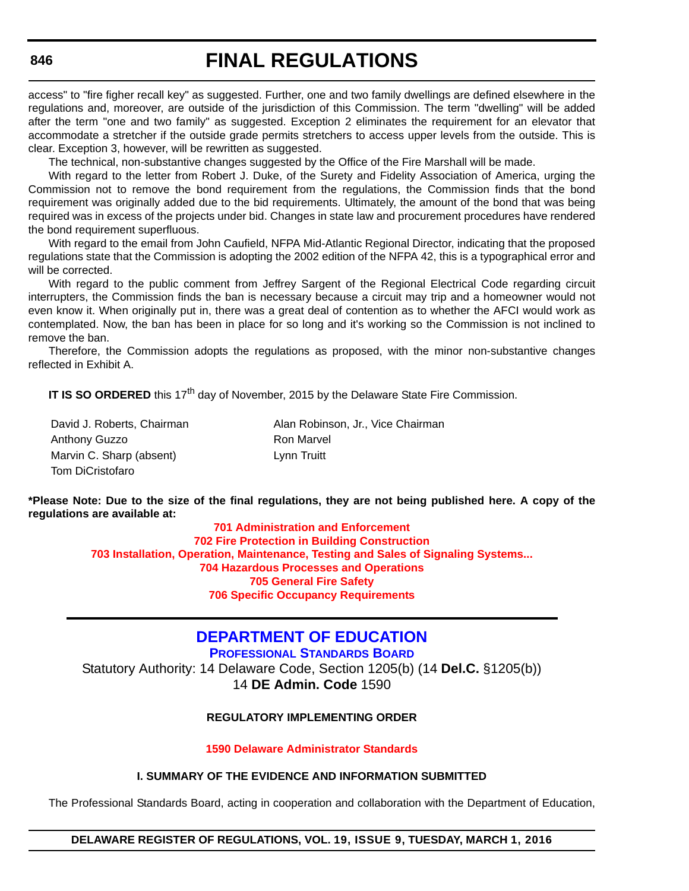access" to "fire figher recall key" as suggested. Further, one and two family dwellings are defined elsewhere in the regulations and, moreover, are outside of the jurisdiction of this Commission. The term "dwelling" will be added after the term "one and two family" as suggested. Exception 2 eliminates the requirement for an elevator that accommodate a stretcher if the outside grade permits stretchers to access upper levels from the outside. This is clear. Exception 3, however, will be rewritten as suggested.

The technical, non-substantive changes suggested by the Office of the Fire Marshall will be made.

With regard to the letter from Robert J. Duke, of the Surety and Fidelity Association of America, urging the Commission not to remove the bond requirement from the regulations, the Commission finds that the bond requirement was originally added due to the bid requirements. Ultimately, the amount of the bond that was being required was in excess of the projects under bid. Changes in state law and procurement procedures have rendered the bond requirement superfluous.

With regard to the email from John Caufield, NFPA Mid-Atlantic Regional Director, indicating that the proposed regulations state that the Commission is adopting the 2002 edition of the NFPA 42, this is a typographical error and will be corrected.

With regard to the public comment from Jeffrey Sargent of the Regional Electrical Code regarding circuit interrupters, the Commission finds the ban is necessary because a circuit may trip and a homeowner would not even know it. When originally put in, there was a great deal of contention as to whether the AFCI would work as contemplated. Now, the ban has been in place for so long and it's working so the Commission is not inclined to remove the ban.

Therefore, the Commission adopts the regulations as proposed, with the minor non-substantive changes reflected in Exhibit A.

**IT IS SO ORDERED** this 17th day of November, 2015 by the Delaware State Fire Commission.

| | |
|---|---|
| David J. Roberts, Chairman | Alan Robinson, Jr., Vice Chairman |
| Anthony Guzzo | Ron Marvel |
| Marvin C. Sharp (absent) | Lynn Truitt |
| Tom DiCristofaro | |

**\*Please Note: Due to the size of the final regulations, they are not being published here. A copy of the regulations are available at:**

**701 Administration and Enforcement**
**702 Fire Protection in Building Construction**
**703 Installation, Operation, Maintenance, Testing and Sales of Signaling Systems...**
**704 Hazardous Processes and Operations**
**705 General Fire Safety**
**706 Specific Occupancy Requirements**

---

## DEPARTMENT OF EDUCATION

**PROFESSIONAL STANDARDS BOARD**

Statutory Authority: 14 Delaware Code, Section 1205(b) (14 **Del.C.** §1205(b))
14 **DE Admin. Code** 1590

**REGULATORY IMPLEMENTING ORDER**

**1590 Delaware Administrator Standards**

**I. SUMMARY OF THE EVIDENCE AND INFORMATION SUBMITTED**

The Professional Standards Board, acting in cooperation and collaboration with the Department of Education,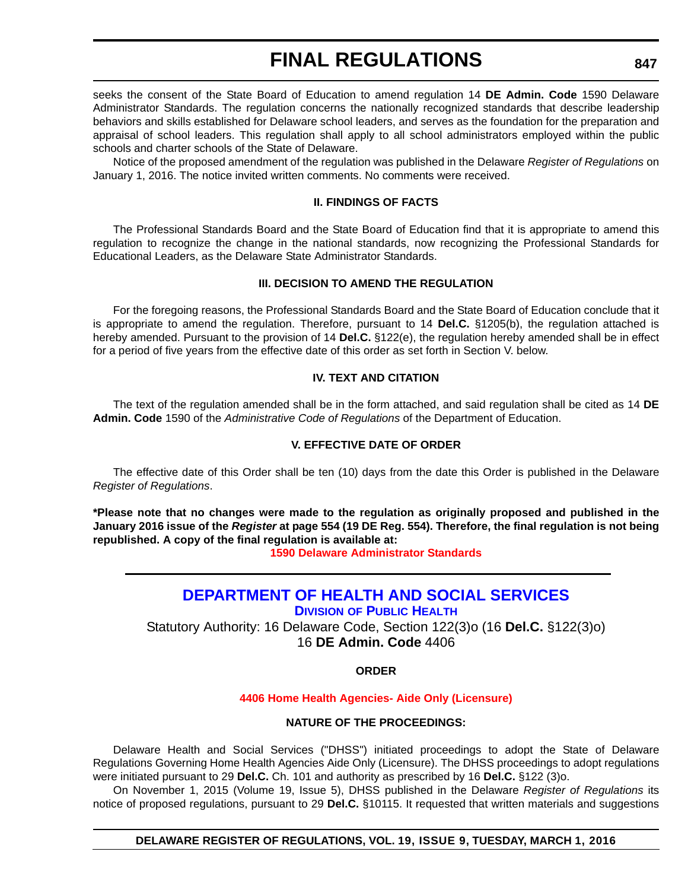seeks the consent of the State Board of Education to amend regulation 14 **DE Admin. Code** 1590 Delaware Administrator Standards. The regulation concerns the nationally recognized standards that describe leadership behaviors and skills established for Delaware school leaders, and serves as the foundation for the preparation and appraisal of school leaders. This regulation shall apply to all school administrators employed within the public schools and charter schools of the State of Delaware.

Notice of the proposed amendment of the regulation was published in the Delaware *Register of Regulations* on January 1, 2016. The notice invited written comments. No comments were received.

**II. FINDINGS OF FACTS**

The Professional Standards Board and the State Board of Education find that it is appropriate to amend this regulation to recognize the change in the national standards, now recognizing the Professional Standards for Educational Leaders, as the Delaware State Administrator Standards.

**III. DECISION TO AMEND THE REGULATION**

For the foregoing reasons, the Professional Standards Board and the State Board of Education conclude that it is appropriate to amend the regulation. Therefore, pursuant to 14 **Del.C.** §1205(b), the regulation attached is hereby amended. Pursuant to the provision of 14 **Del.C.** §122(e), the regulation hereby amended shall be in effect for a period of five years from the effective date of this order as set forth in Section V. below.

**IV. TEXT AND CITATION**

The text of the regulation amended shall be in the form attached, and said regulation shall be cited as 14 **DE Admin. Code** 1590 of the *Administrative Code of Regulations* of the Department of Education.

**V. EFFECTIVE DATE OF ORDER**

The effective date of this Order shall be ten (10) days from the date this Order is published in the Delaware *Register of Regulations*.

**\*Please note that no changes were made to the regulation as originally proposed and published in the January 2016 issue of the *Register* at page 554 (19 DE Reg. 554). Therefore, the final regulation is not being republished. A copy of the final regulation is available at:**

**1590 Delaware Administrator Standards**

---

## DEPARTMENT OF HEALTH AND SOCIAL SERVICES

### DIVISION OF PUBLIC HEALTH

Statutory Authority: 16 Delaware Code, Section 122(3)o (16 **Del.C.** §122(3)o)
16 **DE Admin. Code** 4406

**ORDER**

**4406 Home Health Agencies- Aide Only (Licensure)**

**NATURE OF THE PROCEEDINGS:**

Delaware Health and Social Services ("DHSS") initiated proceedings to adopt the State of Delaware Regulations Governing Home Health Agencies Aide Only (Licensure). The DHSS proceedings to adopt regulations were initiated pursuant to 29 **Del.C.** Ch. 101 and authority as prescribed by 16 **Del.C.** §122 (3)o.

On November 1, 2015 (Volume 19, Issue 5), DHSS published in the Delaware *Register of Regulations* its notice of proposed regulations, pursuant to 29 **Del.C.** §10115. It requested that written materials and suggestions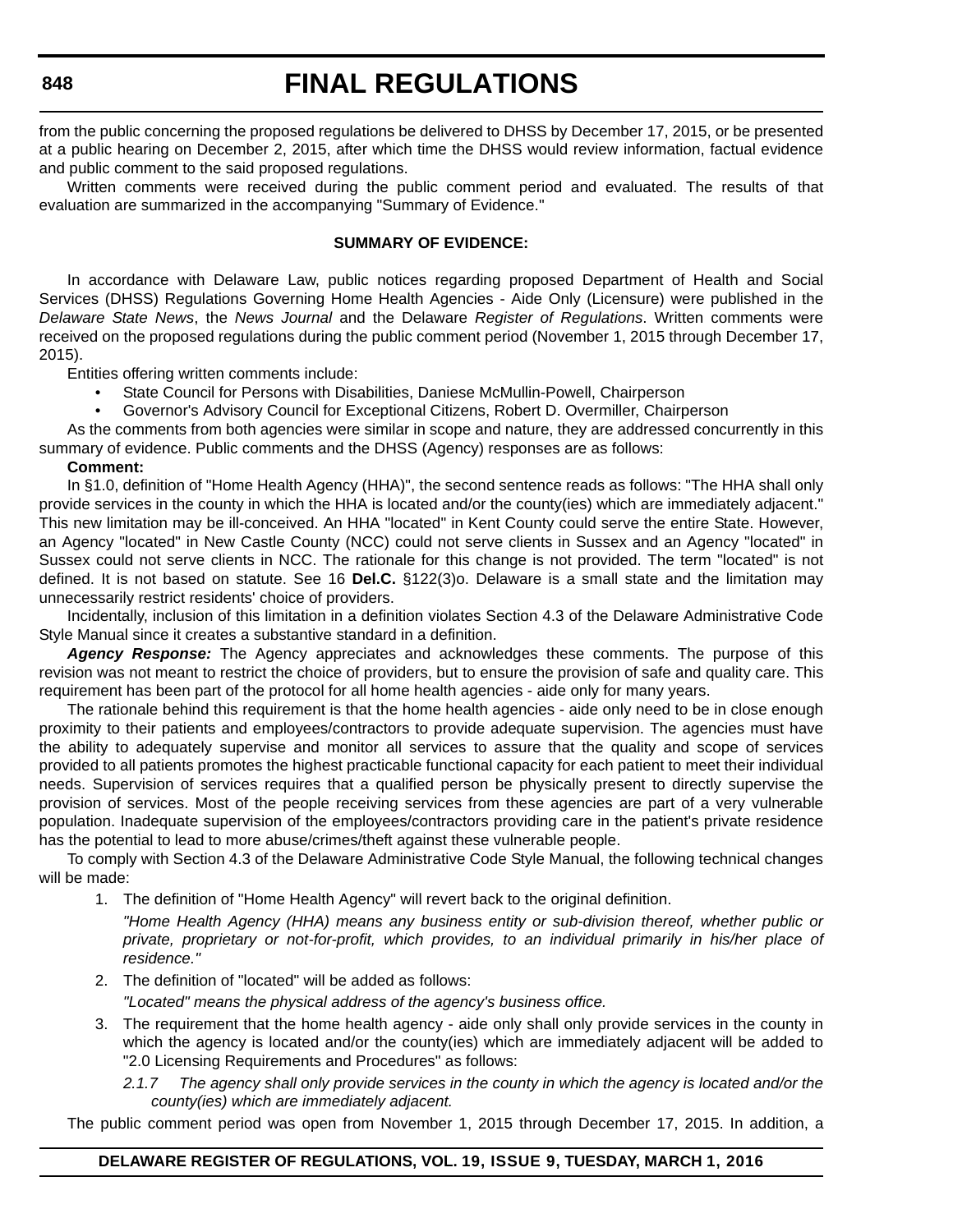from the public concerning the proposed regulations be delivered to DHSS by December 17, 2015, or be presented at a public hearing on December 2, 2015, after which time the DHSS would review information, factual evidence and public comment to the said proposed regulations.

Written comments were received during the public comment period and evaluated. The results of that evaluation are summarized in the accompanying "Summary of Evidence."

**SUMMARY OF EVIDENCE:**

In accordance with Delaware Law, public notices regarding proposed Department of Health and Social Services (DHSS) Regulations Governing Home Health Agencies - Aide Only (Licensure) were published in the *Delaware State News*, the *News Journal* and the Delaware *Register of Regulations*. Written comments were received on the proposed regulations during the public comment period (November 1, 2015 through December 17, 2015).

Entities offering written comments include:

- State Council for Persons with Disabilities, Daniese McMullin-Powell, Chairperson
- Governor's Advisory Council for Exceptional Citizens, Robert D. Overmiller, Chairperson

As the comments from both agencies were similar in scope and nature, they are addressed concurrently in this summary of evidence. Public comments and the DHSS (Agency) responses are as follows:

**Comment:**

In §1.0, definition of "Home Health Agency (HHA)", the second sentence reads as follows: "The HHA shall only provide services in the county in which the HHA is located and/or the county(ies) which are immediately adjacent." This new limitation may be ill-conceived. An HHA "located" in Kent County could serve the entire State. However, an Agency "located" in New Castle County (NCC) could not serve clients in Sussex and an Agency "located" in Sussex could not serve clients in NCC. The rationale for this change is not provided. The term "located" is not defined. It is not based on statute. See 16 **Del.C.** §122(3)o. Delaware is a small state and the limitation may unnecessarily restrict residents' choice of providers.

Incidentally, inclusion of this limitation in a definition violates Section 4.3 of the Delaware Administrative Code Style Manual since it creates a substantive standard in a definition.

***Agency Response:*** The Agency appreciates and acknowledges these comments. The purpose of this revision was not meant to restrict the choice of providers, but to ensure the provision of safe and quality care. This requirement has been part of the protocol for all home health agencies - aide only for many years.

The rationale behind this requirement is that the home health agencies - aide only need to be in close enough proximity to their patients and employees/contractors to provide adequate supervision. The agencies must have the ability to adequately supervise and monitor all services to assure that the quality and scope of services provided to all patients promotes the highest practicable functional capacity for each patient to meet their individual needs. Supervision of services requires that a qualified person be physically present to directly supervise the provision of services. Most of the people receiving services from these agencies are part of a very vulnerable population. Inadequate supervision of the employees/contractors providing care in the patient's private residence has the potential to lead to more abuse/crimes/theft against these vulnerable people.

To comply with Section 4.3 of the Delaware Administrative Code Style Manual, the following technical changes will be made:

1. The definition of "Home Health Agency" will revert back to the original definition.

   *"Home Health Agency (HHA) means any business entity or sub-division thereof, whether public or private, proprietary or not-for-profit, which provides, to an individual primarily in his/her place of residence."*

2. The definition of "located" will be added as follows:

   *"Located" means the physical address of the agency's business office.*

3. The requirement that the home health agency - aide only shall only provide services in the county in which the agency is located and/or the county(ies) which are immediately adjacent will be added to "2.0 Licensing Requirements and Procedures" as follows:

   *2.1.7 The agency shall only provide services in the county in which the agency is located and/or the county(ies) which are immediately adjacent.*

The public comment period was open from November 1, 2015 through December 17, 2015. In addition, a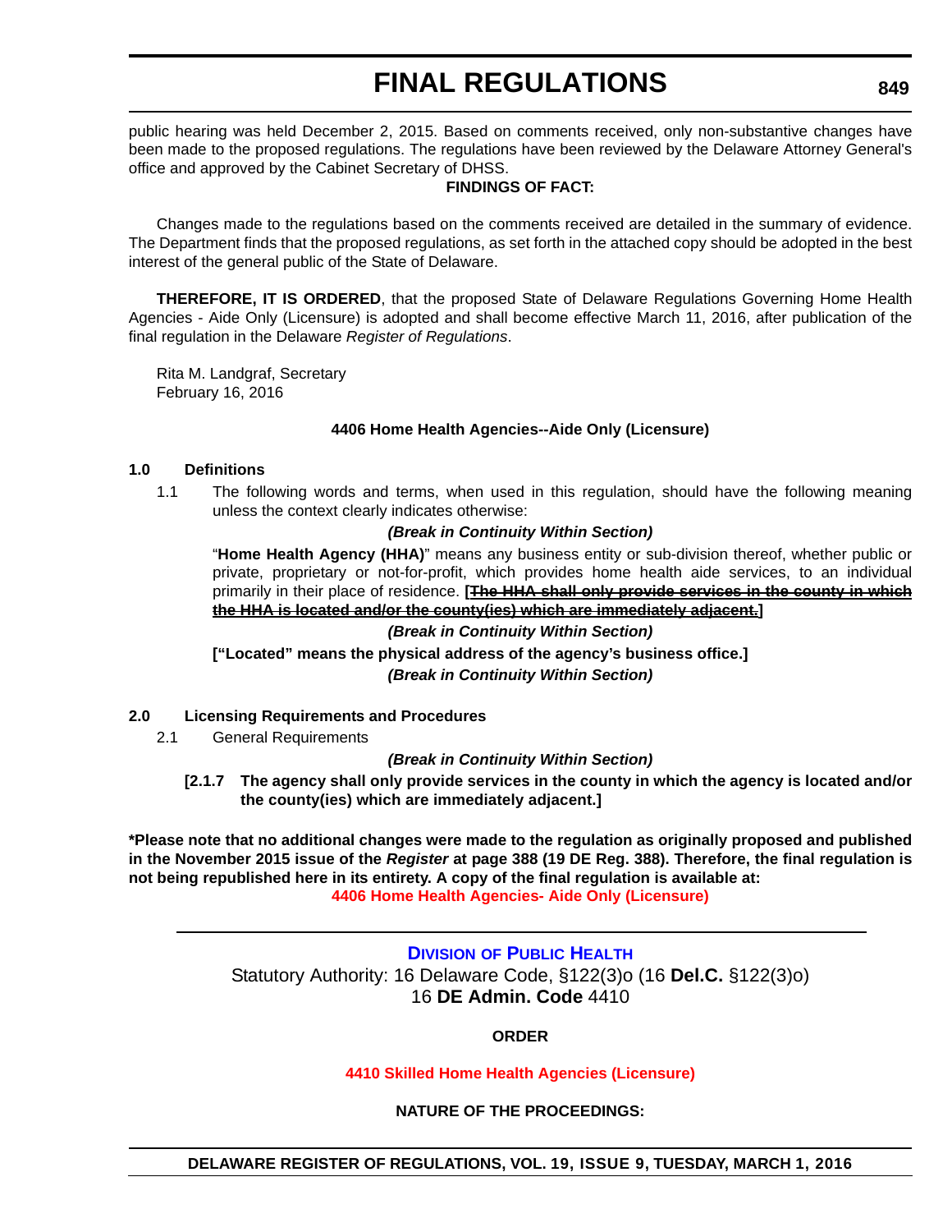public hearing was held December 2, 2015. Based on comments received, only non-substantive changes have been made to the proposed regulations. The regulations have been reviewed by the Delaware Attorney General's office and approved by the Cabinet Secretary of DHSS.

**FINDINGS OF FACT:**

Changes made to the regulations based on the comments received are detailed in the summary of evidence. The Department finds that the proposed regulations, as set forth in the attached copy should be adopted in the best interest of the general public of the State of Delaware.

**THEREFORE, IT IS ORDERED**, that the proposed State of Delaware Regulations Governing Home Health Agencies - Aide Only (Licensure) is adopted and shall become effective March 11, 2016, after publication of the final regulation in the Delaware *Register of Regulations*.

Rita M. Landgraf, Secretary
February 16, 2016

**4406 Home Health Agencies--Aide Only (Licensure)**

**1.0 Definitions**

1.1 The following words and terms, when used in this regulation, should have the following meaning unless the context clearly indicates otherwise:

***(Break in Continuity Within Section)***

"**Home Health Agency (HHA)**" means any business entity or sub-division thereof, whether public or private, proprietary or not-for-profit, which provides home health aide services, to an individual primarily in their place of residence. **[~~The HHA shall only provide services in the county in which the HHA is located and/or the county(ies) which are immediately adjacent.~~]**

***(Break in Continuity Within Section)***

**["Located" means the physical address of the agency's business office.]**

***(Break in Continuity Within Section)***

**2.0 Licensing Requirements and Procedures**

2.1 General Requirements

***(Break in Continuity Within Section)***

**[2.1.7 The agency shall only provide services in the county in which the agency is located and/or the county(ies) which are immediately adjacent.]**

**\*Please note that no additional changes were made to the regulation as originally proposed and published in the November 2015 issue of the *Register* at page 388 (19 DE Reg. 388). Therefore, the final regulation is not being republished here in its entirety. A copy of the final regulation is available at:**

**4406 Home Health Agencies- Aide Only (Licensure)**

---

**DIVISION OF PUBLIC HEALTH**

Statutory Authority: 16 Delaware Code, §122(3)o (16 **Del.C.** §122(3)o)
16 **DE Admin. Code** 4410

**ORDER**

**4410 Skilled Home Health Agencies (Licensure)**

**NATURE OF THE PROCEEDINGS:**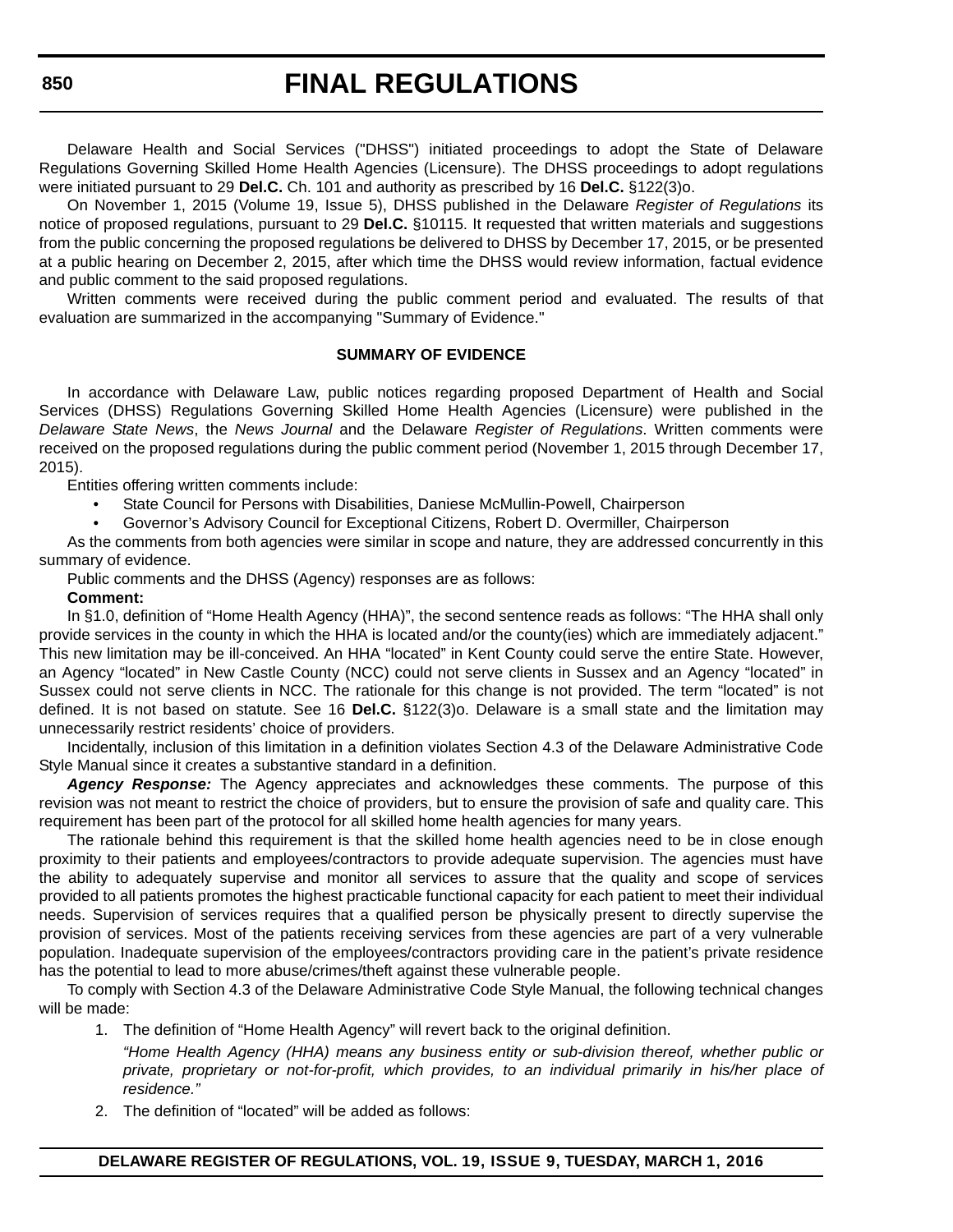Delaware Health and Social Services ("DHSS") initiated proceedings to adopt the State of Delaware Regulations Governing Skilled Home Health Agencies (Licensure). The DHSS proceedings to adopt regulations were initiated pursuant to 29 **Del.C.** Ch. 101 and authority as prescribed by 16 **Del.C.** §122(3)o.

On November 1, 2015 (Volume 19, Issue 5), DHSS published in the Delaware *Register of Regulations* its notice of proposed regulations, pursuant to 29 **Del.C.** §10115. It requested that written materials and suggestions from the public concerning the proposed regulations be delivered to DHSS by December 17, 2015, or be presented at a public hearing on December 2, 2015, after which time the DHSS would review information, factual evidence and public comment to the said proposed regulations.

Written comments were received during the public comment period and evaluated. The results of that evaluation are summarized in the accompanying "Summary of Evidence."

**SUMMARY OF EVIDENCE**

In accordance with Delaware Law, public notices regarding proposed Department of Health and Social Services (DHSS) Regulations Governing Skilled Home Health Agencies (Licensure) were published in the *Delaware State News*, the *News Journal* and the Delaware *Register of Regulations*. Written comments were received on the proposed regulations during the public comment period (November 1, 2015 through December 17, 2015).

Entities offering written comments include:

- State Council for Persons with Disabilities, Daniese McMullin-Powell, Chairperson
- Governor's Advisory Council for Exceptional Citizens, Robert D. Overmiller, Chairperson

As the comments from both agencies were similar in scope and nature, they are addressed concurrently in this summary of evidence.

Public comments and the DHSS (Agency) responses are as follows:

**Comment:**

In §1.0, definition of "Home Health Agency (HHA)", the second sentence reads as follows: "The HHA shall only provide services in the county in which the HHA is located and/or the county(ies) which are immediately adjacent." This new limitation may be ill-conceived. An HHA "located" in Kent County could serve the entire State. However, an Agency "located" in New Castle County (NCC) could not serve clients in Sussex and an Agency "located" in Sussex could not serve clients in NCC. The rationale for this change is not provided. The term "located" is not defined. It is not based on statute. See 16 **Del.C.** §122(3)o. Delaware is a small state and the limitation may unnecessarily restrict residents' choice of providers.

Incidentally, inclusion of this limitation in a definition violates Section 4.3 of the Delaware Administrative Code Style Manual since it creates a substantive standard in a definition.

***Agency Response:*** The Agency appreciates and acknowledges these comments. The purpose of this revision was not meant to restrict the choice of providers, but to ensure the provision of safe and quality care. This requirement has been part of the protocol for all skilled home health agencies for many years.

The rationale behind this requirement is that the skilled home health agencies need to be in close enough proximity to their patients and employees/contractors to provide adequate supervision. The agencies must have the ability to adequately supervise and monitor all services to assure that the quality and scope of services provided to all patients promotes the highest practicable functional capacity for each patient to meet their individual needs. Supervision of services requires that a qualified person be physically present to directly supervise the provision of services. Most of the patients receiving services from these agencies are part of a very vulnerable population. Inadequate supervision of the employees/contractors providing care in the patient's private residence has the potential to lead to more abuse/crimes/theft against these vulnerable people.

To comply with Section 4.3 of the Delaware Administrative Code Style Manual, the following technical changes will be made:

1. The definition of "Home Health Agency" will revert back to the original definition.

   *"Home Health Agency (HHA) means any business entity or sub-division thereof, whether public or private, proprietary or not-for-profit, which provides, to an individual primarily in his/her place of residence."*

2. The definition of "located" will be added as follows: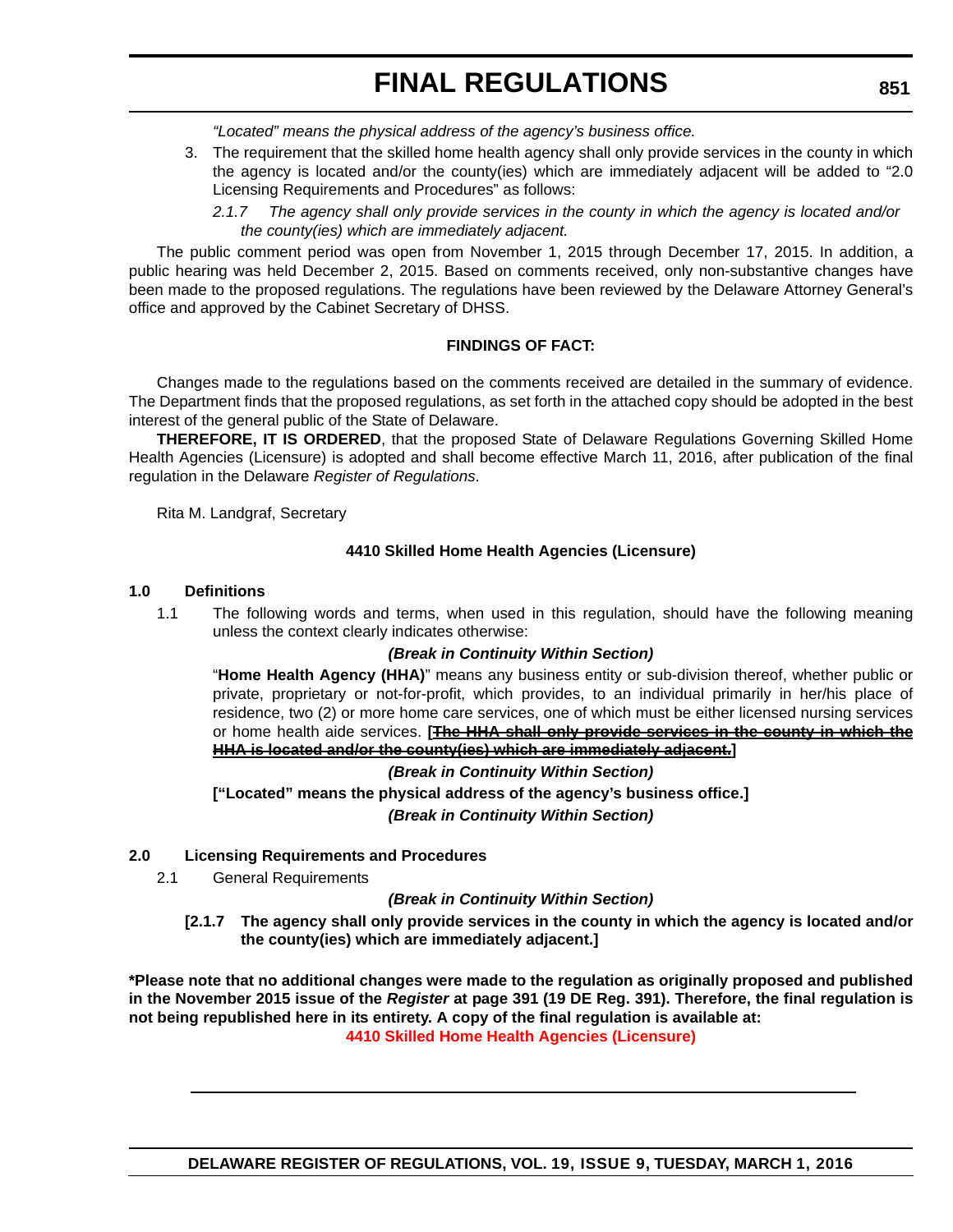*"Located" means the physical address of the agency's business office.*

3. The requirement that the skilled home health agency shall only provide services in the county in which the agency is located and/or the county(ies) which are immediately adjacent will be added to "2.0 Licensing Requirements and Procedures" as follows:

   *2.1.7 The agency shall only provide services in the county in which the agency is located and/or the county(ies) which are immediately adjacent.*

The public comment period was open from November 1, 2015 through December 17, 2015. In addition, a public hearing was held December 2, 2015. Based on comments received, only non-substantive changes have been made to the proposed regulations. The regulations have been reviewed by the Delaware Attorney General's office and approved by the Cabinet Secretary of DHSS.

**FINDINGS OF FACT:**

Changes made to the regulations based on the comments received are detailed in the summary of evidence. The Department finds that the proposed regulations, as set forth in the attached copy should be adopted in the best interest of the general public of the State of Delaware.

**THEREFORE, IT IS ORDERED**, that the proposed State of Delaware Regulations Governing Skilled Home Health Agencies (Licensure) is adopted and shall become effective March 11, 2016, after publication of the final regulation in the Delaware *Register of Regulations*.

Rita M. Landgraf, Secretary

**4410 Skilled Home Health Agencies (Licensure)**

**1.0 Definitions**

1.1 The following words and terms, when used in this regulation, should have the following meaning unless the context clearly indicates otherwise:

***(Break in Continuity Within Section)***

"**Home Health Agency (HHA)**" means any business entity or sub-division thereof, whether public or private, proprietary or not-for-profit, which provides, to an individual primarily in her/his place of residence, two (2) or more home care services, one of which must be either licensed nursing services or home health aide services. **[~~The HHA shall only provide services in the county in which the HHA is located and/or the county(ies) which are immediately adjacent.~~]**

***(Break in Continuity Within Section)***

**["Located" means the physical address of the agency's business office.]**

***(Break in Continuity Within Section)***

**2.0 Licensing Requirements and Procedures**

2.1 General Requirements

***(Break in Continuity Within Section)***

**[2.1.7 The agency shall only provide services in the county in which the agency is located and/or the county(ies) which are immediately adjacent.]**

**\*Please note that no additional changes were made to the regulation as originally proposed and published in the November 2015 issue of the *Register* at page 391 (19 DE Reg. 391). Therefore, the final regulation is not being republished here in its entirety. A copy of the final regulation is available at:**

**4410 Skilled Home Health Agencies (Licensure)**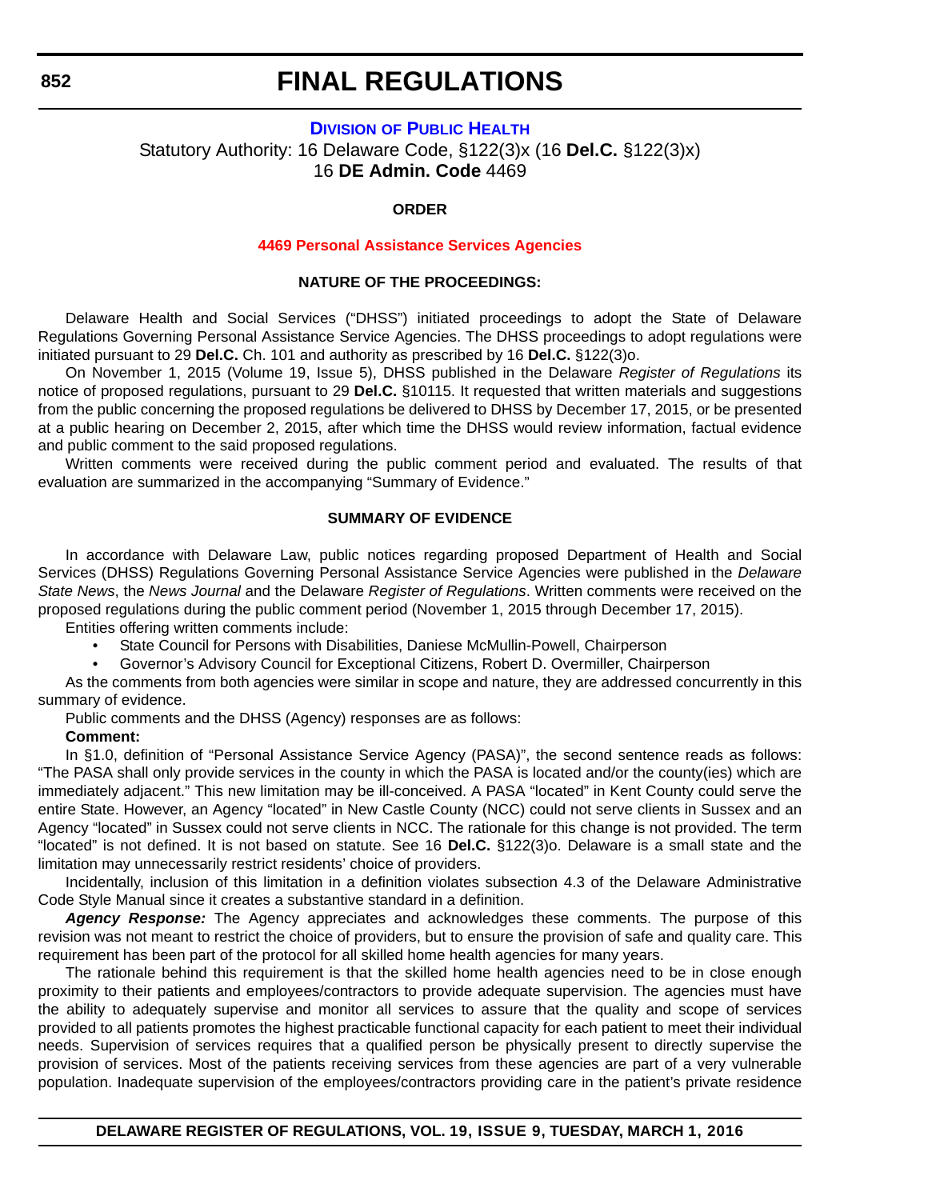# FINAL REGULATIONS

## DIVISION OF PUBLIC HEALTH

Statutory Authority: 16 Delaware Code, §122(3)x (16 **Del.C.** §122(3)x)
16 **DE Admin. Code** 4469

**ORDER**

### 4469 Personal Assistance Services Agencies

**NATURE OF THE PROCEEDINGS:**

Delaware Health and Social Services ("DHSS") initiated proceedings to adopt the State of Delaware Regulations Governing Personal Assistance Service Agencies. The DHSS proceedings to adopt regulations were initiated pursuant to 29 **Del.C.** Ch. 101 and authority as prescribed by 16 **Del.C.** §122(3)o.

On November 1, 2015 (Volume 19, Issue 5), DHSS published in the Delaware *Register of Regulations* its notice of proposed regulations, pursuant to 29 **Del.C.** §10115. It requested that written materials and suggestions from the public concerning the proposed regulations be delivered to DHSS by December 17, 2015, or be presented at a public hearing on December 2, 2015, after which time the DHSS would review information, factual evidence and public comment to the said proposed regulations.

Written comments were received during the public comment period and evaluated. The results of that evaluation are summarized in the accompanying "Summary of Evidence."

**SUMMARY OF EVIDENCE**

In accordance with Delaware Law, public notices regarding proposed Department of Health and Social Services (DHSS) Regulations Governing Personal Assistance Service Agencies were published in the *Delaware State News*, the *News Journal* and the Delaware *Register of Regulations*. Written comments were received on the proposed regulations during the public comment period (November 1, 2015 through December 17, 2015).

Entities offering written comments include:

- State Council for Persons with Disabilities, Daniese McMullin-Powell, Chairperson
- Governor's Advisory Council for Exceptional Citizens, Robert D. Overmiller, Chairperson

As the comments from both agencies were similar in scope and nature, they are addressed concurrently in this summary of evidence.

Public comments and the DHSS (Agency) responses are as follows:

**Comment:**

In §1.0, definition of "Personal Assistance Service Agency (PASA)", the second sentence reads as follows: "The PASA shall only provide services in the county in which the PASA is located and/or the county(ies) which are immediately adjacent." This new limitation may be ill-conceived. A PASA "located" in Kent County could serve the entire State. However, an Agency "located" in New Castle County (NCC) could not serve clients in Sussex and an Agency "located" in Sussex could not serve clients in NCC. The rationale for this change is not provided. The term "located" is not defined. It is not based on statute. See 16 **Del.C.** §122(3)o. Delaware is a small state and the limitation may unnecessarily restrict residents' choice of providers.

Incidentally, inclusion of this limitation in a definition violates subsection 4.3 of the Delaware Administrative Code Style Manual since it creates a substantive standard in a definition.

***Agency Response:*** The Agency appreciates and acknowledges these comments. The purpose of this revision was not meant to restrict the choice of providers, but to ensure the provision of safe and quality care. This requirement has been part of the protocol for all skilled home health agencies for many years.

The rationale behind this requirement is that the skilled home health agencies need to be in close enough proximity to their patients and employees/contractors to provide adequate supervision. The agencies must have the ability to adequately supervise and monitor all services to assure that the quality and scope of services provided to all patients promotes the highest practicable functional capacity for each patient to meet their individual needs. Supervision of services requires that a qualified person be physically present to directly supervise the provision of services. Most of the patients receiving services from these agencies are part of a very vulnerable population. Inadequate supervision of the employees/contractors providing care in the patient's private residence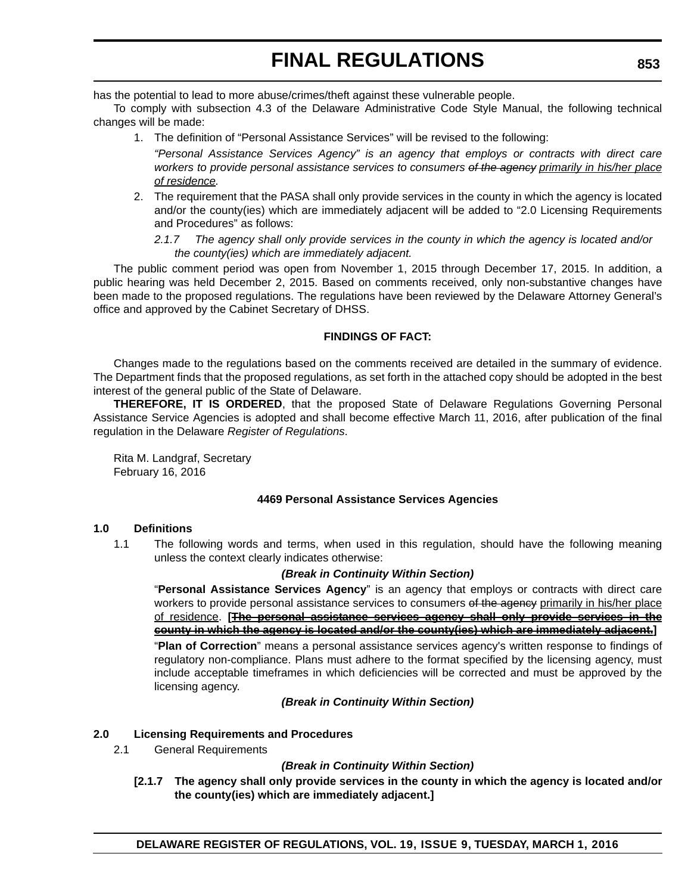has the potential to lead to more abuse/crimes/theft against these vulnerable people.

To comply with subsection 4.3 of the Delaware Administrative Code Style Manual, the following technical changes will be made:

1. The definition of "Personal Assistance Services" will be revised to the following:

   *"Personal Assistance Services Agency" is an agency that employs or contracts with direct care workers to provide personal assistance services to consumers ~~of the agency~~ primarily in his/her place of residence.*

2. The requirement that the PASA shall only provide services in the county in which the agency is located and/or the county(ies) which are immediately adjacent will be added to "2.0 Licensing Requirements and Procedures" as follows:

   *2.1.7 The agency shall only provide services in the county in which the agency is located and/or the county(ies) which are immediately adjacent.*

The public comment period was open from November 1, 2015 through December 17, 2015. In addition, a public hearing was held December 2, 2015. Based on comments received, only non-substantive changes have been made to the proposed regulations. The regulations have been reviewed by the Delaware Attorney General's office and approved by the Cabinet Secretary of DHSS.

**FINDINGS OF FACT:**

Changes made to the regulations based on the comments received are detailed in the summary of evidence. The Department finds that the proposed regulations, as set forth in the attached copy should be adopted in the best interest of the general public of the State of Delaware.

**THEREFORE, IT IS ORDERED**, that the proposed State of Delaware Regulations Governing Personal Assistance Service Agencies is adopted and shall become effective March 11, 2016, after publication of the final regulation in the Delaware *Register of Regulations*.

Rita M. Landgraf, Secretary
February 16, 2016

**4469 Personal Assistance Services Agencies**

**1.0 Definitions**

1.1 The following words and terms, when used in this regulation, should have the following meaning unless the context clearly indicates otherwise:

***(Break in Continuity Within Section)***

"**Personal Assistance Services Agency**" is an agency that employs or contracts with direct care workers to provide personal assistance services to consumers ~~of the agency~~ primarily in his/her place of residence. **[~~The personal assistance services agency shall only provide services in the county in which the agency is located and/or the county(ies) which are immediately adjacent.~~]**

"**Plan of Correction**" means a personal assistance services agency's written response to findings of regulatory non-compliance. Plans must adhere to the format specified by the licensing agency, must include acceptable timeframes in which deficiencies will be corrected and must be approved by the licensing agency.

***(Break in Continuity Within Section)***

**2.0 Licensing Requirements and Procedures**

2.1 General Requirements

***(Break in Continuity Within Section)***

**[2.1.7 The agency shall only provide services in the county in which the agency is located and/or the county(ies) which are immediately adjacent.]**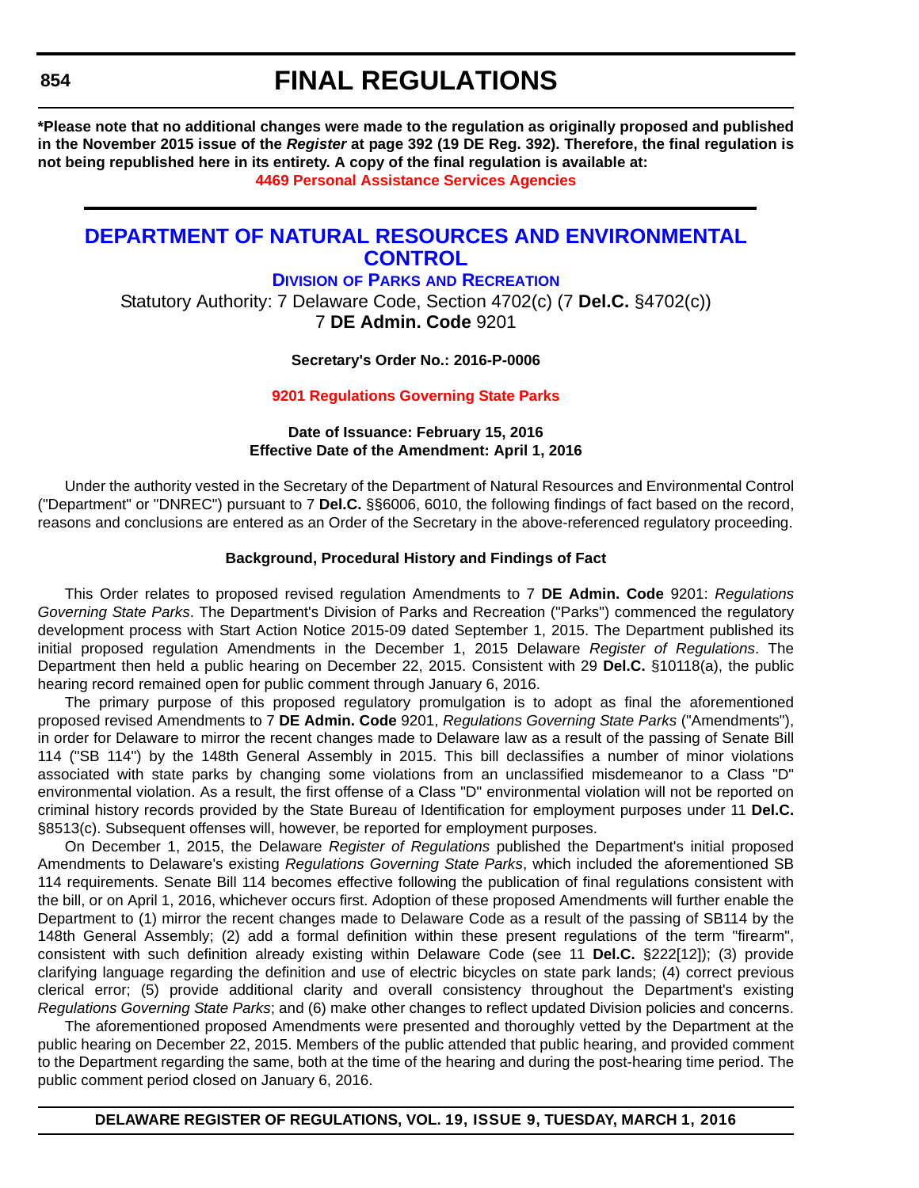**\*Please note that no additional changes were made to the regulation as originally proposed and published in the November 2015 issue of the *Register* at page 392 (19 DE Reg. 392). Therefore, the final regulation is not being republished here in its entirety. A copy of the final regulation is available at:**

**4469 Personal Assistance Services Agencies**

---

# DEPARTMENT OF NATURAL RESOURCES AND ENVIRONMENTAL CONTROL

## Division of Parks and Recreation

Statutory Authority: 7 Delaware Code, Section 4702(c) (7 **Del.C.** §4702(c))
7 **DE Admin. Code** 9201

**Secretary's Order No.: 2016-P-0006**

**9201 Regulations Governing State Parks**

**Date of Issuance: February 15, 2016**
**Effective Date of the Amendment: April 1, 2016**

Under the authority vested in the Secretary of the Department of Natural Resources and Environmental Control ("Department" or "DNREC") pursuant to 7 **Del.C.** §§6006, 6010, the following findings of fact based on the record, reasons and conclusions are entered as an Order of the Secretary in the above-referenced regulatory proceeding.

**Background, Procedural History and Findings of Fact**

This Order relates to proposed revised regulation Amendments to 7 **DE Admin. Code** 9201: *Regulations Governing State Parks*. The Department's Division of Parks and Recreation ("Parks") commenced the regulatory development process with Start Action Notice 2015-09 dated September 1, 2015. The Department published its initial proposed regulation Amendments in the December 1, 2015 Delaware *Register of Regulations*. The Department then held a public hearing on December 22, 2015. Consistent with 29 **Del.C.** §10118(a), the public hearing record remained open for public comment through January 6, 2016.

The primary purpose of this proposed regulatory promulgation is to adopt as final the aforementioned proposed revised Amendments to 7 **DE Admin. Code** 9201, *Regulations Governing State Parks* ("Amendments"), in order for Delaware to mirror the recent changes made to Delaware law as a result of the passing of Senate Bill 114 ("SB 114") by the 148th General Assembly in 2015. This bill declassifies a number of minor violations associated with state parks by changing some violations from an unclassified misdemeanor to a Class "D" environmental violation. As a result, the first offense of a Class "D" environmental violation will not be reported on criminal history records provided by the State Bureau of Identification for employment purposes under 11 **Del.C.** §8513(c). Subsequent offenses will, however, be reported for employment purposes.

On December 1, 2015, the Delaware *Register of Regulations* published the Department's initial proposed Amendments to Delaware's existing *Regulations Governing State Parks*, which included the aforementioned SB 114 requirements. Senate Bill 114 becomes effective following the publication of final regulations consistent with the bill, or on April 1, 2016, whichever occurs first. Adoption of these proposed Amendments will further enable the Department to (1) mirror the recent changes made to Delaware Code as a result of the passing of SB114 by the 148th General Assembly; (2) add a formal definition within these present regulations of the term "firearm", consistent with such definition already existing within Delaware Code (see 11 **Del.C.** §222[12]); (3) provide clarifying language regarding the definition and use of electric bicycles on state park lands; (4) correct previous clerical error; (5) provide additional clarity and overall consistency throughout the Department's existing *Regulations Governing State Parks*; and (6) make other changes to reflect updated Division policies and concerns.

The aforementioned proposed Amendments were presented and thoroughly vetted by the Department at the public hearing on December 22, 2015. Members of the public attended that public hearing, and provided comment to the Department regarding the same, both at the time of the hearing and during the post-hearing time period. The public comment period closed on January 6, 2016.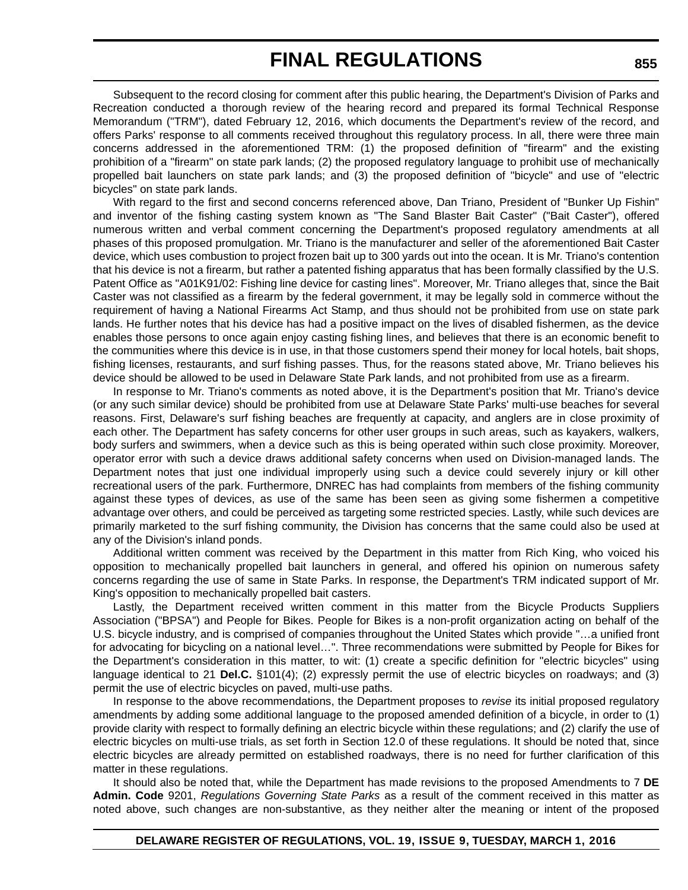Subsequent to the record closing for comment after this public hearing, the Department's Division of Parks and Recreation conducted a thorough review of the hearing record and prepared its formal Technical Response Memorandum ("TRM"), dated February 12, 2016, which documents the Department's review of the record, and offers Parks' response to all comments received throughout this regulatory process. In all, there were three main concerns addressed in the aforementioned TRM: (1) the proposed definition of "firearm" and the existing prohibition of a "firearm" on state park lands; (2) the proposed regulatory language to prohibit use of mechanically propelled bait launchers on state park lands; and (3) the proposed definition of "bicycle" and use of "electric bicycles" on state park lands.

With regard to the first and second concerns referenced above, Dan Triano, President of "Bunker Up Fishin" and inventor of the fishing casting system known as "The Sand Blaster Bait Caster" ("Bait Caster"), offered numerous written and verbal comment concerning the Department's proposed regulatory amendments at all phases of this proposed promulgation. Mr. Triano is the manufacturer and seller of the aforementioned Bait Caster device, which uses combustion to project frozen bait up to 300 yards out into the ocean. It is Mr. Triano's contention that his device is not a firearm, but rather a patented fishing apparatus that has been formally classified by the U.S. Patent Office as "A01K91/02: Fishing line device for casting lines". Moreover, Mr. Triano alleges that, since the Bait Caster was not classified as a firearm by the federal government, it may be legally sold in commerce without the requirement of having a National Firearms Act Stamp, and thus should not be prohibited from use on state park lands. He further notes that his device has had a positive impact on the lives of disabled fishermen, as the device enables those persons to once again enjoy casting fishing lines, and believes that there is an economic benefit to the communities where this device is in use, in that those customers spend their money for local hotels, bait shops, fishing licenses, restaurants, and surf fishing passes. Thus, for the reasons stated above, Mr. Triano believes his device should be allowed to be used in Delaware State Park lands, and not prohibited from use as a firearm.

In response to Mr. Triano's comments as noted above, it is the Department's position that Mr. Triano's device (or any such similar device) should be prohibited from use at Delaware State Parks' multi-use beaches for several reasons. First, Delaware's surf fishing beaches are frequently at capacity, and anglers are in close proximity of each other. The Department has safety concerns for other user groups in such areas, such as kayakers, walkers, body surfers and swimmers, when a device such as this is being operated within such close proximity. Moreover, operator error with such a device draws additional safety concerns when used on Division-managed lands. The Department notes that just one individual improperly using such a device could severely injury or kill other recreational users of the park. Furthermore, DNREC has had complaints from members of the fishing community against these types of devices, as use of the same has been seen as giving some fishermen a competitive advantage over others, and could be perceived as targeting some restricted species. Lastly, while such devices are primarily marketed to the surf fishing community, the Division has concerns that the same could also be used at any of the Division's inland ponds.

Additional written comment was received by the Department in this matter from Rich King, who voiced his opposition to mechanically propelled bait launchers in general, and offered his opinion on numerous safety concerns regarding the use of same in State Parks. In response, the Department's TRM indicated support of Mr. King's opposition to mechanically propelled bait casters.

Lastly, the Department received written comment in this matter from the Bicycle Products Suppliers Association ("BPSA") and People for Bikes. People for Bikes is a non-profit organization acting on behalf of the U.S. bicycle industry, and is comprised of companies throughout the United States which provide "…a unified front for advocating for bicycling on a national level…". Three recommendations were submitted by People for Bikes for the Department's consideration in this matter, to wit: (1) create a specific definition for "electric bicycles" using language identical to 21 **Del.C.** §101(4); (2) expressly permit the use of electric bicycles on roadways; and (3) permit the use of electric bicycles on paved, multi-use paths.

In response to the above recommendations, the Department proposes to *revise* its initial proposed regulatory amendments by adding some additional language to the proposed amended definition of a bicycle, in order to (1) provide clarity with respect to formally defining an electric bicycle within these regulations; and (2) clarify the use of electric bicycles on multi-use trials, as set forth in Section 12.0 of these regulations. It should be noted that, since electric bicycles are already permitted on established roadways, there is no need for further clarification of this matter in these regulations.

It should also be noted that, while the Department has made revisions to the proposed Amendments to 7 **DE Admin. Code** 9201, *Regulations Governing State Parks* as a result of the comment received in this matter as noted above, such changes are non-substantive, as they neither alter the meaning or intent of the proposed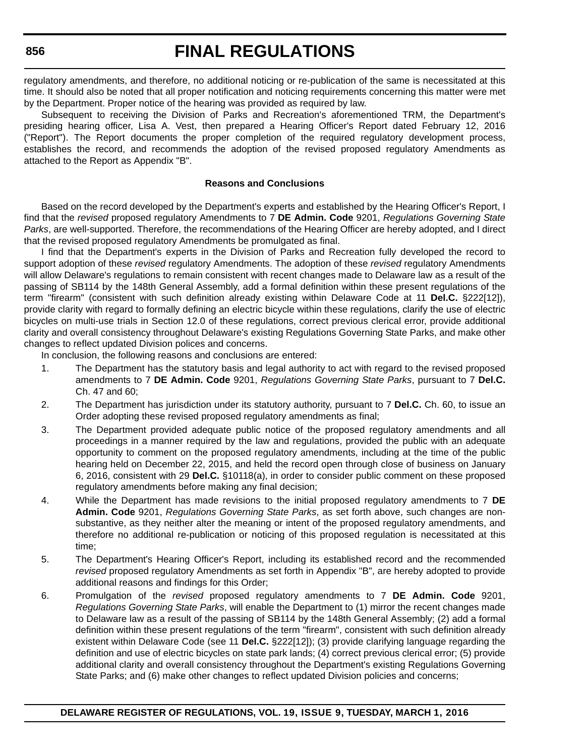regulatory amendments, and therefore, no additional noticing or re-publication of the same is necessitated at this time. It should also be noted that all proper notification and noticing requirements concerning this matter were met by the Department. Proper notice of the hearing was provided as required by law.

Subsequent to receiving the Division of Parks and Recreation's aforementioned TRM, the Department's presiding hearing officer, Lisa A. Vest, then prepared a Hearing Officer's Report dated February 12, 2016 ("Report"). The Report documents the proper completion of the required regulatory development process, establishes the record, and recommends the adoption of the revised proposed regulatory Amendments as attached to the Report as Appendix "B".

**Reasons and Conclusions**

Based on the record developed by the Department's experts and established by the Hearing Officer's Report, I find that the *revised* proposed regulatory Amendments to 7 **DE Admin. Code** 9201, *Regulations Governing State Parks*, are well-supported. Therefore, the recommendations of the Hearing Officer are hereby adopted, and I direct that the revised proposed regulatory Amendments be promulgated as final.

I find that the Department's experts in the Division of Parks and Recreation fully developed the record to support adoption of these *revised* regulatory Amendments. The adoption of these *revised* regulatory Amendments will allow Delaware's regulations to remain consistent with recent changes made to Delaware law as a result of the passing of SB114 by the 148th General Assembly, add a formal definition within these present regulations of the term "firearm" (consistent with such definition already existing within Delaware Code at 11 **Del.C.** §222[12]), provide clarity with regard to formally defining an electric bicycle within these regulations, clarify the use of electric bicycles on multi-use trials in Section 12.0 of these regulations, correct previous clerical error, provide additional clarity and overall consistency throughout Delaware's existing Regulations Governing State Parks, and make other changes to reflect updated Division polices and concerns.

In conclusion, the following reasons and conclusions are entered:

1. The Department has the statutory basis and legal authority to act with regard to the revised proposed amendments to 7 **DE Admin. Code** 9201, *Regulations Governing State Parks*, pursuant to 7 **Del.C.** Ch. 47 and 60;
2. The Department has jurisdiction under its statutory authority, pursuant to 7 **Del.C.** Ch. 60, to issue an Order adopting these revised proposed regulatory amendments as final;
3. The Department provided adequate public notice of the proposed regulatory amendments and all proceedings in a manner required by the law and regulations, provided the public with an adequate opportunity to comment on the proposed regulatory amendments, including at the time of the public hearing held on December 22, 2015, and held the record open through close of business on January 6, 2016, consistent with 29 **Del.C.** §10118(a), in order to consider public comment on these proposed regulatory amendments before making any final decision;
4. While the Department has made revisions to the initial proposed regulatory amendments to 7 **DE Admin. Code** 9201, *Regulations Governing State Parks*, as set forth above, such changes are non-substantive, as they neither alter the meaning or intent of the proposed regulatory amendments, and therefore no additional re-publication or noticing of this proposed regulation is necessitated at this time;
5. The Department's Hearing Officer's Report, including its established record and the recommended *revised* proposed regulatory Amendments as set forth in Appendix "B", are hereby adopted to provide additional reasons and findings for this Order;
6. Promulgation of the *revised* proposed regulatory amendments to 7 **DE Admin. Code** 9201, *Regulations Governing State Parks*, will enable the Department to (1) mirror the recent changes made to Delaware law as a result of the passing of SB114 by the 148th General Assembly; (2) add a formal definition within these present regulations of the term "firearm", consistent with such definition already existent within Delaware Code (see 11 **Del.C.** §222[12]); (3) provide clarifying language regarding the definition and use of electric bicycles on state park lands; (4) correct previous clerical error; (5) provide additional clarity and overall consistency throughout the Department's existing Regulations Governing State Parks; and (6) make other changes to reflect updated Division policies and concerns;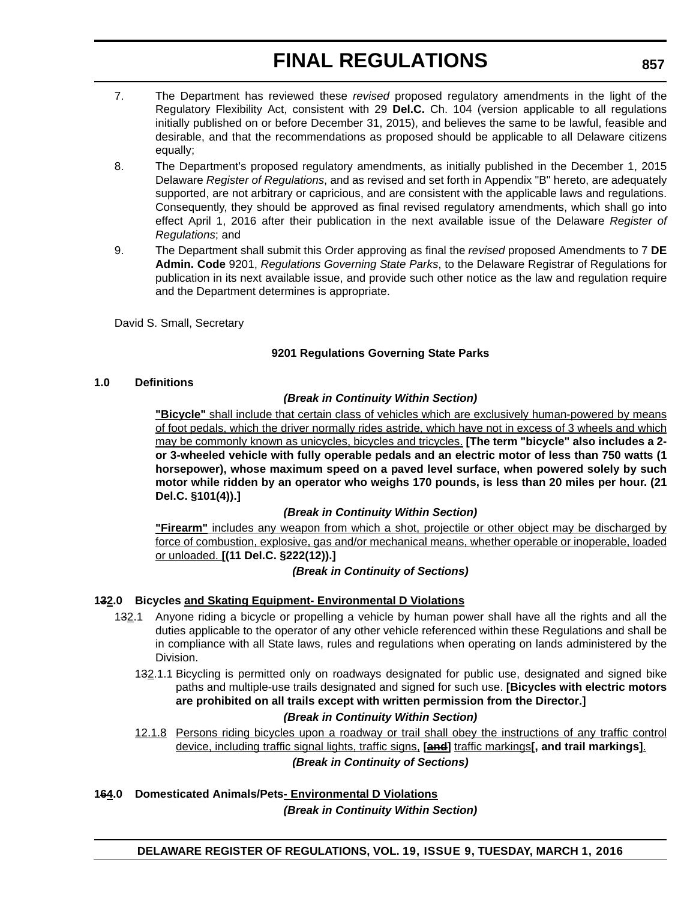7. The Department has reviewed these *revised* proposed regulatory amendments in the light of the Regulatory Flexibility Act, consistent with 29 **Del.C.** Ch. 104 (version applicable to all regulations initially published on or before December 31, 2015), and believes the same to be lawful, feasible and desirable, and that the recommendations as proposed should be applicable to all Delaware citizens equally;

8. The Department's proposed regulatory amendments, as initially published in the December 1, 2015 Delaware *Register of Regulations*, and as revised and set forth in Appendix "B" hereto, are adequately supported, are not arbitrary or capricious, and are consistent with the applicable laws and regulations. Consequently, they should be approved as final revised regulatory amendments, which shall go into effect April 1, 2016 after their publication in the next available issue of the Delaware *Register of Regulations*; and

9. The Department shall submit this Order approving as final the *revised* proposed Amendments to 7 **DE Admin. Code** 9201, *Regulations Governing State Parks*, to the Delaware Registrar of Regulations for publication in its next available issue, and provide such other notice as the law and regulation require and the Department determines is appropriate.

David S. Small, Secretary

**9201 Regulations Governing State Parks**

**1.0 Definitions**

***(Break in Continuity Within Section)***

<u>**"Bicycle"** shall include that certain class of vehicles which are exclusively human-powered by means of foot pedals, which the driver normally rides astride, which have not in excess of 3 wheels and which may be commonly known as unicycles, bicycles and tricycles.</u> **[The term "bicycle" also includes a 2- or 3-wheeled vehicle with fully operable pedals and an electric motor of less than 750 watts (1 horsepower), whose maximum speed on a paved level surface, when powered solely by such motor while ridden by an operator who weighs 170 pounds, is less than 20 miles per hour. (21 Del.C. §101(4)).]**

***(Break in Continuity Within Section)***

<u>**"Firearm"** includes any weapon from which a shot, projectile or other object may be discharged by force of combustion, explosive, gas and/or mechanical means, whether operable or inoperable, loaded or unloaded.</u> **[(11 Del.C. §222(12)).]**

***(Break in Continuity of Sections)***

**1~~3~~<u>2</u>.0 Bicycles <u>and Skating Equipment- Environmental D Violations</u>**

1~~3~~<u>2</u>.1 Anyone riding a bicycle or propelling a vehicle by human power shall have all the rights and all the duties applicable to the operator of any other vehicle referenced within these Regulations and shall be in compliance with all State laws, rules and regulations when operating on lands administered by the Division.

1~~3~~<u>2</u>.1.1 Bicycling is permitted only on roadways designated for public use, designated and signed bike paths and multiple-use trails designated and signed for such use. **[Bicycles with electric motors are prohibited on all trails except with written permission from the Director.]**

***(Break in Continuity Within Section)***

<u>12.1.8</u> <u>Persons riding bicycles upon a roadway or trail shall obey the instructions of any traffic control device, including traffic signal lights, traffic signs,</u> **[~~and~~]** <u>traffic markings</u>**[, and trail markings]**<u>.</u>

***(Break in Continuity of Sections)***

**1~~6~~<u>4</u>.0 Domesticated Animals/Pets<u>- Environmental D Violations</u>**

***(Break in Continuity Within Section)***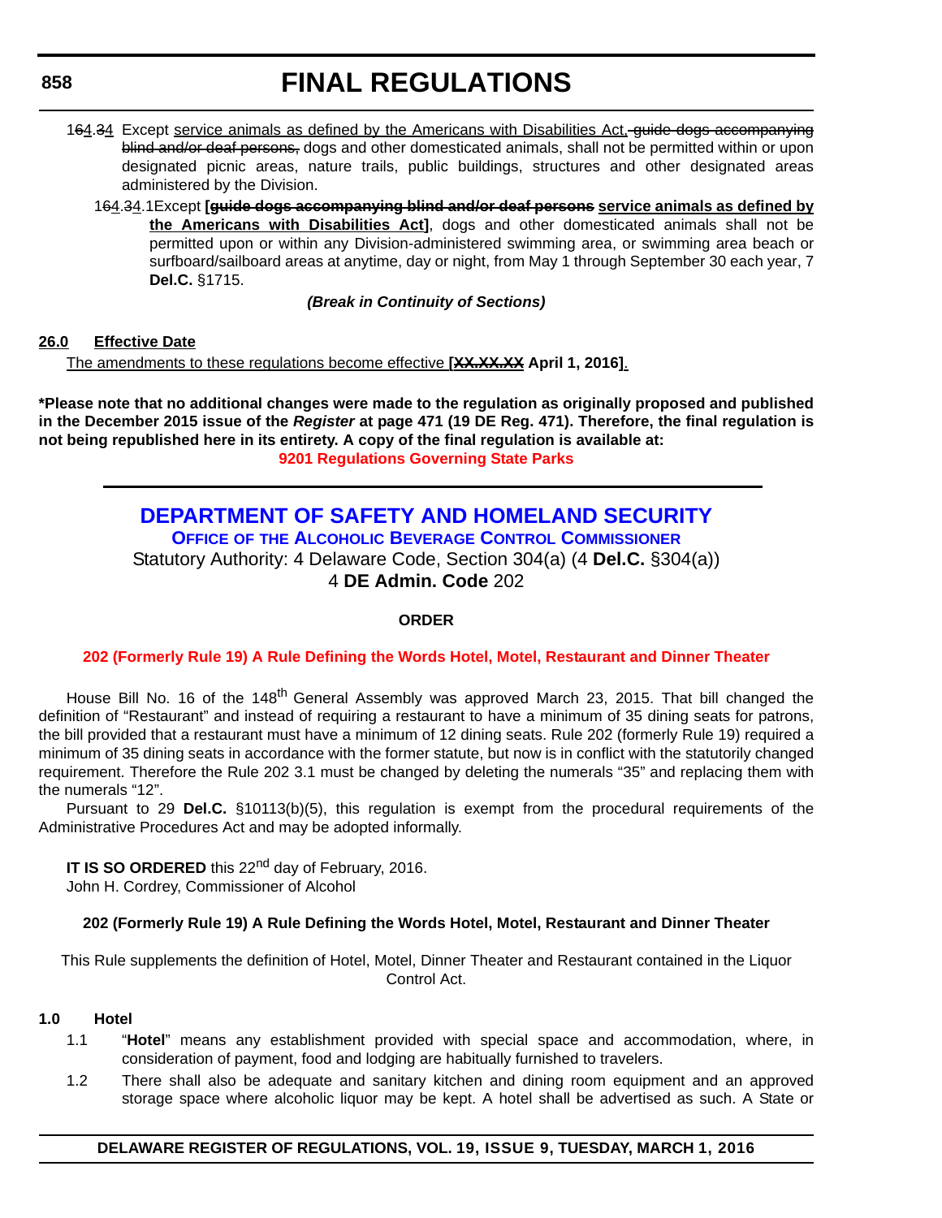16~~6~~4.~~3~~4 Except service animals as defined by the Americans with Disabilities Act. ~~guide dogs accompanying blind and/or deaf persons,~~ dogs and other domesticated animals, shall not be permitted within or upon designated picnic areas, nature trails, public buildings, structures and other designated areas administered by the Division.

16~~6~~4.~~3~~4.1 Except **[~~guide dogs accompanying blind and/or deaf persons~~ service animals as defined by the Americans with Disabilities Act]**, dogs and other domesticated animals shall not be permitted upon or within any Division-administered swimming area, or swimming area beach or surfboard/sailboard areas at anytime, day or night, from May 1 through September 30 each year, 7 **Del.C.** §1715.

***(Break in Continuity of Sections)***

**26.0 Effective Date**

The amendments to these regulations become effective **[~~XX.XX.XX~~ April 1, 2016]**.

**\*Please note that no additional changes were made to the regulation as originally proposed and published in the December 2015 issue of the *Register* at page 471 (19 DE Reg. 471). Therefore, the final regulation is not being republished here in its entirety. A copy of the final regulation is available at:**

**9201 Regulations Governing State Parks**

---

## DEPARTMENT OF SAFETY AND HOMELAND SECURITY

### OFFICE OF THE ALCOHOLIC BEVERAGE CONTROL COMMISSIONER

Statutory Authority: 4 Delaware Code, Section 304(a) (4 **Del.C.** §304(a))

4 **DE Admin. Code** 202

**ORDER**

**202 (Formerly Rule 19) A Rule Defining the Words Hotel, Motel, Restaurant and Dinner Theater**

House Bill No. 16 of the 148th General Assembly was approved March 23, 2015. That bill changed the definition of "Restaurant" and instead of requiring a restaurant to have a minimum of 35 dining seats for patrons, the bill provided that a restaurant must have a minimum of 12 dining seats. Rule 202 (formerly Rule 19) required a minimum of 35 dining seats in accordance with the former statute, but now is in conflict with the statutorily changed requirement. Therefore the Rule 202 3.1 must be changed by deleting the numerals "35" and replacing them with the numerals "12".

Pursuant to 29 **Del.C.** §10113(b)(5), this regulation is exempt from the procedural requirements of the Administrative Procedures Act and may be adopted informally.

**IT IS SO ORDERED** this 22nd day of February, 2016.
John H. Cordrey, Commissioner of Alcohol

**202 (Formerly Rule 19) A Rule Defining the Words Hotel, Motel, Restaurant and Dinner Theater**

This Rule supplements the definition of Hotel, Motel, Dinner Theater and Restaurant contained in the Liquor Control Act.

**1.0 Hotel**

1.1 "**Hotel**" means any establishment provided with special space and accommodation, where, in consideration of payment, food and lodging are habitually furnished to travelers.

1.2 There shall also be adequate and sanitary kitchen and dining room equipment and an approved storage space where alcoholic liquor may be kept. A hotel shall be advertised as such. A State or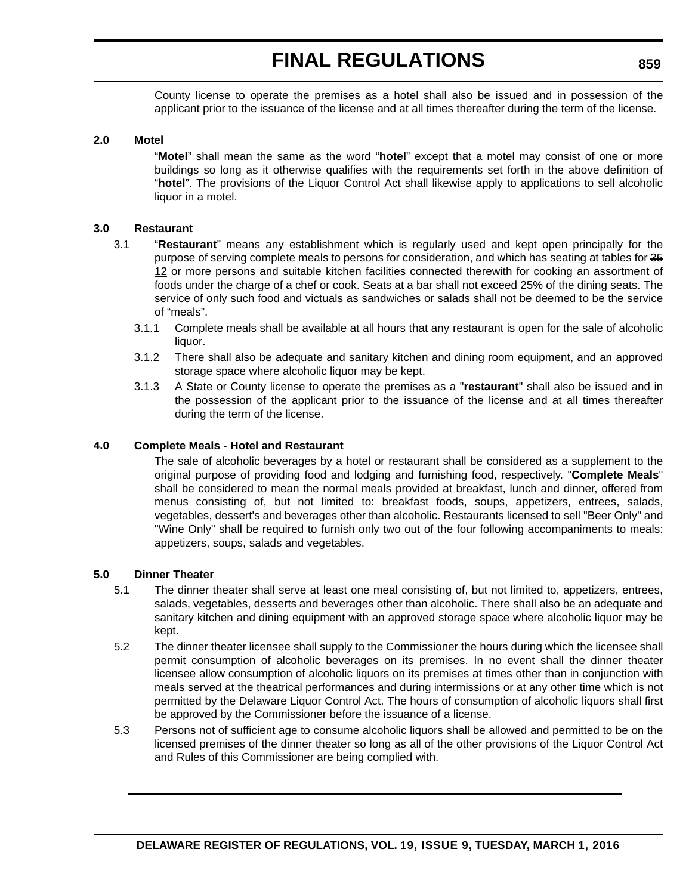County license to operate the premises as a hotel shall also be issued and in possession of the applicant prior to the issuance of the license and at all times thereafter during the term of the license.

**2.0 Motel**

"**Motel**" shall mean the same as the word "**hotel**" except that a motel may consist of one or more buildings so long as it otherwise qualifies with the requirements set forth in the above definition of "**hotel**". The provisions of the Liquor Control Act shall likewise apply to applications to sell alcoholic liquor in a motel.

**3.0 Restaurant**

3.1 "**Restaurant**" means any establishment which is regularly used and kept open principally for the purpose of serving complete meals to persons for consideration, and which has seating at tables for ~~35~~ 12 or more persons and suitable kitchen facilities connected therewith for cooking an assortment of foods under the charge of a chef or cook. Seats at a bar shall not exceed 25% of the dining seats. The service of only such food and victuals as sandwiches or salads shall not be deemed to be the service of "meals".

3.1.1 Complete meals shall be available at all hours that any restaurant is open for the sale of alcoholic liquor.

3.1.2 There shall also be adequate and sanitary kitchen and dining room equipment, and an approved storage space where alcoholic liquor may be kept.

3.1.3 A State or County license to operate the premises as a "**restaurant**" shall also be issued and in the possession of the applicant prior to the issuance of the license and at all times thereafter during the term of the license.

**4.0 Complete Meals - Hotel and Restaurant**

The sale of alcoholic beverages by a hotel or restaurant shall be considered as a supplement to the original purpose of providing food and lodging and furnishing food, respectively. "**Complete Meals**" shall be considered to mean the normal meals provided at breakfast, lunch and dinner, offered from menus consisting of, but not limited to: breakfast foods, soups, appetizers, entrees, salads, vegetables, dessert's and beverages other than alcoholic. Restaurants licensed to sell "Beer Only" and "Wine Only" shall be required to furnish only two out of the four following accompaniments to meals: appetizers, soups, salads and vegetables.

**5.0 Dinner Theater**

5.1 The dinner theater shall serve at least one meal consisting of, but not limited to, appetizers, entrees, salads, vegetables, desserts and beverages other than alcoholic. There shall also be an adequate and sanitary kitchen and dining equipment with an approved storage space where alcoholic liquor may be kept.

5.2 The dinner theater licensee shall supply to the Commissioner the hours during which the licensee shall permit consumption of alcoholic beverages on its premises. In no event shall the dinner theater licensee allow consumption of alcoholic liquors on its premises at times other than in conjunction with meals served at the theatrical performances and during intermissions or at any other time which is not permitted by the Delaware Liquor Control Act. The hours of consumption of alcoholic liquors shall first be approved by the Commissioner before the issuance of a license.

5.3 Persons not of sufficient age to consume alcoholic liquors shall be allowed and permitted to be on the licensed premises of the dinner theater so long as all of the other provisions of the Liquor Control Act and Rules of this Commissioner are being complied with.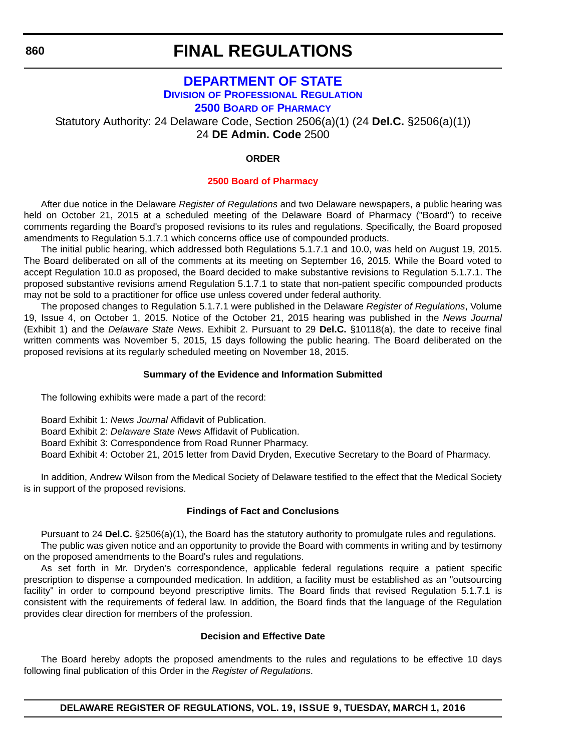# FINAL REGULATIONS

## DEPARTMENT OF STATE

### DIVISION OF PROFESSIONAL REGULATION

### 2500 BOARD OF PHARMACY

Statutory Authority: 24 Delaware Code, Section 2506(a)(1) (24 **Del.C.** §2506(a)(1))
24 **DE Admin. Code** 2500

**ORDER**

**2500 Board of Pharmacy**

After due notice in the Delaware *Register of Regulations* and two Delaware newspapers, a public hearing was held on October 21, 2015 at a scheduled meeting of the Delaware Board of Pharmacy ("Board") to receive comments regarding the Board's proposed revisions to its rules and regulations. Specifically, the Board proposed amendments to Regulation 5.1.7.1 which concerns office use of compounded products.

The initial public hearing, which addressed both Regulations 5.1.7.1 and 10.0, was held on August 19, 2015. The Board deliberated on all of the comments at its meeting on September 16, 2015. While the Board voted to accept Regulation 10.0 as proposed, the Board decided to make substantive revisions to Regulation 5.1.7.1. The proposed substantive revisions amend Regulation 5.1.7.1 to state that non-patient specific compounded products may not be sold to a practitioner for office use unless covered under federal authority.

The proposed changes to Regulation 5.1.7.1 were published in the Delaware *Register of Regulations*, Volume 19, Issue 4, on October 1, 2015. Notice of the October 21, 2015 hearing was published in the *News Journal* (Exhibit 1) and the *Delaware State News*. Exhibit 2. Pursuant to 29 **Del.C.** §10118(a), the date to receive final written comments was November 5, 2015, 15 days following the public hearing. The Board deliberated on the proposed revisions at its regularly scheduled meeting on November 18, 2015.

**Summary of the Evidence and Information Submitted**

The following exhibits were made a part of the record:

Board Exhibit 1: *News Journal* Affidavit of Publication.
Board Exhibit 2: *Delaware State News* Affidavit of Publication.
Board Exhibit 3: Correspondence from Road Runner Pharmacy.
Board Exhibit 4: October 21, 2015 letter from David Dryden, Executive Secretary to the Board of Pharmacy.

In addition, Andrew Wilson from the Medical Society of Delaware testified to the effect that the Medical Society is in support of the proposed revisions.

**Findings of Fact and Conclusions**

Pursuant to 24 **Del.C.** §2506(a)(1), the Board has the statutory authority to promulgate rules and regulations.

The public was given notice and an opportunity to provide the Board with comments in writing and by testimony on the proposed amendments to the Board's rules and regulations.

As set forth in Mr. Dryden's correspondence, applicable federal regulations require a patient specific prescription to dispense a compounded medication. In addition, a facility must be established as an "outsourcing facility" in order to compound beyond prescriptive limits. The Board finds that revised Regulation 5.1.7.1 is consistent with the requirements of federal law. In addition, the Board finds that the language of the Regulation provides clear direction for members of the profession.

**Decision and Effective Date**

The Board hereby adopts the proposed amendments to the rules and regulations to be effective 10 days following final publication of this Order in the *Register of Regulations*.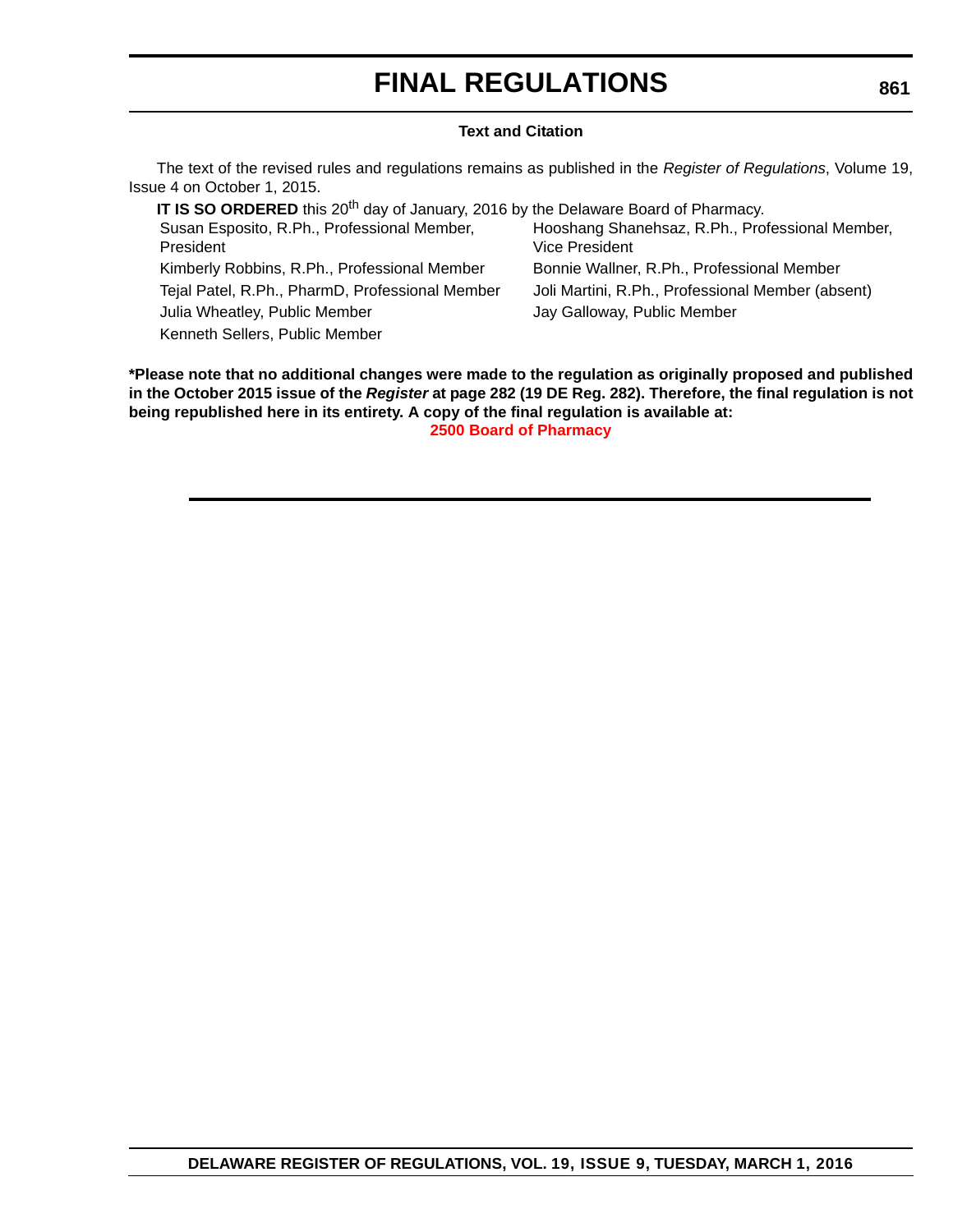**Text and Citation**

The text of the revised rules and regulations remains as published in the *Register of Regulations*, Volume 19, Issue 4 on October 1, 2015.

**IT IS SO ORDERED** this 20th day of January, 2016 by the Delaware Board of Pharmacy.

Susan Esposito, R.Ph., Professional Member, President

Hooshang Shanehsaz, R.Ph., Professional Member, Vice President

Kimberly Robbins, R.Ph., Professional Member

Bonnie Wallner, R.Ph., Professional Member

Tejal Patel, R.Ph., PharmD, Professional Member

Joli Martini, R.Ph., Professional Member (absent)

Julia Wheatley, Public Member

Jay Galloway, Public Member

Kenneth Sellers, Public Member

**\*Please note that no additional changes were made to the regulation as originally proposed and published in the October 2015 issue of the *Register* at page 282 (19 DE Reg. 282). Therefore, the final regulation is not being republished here in its entirety. A copy of the final regulation is available at:**

**2500 Board of Pharmacy**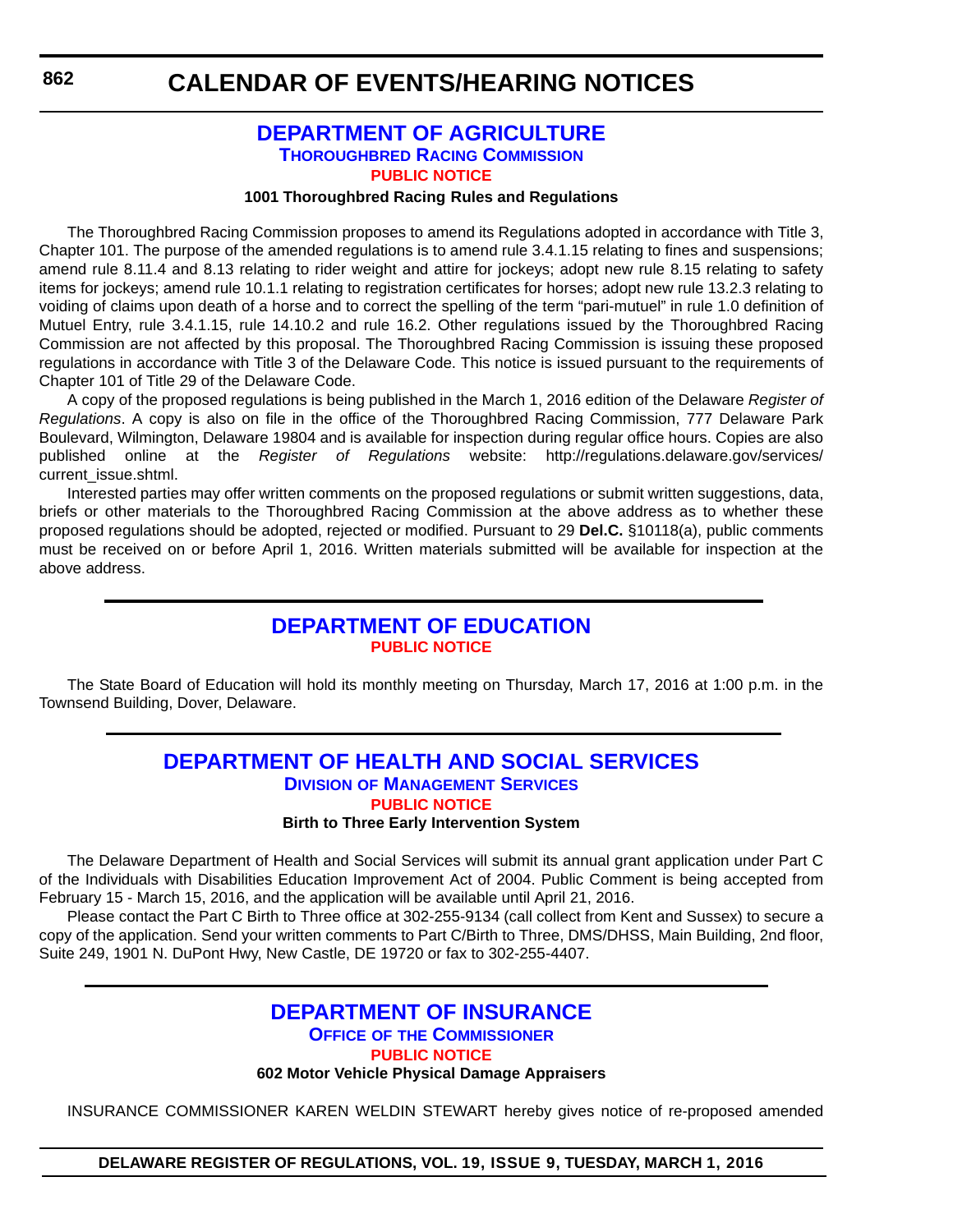# CALENDAR OF EVENTS/HEARING NOTICES

## DEPARTMENT OF AGRICULTURE

### THOROUGHBRED RACING COMMISSION

#### PUBLIC NOTICE

**1001 Thoroughbred Racing Rules and Regulations**

The Thoroughbred Racing Commission proposes to amend its Regulations adopted in accordance with Title 3, Chapter 101. The purpose of the amended regulations is to amend rule 3.4.1.15 relating to fines and suspensions; amend rule 8.11.4 and 8.13 relating to rider weight and attire for jockeys; adopt new rule 8.15 relating to safety items for jockeys; amend rule 10.1.1 relating to registration certificates for horses; adopt new rule 13.2.3 relating to voiding of claims upon death of a horse and to correct the spelling of the term "pari-mutuel" in rule 1.0 definition of Mutuel Entry, rule 3.4.1.15, rule 14.10.2 and rule 16.2. Other regulations issued by the Thoroughbred Racing Commission are not affected by this proposal. The Thoroughbred Racing Commission is issuing these proposed regulations in accordance with Title 3 of the Delaware Code. This notice is issued pursuant to the requirements of Chapter 101 of Title 29 of the Delaware Code.

A copy of the proposed regulations is being published in the March 1, 2016 edition of the Delaware *Register of Regulations*. A copy is also on file in the office of the Thoroughbred Racing Commission, 777 Delaware Park Boulevard, Wilmington, Delaware 19804 and is available for inspection during regular office hours. Copies are also published online at the *Register of Regulations* website: http://regulations.delaware.gov/services/current_issue.shtml.

Interested parties may offer written comments on the proposed regulations or submit written suggestions, data, briefs or other materials to the Thoroughbred Racing Commission at the above address as to whether these proposed regulations should be adopted, rejected or modified. Pursuant to 29 **Del.C.** §10118(a), public comments must be received on or before April 1, 2016. Written materials submitted will be available for inspection at the above address.

## DEPARTMENT OF EDUCATION

#### PUBLIC NOTICE

The State Board of Education will hold its monthly meeting on Thursday, March 17, 2016 at 1:00 p.m. in the Townsend Building, Dover, Delaware.

## DEPARTMENT OF HEALTH AND SOCIAL SERVICES

### DIVISION OF MANAGEMENT SERVICES

#### PUBLIC NOTICE

**Birth to Three Early Intervention System**

The Delaware Department of Health and Social Services will submit its annual grant application under Part C of the Individuals with Disabilities Education Improvement Act of 2004. Public Comment is being accepted from February 15 - March 15, 2016, and the application will be available until April 21, 2016.

Please contact the Part C Birth to Three office at 302-255-9134 (call collect from Kent and Sussex) to secure a copy of the application. Send your written comments to Part C/Birth to Three, DMS/DHSS, Main Building, 2nd floor, Suite 249, 1901 N. DuPont Hwy, New Castle, DE 19720 or fax to 302-255-4407.

## DEPARTMENT OF INSURANCE

### OFFICE OF THE COMMISSIONER

#### PUBLIC NOTICE

**602 Motor Vehicle Physical Damage Appraisers**

INSURANCE COMMISSIONER KAREN WELDIN STEWART hereby gives notice of re-proposed amended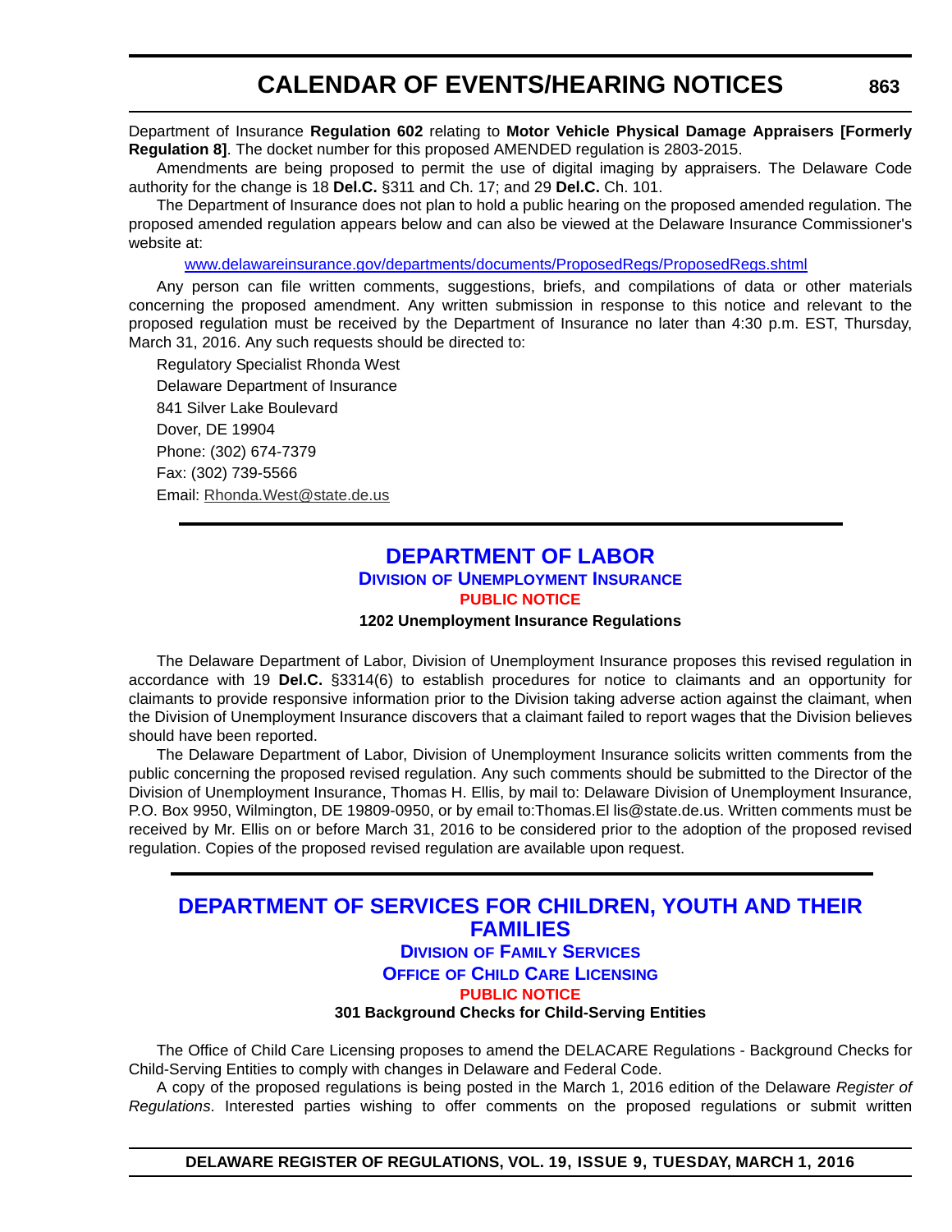Department of Insurance **Regulation 602** relating to **Motor Vehicle Physical Damage Appraisers [Formerly Regulation 8]**. The docket number for this proposed AMENDED regulation is 2803-2015.

Amendments are being proposed to permit the use of digital imaging by appraisers. The Delaware Code authority for the change is 18 **Del.C.** §311 and Ch. 17; and 29 **Del.C.** Ch. 101.

The Department of Insurance does not plan to hold a public hearing on the proposed amended regulation. The proposed amended regulation appears below and can also be viewed at the Delaware Insurance Commissioner's website at:

www.delawareinsurance.gov/departments/documents/ProposedRegs/ProposedRegs.shtml

Any person can file written comments, suggestions, briefs, and compilations of data or other materials concerning the proposed amendment. Any written submission in response to this notice and relevant to the proposed regulation must be received by the Department of Insurance no later than 4:30 p.m. EST, Thursday, March 31, 2016. Any such requests should be directed to:

Regulatory Specialist Rhonda West
Delaware Department of Insurance
841 Silver Lake Boulevard
Dover, DE 19904
Phone: (302) 674-7379
Fax: (302) 739-5566
Email: Rhonda.West@state.de.us

## DEPARTMENT OF LABOR

### Division of Unemployment Insurance

#### PUBLIC NOTICE

**1202 Unemployment Insurance Regulations**

The Delaware Department of Labor, Division of Unemployment Insurance proposes this revised regulation in accordance with 19 **Del.C.** §3314(6) to establish procedures for notice to claimants and an opportunity for claimants to provide responsive information prior to the Division taking adverse action against the claimant, when the Division of Unemployment Insurance discovers that a claimant failed to report wages that the Division believes should have been reported.

The Delaware Department of Labor, Division of Unemployment Insurance solicits written comments from the public concerning the proposed revised regulation. Any such comments should be submitted to the Director of the Division of Unemployment Insurance, Thomas H. Ellis, by mail to: Delaware Division of Unemployment Insurance, P.O. Box 9950, Wilmington, DE 19809-0950, or by email to:Thomas.El lis@state.de.us. Written comments must be received by Mr. Ellis on or before March 31, 2016 to be considered prior to the adoption of the proposed revised regulation. Copies of the proposed revised regulation are available upon request.

## DEPARTMENT OF SERVICES FOR CHILDREN, YOUTH AND THEIR FAMILIES

### Division of Family Services

### Office of Child Care Licensing

#### PUBLIC NOTICE

**301 Background Checks for Child-Serving Entities**

The Office of Child Care Licensing proposes to amend the DELACARE Regulations - Background Checks for Child-Serving Entities to comply with changes in Delaware and Federal Code.

A copy of the proposed regulations is being posted in the March 1, 2016 edition of the Delaware *Register of Regulations*. Interested parties wishing to offer comments on the proposed regulations or submit written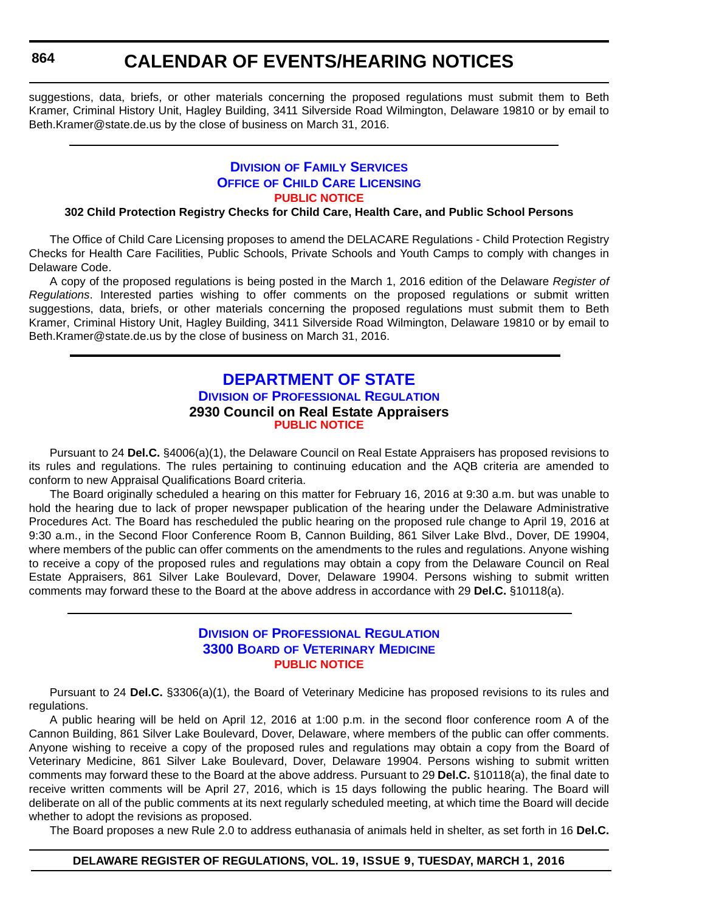suggestions, data, briefs, or other materials concerning the proposed regulations must submit them to Beth Kramer, Criminal History Unit, Hagley Building, 3411 Silverside Road Wilmington, Delaware 19810 or by email to Beth.Kramer@state.de.us by the close of business on March 31, 2016.

---

## Division of Family Services
## Office of Child Care Licensing
### Public Notice

**302 Child Protection Registry Checks for Child Care, Health Care, and Public School Persons**

The Office of Child Care Licensing proposes to amend the DELACARE Regulations - Child Protection Registry Checks for Health Care Facilities, Public Schools, Private Schools and Youth Camps to comply with changes in Delaware Code.

A copy of the proposed regulations is being posted in the March 1, 2016 edition of the Delaware *Register of Regulations*. Interested parties wishing to offer comments on the proposed regulations or submit written suggestions, data, briefs, or other materials concerning the proposed regulations must submit them to Beth Kramer, Criminal History Unit, Hagley Building, 3411 Silverside Road Wilmington, Delaware 19810 or by email to Beth.Kramer@state.de.us by the close of business on March 31, 2016.

---

# DEPARTMENT OF STATE
## Division of Professional Regulation
### 2930 Council on Real Estate Appraisers
### Public Notice

Pursuant to 24 **Del.C.** §4006(a)(1), the Delaware Council on Real Estate Appraisers has proposed revisions to its rules and regulations. The rules pertaining to continuing education and the AQB criteria are amended to conform to new Appraisal Qualifications Board criteria.

The Board originally scheduled a hearing on this matter for February 16, 2016 at 9:30 a.m. but was unable to hold the hearing due to lack of proper newspaper publication of the hearing under the Delaware Administrative Procedures Act. The Board has rescheduled the public hearing on the proposed rule change to April 19, 2016 at 9:30 a.m., in the Second Floor Conference Room B, Cannon Building, 861 Silver Lake Blvd., Dover, DE 19904, where members of the public can offer comments on the amendments to the rules and regulations. Anyone wishing to receive a copy of the proposed rules and regulations may obtain a copy from the Delaware Council on Real Estate Appraisers, 861 Silver Lake Boulevard, Dover, Delaware 19904. Persons wishing to submit written comments may forward these to the Board at the above address in accordance with 29 **Del.C.** §10118(a).

---

## Division of Professional Regulation
## 3300 Board of Veterinary Medicine
### Public Notice

Pursuant to 24 **Del.C.** §3306(a)(1), the Board of Veterinary Medicine has proposed revisions to its rules and regulations.

A public hearing will be held on April 12, 2016 at 1:00 p.m. in the second floor conference room A of the Cannon Building, 861 Silver Lake Boulevard, Dover, Delaware, where members of the public can offer comments. Anyone wishing to receive a copy of the proposed rules and regulations may obtain a copy from the Board of Veterinary Medicine, 861 Silver Lake Boulevard, Dover, Delaware 19904. Persons wishing to submit written comments may forward these to the Board at the above address. Pursuant to 29 **Del.C.** §10118(a), the final date to receive written comments will be April 27, 2016, which is 15 days following the public hearing. The Board will deliberate on all of the public comments at its next regularly scheduled meeting, at which time the Board will decide whether to adopt the revisions as proposed.

The Board proposes a new Rule 2.0 to address euthanasia of animals held in shelter, as set forth in 16 **Del.C.**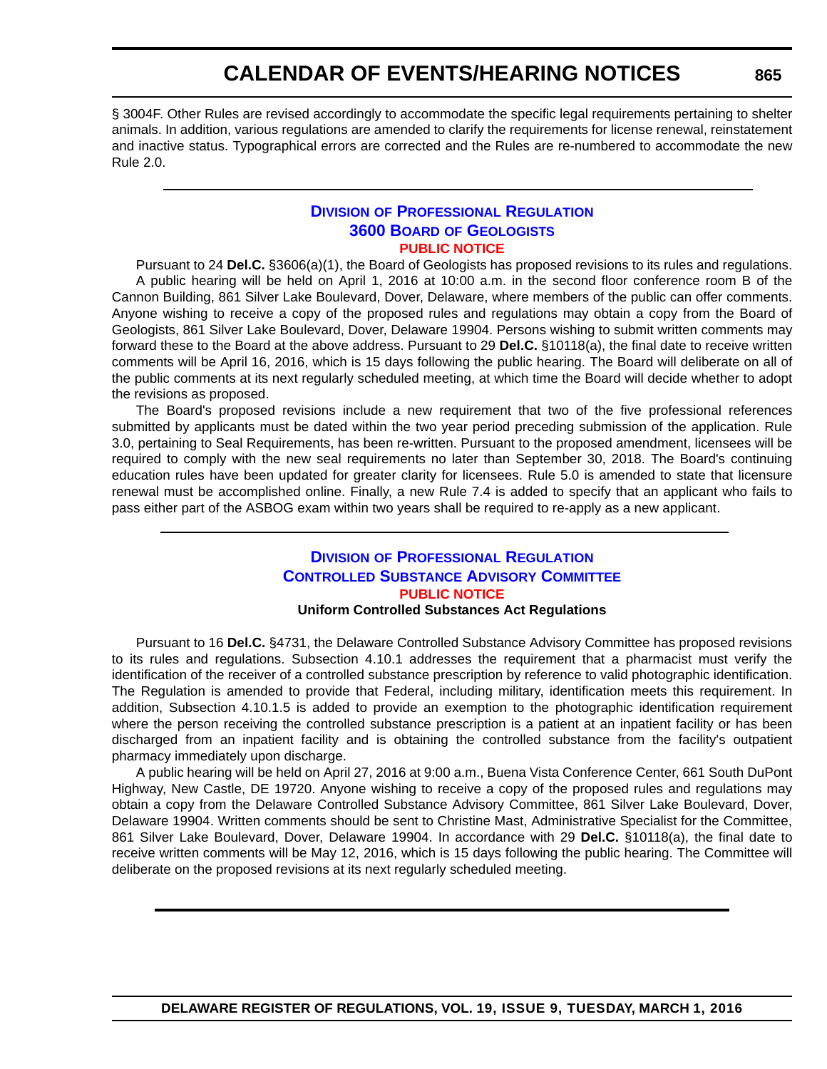§ 3004F. Other Rules are revised accordingly to accommodate the specific legal requirements pertaining to shelter animals. In addition, various regulations are amended to clarify the requirements for license renewal, reinstatement and inactive status. Typographical errors are corrected and the Rules are re-numbered to accommodate the new Rule 2.0.

---

## Division of Professional Regulation
## 3600 Board of Geologists
### Public Notice

Pursuant to 24 **Del.C.** §3606(a)(1), the Board of Geologists has proposed revisions to its rules and regulations.

A public hearing will be held on April 1, 2016 at 10:00 a.m. in the second floor conference room B of the Cannon Building, 861 Silver Lake Boulevard, Dover, Delaware, where members of the public can offer comments. Anyone wishing to receive a copy of the proposed rules and regulations may obtain a copy from the Board of Geologists, 861 Silver Lake Boulevard, Dover, Delaware 19904. Persons wishing to submit written comments may forward these to the Board at the above address. Pursuant to 29 **Del.C.** §10118(a), the final date to receive written comments will be April 16, 2016, which is 15 days following the public hearing. The Board will deliberate on all of the public comments at its next regularly scheduled meeting, at which time the Board will decide whether to adopt the revisions as proposed.

The Board's proposed revisions include a new requirement that two of the five professional references submitted by applicants must be dated within the two year period preceding submission of the application. Rule 3.0, pertaining to Seal Requirements, has been re-written. Pursuant to the proposed amendment, licensees will be required to comply with the new seal requirements no later than September 30, 2018. The Board's continuing education rules have been updated for greater clarity for licensees. Rule 5.0 is amended to state that licensure renewal must be accomplished online. Finally, a new Rule 7.4 is added to specify that an applicant who fails to pass either part of the ASBOG exam within two years shall be required to re-apply as a new applicant.

---

## Division of Professional Regulation
## Controlled Substance Advisory Committee
### Public Notice

**Uniform Controlled Substances Act Regulations**

Pursuant to 16 **Del.C.** §4731, the Delaware Controlled Substance Advisory Committee has proposed revisions to its rules and regulations. Subsection 4.10.1 addresses the requirement that a pharmacist must verify the identification of the receiver of a controlled substance prescription by reference to valid photographic identification. The Regulation is amended to provide that Federal, including military, identification meets this requirement. In addition, Subsection 4.10.1.5 is added to provide an exemption to the photographic identification requirement where the person receiving the controlled substance prescription is a patient at an inpatient facility or has been discharged from an inpatient facility and is obtaining the controlled substance from the facility's outpatient pharmacy immediately upon discharge.

A public hearing will be held on April 27, 2016 at 9:00 a.m., Buena Vista Conference Center, 661 South DuPont Highway, New Castle, DE 19720. Anyone wishing to receive a copy of the proposed rules and regulations may obtain a copy from the Delaware Controlled Substance Advisory Committee, 861 Silver Lake Boulevard, Dover, Delaware 19904. Written comments should be sent to Christine Mast, Administrative Specialist for the Committee, 861 Silver Lake Boulevard, Dover, Delaware 19904. In accordance with 29 **Del.C.** §10118(a), the final date to receive written comments will be May 12, 2016, which is 15 days following the public hearing. The Committee will deliberate on the proposed revisions at its next regularly scheduled meeting.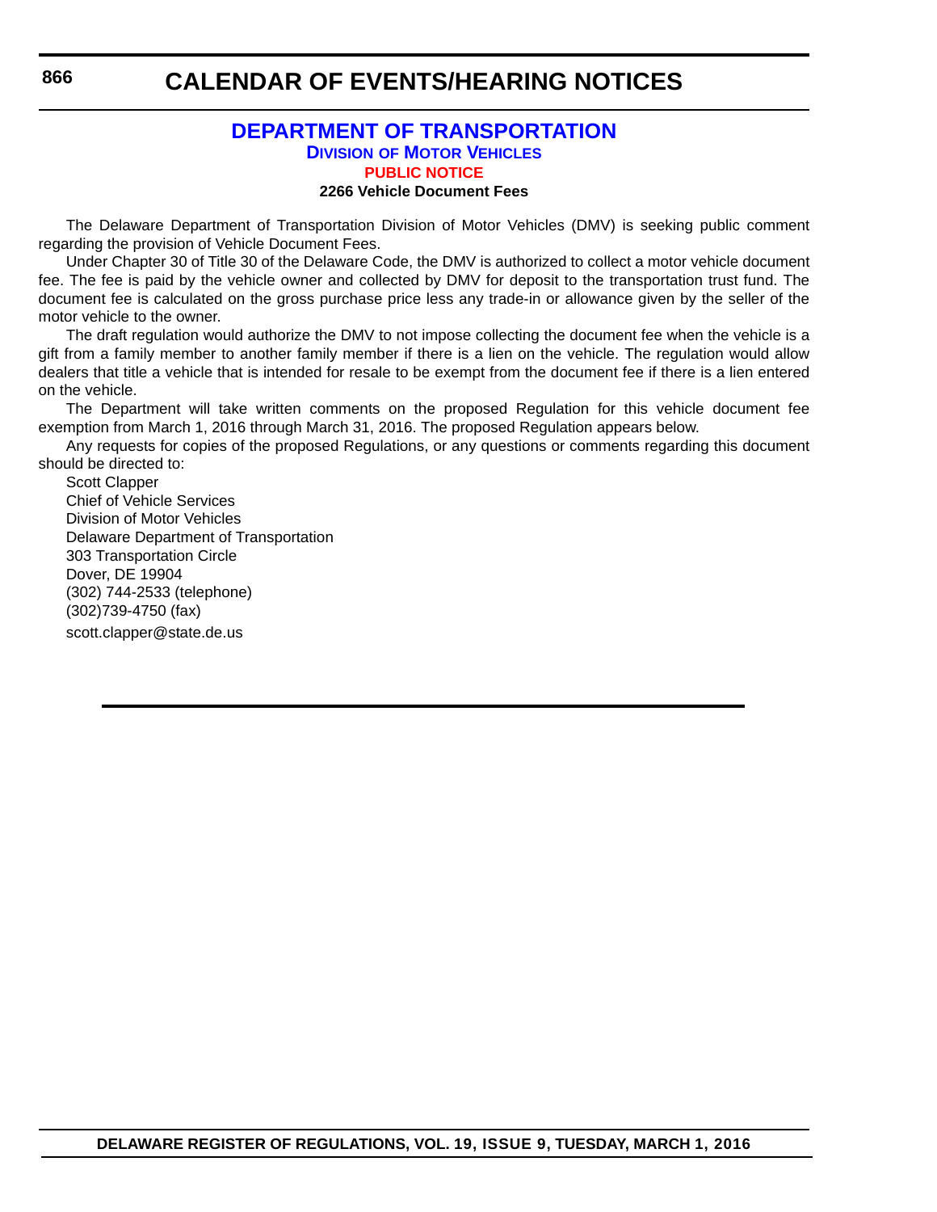# DEPARTMENT OF TRANSPORTATION

## Division of Motor Vehicles

### PUBLIC NOTICE

**2266 Vehicle Document Fees**

The Delaware Department of Transportation Division of Motor Vehicles (DMV) is seeking public comment regarding the provision of Vehicle Document Fees.

Under Chapter 30 of Title 30 of the Delaware Code, the DMV is authorized to collect a motor vehicle document fee. The fee is paid by the vehicle owner and collected by DMV for deposit to the transportation trust fund. The document fee is calculated on the gross purchase price less any trade-in or allowance given by the seller of the motor vehicle to the owner.

The draft regulation would authorize the DMV to not impose collecting the document fee when the vehicle is a gift from a family member to another family member if there is a lien on the vehicle. The regulation would allow dealers that title a vehicle that is intended for resale to be exempt from the document fee if there is a lien entered on the vehicle.

The Department will take written comments on the proposed Regulation for this vehicle document fee exemption from March 1, 2016 through March 31, 2016. The proposed Regulation appears below.

Any requests for copies of the proposed Regulations, or any questions or comments regarding this document should be directed to:

Scott Clapper
Chief of Vehicle Services
Division of Motor Vehicles
Delaware Department of Transportation
303 Transportation Circle
Dover, DE 19904
(302) 744-2533 (telephone)
(302)739-4750 (fax)
scott.clapper@state.de.us